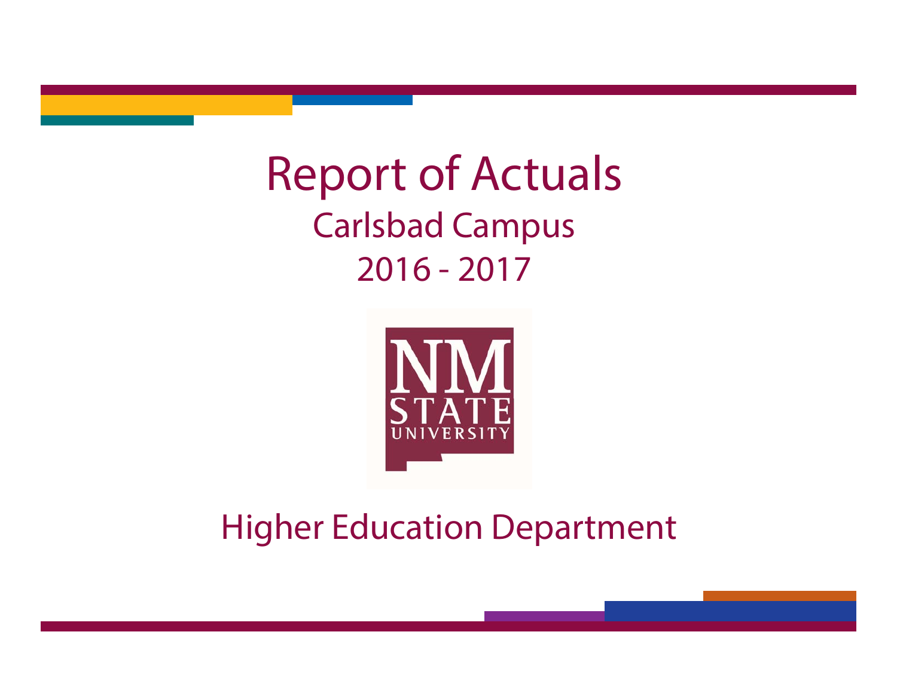# Report of Actuals

## Carlsbad Campus

## 2016 - 2017

NM STATE UNIVERSITY

## Higher Education Department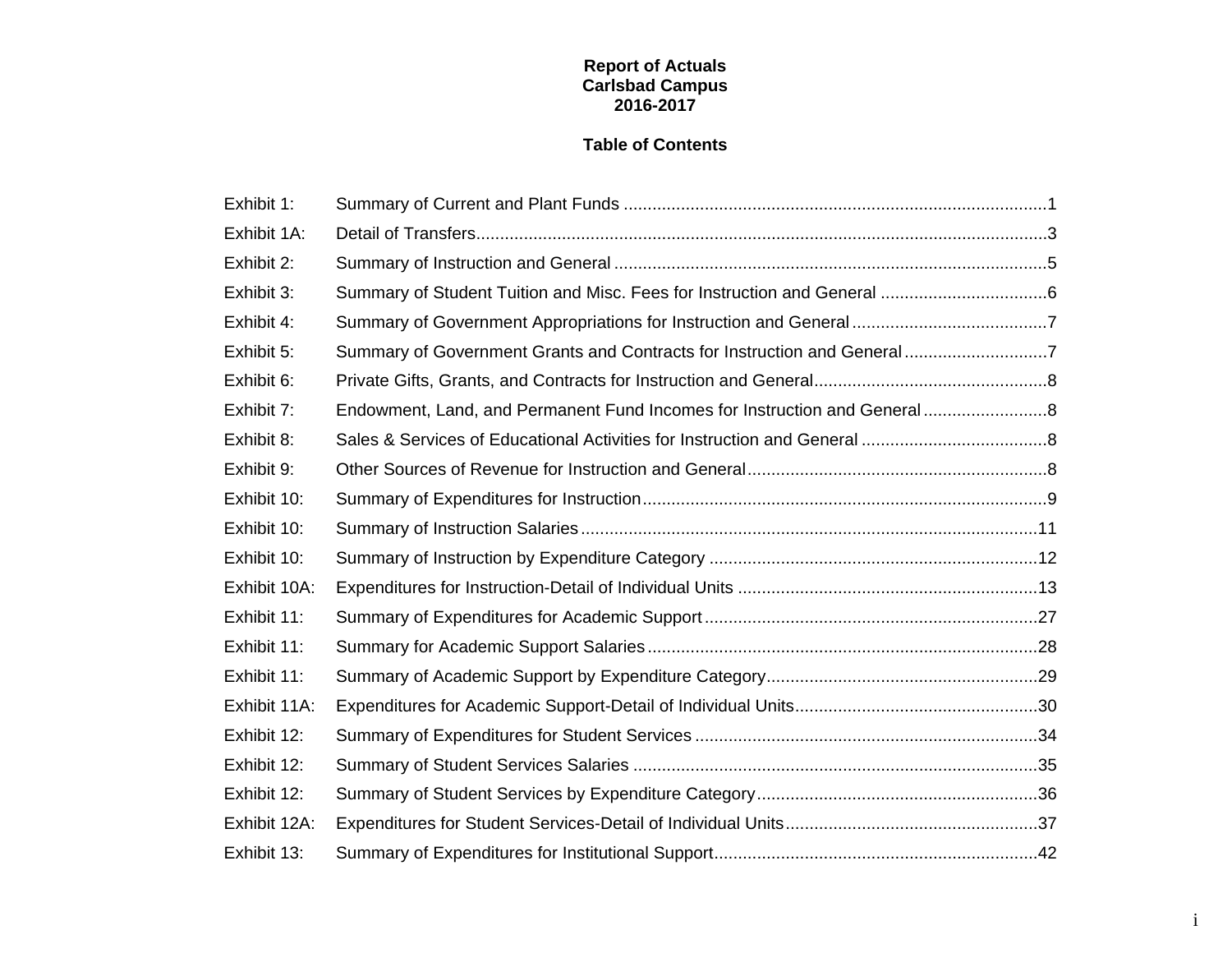# Report of Actuals
## Carlsbad Campus
## 2016-2017

### Table of Contents

| | | |
|---|---|---|
| Exhibit 1: | Summary of Current and Plant Funds | 1 |
| Exhibit 1A: | Detail of Transfers | 3 |
| Exhibit 2: | Summary of Instruction and General | 5 |
| Exhibit 3: | Summary of Student Tuition and Misc. Fees for Instruction and General | 6 |
| Exhibit 4: | Summary of Government Appropriations for Instruction and General | 7 |
| Exhibit 5: | Summary of Government Grants and Contracts for Instruction and General | 7 |
| Exhibit 6: | Private Gifts, Grants, and Contracts for Instruction and General | 8 |
| Exhibit 7: | Endowment, Land, and Permanent Fund Incomes for Instruction and General | 8 |
| Exhibit 8: | Sales & Services of Educational Activities for Instruction and General | 8 |
| Exhibit 9: | Other Sources of Revenue for Instruction and General | 8 |
| Exhibit 10: | Summary of Expenditures for Instruction | 9 |
| Exhibit 10: | Summary of Instruction Salaries | 11 |
| Exhibit 10: | Summary of Instruction by Expenditure Category | 12 |
| Exhibit 10A: | Expenditures for Instruction-Detail of Individual Units | 13 |
| Exhibit 11: | Summary of Expenditures for Academic Support | 27 |
| Exhibit 11: | Summary for Academic Support Salaries | 28 |
| Exhibit 11: | Summary of Academic Support by Expenditure Category | 29 |
| Exhibit 11A: | Expenditures for Academic Support-Detail of Individual Units | 30 |
| Exhibit 12: | Summary of Expenditures for Student Services | 34 |
| Exhibit 12: | Summary of Student Services Salaries | 35 |
| Exhibit 12: | Summary of Student Services by Expenditure Category | 36 |
| Exhibit 12A: | Expenditures for Student Services-Detail of Individual Units | 37 |
| Exhibit 13: | Summary of Expenditures for Institutional Support | 42 |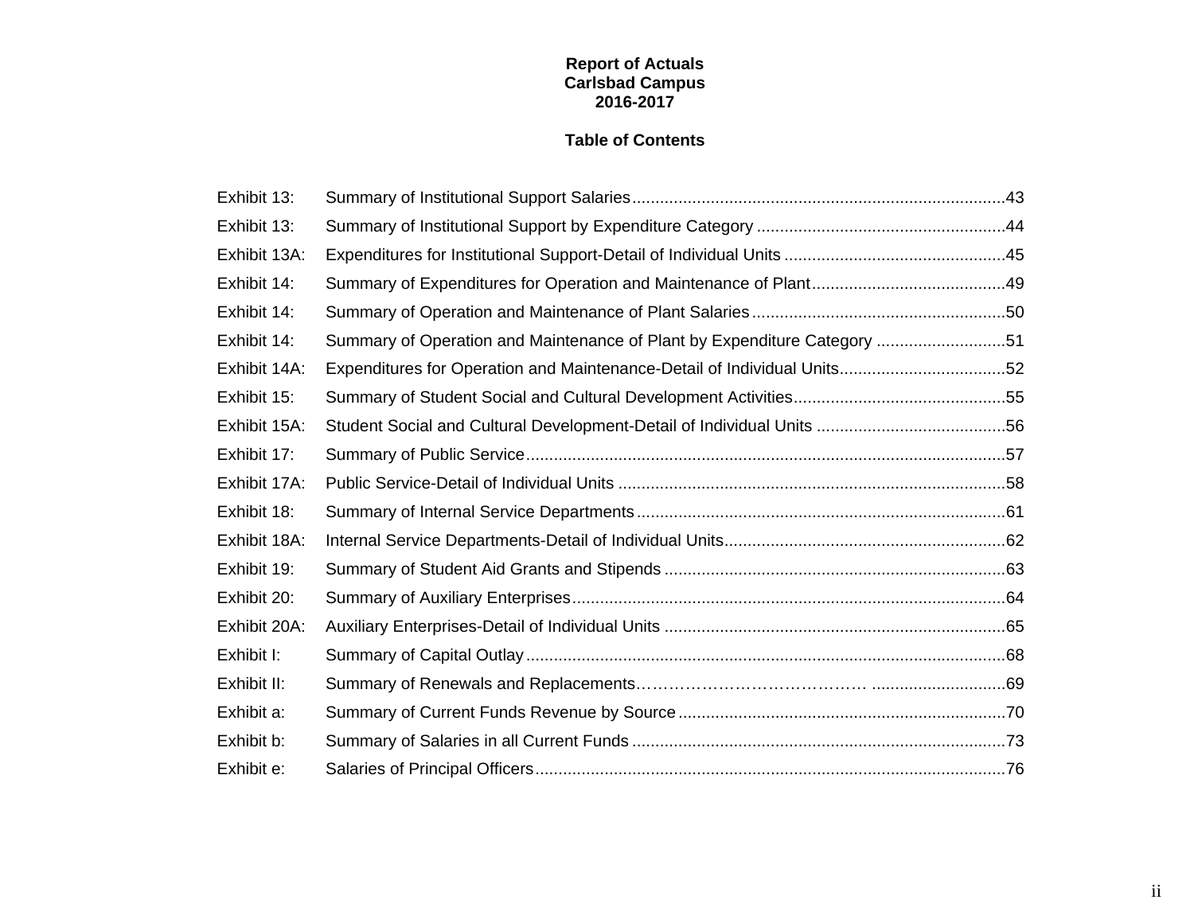**Report of Actuals**
**Carlsbad Campus**
**2016-2017**

**Table of Contents**

| | | |
|---|---|---|
| Exhibit 13: | Summary of Institutional Support Salaries | 43 |
| Exhibit 13: | Summary of Institutional Support by Expenditure Category | 44 |
| Exhibit 13A: | Expenditures for Institutional Support-Detail of Individual Units | 45 |
| Exhibit 14: | Summary of Expenditures for Operation and Maintenance of Plant | 49 |
| Exhibit 14: | Summary of Operation and Maintenance of Plant Salaries | 50 |
| Exhibit 14: | Summary of Operation and Maintenance of Plant by Expenditure Category | 51 |
| Exhibit 14A: | Expenditures for Operation and Maintenance-Detail of Individual Units | 52 |
| Exhibit 15: | Summary of Student Social and Cultural Development Activities | 55 |
| Exhibit 15A: | Student Social and Cultural Development-Detail of Individual Units | 56 |
| Exhibit 17: | Summary of Public Service | 57 |
| Exhibit 17A: | Public Service-Detail of Individual Units | 58 |
| Exhibit 18: | Summary of Internal Service Departments | 61 |
| Exhibit 18A: | Internal Service Departments-Detail of Individual Units | 62 |
| Exhibit 19: | Summary of Student Aid Grants and Stipends | 63 |
| Exhibit 20: | Summary of Auxiliary Enterprises | 64 |
| Exhibit 20A: | Auxiliary Enterprises-Detail of Individual Units | 65 |
| Exhibit I: | Summary of Capital Outlay | 68 |
| Exhibit II: | Summary of Renewals and Replacements | 69 |
| Exhibit a: | Summary of Current Funds Revenue by Source | 70 |
| Exhibit b: | Summary of Salaries in all Current Funds | 73 |
| Exhibit e: | Salaries of Principal Officers | 76 |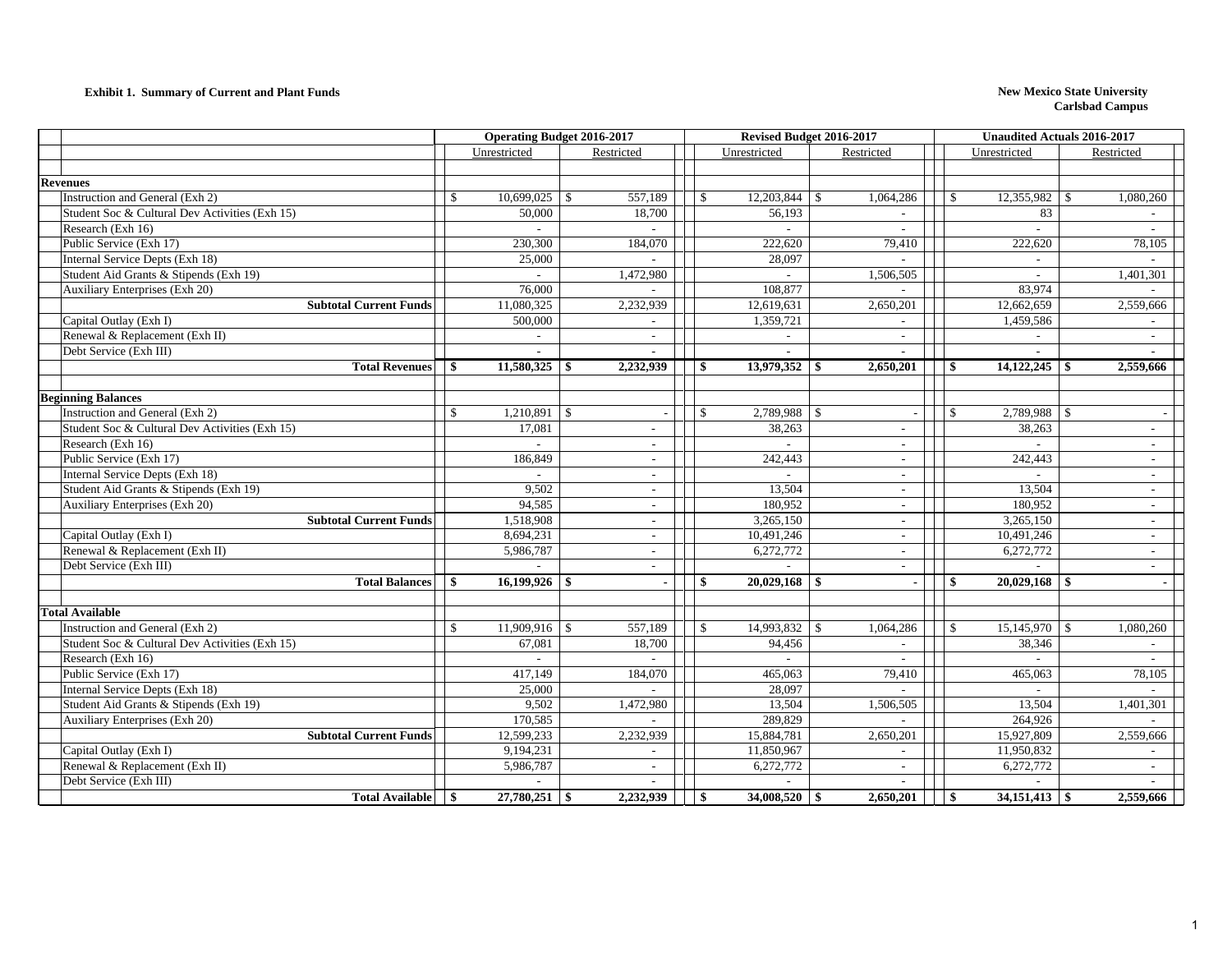**Exhibit 1. Summary of Current and Plant Funds**

**New Mexico State University**
**Carlsbad Campus**

| | Operating Budget 2016-2017 | | Revised Budget 2016-2017 | | Unaudited Actuals 2016-2017 | |
|---|---|---|---|---|---|---|
| | Unrestricted | Restricted | Unrestricted | Restricted | Unrestricted | Restricted |
| **Revenues** | | | | | | |
| Instruction and General (Exh 2) | $ 10,699,025 | $ 557,189 | $ 12,203,844 | $ 1,064,286 | $ 12,355,982 | $ 1,080,260 |
| Student Soc & Cultural Dev Activities (Exh 15) | 50,000 | 18,700 | 56,193 | - | 83 | - |
| Research (Exh 16) | - | - | - | - | - | - |
| Public Service (Exh 17) | 230,300 | 184,070 | 222,620 | 79,410 | 222,620 | 78,105 |
| Internal Service Depts (Exh 18) | 25,000 | - | 28,097 | - | - | - |
| Student Aid Grants & Stipends (Exh 19) | - | 1,472,980 | - | 1,506,505 | - | 1,401,301 |
| Auxiliary Enterprises (Exh 20) | 76,000 | - | 108,877 | - | 83,974 | - |
| **Subtotal Current Funds** | 11,080,325 | 2,232,939 | 12,619,631 | 2,650,201 | 12,662,659 | 2,559,666 |
| Capital Outlay (Exh I) | 500,000 | - | 1,359,721 | - | 1,459,586 | - |
| Renewal & Replacement (Exh II) | - | - | - | - | - | - |
| Debt Service (Exh III) | - | - | - | - | - | - |
| **Total Revenues** | **$ 11,580,325** | **$ 2,232,939** | **$ 13,979,352** | **$ 2,650,201** | **$ 14,122,245** | **$ 2,559,666** |
| **Beginning Balances** | | | | | | |
| Instruction and General (Exh 2) | $ 1,210,891 | $ - | $ 2,789,988 | $ - | $ 2,789,988 | $ - |
| Student Soc & Cultural Dev Activities (Exh 15) | 17,081 | - | 38,263 | - | 38,263 | - |
| Research (Exh 16) | - | - | - | - | - | - |
| Public Service (Exh 17) | 186,849 | - | 242,443 | - | 242,443 | - |
| Internal Service Depts (Exh 18) | - | - | - | - | - | - |
| Student Aid Grants & Stipends (Exh 19) | 9,502 | - | 13,504 | - | 13,504 | - |
| Auxiliary Enterprises (Exh 20) | 94,585 | - | 180,952 | - | 180,952 | - |
| **Subtotal Current Funds** | 1,518,908 | - | 3,265,150 | - | 3,265,150 | - |
| Capital Outlay (Exh I) | 8,694,231 | - | 10,491,246 | - | 10,491,246 | - |
| Renewal & Replacement (Exh II) | 5,986,787 | - | 6,272,772 | - | 6,272,772 | - |
| Debt Service (Exh III) | - | - | - | - | - | - |
| **Total Balances** | **$ 16,199,926** | **$ -** | **$ 20,029,168** | **$ -** | **$ 20,029,168** | **$ -** |
| **Total Available** | | | | | | |
| Instruction and General (Exh 2) | $ 11,909,916 | $ 557,189 | $ 14,993,832 | $ 1,064,286 | $ 15,145,970 | $ 1,080,260 |
| Student Soc & Cultural Dev Activities (Exh 15) | 67,081 | 18,700 | 94,456 | - | 38,346 | - |
| Research (Exh 16) | - | - | - | - | - | - |
| Public Service (Exh 17) | 417,149 | 184,070 | 465,063 | 79,410 | 465,063 | 78,105 |
| Internal Service Depts (Exh 18) | 25,000 | - | 28,097 | - | - | - |
| Student Aid Grants & Stipends (Exh 19) | 9,502 | 1,472,980 | 13,504 | 1,506,505 | 13,504 | 1,401,301 |
| Auxiliary Enterprises (Exh 20) | 170,585 | - | 289,829 | - | 264,926 | - |
| **Subtotal Current Funds** | 12,599,233 | 2,232,939 | 15,884,781 | 2,650,201 | 15,927,809 | 2,559,666 |
| Capital Outlay (Exh I) | 9,194,231 | - | 11,850,967 | - | 11,950,832 | - |
| Renewal & Replacement (Exh II) | 5,986,787 | - | 6,272,772 | - | 6,272,772 | - |
| Debt Service (Exh III) | - | - | - | - | - | - |
| **Total Available** | **$ 27,780,251** | **$ 2,232,939** | **$ 34,008,520** | **$ 2,650,201** | **$ 34,151,413** | **$ 2,559,666** |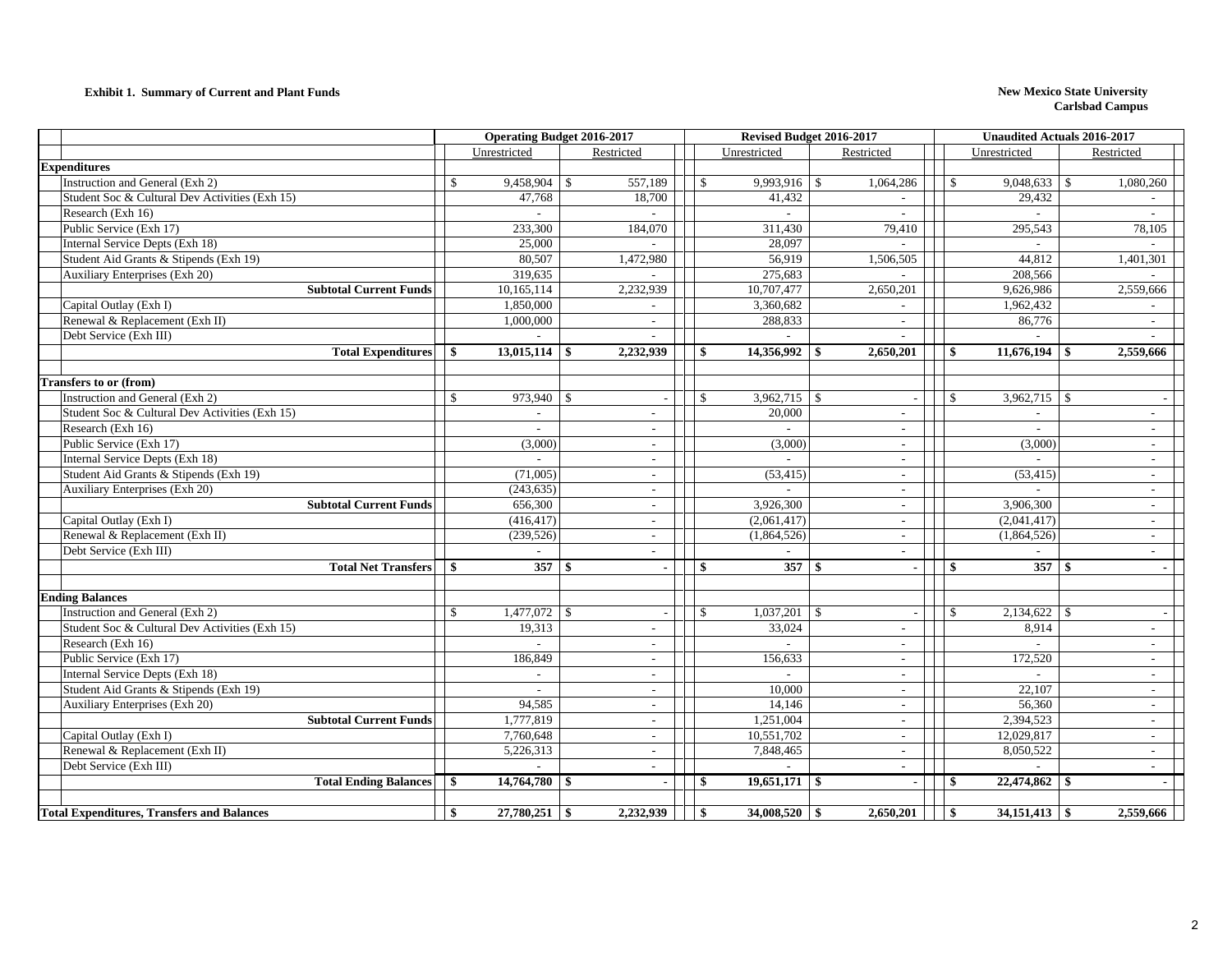**Exhibit 1. Summary of Current and Plant Funds**

**New Mexico State University**
**Carlsbad Campus**

| | Operating Budget 2016-2017 | | Revised Budget 2016-2017 | | Unaudited Actuals 2016-2017 | |
|---|---|---|---|---|---|---|
| | Unrestricted | Restricted | Unrestricted | Restricted | Unrestricted | Restricted |
| **Expenditures** | | | | | | |
| Instruction and General (Exh 2) | $ 9,458,904 | $ 557,189 | $ 9,993,916 | $ 1,064,286 | $ 9,048,633 | $ 1,080,260 |
| Student Soc & Cultural Dev Activities (Exh 15) | 47,768 | 18,700 | 41,432 | - | 29,432 | - |
| Research (Exh 16) | - | - | - | - | - | - |
| Public Service (Exh 17) | 233,300 | 184,070 | 311,430 | 79,410 | 295,543 | 78,105 |
| Internal Service Depts (Exh 18) | 25,000 | - | 28,097 | - | - | - |
| Student Aid Grants & Stipends (Exh 19) | 80,507 | 1,472,980 | 56,919 | 1,506,505 | 44,812 | 1,401,301 |
| Auxiliary Enterprises (Exh 20) | 319,635 | - | 275,683 | - | 208,566 | - |
| **Subtotal Current Funds** | 10,165,114 | 2,232,939 | 10,707,477 | 2,650,201 | 9,626,986 | 2,559,666 |
| Capital Outlay (Exh I) | 1,850,000 | - | 3,360,682 | - | 1,962,432 | - |
| Renewal & Replacement (Exh II) | 1,000,000 | - | 288,833 | - | 86,776 | - |
| Debt Service (Exh III) | - | - | - | - | - | - |
| **Total Expenditures** | **$ 13,015,114** | **$ 2,232,939** | **$ 14,356,992** | **$ 2,650,201** | **$ 11,676,194** | **$ 2,559,666** |
| | | | | | | |
| **Transfers to or (from)** | | | | | | |
| Instruction and General (Exh 2) | $ 973,940 | $ - | $ 3,962,715 | $ - | $ 3,962,715 | $ - |
| Student Soc & Cultural Dev Activities (Exh 15) | - | - | 20,000 | - | - | - |
| Research (Exh 16) | - | - | - | - | - | - |
| Public Service (Exh 17) | (3,000) | - | (3,000) | - | (3,000) | - |
| Internal Service Depts (Exh 18) | - | - | - | - | - | - |
| Student Aid Grants & Stipends (Exh 19) | (71,005) | - | (53,415) | - | (53,415) | - |
| Auxiliary Enterprises (Exh 20) | (243,635) | - | - | - | - | - |
| **Subtotal Current Funds** | 656,300 | - | 3,926,300 | - | 3,906,300 | - |
| Capital Outlay (Exh I) | (416,417) | - | (2,061,417) | - | (2,041,417) | - |
| Renewal & Replacement (Exh II) | (239,526) | - | (1,864,526) | - | (1,864,526) | - |
| Debt Service (Exh III) | - | - | - | - | - | - |
| **Total Net Transfers** | **$ 357** | **$ -** | **$ 357** | **$ -** | **$ 357** | **$ -** |
| | | | | | | |
| **Ending Balances** | | | | | | |
| Instruction and General (Exh 2) | $ 1,477,072 | $ - | $ 1,037,201 | $ - | $ 2,134,622 | $ - |
| Student Soc & Cultural Dev Activities (Exh 15) | 19,313 | - | 33,024 | - | 8,914 | - |
| Research (Exh 16) | - | - | - | - | - | - |
| Public Service (Exh 17) | 186,849 | - | 156,633 | - | 172,520 | - |
| Internal Service Depts (Exh 18) | - | - | - | - | - | - |
| Student Aid Grants & Stipends (Exh 19) | - | - | 10,000 | - | 22,107 | - |
| Auxiliary Enterprises (Exh 20) | 94,585 | - | 14,146 | - | 56,360 | - |
| **Subtotal Current Funds** | 1,777,819 | - | 1,251,004 | - | 2,394,523 | - |
| Capital Outlay (Exh I) | 7,760,648 | - | 10,551,702 | - | 12,029,817 | - |
| Renewal & Replacement (Exh II) | 5,226,313 | - | 7,848,465 | - | 8,050,522 | - |
| Debt Service (Exh III) | - | - | - | - | - | - |
| **Total Ending Balances** | **$ 14,764,780** | **$ -** | **$ 19,651,171** | **$ -** | **$ 22,474,862** | **$ -** |
| | | | | | | |
| **Total Expenditures, Transfers and Balances** | **$ 27,780,251** | **$ 2,232,939** | **$ 34,008,520** | **$ 2,650,201** | **$ 34,151,413** | **$ 2,559,666** |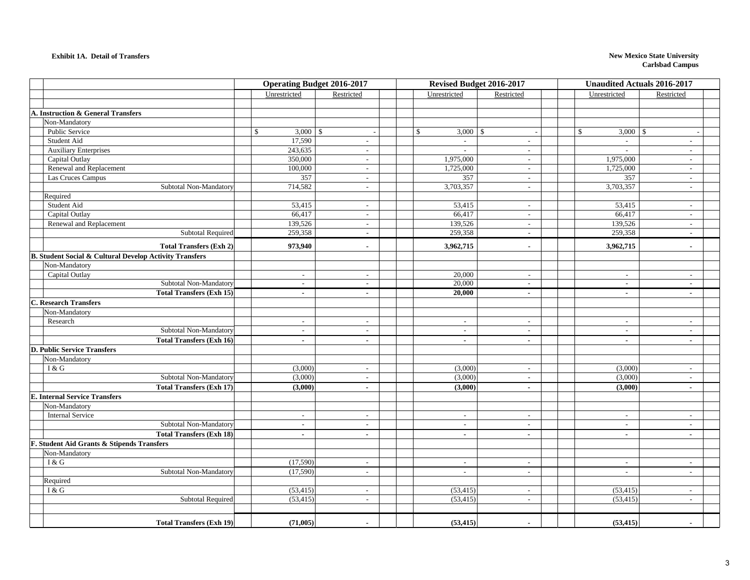**Exhibit 1A. Detail of Transfers**

**New Mexico State University**
**Carlsbad Campus**

| | Operating Budget 2016-2017 | | Revised Budget 2016-2017 | | Unaudited Actuals 2016-2017 | |
|---|---|---|---|---|---|---|
| | Unrestricted | Restricted | Unrestricted | Restricted | Unrestricted | Restricted |
| **A. Instruction & General Transfers** | | | | | | |
| Non-Mandatory | | | | | | |
| Public Service | $ 3,000 | $ - | $ 3,000 | $ - | $ 3,000 | $ - |
| Student Aid | 17,590 | - | - | - | - | - |
| Auxiliary Enterprises | 243,635 | - | - | - | - | - |
| Capital Outlay | 350,000 | - | 1,975,000 | - | 1,975,000 | - |
| Renewal and Replacement | 100,000 | - | 1,725,000 | - | 1,725,000 | - |
| Las Cruces Campus | 357 | - | 357 | - | 357 | - |
| Subtotal Non-Mandatory | 714,582 | - | 3,703,357 | - | 3,703,357 | - |
| Required | | | | | | |
| Student Aid | 53,415 | - | 53,415 | - | 53,415 | - |
| Capital Outlay | 66,417 | - | 66,417 | - | 66,417 | - |
| Renewal and Replacement | 139,526 | - | 139,526 | - | 139,526 | - |
| Subtotal Required | 259,358 | - | 259,358 | - | 259,358 | - |
| **Total Transfers (Exh 2)** | **973,940** | **-** | **3,962,715** | **-** | **3,962,715** | **-** |
| **B. Student Social & Cultural Develop Activity Transfers** | | | | | | |
| Non-Mandatory | | | | | | |
| Capital Outlay | - | - | 20,000 | - | - | - |
| Subtotal Non-Mandatory | - | - | 20,000 | - | - | - |
| **Total Transfers (Exh 15)** | **-** | **-** | **20,000** | **-** | **-** | **-** |
| **C. Research Transfers** | | | | | | |
| Non-Mandatory | | | | | | |
| Research | - | - | - | - | - | - |
| Subtotal Non-Mandatory | - | - | - | - | - | - |
| **Total Transfers (Exh 16)** | **-** | **-** | **-** | **-** | **-** | **-** |
| **D. Public Service Transfers** | | | | | | |
| Non-Mandatory | | | | | | |
| I & G | (3,000) | - | (3,000) | - | (3,000) | - |
| Subtotal Non-Mandatory | (3,000) | - | (3,000) | - | (3,000) | - |
| **Total Transfers (Exh 17)** | **(3,000)** | **-** | **(3,000)** | **-** | **(3,000)** | **-** |
| **E. Internal Service Transfers** | | | | | | |
| Non-Mandatory | | | | | | |
| Internal Service | - | - | - | - | - | - |
| Subtotal Non-Mandatory | - | - | - | - | - | - |
| **Total Transfers (Exh 18)** | **-** | **-** | **-** | **-** | **-** | **-** |
| **F. Student Aid Grants & Stipends Transfers** | | | | | | |
| Non-Mandatory | | | | | | |
| I & G | (17,590) | - | - | - | - | - |
| Subtotal Non-Mandatory | (17,590) | - | - | - | - | - |
| Required | | | | | | |
| I & G | (53,415) | - | (53,415) | - | (53,415) | - |
| Subtotal Required | (53,415) | - | (53,415) | - | (53,415) | - |
| **Total Transfers (Exh 19)** | **(71,005)** | **-** | **(53,415)** | **-** | **(53,415)** | **-** |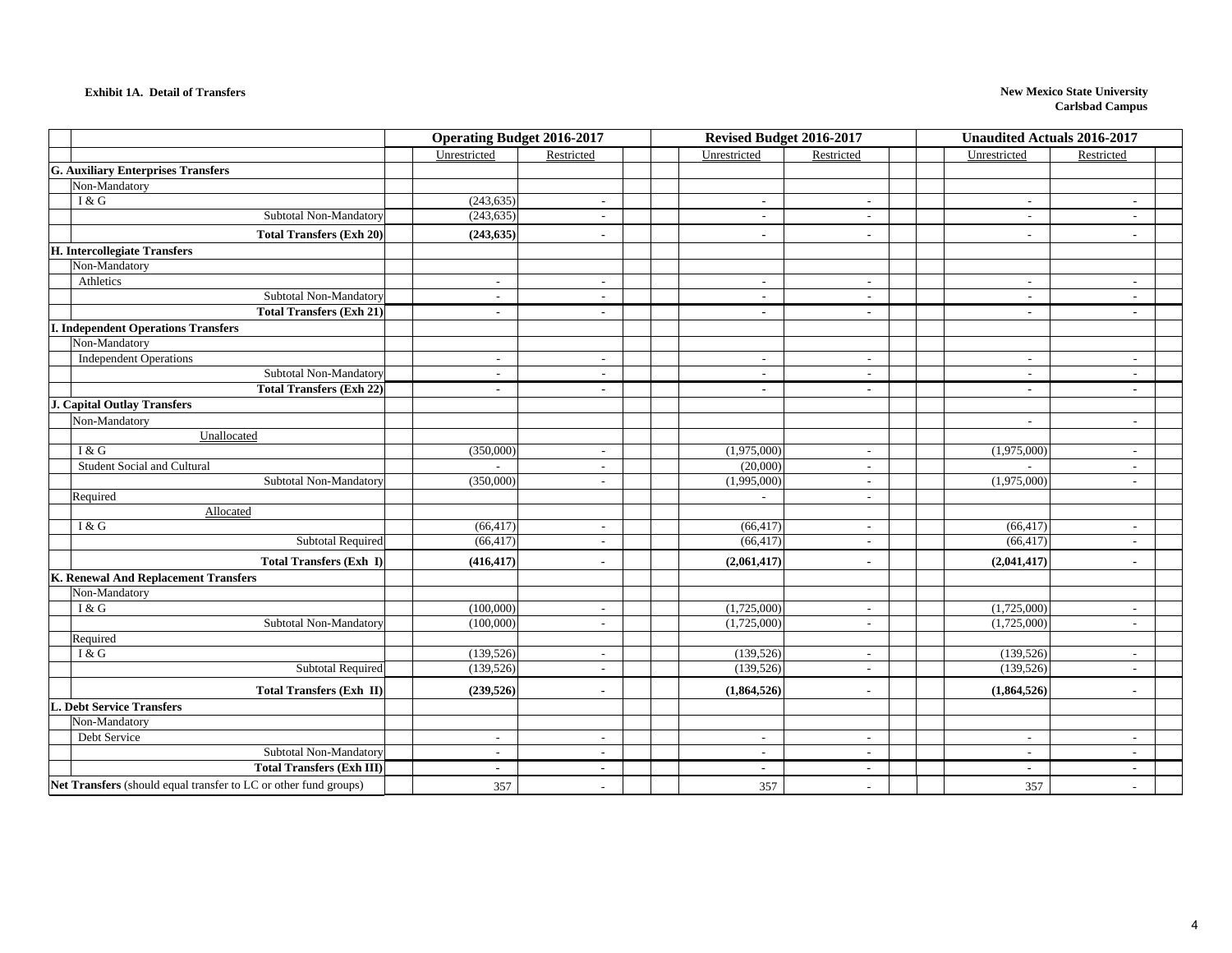**Exhibit 1A. Detail of Transfers**

**New Mexico State University**
**Carlsbad Campus**

| | Operating Budget 2016-2017 | | Revised Budget 2016-2017 | | Unaudited Actuals 2016-2017 | |
|---|---|---|---|---|---|---|
| | Unrestricted | Restricted | Unrestricted | Restricted | Unrestricted | Restricted |
| **G. Auxiliary Enterprises Transfers** | | | | | | |
| Non-Mandatory | | | | | | |
| I & G | (243,635) | - | - | - | - | - |
| Subtotal Non-Mandatory | (243,635) | - | - | - | - | - |
| **Total Transfers (Exh 20)** | **(243,635)** | **-** | **-** | **-** | **-** | **-** |
| **H. Intercollegiate Transfers** | | | | | | |
| Non-Mandatory | | | | | | |
| Athletics | - | - | - | - | - | - |
| Subtotal Non-Mandatory | - | - | - | - | - | - |
| **Total Transfers (Exh 21)** | **-** | **-** | **-** | **-** | **-** | **-** |
| **I. Independent Operations Transfers** | | | | | | |
| Non-Mandatory | | | | | | |
| Independent Operations | - | - | - | - | - | - |
| Subtotal Non-Mandatory | - | - | - | - | - | - |
| **Total Transfers (Exh 22)** | **-** | **-** | **-** | **-** | **-** | **-** |
| **J. Capital Outlay Transfers** | | | | | | |
| Non-Mandatory | | | | | - | - |
| Unallocated | | | | | | |
| I & G | (350,000) | - | (1,975,000) | - | (1,975,000) | - |
| Student Social and Cultural | - | - | (20,000) | - | - | - |
| Subtotal Non-Mandatory | (350,000) | - | (1,995,000) | - | (1,975,000) | - |
| Required | | | - | - | | |
| Allocated | | | | | | |
| I & G | (66,417) | - | (66,417) | - | (66,417) | - |
| Subtotal Required | (66,417) | - | (66,417) | - | (66,417) | - |
| **Total Transfers (Exh I)** | **(416,417)** | **-** | **(2,061,417)** | **-** | **(2,041,417)** | **-** |
| **K. Renewal And Replacement Transfers** | | | | | | |
| Non-Mandatory | | | | | | |
| I & G | (100,000) | - | (1,725,000) | - | (1,725,000) | - |
| Subtotal Non-Mandatory | (100,000) | - | (1,725,000) | - | (1,725,000) | - |
| Required | | | | | | |
| I & G | (139,526) | - | (139,526) | - | (139,526) | - |
| Subtotal Required | (139,526) | - | (139,526) | - | (139,526) | - |
| **Total Transfers (Exh II)** | **(239,526)** | **-** | **(1,864,526)** | **-** | **(1,864,526)** | **-** |
| **L. Debt Service Transfers** | | | | | | |
| Non-Mandatory | | | | | | |
| Debt Service | - | - | - | - | - | - |
| Subtotal Non-Mandatory | - | - | - | - | - | - |
| **Total Transfers (Exh III)** | **-** | **-** | **-** | **-** | **-** | **-** |
| **Net Transfers** (should equal transfer to LC or other fund groups) | 357 | - | 357 | - | 357 | - |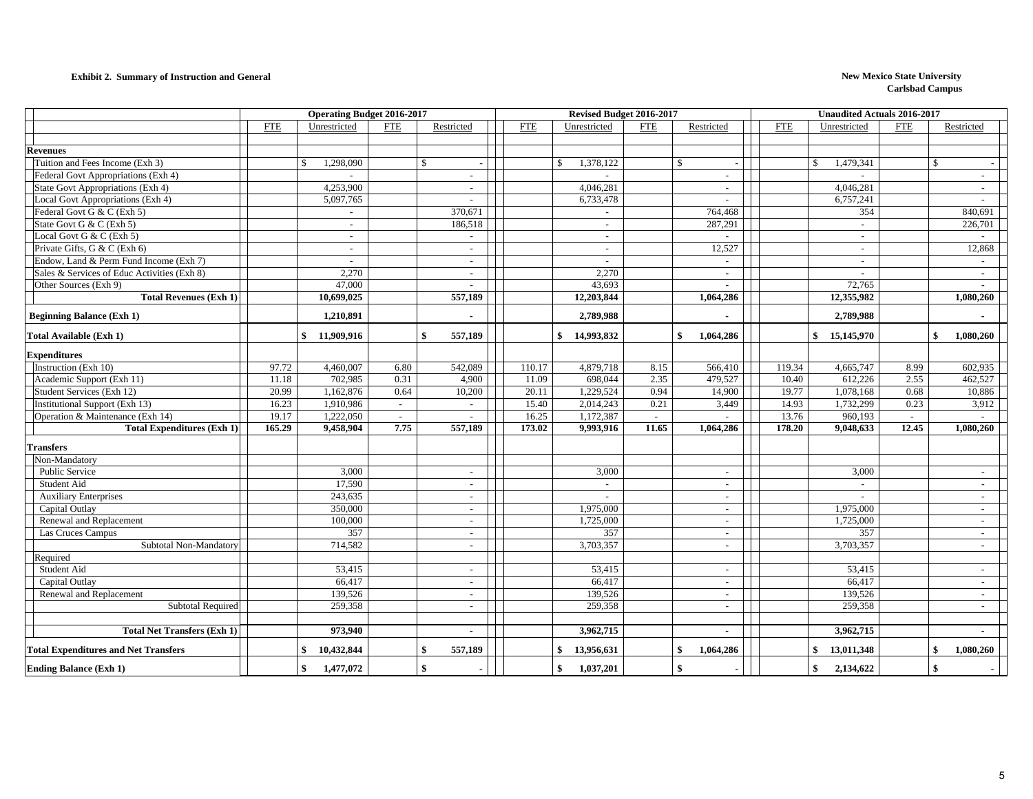**Exhibit 2. Summary of Instruction and General**

**New Mexico State University**
**Carlsbad Campus**

| | Operating Budget 2016-2017 | | | | Revised Budget 2016-2017 | | | | Unaudited Actuals 2016-2017 | | | |
|---|---|---|---|---|---|---|---|---|---|---|---|---|
| | FTE | Unrestricted | FTE | Restricted | FTE | Unrestricted | FTE | Restricted | FTE | Unrestricted | FTE | Restricted |
| **Revenues** | | | | | | | | | | | | |
| Tuition and Fees Income (Exh 3) | | $ 1,298,090 | | $ - | | $ 1,378,122 | | $ - | | $ 1,479,341 | | $ - |
| Federal Govt Appropriations (Exh 4) | | - | | - | | - | | - | | - | | - |
| State Govt Appropriations (Exh 4) | | 4,253,900 | | - | | 4,046,281 | | - | | 4,046,281 | | - |
| Local Govt Appropriations (Exh 4) | | 5,097,765 | | - | | 6,733,478 | | - | | 6,757,241 | | - |
| Federal Govt G & C (Exh 5) | | - | | 370,671 | | - | | 764,468 | | 354 | | 840,691 |
| State Govt G & C (Exh 5) | | - | | 186,518 | | - | | 287,291 | | - | | 226,701 |
| Local Govt G & C (Exh 5) | | - | | - | | - | | - | | - | | - |
| Private Gifts, G & C (Exh 6) | | - | | - | | - | | 12,527 | | - | | 12,868 |
| Endow, Land & Perm Fund Income (Exh 7) | | - | | - | | - | | - | | - | | - |
| Sales & Services of Educ Activities (Exh 8) | | 2,270 | | - | | 2,270 | | - | | - | | - |
| Other Sources (Exh 9) | | 47,000 | | - | | 43,693 | | - | | 72,765 | | - |
| **Total Revenues (Exh 1)** | | **10,699,025** | | **557,189** | | **12,203,844** | | **1,064,286** | | **12,355,982** | | **1,080,260** |
| **Beginning Balance (Exh 1)** | | **1,210,891** | | **-** | | **2,789,988** | | **-** | | **2,789,988** | | **-** |
| **Total Available (Exh 1)** | | **$ 11,909,916** | | **$ 557,189** | | **$ 14,993,832** | | **$ 1,064,286** | | **$ 15,145,970** | | **$ 1,080,260** |
| **Expenditures** | | | | | | | | | | | | |
| Instruction (Exh 10) | 97.72 | 4,460,007 | 6.80 | 542,089 | 110.17 | 4,879,718 | 8.15 | 566,410 | 119.34 | 4,665,747 | 8.99 | 602,935 |
| Academic Support (Exh 11) | 11.18 | 702,985 | 0.31 | 4,900 | 11.09 | 698,044 | 2.35 | 479,527 | 10.40 | 612,226 | 2.55 | 462,527 |
| Student Services (Exh 12) | 20.99 | 1,162,876 | 0.64 | 10,200 | 20.11 | 1,229,524 | 0.94 | 14,900 | 19.77 | 1,078,168 | 0.68 | 10,886 |
| Institutional Support (Exh 13) | 16.23 | 1,910,986 | - | - | 15.40 | 2,014,243 | 0.21 | 3,449 | 14.93 | 1,732,299 | 0.23 | 3,912 |
| Operation & Maintenance (Exh 14) | 19.17 | 1,222,050 | - | - | 16.25 | 1,172,387 | - | - | 13.76 | 960,193 | - | - |
| **Total Expenditures (Exh 1)** | **165.29** | **9,458,904** | **7.75** | **557,189** | **173.02** | **9,993,916** | **11.65** | **1,064,286** | **178.20** | **9,048,633** | **12.45** | **1,080,260** |
| **Transfers** | | | | | | | | | | | | |
| Non-Mandatory | | | | | | | | | | | | |
| Public Service | | 3,000 | | - | | 3,000 | | - | | 3,000 | | - |
| Student Aid | | 17,590 | | - | | - | | - | | - | | - |
| Auxiliary Enterprises | | 243,635 | | - | | - | | - | | - | | - |
| Capital Outlay | | 350,000 | | - | | 1,975,000 | | - | | 1,975,000 | | - |
| Renewal and Replacement | | 100,000 | | - | | 1,725,000 | | - | | 1,725,000 | | - |
| Las Cruces Campus | | 357 | | - | | 357 | | - | | 357 | | - |
| Subtotal Non-Mandatory | | 714,582 | | - | | 3,703,357 | | - | | 3,703,357 | | - |
| Required | | | | | | | | | | | | |
| Student Aid | | 53,415 | | - | | 53,415 | | - | | 53,415 | | - |
| Capital Outlay | | 66,417 | | - | | 66,417 | | - | | 66,417 | | - |
| Renewal and Replacement | | 139,526 | | - | | 139,526 | | - | | 139,526 | | - |
| Subtotal Required | | 259,358 | | - | | 259,358 | | - | | 259,358 | | - |
| **Total Net Transfers (Exh 1)** | | **973,940** | | **-** | | **3,962,715** | | **-** | | **3,962,715** | | **-** |
| **Total Expenditures and Net Transfers** | | **$ 10,432,844** | | **$ 557,189** | | **$ 13,956,631** | | **$ 1,064,286** | | **$ 13,011,348** | | **$ 1,080,260** |
| **Ending Balance (Exh 1)** | | **$ 1,477,072** | | **$ -** | | **$ 1,037,201** | | **$ -** | | **$ 2,134,622** | | **$ -** |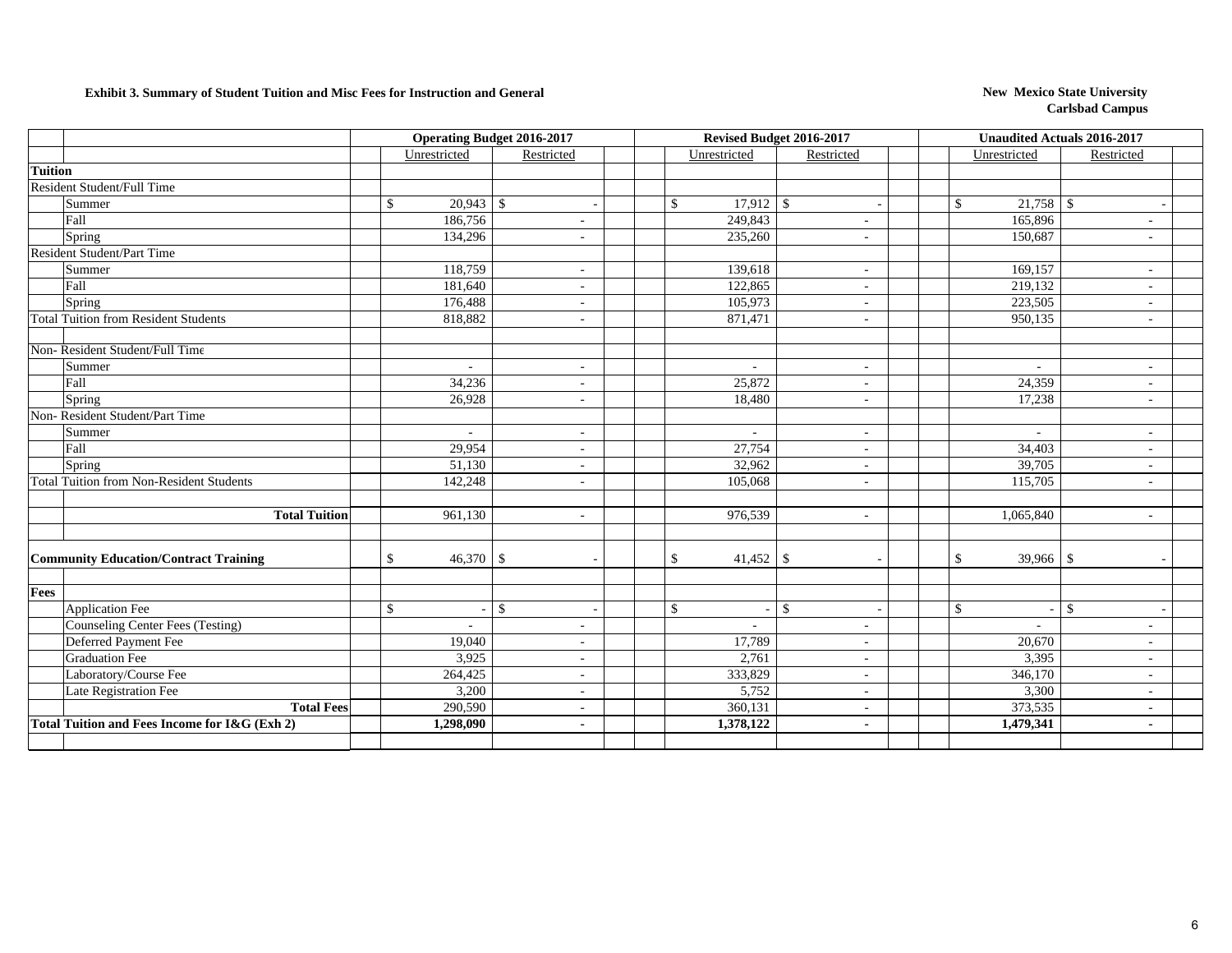**Exhibit 3. Summary of Student Tuition and Misc Fees for Instruction and General**

**New Mexico State University**
**Carlsbad Campus**

| | Operating Budget 2016-2017 | | Revised Budget 2016-2017 | | Unaudited Actuals 2016-2017 | |
|---|---|---|---|---|---|---|
| | Unrestricted | Restricted | Unrestricted | Restricted | Unrestricted | Restricted |
| **Tuition** | | | | | | |
| Resident Student/Full Time | | | | | | |
| Summer | $ 20,943 | $ - | $ 17,912 | $ - | $ 21,758 | $ - |
| Fall | 186,756 | - | 249,843 | - | 165,896 | - |
| Spring | 134,296 | - | 235,260 | - | 150,687 | - |
| Resident Student/Part Time | | | | | | |
| Summer | 118,759 | - | 139,618 | - | 169,157 | - |
| Fall | 181,640 | - | 122,865 | - | 219,132 | - |
| Spring | 176,488 | - | 105,973 | - | 223,505 | - |
| Total Tuition from Resident Students | 818,882 | - | 871,471 | - | 950,135 | - |
| | | | | | | |
| Non- Resident Student/Full Time | | | | | | |
| Summer | - | - | - | - | - | - |
| Fall | 34,236 | - | 25,872 | - | 24,359 | - |
| Spring | 26,928 | - | 18,480 | - | 17,238 | - |
| Non- Resident Student/Part Time | | | | | | |
| Summer | - | - | - | - | - | - |
| Fall | 29,954 | - | 27,754 | - | 34,403 | - |
| Spring | 51,130 | - | 32,962 | - | 39,705 | - |
| Total Tuition from Non-Resident Students | 142,248 | - | 105,068 | - | 115,705 | - |
| | | | | | | |
| **Total Tuition** | 961,130 | - | 976,539 | - | 1,065,840 | - |
| | | | | | | |
| **Community Education/Contract Training** | $ 46,370 | $ - | $ 41,452 | $ - | $ 39,966 | $ - |
| | | | | | | |
| **Fees** | | | | | | |
| Application Fee | $ - | $ - | $ - | $ - | $ - | $ - |
| Counseling Center Fees (Testing) | - | - | - | - | - | - |
| Deferred Payment Fee | 19,040 | - | 17,789 | - | 20,670 | - |
| Graduation Fee | 3,925 | - | 2,761 | - | 3,395 | - |
| Laboratory/Course Fee | 264,425 | - | 333,829 | - | 346,170 | - |
| Late Registration Fee | 3,200 | - | 5,752 | - | 3,300 | - |
| **Total Fees** | 290,590 | - | 360,131 | - | 373,535 | - |
| **Total Tuition and Fees Income for I&G (Exh 2)** | **1,298,090** | **-** | **1,378,122** | **-** | **1,479,341** | **-** |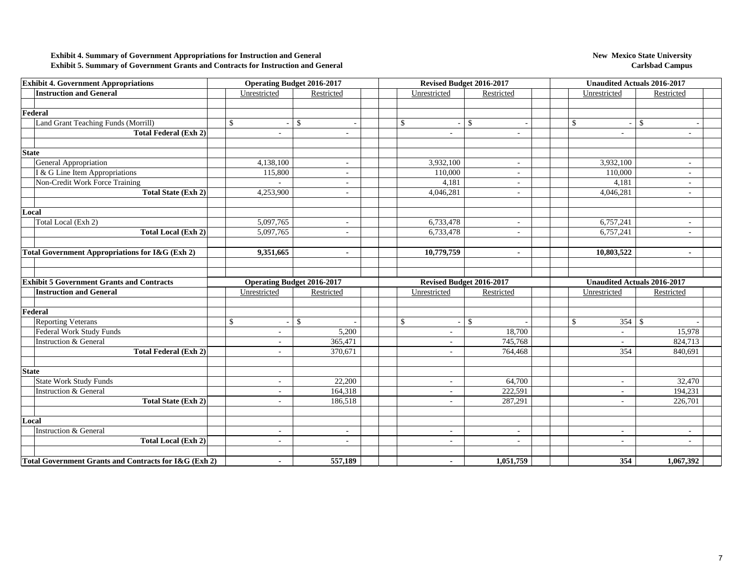**Exhibit 4. Summary of Government Appropriations for Instruction and General**
**Exhibit 5. Summary of Government Grants and Contracts for Instruction and General**

**New Mexico State University**
**Carlsbad Campus**

| **Exhibit 4. Government Appropriations** | **Operating Budget 2016-2017** | | **Revised Budget 2016-2017** | | **Unaudited Actuals 2016-2017** | |
|---|---|---|---|---|---|---|
| **Instruction and General** | Unrestricted | Restricted | Unrestricted | Restricted | Unrestricted | Restricted |
| **Federal** | | | | | | |
| Land Grant Teaching Funds (Morrill) | $ - | $ - | $ - | $ - | $ - | $ - |
| **Total Federal (Exh 2)** | - | - | - | - | - | - |
| **State** | | | | | | |
| General Appropriation | 4,138,100 | - | 3,932,100 | - | 3,932,100 | - |
| I & G Line Item Appropriations | 115,800 | - | 110,000 | - | 110,000 | - |
| Non-Credit Work Force Training | - | - | 4,181 | - | 4,181 | - |
| **Total State (Exh 2)** | 4,253,900 | - | 4,046,281 | - | 4,046,281 | - |
| **Local** | | | | | | |
| Total Local (Exh 2) | 5,097,765 | - | 6,733,478 | - | 6,757,241 | - |
| **Total Local (Exh 2)** | 5,097,765 | - | 6,733,478 | - | 6,757,241 | - |
| **Total Government Appropriations for I&G (Exh 2)** | **9,351,665** | **-** | **10,779,759** | **-** | **10,803,522** | **-** |

| **Exhibit 5 Government Grants and Contracts** | **Operating Budget 2016-2017** | | **Revised Budget 2016-2017** | | **Unaudited Actuals 2016-2017** | |
|---|---|---|---|---|---|---|
| **Instruction and General** | Unrestricted | Restricted | Unrestricted | Restricted | Unrestricted | Restricted |
| **Federal** | | | | | | |
| Reporting Veterans | $ - | $ - | $ - | $ - | $ 354 | $ - |
| Federal Work Study Funds | - | 5,200 | - | 18,700 | - | 15,978 |
| Instruction & General | - | 365,471 | - | 745,768 | - | 824,713 |
| **Total Federal (Exh 2)** | - | 370,671 | - | 764,468 | 354 | 840,691 |
| **State** | | | | | | |
| State Work Study Funds | - | 22,200 | - | 64,700 | - | 32,470 |
| Instruction & General | - | 164,318 | - | 222,591 | - | 194,231 |
| **Total State (Exh 2)** | - | 186,518 | - | 287,291 | - | 226,701 |
| **Local** | | | | | | |
| Instruction & General | - | - | - | - | - | - |
| **Total Local (Exh 2)** | - | - | - | - | - | - |
| **Total Government Grants and Contracts for I&G (Exh 2)** | **-** | **557,189** | **-** | **1,051,759** | **354** | **1,067,392** |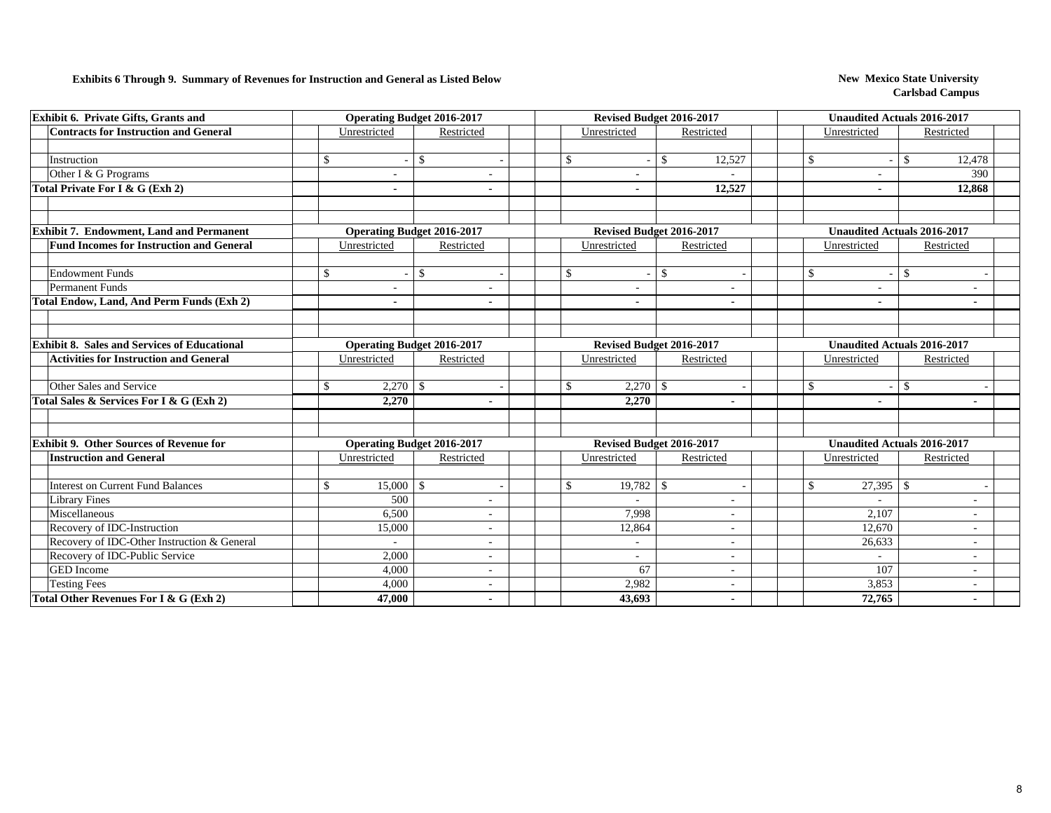**Exhibits 6 Through 9. Summary of Revenues for Instruction and General as Listed Below**

**New Mexico State University**
**Carlsbad Campus**

| Exhibit 6. Private Gifts, Grants and Contracts for Instruction and General | Operating Budget 2016-2017 | | Revised Budget 2016-2017 | | Unaudited Actuals 2016-2017 | |
|---|---|---|---|---|---|---|
| | Unrestricted | Restricted | Unrestricted | Restricted | Unrestricted | Restricted |
| Instruction | $ - | $ - | $ - | $ 12,527 | $ - | $ 12,478 |
| Other I & G Programs | - | - | - | - | - | 390 |
| **Total Private For I & G (Exh 2)** | **-** | **-** | **-** | **12,527** | **-** | **12,868** |

| Exhibit 7. Endowment, Land and Permanent Fund Incomes for Instruction and General | Operating Budget 2016-2017 | | Revised Budget 2016-2017 | | Unaudited Actuals 2016-2017 | |
|---|---|---|---|---|---|---|
| | Unrestricted | Restricted | Unrestricted | Restricted | Unrestricted | Restricted |
| Endowment Funds | $ - | $ - | $ - | $ - | $ - | $ - |
| Permanent Funds | - | - | - | - | - | - |
| **Total Endow, Land, And Perm Funds (Exh 2)** | **-** | **-** | **-** | **-** | **-** | **-** |

| Exhibit 8. Sales and Services of Educational Activities for Instruction and General | Operating Budget 2016-2017 | | Revised Budget 2016-2017 | | Unaudited Actuals 2016-2017 | |
|---|---|---|---|---|---|---|
| | Unrestricted | Restricted | Unrestricted | Restricted | Unrestricted | Restricted |
| Other Sales and Service | $ 2,270 | $ - | $ 2,270 | $ - | $ - | $ - |
| **Total Sales & Services For I & G (Exh 2)** | **2,270** | **-** | **2,270** | **-** | **-** | **-** |

| Exhibit 9. Other Sources of Revenue for Instruction and General | Operating Budget 2016-2017 | | Revised Budget 2016-2017 | | Unaudited Actuals 2016-2017 | |
|---|---|---|---|---|---|---|
| | Unrestricted | Restricted | Unrestricted | Restricted | Unrestricted | Restricted |
| Interest on Current Fund Balances | $ 15,000 | $ - | $ 19,782 | $ - | $ 27,395 | $ - |
| Library Fines | 500 | - | - | - | - | - |
| Miscellaneous | 6,500 | - | 7,998 | - | 2,107 | - |
| Recovery of IDC-Instruction | 15,000 | - | 12,864 | - | 12,670 | - |
| Recovery of IDC-Other Instruction & General | - | - | - | - | 26,633 | - |
| Recovery of IDC-Public Service | 2,000 | - | - | - | - | - |
| GED Income | 4,000 | - | 67 | - | 107 | - |
| Testing Fees | 4,000 | - | 2,982 | - | 3,853 | - |
| **Total Other Revenues For I & G (Exh 2)** | **47,000** | **-** | **43,693** | **-** | **72,765** | **-** |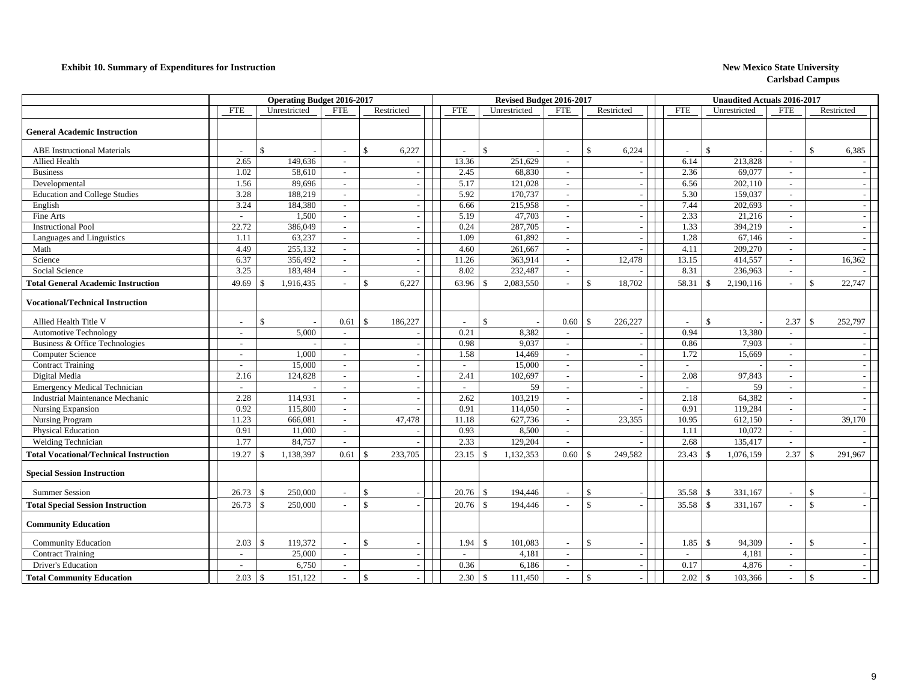**Exhibit 10. Summary of Expenditures for Instruction**

**New Mexico State University**
**Carlsbad Campus**

| | Operating Budget 2016-2017 | | | | Revised Budget 2016-2017 | | | | Unaudited Actuals 2016-2017 | | | |
|---|---|---|---|---|---|---|---|---|---|---|---|---|
| | FTE | Unrestricted | FTE | Restricted | FTE | Unrestricted | FTE | Restricted | FTE | Unrestricted | FTE | Restricted |
| **General Academic Instruction** | | | | | | | | | | | | |
| ABE Instructional Materials | - | $ - | - | $ 6,227 | - | $ - | - | $ 6,224 | - | $ - | - | $ 6,385 |
| Allied Health | 2.65 | 149,636 | - | - | 13.36 | 251,629 | - | - | 6.14 | 213,828 | - | - |
| Business | 1.02 | 58,610 | - | - | 2.45 | 68,830 | - | - | 2.36 | 69,077 | - | - |
| Developmental | 1.56 | 89,696 | - | - | 5.17 | 121,028 | - | - | 6.56 | 202,110 | - | - |
| Education and College Studies | 3.28 | 188,219 | - | - | 5.92 | 170,737 | - | - | 5.30 | 159,037 | - | - |
| English | 3.24 | 184,380 | - | - | 6.66 | 215,958 | - | - | 7.44 | 202,693 | - | - |
| Fine Arts | - | 1,500 | - | - | 5.19 | 47,703 | - | - | 2.33 | 21,216 | - | - |
| Instructional Pool | 22.72 | 386,049 | - | - | 0.24 | 287,705 | - | - | 1.33 | 394,219 | - | - |
| Languages and Linguistics | 1.11 | 63,237 | - | - | 1.09 | 61,892 | - | - | 1.28 | 67,146 | - | - |
| Math | 4.49 | 255,132 | - | - | 4.60 | 261,667 | - | - | 4.11 | 209,270 | - | - |
| Science | 6.37 | 356,492 | - | - | 11.26 | 363,914 | - | 12,478 | 13.15 | 414,557 | - | 16,362 |
| Social Science | 3.25 | 183,484 | - | - | 8.02 | 232,487 | - | - | 8.31 | 236,963 | - | - |
| **Total General Academic Instruction** | 49.69 | $ 1,916,435 | - | $ 6,227 | 63.96 | $ 2,083,550 | - | $ 18,702 | 58.31 | $ 2,190,116 | - | $ 22,747 |
| **Vocational/Technical Instruction** | | | | | | | | | | | | |
| Allied Health Title V | - | $ - | 0.61 | $ 186,227 | - | $ - | 0.60 | $ 226,227 | - | $ - | 2.37 | $ 252,797 |
| Automotive Technology | - | 5,000 | - | - | 0.21 | 8,382 | - | - | 0.94 | 13,380 | - | - |
| Business & Office Technologies | - | - | - | - | 0.98 | 9,037 | - | - | 0.86 | 7,903 | - | - |
| Computer Science | - | 1,000 | - | - | 1.58 | 14,469 | - | - | 1.72 | 15,669 | - | - |
| Contract Training | - | 15,000 | - | - | - | 15,000 | - | - | - | - | - | - |
| Digital Media | 2.16 | 124,828 | - | - | 2.41 | 102,697 | - | - | 2.08 | 97,843 | - | - |
| Emergency Medical Technician | - | - | - | - | - | 59 | - | - | - | 59 | - | - |
| Industrial Maintenance Mechanic | 2.28 | 114,931 | - | - | 2.62 | 103,219 | - | - | 2.18 | 64,382 | - | - |
| Nursing Expansion | 0.92 | 115,800 | - | - | 0.91 | 114,050 | - | - | 0.91 | 119,284 | - | - |
| Nursing Program | 11.23 | 666,081 | - | 47,478 | 11.18 | 627,736 | - | 23,355 | 10.95 | 612,150 | - | 39,170 |
| Physical Education | 0.91 | 11,000 | - | - | 0.93 | 8,500 | - | - | 1.11 | 10,072 | - | - |
| Welding Technician | 1.77 | 84,757 | - | - | 2.33 | 129,204 | - | - | 2.68 | 135,417 | - | - |
| **Total Vocational/Technical Instruction** | 19.27 | $ 1,138,397 | 0.61 | $ 233,705 | 23.15 | $ 1,132,353 | 0.60 | $ 249,582 | 23.43 | $ 1,076,159 | 2.37 | $ 291,967 |
| **Special Session Instruction** | | | | | | | | | | | | |
| Summer Session | 26.73 | $ 250,000 | - | $ - | 20.76 | $ 194,446 | - | $ - | 35.58 | $ 331,167 | - | $ - |
| **Total Special Session Instruction** | 26.73 | $ 250,000 | - | $ - | 20.76 | $ 194,446 | - | $ - | 35.58 | $ 331,167 | - | $ - |
| **Community Education** | | | | | | | | | | | | |
| Community Education | 2.03 | $ 119,372 | - | $ - | 1.94 | $ 101,083 | - | $ - | 1.85 | $ 94,309 | - | $ - |
| Contract Training | - | 25,000 | - | - | - | 4,181 | - | - | - | 4,181 | - | - |
| Driver's Education | - | 6,750 | - | - | 0.36 | 6,186 | - | - | 0.17 | 4,876 | - | - |
| **Total Community Education** | 2.03 | $ 151,122 | - | $ - | 2.30 | $ 111,450 | - | $ - | 2.02 | $ 103,366 | - | $ - |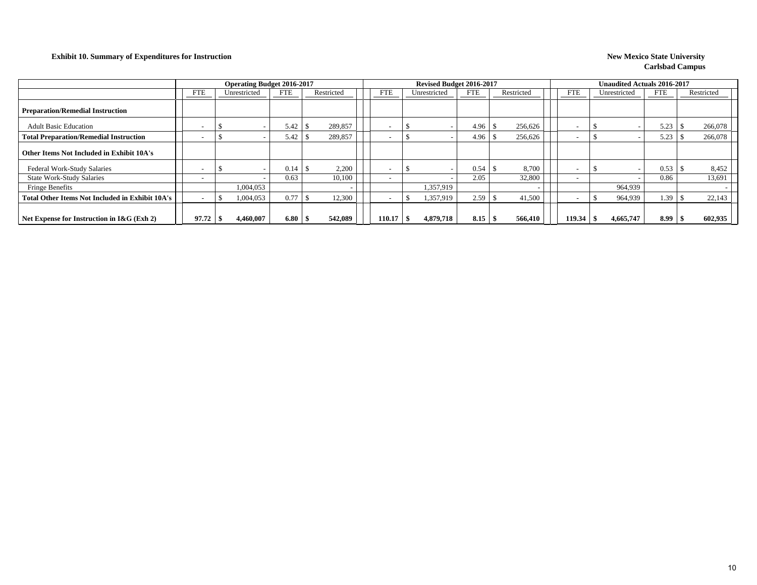**Exhibit 10. Summary of Expenditures for Instruction**

**New Mexico State University**
**Carlsbad Campus**

| | Operating Budget 2016-2017 | | | | Revised Budget 2016-2017 | | | | Unaudited Actuals 2016-2017 | | | |
|---|---|---|---|---|---|---|---|---|---|---|---|---|
| | FTE | Unrestricted | FTE | Restricted | FTE | Unrestricted | FTE | Restricted | FTE | Unrestricted | FTE | Restricted |
| **Preparation/Remedial Instruction** | | | | | | | | | | | | |
| Adult Basic Education | - | $ - | 5.42 | $ 289,857 | - | $ - | 4.96 | $ 256,626 | - | $ - | 5.23 | $ 266,078 |
| **Total Preparation/Remedial Instruction** | - | $ - | 5.42 | $ 289,857 | - | $ - | 4.96 | $ 256,626 | - | $ - | 5.23 | $ 266,078 |
| **Other Items Not Included in Exhibit 10A's** | | | | | | | | | | | | |
| Federal Work-Study Salaries | - | $ - | 0.14 | $ 2,200 | - | $ - | 0.54 | $ 8,700 | - | $ - | 0.53 | $ 8,452 |
| State Work-Study Salaries | - | - | 0.63 | 10,100 | - | - | 2.05 | 32,800 | - | - | 0.86 | 13,691 |
| Fringe Benefits | | 1,004,053 | | - | | 1,357,919 | | - | | 964,939 | | - |
| **Total Other Items Not Included in Exhibit 10A's** | - | $ 1,004,053 | 0.77 | $ 12,300 | - | $ 1,357,919 | 2.59 | $ 41,500 | - | $ 964,939 | 1.39 | $ 22,143 |
| **Net Expense for Instruction in I&G (Exh 2)** | **97.72** | **$ 4,460,007** | **6.80** | **$ 542,089** | **110.17** | **$ 4,879,718** | **8.15** | **$ 566,410** | **119.34** | **$ 4,665,747** | **8.99** | **$ 602,935** |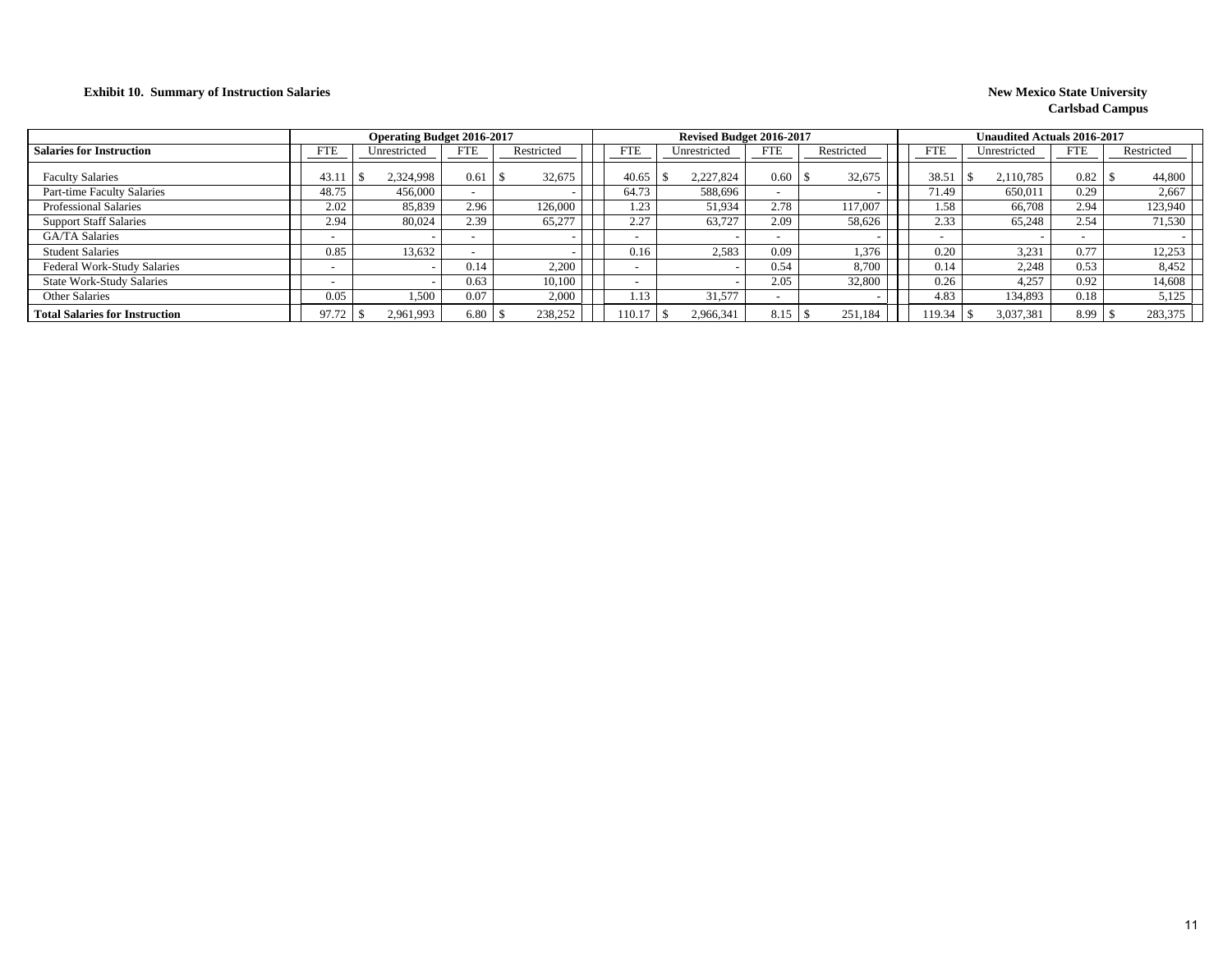**Exhibit 10. Summary of Instruction Salaries**

**New Mexico State University**
**Carlsbad Campus**

| | Operating Budget 2016-2017 | | | | Revised Budget 2016-2017 | | | | Unaudited Actuals 2016-2017 | | | |
|---|---|---|---|---|---|---|---|---|---|---|---|---|
| **Salaries for Instruction** | FTE | Unrestricted | FTE | Restricted | FTE | Unrestricted | FTE | Restricted | FTE | Unrestricted | FTE | Restricted |
| Faculty Salaries | 43.11 | $ 2,324,998 | 0.61 | $ 32,675 | 40.65 | $ 2,227,824 | 0.60 | $ 32,675 | 38.51 | $ 2,110,785 | 0.82 | $ 44,800 |
| Part-time Faculty Salaries | 48.75 | 456,000 | - | - | 64.73 | 588,696 | - | - | 71.49 | 650,011 | 0.29 | 2,667 |
| Professional Salaries | 2.02 | 85,839 | 2.96 | 126,000 | 1.23 | 51,934 | 2.78 | 117,007 | 1.58 | 66,708 | 2.94 | 123,940 |
| Support Staff Salaries | 2.94 | 80,024 | 2.39 | 65,277 | 2.27 | 63,727 | 2.09 | 58,626 | 2.33 | 65,248 | 2.54 | 71,530 |
| GA/TA Salaries | - | - | - | - | - | - | - | - | - | - | - | - |
| Student Salaries | 0.85 | 13,632 | - | - | 0.16 | 2,583 | 0.09 | 1,376 | 0.20 | 3,231 | 0.77 | 12,253 |
| Federal Work-Study Salaries | - | - | 0.14 | 2,200 | - | - | 0.54 | 8,700 | 0.14 | 2,248 | 0.53 | 8,452 |
| State Work-Study Salaries | - | - | 0.63 | 10,100 | - | - | 2.05 | 32,800 | 0.26 | 4,257 | 0.92 | 14,608 |
| Other Salaries | 0.05 | 1,500 | 0.07 | 2,000 | 1.13 | 31,577 | - | - | 4.83 | 134,893 | 0.18 | 5,125 |
| **Total Salaries for Instruction** | 97.72 | $ 2,961,993 | 6.80 | $ 238,252 | 110.17 | $ 2,966,341 | 8.15 | $ 251,184 | 119.34 | $ 3,037,381 | 8.99 | $ 283,375 |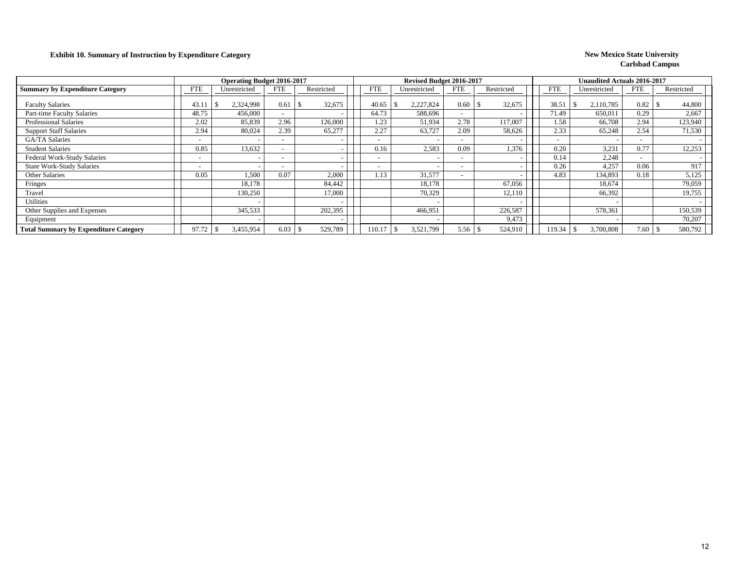**Exhibit 10. Summary of Instruction by Expenditure Category**

**New Mexico State University**
**Carlsbad Campus**

| Summary by Expenditure Category | Operating Budget 2016-2017 | | | | Revised Budget 2016-2017 | | | | Unaudited Actuals 2016-2017 | | | |
|---|---|---|---|---|---|---|---|---|---|---|---|---|
| | FTE | Unrestricted | FTE | Restricted | FTE | Unrestricted | FTE | Restricted | FTE | Unrestricted | FTE | Restricted |
| Faculty Salaries | 43.11 | $ 2,324,998 | 0.61 | $ 32,675 | 40.65 | $ 2,227,824 | 0.60 | $ 32,675 | 38.51 | $ 2,110,785 | 0.82 | $ 44,800 |
| Part-time Faculty Salaries | 48.75 | 456,000 | - | - | 64.73 | 588,696 | - | - | 71.49 | 650,011 | 0.29 | 2,667 |
| Professional Salaries | 2.02 | 85,839 | 2.96 | 126,000 | 1.23 | 51,934 | 2.78 | 117,007 | 1.58 | 66,708 | 2.94 | 123,940 |
| Support Staff Salaries | 2.94 | 80,024 | 2.39 | 65,277 | 2.27 | 63,727 | 2.09 | 58,626 | 2.33 | 65,248 | 2.54 | 71,530 |
| GA/TA Salaries | - | - | - | - | - | - | - | - | - | - | - | - |
| Student Salaries | 0.85 | 13,632 | - | - | 0.16 | 2,583 | 0.09 | 1,376 | 0.20 | 3,231 | 0.77 | 12,253 |
| Federal Work-Study Salaries | - | - | - | - | - | - | - | - | 0.14 | 2,248 | - | - |
| State Work-Study Salaries | - | - | - | - | - | - | - | - | 0.26 | 4,257 | 0.06 | 917 |
| Other Salaries | 0.05 | 1,500 | 0.07 | 2,000 | 1.13 | 31,577 | - | - | 4.83 | 134,893 | 0.18 | 5,125 |
| Fringes | | 18,178 | | 84,442 | | 18,178 | | 67,056 | | 18,674 | | 79,059 |
| Travel | | 130,250 | | 17,000 | | 70,329 | | 12,110 | | 66,392 | | 19,755 |
| Utilities | | - | | - | | - | | - | | - | | - |
| Other Supplies and Expenses | | 345,533 | | 202,395 | | 466,951 | | 226,587 | | 578,361 | | 150,539 |
| Equipment | | - | | - | | - | | 9,473 | | - | | 70,207 |
| **Total Summary by Expenditure Category** | 97.72 | $ 3,455,954 | 6.03 | $ 529,789 | 110.17 | $ 3,521,799 | 5.56 | $ 524,910 | 119.34 | $ 3,700,808 | 7.60 | $ 580,792 |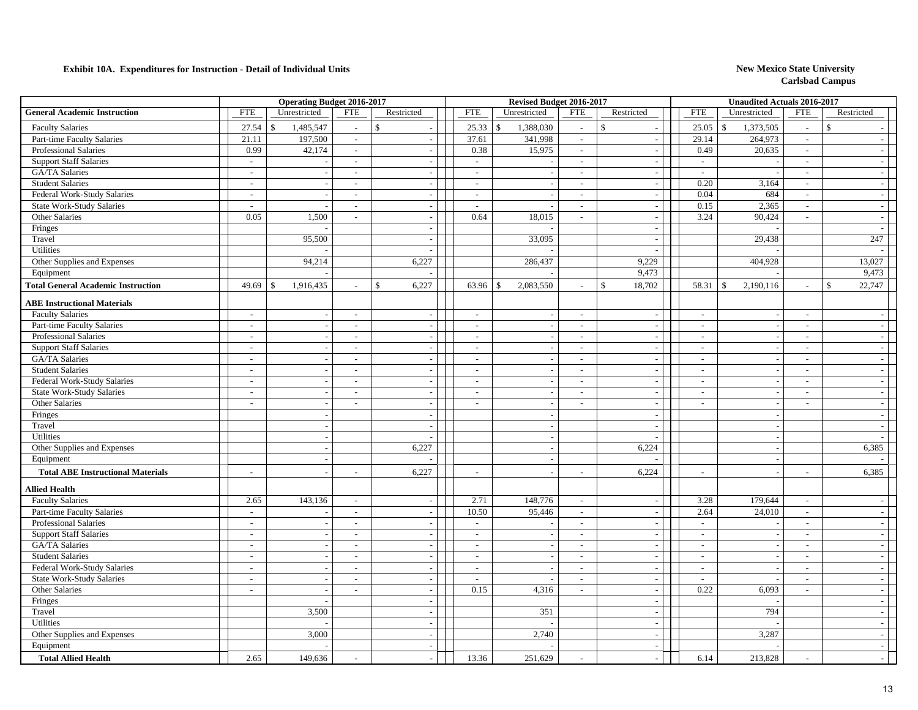**Exhibit 10A. Expenditures for Instruction - Detail of Individual Units**

**New Mexico State University**
**Carlsbad Campus**

| | Operating Budget 2016-2017 | | | | Revised Budget 2016-2017 | | | | Unaudited Actuals 2016-2017 | | | |
|---|---|---|---|---|---|---|---|---|---|---|---|---|
| **General Academic Instruction** | FTE | Unrestricted | FTE | Restricted | FTE | Unrestricted | FTE | Restricted | FTE | Unrestricted | FTE | Restricted |
| Faculty Salaries | 27.54 | $ 1,485,547 | - | $ - | 25.33 | $ 1,388,030 | - | $ - | 25.05 | $ 1,373,505 | - | $ - |
| Part-time Faculty Salaries | 21.11 | 197,500 | - | - | 37.61 | 341,998 | - | - | 29.14 | 264,973 | - | - |
| Professional Salaries | 0.99 | 42,174 | - | - | 0.38 | 15,975 | - | - | 0.49 | 20,635 | - | - |
| Support Staff Salaries | - | - | - | - | - | - | - | - | - | - | - | - |
| GA/TA Salaries | - | - | - | - | - | - | - | - | - | - | - | - |
| Student Salaries | - | - | - | - | - | - | - | - | 0.20 | 3,164 | - | - |
| Federal Work-Study Salaries | - | - | - | - | - | - | - | - | 0.04 | 684 | - | - |
| State Work-Study Salaries | - | - | - | - | - | - | - | - | 0.15 | 2,365 | - | - |
| Other Salaries | 0.05 | 1,500 | - | - | 0.64 | 18,015 | - | - | 3.24 | 90,424 | - | - |
| Fringes | | - | | - | | - | | - | | - | | - |
| Travel | | 95,500 | | - | | 33,095 | | - | | 29,438 | | 247 |
| Utilities | | - | | - | | - | | - | | - | | - |
| Other Supplies and Expenses | | 94,214 | | 6,227 | | 286,437 | | 9,229 | | 404,928 | | 13,027 |
| Equipment | | - | | - | | - | | 9,473 | | - | | 9,473 |
| **Total General Academic Instruction** | 49.69 | $ 1,916,435 | - | $ 6,227 | 63.96 | $ 2,083,550 | - | $ 18,702 | 58.31 | $ 2,190,116 | - | $ 22,747 |
| **ABE Instructional Materials** | | | | | | | | | | | | |
| Faculty Salaries | - | - | - | - | - | - | - | - | - | - | - | - |
| Part-time Faculty Salaries | - | - | - | - | - | - | - | - | - | - | - | - |
| Professional Salaries | - | - | - | - | - | - | - | - | - | - | - | - |
| Support Staff Salaries | - | - | - | - | - | - | - | - | - | - | - | - |
| GA/TA Salaries | - | - | - | - | - | - | - | - | - | - | - | - |
| Student Salaries | - | - | - | - | - | - | - | - | - | - | - | - |
| Federal Work-Study Salaries | - | - | - | - | - | - | - | - | - | - | - | - |
| State Work-Study Salaries | - | - | - | - | - | - | - | - | - | - | - | - |
| Other Salaries | - | - | - | - | - | - | - | - | - | - | - | - |
| Fringes | | - | | - | | - | | - | | - | | - |
| Travel | | - | | - | | - | | - | | - | | - |
| Utilities | | - | | - | | - | | - | | - | | - |
| Other Supplies and Expenses | | - | | 6,227 | | - | | 6,224 | | - | | 6,385 |
| Equipment | | - | | - | | - | | - | | - | | - |
| **Total ABE Instructional Materials** | - | - | - | 6,227 | - | - | - | 6,224 | - | - | - | 6,385 |
| **Allied Health** | | | | | | | | | | | | |
| Faculty Salaries | 2.65 | 143,136 | - | - | 2.71 | 148,776 | - | - | 3.28 | 179,644 | - | - |
| Part-time Faculty Salaries | - | - | - | - | 10.50 | 95,446 | - | - | 2.64 | 24,010 | - | - |
| Professional Salaries | - | - | - | - | - | - | - | - | - | - | - | - |
| Support Staff Salaries | - | - | - | - | - | - | - | - | - | - | - | - |
| GA/TA Salaries | - | - | - | - | - | - | - | - | - | - | - | - |
| Student Salaries | - | - | - | - | - | - | - | - | - | - | - | - |
| Federal Work-Study Salaries | - | - | - | - | - | - | - | - | - | - | - | - |
| State Work-Study Salaries | - | - | - | - | - | - | - | - | - | - | - | - |
| Other Salaries | - | - | - | - | 0.15 | 4,316 | - | - | 0.22 | 6,093 | - | - |
| Fringes | | - | | - | | - | | - | | - | | - |
| Travel | | 3,500 | | - | | 351 | | - | | 794 | | - |
| Utilities | | - | | - | | - | | - | | - | | - |
| Other Supplies and Expenses | | 3,000 | | - | | 2,740 | | - | | 3,287 | | - |
| Equipment | | - | | - | | - | | - | | - | | - |
| **Total Allied Health** | 2.65 | 149,636 | - | - | 13.36 | 251,629 | - | - | 6.14 | 213,828 | - | - |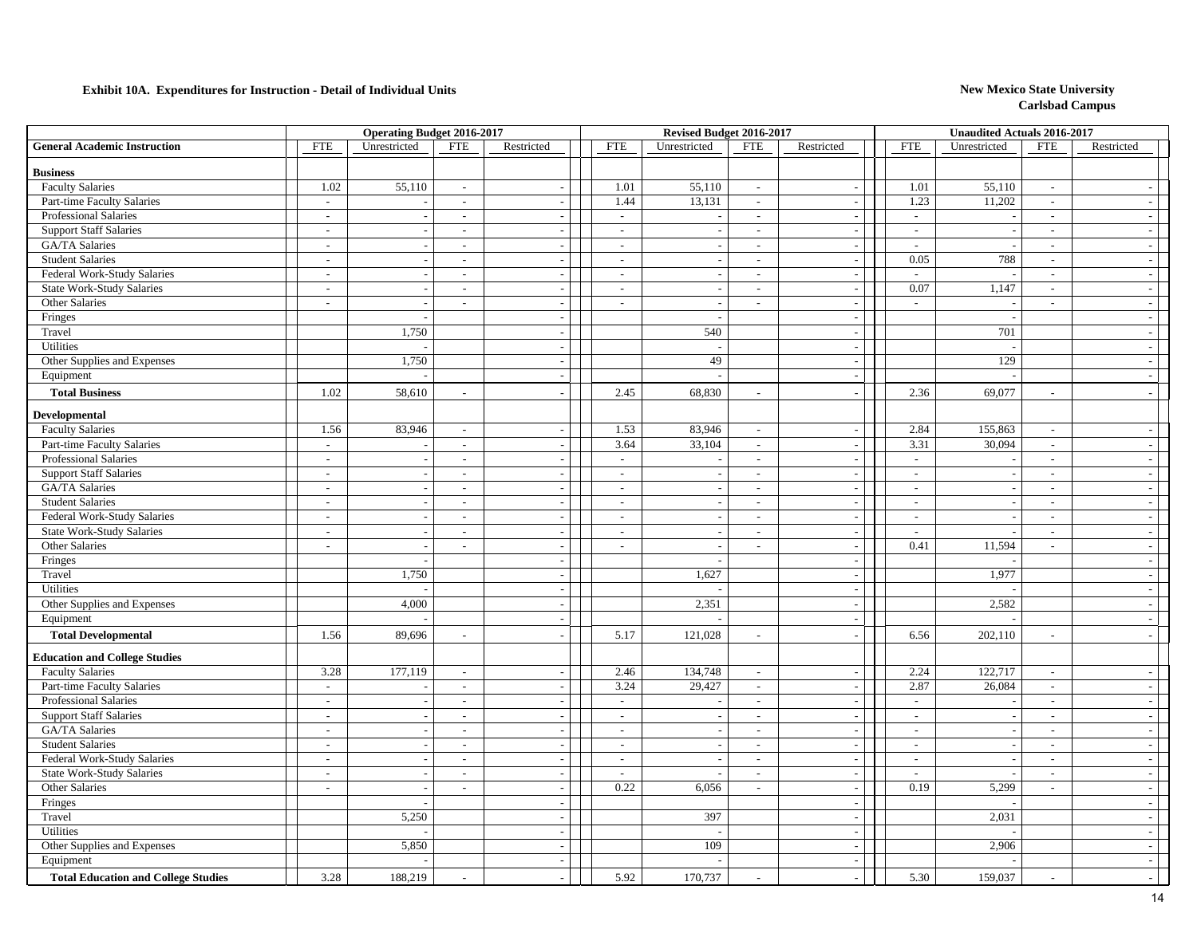**Exhibit 10A. Expenditures for Instruction - Detail of Individual Units**

**New Mexico State University**
**Carlsbad Campus**

| General Academic Instruction | Operating Budget 2016-2017 | | | | Revised Budget 2016-2017 | | | | Unaudited Actuals 2016-2017 | | | |
|---|---|---|---|---|---|---|---|---|---|---|---|---|
| | FTE | Unrestricted | FTE | Restricted | FTE | Unrestricted | FTE | Restricted | FTE | Unrestricted | FTE | Restricted |
| **Business** | | | | | | | | | | | | |
| Faculty Salaries | 1.02 | 55,110 | - | - | 1.01 | 55,110 | - | - | 1.01 | 55,110 | - | - |
| Part-time Faculty Salaries | - | - | - | - | 1.44 | 13,131 | - | - | 1.23 | 11,202 | - | - |
| Professional Salaries | - | - | - | - | - | - | - | - | - | - | - | - |
| Support Staff Salaries | - | - | - | - | - | - | - | - | - | - | - | - |
| GA/TA Salaries | - | - | - | - | - | - | - | - | - | - | - | - |
| Student Salaries | - | - | - | - | - | - | - | - | 0.05 | 788 | - | - |
| Federal Work-Study Salaries | - | - | - | - | - | - | - | - | - | - | - | - |
| State Work-Study Salaries | - | - | - | - | - | - | - | - | 0.07 | 1,147 | - | - |
| Other Salaries | - | - | - | - | - | - | - | - | - | - | - | - |
| Fringes | | - | | - | | - | | - | | - | | - |
| Travel | | 1,750 | | - | | 540 | | - | | 701 | | - |
| Utilities | | - | | - | | - | | - | | - | | - |
| Other Supplies and Expenses | | 1,750 | | - | | 49 | | - | | 129 | | - |
| Equipment | | - | | - | | - | | - | | - | | - |
| **Total Business** | 1.02 | 58,610 | - | - | 2.45 | 68,830 | - | - | 2.36 | 69,077 | - | - |
| **Developmental** | | | | | | | | | | | | |
| Faculty Salaries | 1.56 | 83,946 | - | - | 1.53 | 83,946 | - | - | 2.84 | 155,863 | - | - |
| Part-time Faculty Salaries | - | - | - | - | 3.64 | 33,104 | - | - | 3.31 | 30,094 | - | - |
| Professional Salaries | - | - | - | - | - | - | - | - | - | - | - | - |
| Support Staff Salaries | - | - | - | - | - | - | - | - | - | - | - | - |
| GA/TA Salaries | - | - | - | - | - | - | - | - | - | - | - | - |
| Student Salaries | - | - | - | - | - | - | - | - | - | - | - | - |
| Federal Work-Study Salaries | - | - | - | - | - | - | - | - | - | - | - | - |
| State Work-Study Salaries | - | - | - | - | - | - | - | - | - | - | - | - |
| Other Salaries | - | - | - | - | - | - | - | - | 0.41 | 11,594 | - | - |
| Fringes | | - | | - | | - | | - | | - | | - |
| Travel | | 1,750 | | - | | 1,627 | | - | | 1,977 | | - |
| Utilities | | - | | - | | - | | - | | - | | - |
| Other Supplies and Expenses | | 4,000 | | - | | 2,351 | | - | | 2,582 | | - |
| Equipment | | - | | - | | - | | - | | - | | - |
| **Total Developmental** | 1.56 | 89,696 | - | - | 5.17 | 121,028 | - | - | 6.56 | 202,110 | - | - |
| **Education and College Studies** | | | | | | | | | | | | |
| Faculty Salaries | 3.28 | 177,119 | - | - | 2.46 | 134,748 | - | - | 2.24 | 122,717 | - | - |
| Part-time Faculty Salaries | - | - | - | - | 3.24 | 29,427 | - | - | 2.87 | 26,084 | - | - |
| Professional Salaries | - | - | - | - | - | - | - | - | - | - | - | - |
| Support Staff Salaries | - | - | - | - | - | - | - | - | - | - | - | - |
| GA/TA Salaries | - | - | - | - | - | - | - | - | - | - | - | - |
| Student Salaries | - | - | - | - | - | - | - | - | - | - | - | - |
| Federal Work-Study Salaries | - | - | - | - | - | - | - | - | - | - | - | - |
| State Work-Study Salaries | - | - | - | - | - | - | - | - | - | - | - | - |
| Other Salaries | - | - | - | - | 0.22 | 6,056 | - | - | 0.19 | 5,299 | - | - |
| Fringes | | - | | - | | - | | - | | - | | - |
| Travel | | 5,250 | | - | | 397 | | - | | 2,031 | | - |
| Utilities | | - | | - | | - | | - | | - | | - |
| Other Supplies and Expenses | | 5,850 | | - | | 109 | | - | | 2,906 | | - |
| Equipment | | - | | - | | - | | - | | - | | - |
| **Total Education and College Studies** | 3.28 | 188,219 | - | - | 5.92 | 170,737 | - | - | 5.30 | 159,037 | - | - |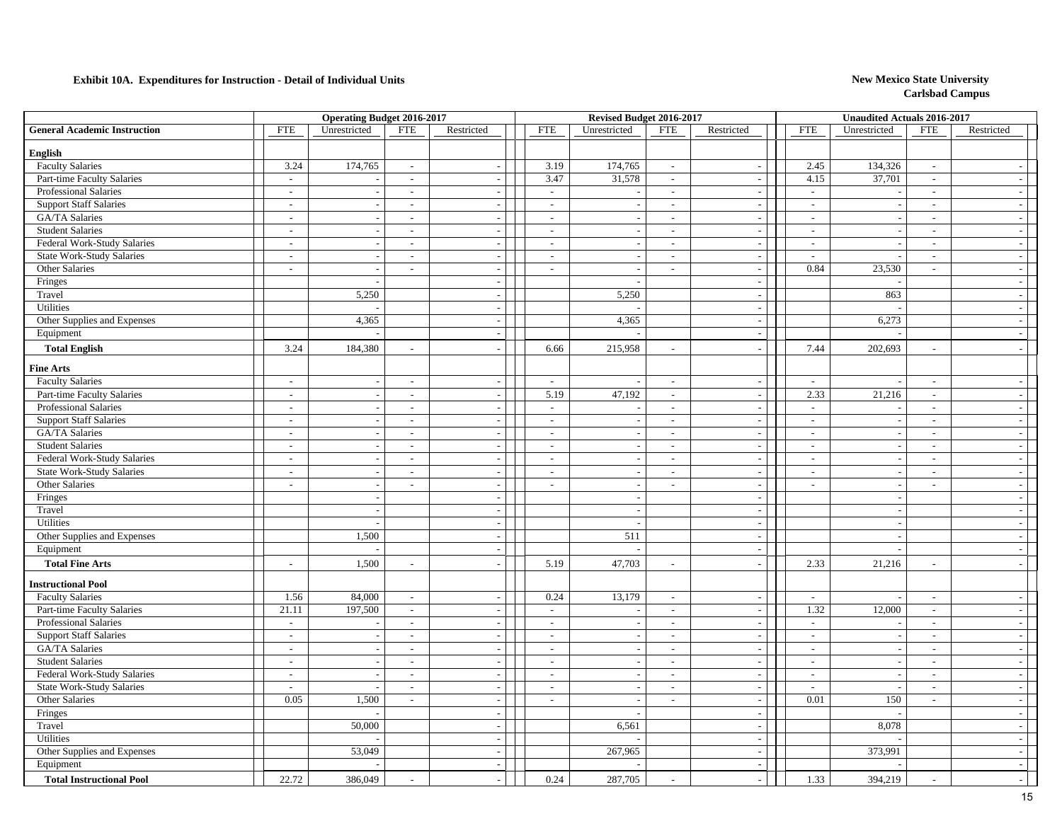**Exhibit 10A. Expenditures for Instruction - Detail of Individual Units**

**New Mexico State University**
**Carlsbad Campus**

| | Operating Budget 2016-2017 | | | | Revised Budget 2016-2017 | | | | Unaudited Actuals 2016-2017 | | | |
|---|---|---|---|---|---|---|---|---|---|---|---|---|
| **General Academic Instruction** | FTE | Unrestricted | FTE | Restricted | FTE | Unrestricted | FTE | Restricted | FTE | Unrestricted | FTE | Restricted |
| **English** | | | | | | | | | | | | |
| Faculty Salaries | 3.24 | 174,765 | - | - | 3.19 | 174,765 | - | - | 2.45 | 134,326 | - | - |
| Part-time Faculty Salaries | - | - | - | - | 3.47 | 31,578 | - | - | 4.15 | 37,701 | - | - |
| Professional Salaries | - | - | - | - | - | - | - | - | - | - | - | - |
| Support Staff Salaries | - | - | - | - | - | - | - | - | - | - | - | - |
| GA/TA Salaries | - | - | - | - | - | - | - | - | - | - | - | - |
| Student Salaries | - | - | - | - | - | - | - | - | - | - | - | - |
| Federal Work-Study Salaries | - | - | - | - | - | - | - | - | - | - | - | - |
| State Work-Study Salaries | - | - | - | - | - | - | - | - | - | - | - | - |
| Other Salaries | - | - | - | - | - | - | - | - | 0.84 | 23,530 | - | - |
| Fringes | | - | | - | | - | | - | | - | | - |
| Travel | | 5,250 | | - | | 5,250 | | - | | 863 | | - |
| Utilities | | - | | - | | - | | - | | - | | - |
| Other Supplies and Expenses | | 4,365 | | - | | 4,365 | | - | | 6,273 | | - |
| Equipment | | - | | - | | - | | - | | - | | - |
| **Total English** | 3.24 | 184,380 | - | - | 6.66 | 215,958 | - | - | 7.44 | 202,693 | - | - |
| **Fine Arts** | | | | | | | | | | | | |
| Faculty Salaries | - | - | - | - | - | - | - | - | - | - | - | - |
| Part-time Faculty Salaries | - | - | - | - | 5.19 | 47,192 | - | - | 2.33 | 21,216 | - | - |
| Professional Salaries | - | - | - | - | - | - | - | - | - | - | - | - |
| Support Staff Salaries | - | - | - | - | - | - | - | - | - | - | - | - |
| GA/TA Salaries | - | - | - | - | - | - | - | - | - | - | - | - |
| Student Salaries | - | - | - | - | - | - | - | - | - | - | - | - |
| Federal Work-Study Salaries | - | - | - | - | - | - | - | - | - | - | - | - |
| State Work-Study Salaries | - | - | - | - | - | - | - | - | - | - | - | - |
| Other Salaries | - | - | - | - | - | - | - | - | - | - | - | - |
| Fringes | | - | | - | | - | | - | | - | | - |
| Travel | | - | | - | | - | | - | | - | | - |
| Utilities | | - | | - | | - | | - | | - | | - |
| Other Supplies and Expenses | | 1,500 | | - | | 511 | | - | | - | | - |
| Equipment | | - | | - | | - | | - | | - | | - |
| **Total Fine Arts** | - | 1,500 | - | - | 5.19 | 47,703 | - | - | 2.33 | 21,216 | - | - |
| **Instructional Pool** | | | | | | | | | | | | |
| Faculty Salaries | 1.56 | 84,000 | - | - | 0.24 | 13,179 | - | - | - | - | - | - |
| Part-time Faculty Salaries | 21.11 | 197,500 | - | - | - | - | - | - | 1.32 | 12,000 | - | - |
| Professional Salaries | - | - | - | - | - | - | - | - | - | - | - | - |
| Support Staff Salaries | - | - | - | - | - | - | - | - | - | - | - | - |
| GA/TA Salaries | - | - | - | - | - | - | - | - | - | - | - | - |
| Student Salaries | - | - | - | - | - | - | - | - | - | - | - | - |
| Federal Work-Study Salaries | - | - | - | - | - | - | - | - | - | - | - | - |
| State Work-Study Salaries | - | - | - | - | - | - | - | - | - | - | - | - |
| Other Salaries | 0.05 | 1,500 | - | - | - | - | - | - | 0.01 | 150 | - | - |
| Fringes | | - | | - | | - | | - | | - | | - |
| Travel | | 50,000 | | - | | 6,561 | | - | | 8,078 | | - |
| Utilities | | - | | - | | - | | - | | - | | - |
| Other Supplies and Expenses | | 53,049 | | - | | 267,965 | | - | | 373,991 | | - |
| Equipment | | - | | - | | - | | - | | - | | - |
| **Total Instructional Pool** | 22.72 | 386,049 | - | - | 0.24 | 287,705 | - | - | 1.33 | 394,219 | - | - |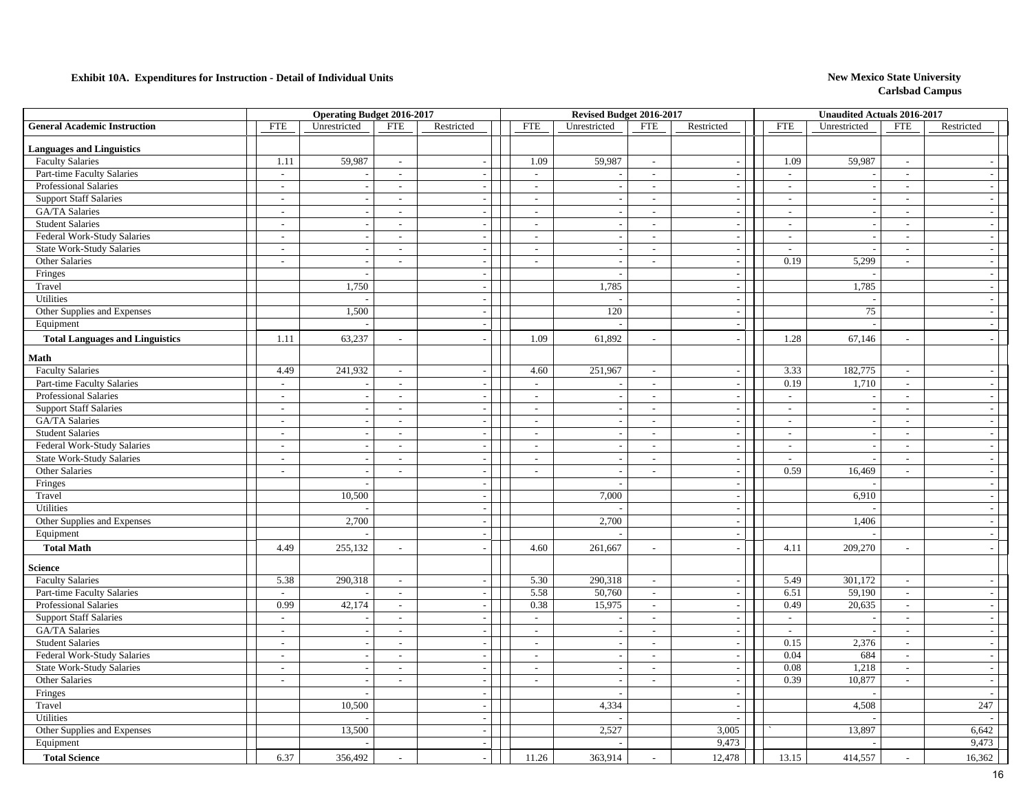**Exhibit 10A. Expenditures for Instruction - Detail of Individual Units**

**New Mexico State University**
**Carlsbad Campus**

| General Academic Instruction | Operating Budget 2016-2017 | | | | Revised Budget 2016-2017 | | | | Unaudited Actuals 2016-2017 | | | |
|---|---|---|---|---|---|---|---|---|---|---|---|---|
| | FTE | Unrestricted | FTE | Restricted | FTE | Unrestricted | FTE | Restricted | FTE | Unrestricted | FTE | Restricted |
| **Languages and Linguistics** | | | | | | | | | | | | |
| Faculty Salaries | 1.11 | 59,987 | - | - | 1.09 | 59,987 | - | - | 1.09 | 59,987 | - | - |
| Part-time Faculty Salaries | - | - | - | - | - | - | - | - | - | - | - | - |
| Professional Salaries | - | - | - | - | - | - | - | - | - | - | - | - |
| Support Staff Salaries | - | - | - | - | - | - | - | - | - | - | - | - |
| GA/TA Salaries | - | - | - | - | - | - | - | - | - | - | - | - |
| Student Salaries | - | - | - | - | - | - | - | - | - | - | - | - |
| Federal Work-Study Salaries | - | - | - | - | - | - | - | - | - | - | - | - |
| State Work-Study Salaries | - | - | - | - | - | - | - | - | - | - | - | - |
| Other Salaries | - | - | - | - | - | - | - | - | 0.19 | 5,299 | - | - |
| Fringes | | - | | - | | - | | - | | - | | - |
| Travel | | 1,750 | | - | | 1,785 | | - | | 1,785 | | - |
| Utilities | | - | | - | | - | | - | | - | | - |
| Other Supplies and Expenses | | 1,500 | | - | | 120 | | - | | 75 | | - |
| Equipment | | - | | - | | - | | - | | - | | - |
| **Total Languages and Linguistics** | 1.11 | 63,237 | - | - | 1.09 | 61,892 | - | - | 1.28 | 67,146 | - | - |
| **Math** | | | | | | | | | | | | |
| Faculty Salaries | 4.49 | 241,932 | - | - | 4.60 | 251,967 | - | - | 3.33 | 182,775 | - | - |
| Part-time Faculty Salaries | - | - | - | - | - | - | - | - | 0.19 | 1,710 | - | - |
| Professional Salaries | - | - | - | - | - | - | - | - | - | - | - | - |
| Support Staff Salaries | - | - | - | - | - | - | - | - | - | - | - | - |
| GA/TA Salaries | - | - | - | - | - | - | - | - | - | - | - | - |
| Student Salaries | - | - | - | - | - | - | - | - | - | - | - | - |
| Federal Work-Study Salaries | - | - | - | - | - | - | - | - | - | - | - | - |
| State Work-Study Salaries | - | - | - | - | - | - | - | - | - | - | - | - |
| Other Salaries | - | - | - | - | - | - | - | - | 0.59 | 16,469 | - | - |
| Fringes | | - | | - | | - | | - | | - | | - |
| Travel | | 10,500 | | - | | 7,000 | | - | | 6,910 | | - |
| Utilities | | - | | - | | - | | - | | - | | - |
| Other Supplies and Expenses | | 2,700 | | - | | 2,700 | | - | | 1,406 | | - |
| Equipment | | - | | - | | - | | - | | - | | - |
| **Total Math** | 4.49 | 255,132 | - | - | 4.60 | 261,667 | - | - | 4.11 | 209,270 | - | - |
| **Science** | | | | | | | | | | | | |
| Faculty Salaries | 5.38 | 290,318 | - | - | 5.30 | 290,318 | - | - | 5.49 | 301,172 | - | - |
| Part-time Faculty Salaries | - | - | - | - | 5.58 | 50,760 | - | - | 6.51 | 59,190 | - | - |
| Professional Salaries | 0.99 | 42,174 | - | - | 0.38 | 15,975 | - | - | 0.49 | 20,635 | - | - |
| Support Staff Salaries | - | - | - | - | - | - | - | - | - | - | - | - |
| GA/TA Salaries | - | - | - | - | - | - | - | - | - | - | - | - |
| Student Salaries | - | - | - | - | - | - | - | - | 0.15 | 2,376 | - | - |
| Federal Work-Study Salaries | - | - | - | - | - | - | - | - | 0.04 | 684 | - | - |
| State Work-Study Salaries | - | - | - | - | - | - | - | - | 0.08 | 1,218 | - | - |
| Other Salaries | - | - | - | - | - | - | - | - | 0.39 | 10,877 | - | - |
| Fringes | | - | | - | | - | | - | | - | | - |
| Travel | | 10,500 | | - | | 4,334 | | - | | 4,508 | | 247 |
| Utilities | | - | | - | | - | | - | | - | | - |
| Other Supplies and Expenses | | 13,500 | | - | | 2,527 | | 3,005 | ` | 13,897 | | 6,642 |
| Equipment | | - | | - | | - | | 9,473 | | - | | 9,473 |
| **Total Science** | 6.37 | 356,492 | - | - | 11.26 | 363,914 | - | 12,478 | 13.15 | 414,557 | - | 16,362 |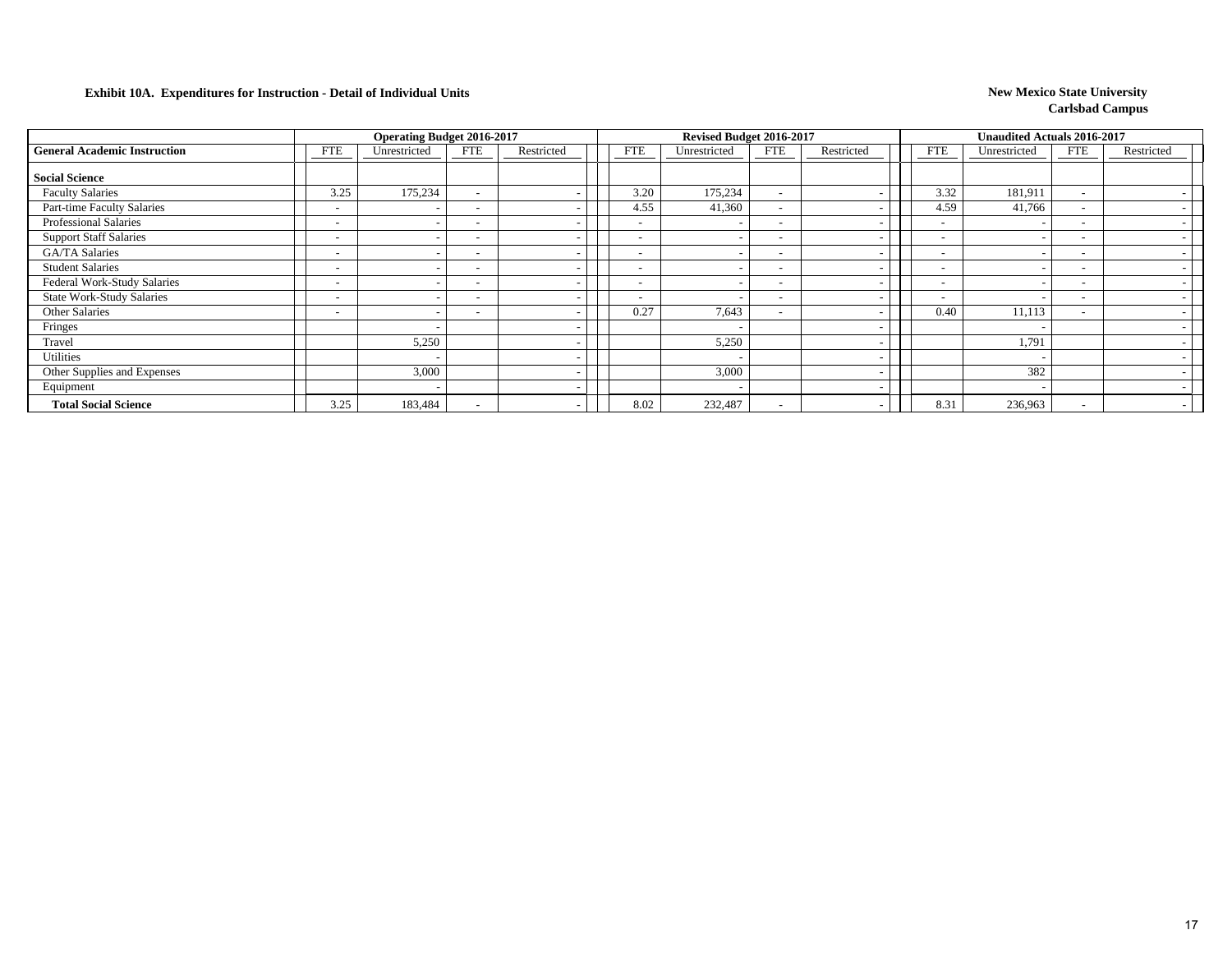**Exhibit 10A. Expenditures for Instruction - Detail of Individual Units**

**New Mexico State University**
**Carlsbad Campus**

| | Operating Budget 2016-2017 | | | | Revised Budget 2016-2017 | | | | Unaudited Actuals 2016-2017 | | | |
|---|---|---|---|---|---|---|---|---|---|---|---|---|
| **General Academic Instruction** | FTE | Unrestricted | FTE | Restricted | FTE | Unrestricted | FTE | Restricted | FTE | Unrestricted | FTE | Restricted |
| **Social Science** | | | | | | | | | | | | |
| Faculty Salaries | 3.25 | 175,234 | - | - | 3.20 | 175,234 | - | - | 3.32 | 181,911 | - | - |
| Part-time Faculty Salaries | - | - | - | - | 4.55 | 41,360 | - | - | 4.59 | 41,766 | - | - |
| Professional Salaries | - | - | - | - | - | - | - | - | - | - | - | - |
| Support Staff Salaries | - | - | - | - | - | - | - | - | - | - | - | - |
| GA/TA Salaries | - | - | - | - | - | - | - | - | - | - | - | - |
| Student Salaries | - | - | - | - | - | - | - | - | - | - | - | - |
| Federal Work-Study Salaries | - | - | - | - | - | - | - | - | - | - | - | - |
| State Work-Study Salaries | - | - | - | - | - | - | - | - | - | - | - | - |
| Other Salaries | - | - | - | - | 0.27 | 7,643 | - | - | 0.40 | 11,113 | - | - |
| Fringes | | - | | - | | - | | - | | - | | - |
| Travel | | 5,250 | | - | | 5,250 | | - | | 1,791 | | - |
| Utilities | | - | | - | | - | | - | | - | | - |
| Other Supplies and Expenses | | 3,000 | | - | | 3,000 | | - | | 382 | | - |
| Equipment | | - | | - | | - | | - | | - | | - |
| **Total Social Science** | 3.25 | 183,484 | - | - | 8.02 | 232,487 | - | - | 8.31 | 236,963 | - | - |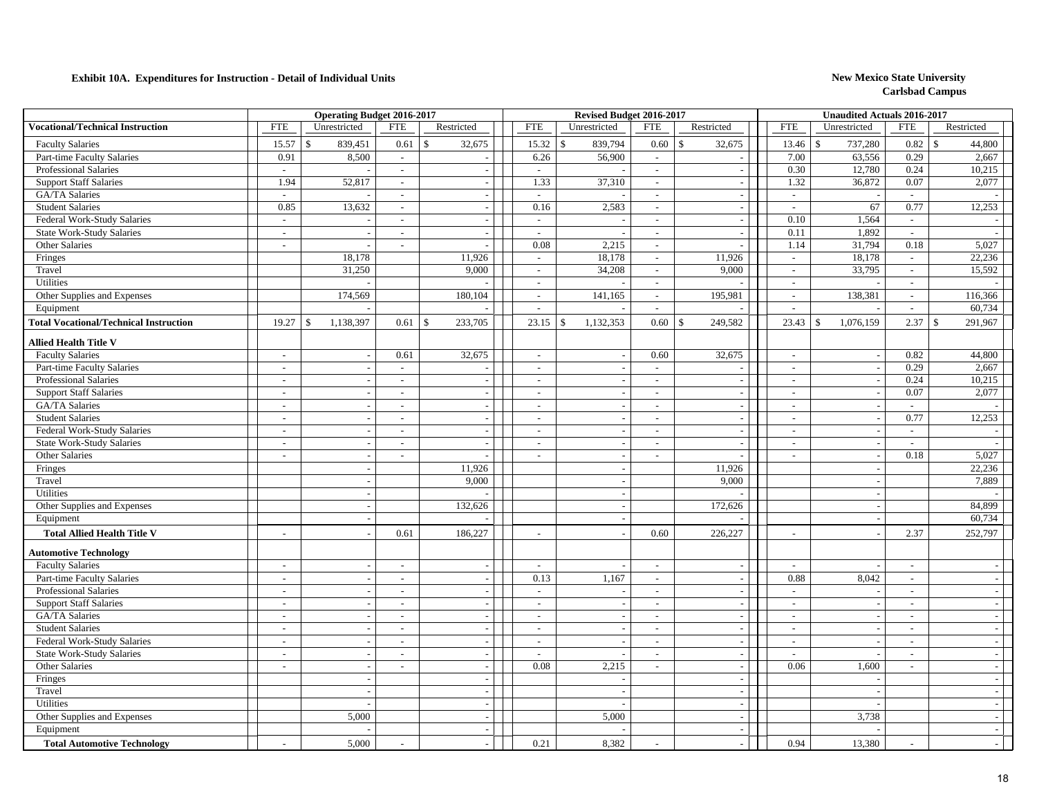**Exhibit 10A. Expenditures for Instruction - Detail of Individual Units**

**New Mexico State University**
**Carlsbad Campus**

| | Operating Budget 2016-2017 | | | | Revised Budget 2016-2017 | | | | Unaudited Actuals 2016-2017 | | | |
|---|---|---|---|---|---|---|---|---|---|---|---|---|
| **Vocational/Technical Instruction** | FTE | Unrestricted | FTE | Restricted | FTE | Unrestricted | FTE | Restricted | FTE | Unrestricted | FTE | Restricted |
| Faculty Salaries | 15.57 | $ 839,451 | 0.61 | $ 32,675 | 15.32 | $ 839,794 | 0.60 | $ 32,675 | 13.46 | $ 737,280 | 0.82 | $ 44,800 |
| Part-time Faculty Salaries | 0.91 | 8,500 | - | - | 6.26 | 56,900 | - | - | 7.00 | 63,556 | 0.29 | 2,667 |
| Professional Salaries | - | - | - | - | - | - | - | - | 0.30 | 12,780 | 0.24 | 10,215 |
| Support Staff Salaries | 1.94 | 52,817 | - | - | 1.33 | 37,310 | - | - | 1.32 | 36,872 | 0.07 | 2,077 |
| GA/TA Salaries | - | - | - | - | - | - | - | - | - | - | - | - |
| Student Salaries | 0.85 | 13,632 | - | - | 0.16 | 2,583 | - | - | - | 67 | 0.77 | 12,253 |
| Federal Work-Study Salaries | - | - | - | - | - | - | - | - | 0.10 | 1,564 | - | - |
| State Work-Study Salaries | - | - | - | - | - | - | - | - | 0.11 | 1,892 | - | - |
| Other Salaries | - | - | - | - | 0.08 | 2,215 | - | - | 1.14 | 31,794 | 0.18 | 5,027 |
| Fringes | | 18,178 | | 11,926 | - | 18,178 | - | 11,926 | - | 18,178 | - | 22,236 |
| Travel | | 31,250 | | 9,000 | - | 34,208 | - | 9,000 | - | 33,795 | - | 15,592 |
| Utilities | | - | | - | - | - | - | - | - | - | - | - |
| Other Supplies and Expenses | | 174,569 | | 180,104 | - | 141,165 | - | 195,981 | - | 138,381 | - | 116,366 |
| Equipment | | - | | - | - | - | - | - | - | - | - | 60,734 |
| **Total Vocational/Technical Instruction** | 19.27 | $ 1,138,397 | 0.61 | $ 233,705 | 23.15 | $ 1,132,353 | 0.60 | $ 249,582 | 23.43 | $ 1,076,159 | 2.37 | $ 291,967 |
| **Allied Health Title V** | | | | | | | | | | | | |
| Faculty Salaries | - | - | 0.61 | 32,675 | - | - | 0.60 | 32,675 | - | - | 0.82 | 44,800 |
| Part-time Faculty Salaries | - | - | - | - | - | - | - | - | - | - | 0.29 | 2,667 |
| Professional Salaries | - | - | - | - | - | - | - | - | - | - | 0.24 | 10,215 |
| Support Staff Salaries | - | - | - | - | - | - | - | - | - | - | 0.07 | 2,077 |
| GA/TA Salaries | - | - | - | - | - | - | - | - | - | - | - | - |
| Student Salaries | - | - | - | - | - | - | - | - | - | - | 0.77 | 12,253 |
| Federal Work-Study Salaries | - | - | - | - | - | - | - | - | - | - | - | - |
| State Work-Study Salaries | - | - | - | - | - | - | - | - | - | - | - | - |
| Other Salaries | - | - | - | - | - | - | - | - | - | - | 0.18 | 5,027 |
| Fringes | | - | | 11,926 | | - | | 11,926 | | - | | 22,236 |
| Travel | | - | | 9,000 | | - | | 9,000 | | - | | 7,889 |
| Utilities | | - | | - | | - | | - | | - | | - |
| Other Supplies and Expenses | | - | | 132,626 | | - | | 172,626 | | - | | 84,899 |
| Equipment | | - | | - | | - | | - | | - | | 60,734 |
| **Total Allied Health Title V** | - | - | 0.61 | 186,227 | - | - | 0.60 | 226,227 | - | - | 2.37 | 252,797 |
| **Automotive Technology** | | | | | | | | | | | | |
| Faculty Salaries | - | - | - | - | - | - | - | - | - | - | - | - |
| Part-time Faculty Salaries | - | - | - | - | 0.13 | 1,167 | - | - | 0.88 | 8,042 | - | - |
| Professional Salaries | - | - | - | - | - | - | - | - | - | - | - | - |
| Support Staff Salaries | - | - | - | - | - | - | - | - | - | - | - | - |
| GA/TA Salaries | - | - | - | - | - | - | - | - | - | - | - | - |
| Student Salaries | - | - | - | - | - | - | - | - | - | - | - | - |
| Federal Work-Study Salaries | - | - | - | - | - | - | - | - | - | - | - | - |
| State Work-Study Salaries | - | - | - | - | - | - | - | - | - | - | - | - |
| Other Salaries | - | - | - | - | 0.08 | 2,215 | - | - | 0.06 | 1,600 | - | - |
| Fringes | | - | | - | | - | | - | | - | | - |
| Travel | | - | | - | | - | | - | | - | | - |
| Utilities | | - | | - | | - | | - | | - | | - |
| Other Supplies and Expenses | | 5,000 | | - | | 5,000 | | - | | 3,738 | | - |
| Equipment | | - | | - | | - | | - | | - | | - |
| **Total Automotive Technology** | - | 5,000 | - | - | 0.21 | 8,382 | - | - | 0.94 | 13,380 | - | - |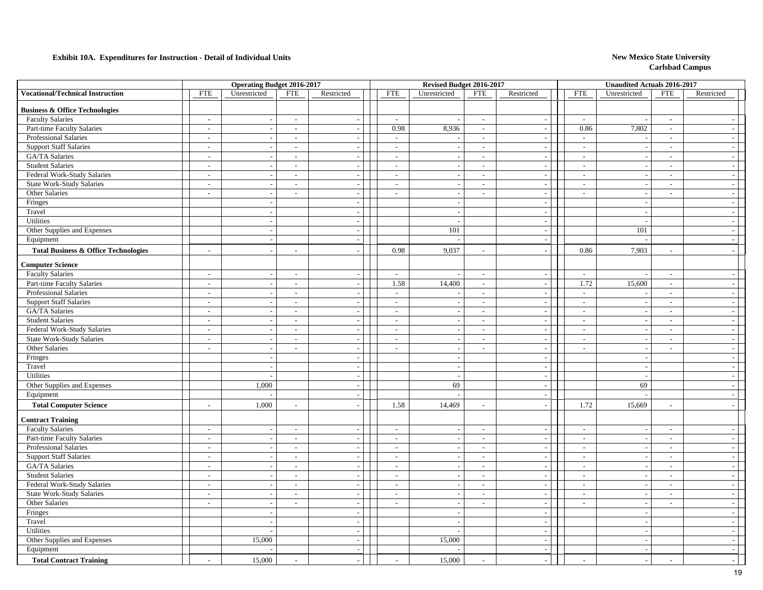**Exhibit 10A. Expenditures for Instruction - Detail of Individual Units**

**New Mexico State University**
**Carlsbad Campus**

| | Operating Budget 2016-2017 | | | | Revised Budget 2016-2017 | | | | Unaudited Actuals 2016-2017 | | | |
|---|---|---|---|---|---|---|---|---|---|---|---|---|
| **Vocational/Technical Instruction** | FTE | Unrestricted | FTE | Restricted | FTE | Unrestricted | FTE | Restricted | FTE | Unrestricted | FTE | Restricted |
| **Business & Office Technologies** | | | | | | | | | | | | |
| Faculty Salaries | - | - | - | - | - | - | - | - | - | - | - | - |
| Part-time Faculty Salaries | - | - | - | - | 0.98 | 8,936 | - | - | 0.86 | 7,802 | - | - |
| Professional Salaries | - | - | - | - | - | - | - | - | - | - | - | - |
| Support Staff Salaries | - | - | - | - | - | - | - | - | - | - | - | - |
| GA/TA Salaries | - | - | - | - | - | - | - | - | - | - | - | - |
| Student Salaries | - | - | - | - | - | - | - | - | - | - | - | - |
| Federal Work-Study Salaries | - | - | - | - | - | - | - | - | - | - | - | - |
| State Work-Study Salaries | - | - | - | - | - | - | - | - | - | - | - | - |
| Other Salaries | - | - | - | - | - | - | - | - | - | - | - | - |
| Fringes | | - | | - | | - | | - | | - | | - |
| Travel | | - | | - | | - | | - | | - | | - |
| Utilities | | - | | - | | - | | - | | - | | - |
| Other Supplies and Expenses | | - | | - | | 101 | | - | | 101 | | - |
| Equipment | | - | | - | | - | | - | | - | | - |
| **Total Business & Office Technologies** | - | - | - | - | 0.98 | 9,037 | - | - | 0.86 | 7,903 | - | - |
| **Computer Science** | | | | | | | | | | | | |
| Faculty Salaries | - | - | - | - | - | - | - | - | - | - | - | - |
| Part-time Faculty Salaries | - | - | - | - | 1.58 | 14,400 | - | - | 1.72 | 15,600 | - | - |
| Professional Salaries | - | - | - | - | - | - | - | - | - | - | - | - |
| Support Staff Salaries | - | - | - | - | - | - | - | - | - | - | - | - |
| GA/TA Salaries | - | - | - | - | - | - | - | - | - | - | - | - |
| Student Salaries | - | - | - | - | - | - | - | - | - | - | - | - |
| Federal Work-Study Salaries | - | - | - | - | - | - | - | - | - | - | - | - |
| State Work-Study Salaries | - | - | - | - | - | - | - | - | - | - | - | - |
| Other Salaries | - | - | - | - | - | - | - | - | - | - | - | - |
| Fringes | | - | | - | | - | | - | | - | | - |
| Travel | | - | | - | | - | | - | | - | | - |
| Utilities | | - | | - | | - | | - | | - | | - |
| Other Supplies and Expenses | | 1,000 | | - | | 69 | | - | | 69 | | - |
| Equipment | | - | | - | | - | | - | | - | | - |
| **Total Computer Science** | - | 1,000 | - | - | 1.58 | 14,469 | - | - | 1.72 | 15,669 | - | - |
| **Contract Training** | | | | | | | | | | | | |
| Faculty Salaries | - | - | - | - | - | - | - | - | - | - | - | - |
| Part-time Faculty Salaries | - | - | - | - | - | - | - | - | - | - | - | - |
| Professional Salaries | - | - | - | - | - | - | - | - | - | - | - | - |
| Support Staff Salaries | - | - | - | - | - | - | - | - | - | - | - | - |
| GA/TA Salaries | - | - | - | - | - | - | - | - | - | - | - | - |
| Student Salaries | - | - | - | - | - | - | - | - | - | - | - | - |
| Federal Work-Study Salaries | - | - | - | - | - | - | - | - | - | - | - | - |
| State Work-Study Salaries | - | - | - | - | - | - | - | - | - | - | - | - |
| Other Salaries | - | - | - | - | - | - | - | - | - | - | - | - |
| Fringes | | - | | - | | - | | - | | - | | - |
| Travel | | - | | - | | - | | - | | - | | - |
| Utilities | | - | | - | | - | | - | | - | | - |
| Other Supplies and Expenses | | 15,000 | | - | | 15,000 | | - | | - | | - |
| Equipment | | - | | - | | - | | - | | - | | - |
| **Total Contract Training** | - | 15,000 | - | - | - | 15,000 | - | - | - | - | - | - |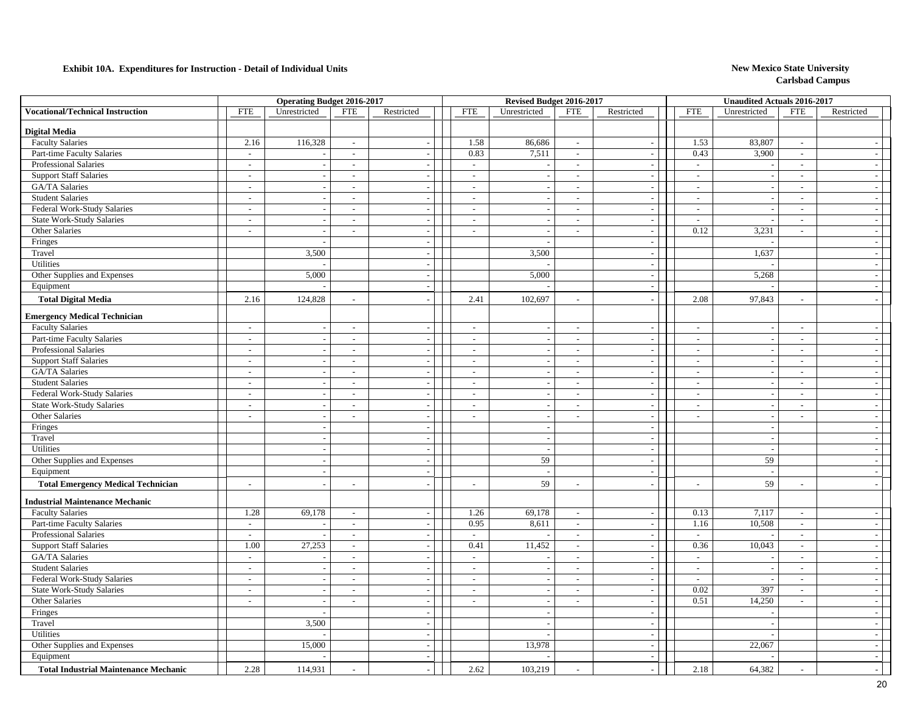**Exhibit 10A. Expenditures for Instruction - Detail of Individual Units**

**New Mexico State University**
**Carlsbad Campus**

| | Operating Budget 2016-2017 | | | | Revised Budget 2016-2017 | | | | Unaudited Actuals 2016-2017 | | | |
|---|---|---|---|---|---|---|---|---|---|---|---|---|
| **Vocational/Technical Instruction** | FTE | Unrestricted | FTE | Restricted | FTE | Unrestricted | FTE | Restricted | FTE | Unrestricted | FTE | Restricted |
| **Digital Media** | | | | | | | | | | | | |
| Faculty Salaries | 2.16 | 116,328 | - | - | 1.58 | 86,686 | - | - | 1.53 | 83,807 | - | - |
| Part-time Faculty Salaries | - | - | - | - | 0.83 | 7,511 | - | - | 0.43 | 3,900 | - | - |
| Professional Salaries | - | - | - | - | - | - | - | - | - | - | - | - |
| Support Staff Salaries | - | - | - | - | - | - | - | - | - | - | - | - |
| GA/TA Salaries | - | - | - | - | - | - | - | - | - | - | - | - |
| Student Salaries | - | - | - | - | - | - | - | - | - | - | - | - |
| Federal Work-Study Salaries | - | - | - | - | - | - | - | - | - | - | - | - |
| State Work-Study Salaries | - | - | - | - | - | - | - | - | - | - | - | - |
| Other Salaries | - | - | - | - | - | - | - | - | 0.12 | 3,231 | - | - |
| Fringes | | - | | - | | - | | - | | - | | - |
| Travel | | 3,500 | | - | | 3,500 | | - | | 1,637 | | - |
| Utilities | | - | | - | | - | | - | | - | | - |
| Other Supplies and Expenses | | 5,000 | | - | | 5,000 | | - | | 5,268 | | - |
| Equipment | | - | | - | | - | | - | | - | | - |
| **Total Digital Media** | 2.16 | 124,828 | - | - | 2.41 | 102,697 | - | - | 2.08 | 97,843 | - | - |
| **Emergency Medical Technician** | | | | | | | | | | | | |
| Faculty Salaries | - | - | - | - | - | - | - | - | - | - | - | - |
| Part-time Faculty Salaries | - | - | - | - | - | - | - | - | - | - | - | - |
| Professional Salaries | - | - | - | - | - | - | - | - | - | - | - | - |
| Support Staff Salaries | - | - | - | - | - | - | - | - | - | - | - | - |
| GA/TA Salaries | - | - | - | - | - | - | - | - | - | - | - | - |
| Student Salaries | - | - | - | - | - | - | - | - | - | - | - | - |
| Federal Work-Study Salaries | - | - | - | - | - | - | - | - | - | - | - | - |
| State Work-Study Salaries | - | - | - | - | - | - | - | - | - | - | - | - |
| Other Salaries | - | - | - | - | - | - | - | - | - | - | - | - |
| Fringes | | - | | - | | - | | - | | - | | - |
| Travel | | - | | - | | - | | - | | - | | - |
| Utilities | | - | | - | | - | | - | | - | | - |
| Other Supplies and Expenses | | - | | - | | 59 | | - | | 59 | | - |
| Equipment | | - | | - | | - | | - | | - | | - |
| **Total Emergency Medical Technician** | - | - | - | - | - | 59 | - | - | - | 59 | - | - |
| **Industrial Maintenance Mechanic** | | | | | | | | | | | | |
| Faculty Salaries | 1.28 | 69,178 | - | - | 1.26 | 69,178 | - | - | 0.13 | 7,117 | - | - |
| Part-time Faculty Salaries | - | - | - | - | 0.95 | 8,611 | - | - | 1.16 | 10,508 | - | - |
| Professional Salaries | - | - | - | - | - | - | - | - | - | - | - | - |
| Support Staff Salaries | 1.00 | 27,253 | - | - | 0.41 | 11,452 | - | - | 0.36 | 10,043 | - | - |
| GA/TA Salaries | - | - | - | - | - | - | - | - | - | - | - | - |
| Student Salaries | - | - | - | - | - | - | - | - | - | - | - | - |
| Federal Work-Study Salaries | - | - | - | - | - | - | - | - | - | - | - | - |
| State Work-Study Salaries | - | - | - | - | - | - | - | - | 0.02 | 397 | - | - |
| Other Salaries | - | - | - | - | - | - | - | - | 0.51 | 14,250 | - | - |
| Fringes | | - | | - | | - | | - | | - | | - |
| Travel | | 3,500 | | - | | - | | - | | - | | - |
| Utilities | | - | | - | | - | | - | | - | | - |
| Other Supplies and Expenses | | 15,000 | | - | | 13,978 | | - | | 22,067 | | - |
| Equipment | | - | | - | | - | | - | | - | | - |
| **Total Industrial Maintenance Mechanic** | 2.28 | 114,931 | - | - | 2.62 | 103,219 | - | - | 2.18 | 64,382 | - | - |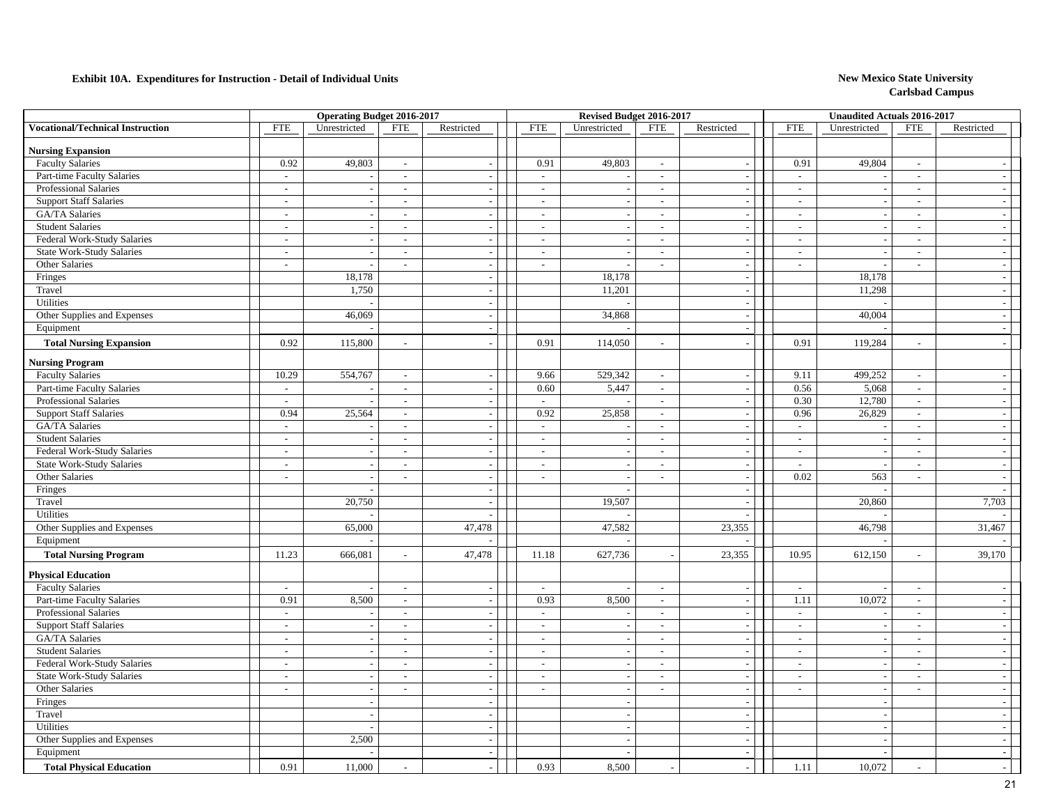**Exhibit 10A. Expenditures for Instruction - Detail of Individual Units**

**New Mexico State University**
**Carlsbad Campus**

| Vocational/Technical Instruction | Operating Budget 2016-2017 | | | | Revised Budget 2016-2017 | | | | Unaudited Actuals 2016-2017 | | | |
|---|---|---|---|---|---|---|---|---|---|---|---|---|
| | FTE | Unrestricted | FTE | Restricted | FTE | Unrestricted | FTE | Restricted | FTE | Unrestricted | FTE | Restricted |
| **Nursing Expansion** | | | | | | | | | | | | |
| Faculty Salaries | 0.92 | 49,803 | - | - | 0.91 | 49,803 | - | - | 0.91 | 49,804 | - | - |
| Part-time Faculty Salaries | - | - | - | - | - | - | - | - | - | - | - | - |
| Professional Salaries | - | - | - | - | - | - | - | - | - | - | - | - |
| Support Staff Salaries | - | - | - | - | - | - | - | - | - | - | - | - |
| GA/TA Salaries | - | - | - | - | - | - | - | - | - | - | - | - |
| Student Salaries | - | - | - | - | - | - | - | - | - | - | - | - |
| Federal Work-Study Salaries | - | - | - | - | - | - | - | - | - | - | - | - |
| State Work-Study Salaries | - | - | - | - | - | - | - | - | - | - | - | - |
| Other Salaries | - | - | - | - | - | - | - | - | - | - | - | - |
| Fringes | | 18,178 | | - | | 18,178 | | - | | 18,178 | | - |
| Travel | | 1,750 | | - | | 11,201 | | - | | 11,298 | | - |
| Utilities | | - | | - | | - | | - | | - | | - |
| Other Supplies and Expenses | | 46,069 | | - | | 34,868 | | - | | 40,004 | | - |
| Equipment | | - | | - | | - | | - | | - | | - |
| **Total Nursing Expansion** | 0.92 | 115,800 | - | - | 0.91 | 114,050 | - | - | 0.91 | 119,284 | - | - |
| **Nursing Program** | | | | | | | | | | | | |
| Faculty Salaries | 10.29 | 554,767 | - | - | 9.66 | 529,342 | - | - | 9.11 | 499,252 | - | - |
| Part-time Faculty Salaries | - | - | - | - | 0.60 | 5,447 | - | - | 0.56 | 5,068 | - | - |
| Professional Salaries | - | - | - | - | - | - | - | - | 0.30 | 12,780 | - | - |
| Support Staff Salaries | 0.94 | 25,564 | - | - | 0.92 | 25,858 | - | - | 0.96 | 26,829 | - | - |
| GA/TA Salaries | - | - | - | - | - | - | - | - | - | - | - | - |
| Student Salaries | - | - | - | - | - | - | - | - | - | - | - | - |
| Federal Work-Study Salaries | - | - | - | - | - | - | - | - | - | - | - | - |
| State Work-Study Salaries | - | - | - | - | - | - | - | - | - | - | - | - |
| Other Salaries | - | - | - | - | - | - | - | - | 0.02 | 563 | - | - |
| Fringes | | - | | - | | - | | - | | - | | - |
| Travel | | 20,750 | | - | | 19,507 | | - | | 20,860 | | 7,703 |
| Utilities | | - | | - | | - | | - | | - | | - |
| Other Supplies and Expenses | | 65,000 | | 47,478 | | 47,582 | | 23,355 | | 46,798 | | 31,467 |
| Equipment | | - | | - | | - | | - | | - | | - |
| **Total Nursing Program** | 11.23 | 666,081 | - | 47,478 | 11.18 | 627,736 | - | 23,355 | 10.95 | 612,150 | - | 39,170 |
| **Physical Education** | | | | | | | | | | | | |
| Faculty Salaries | - | - | - | - | - | - | - | - | - | - | - | - |
| Part-time Faculty Salaries | 0.91 | 8,500 | - | - | 0.93 | 8,500 | - | - | 1.11 | 10,072 | - | - |
| Professional Salaries | - | - | - | - | - | - | - | - | - | - | - | - |
| Support Staff Salaries | - | - | - | - | - | - | - | - | - | - | - | - |
| GA/TA Salaries | - | - | - | - | - | - | - | - | - | - | - | - |
| Student Salaries | - | - | - | - | - | - | - | - | - | - | - | - |
| Federal Work-Study Salaries | - | - | - | - | - | - | - | - | - | - | - | - |
| State Work-Study Salaries | - | - | - | - | - | - | - | - | - | - | - | - |
| Other Salaries | - | - | - | - | - | - | - | - | - | - | - | - |
| Fringes | | - | | - | | - | | - | | - | | - |
| Travel | | - | | - | | - | | - | | - | | - |
| Utilities | | - | | - | | - | | - | | - | | - |
| Other Supplies and Expenses | | 2,500 | | - | | - | | - | | - | | - |
| Equipment | | - | | - | | - | | - | | - | | - |
| **Total Physical Education** | 0.91 | 11,000 | - | - | 0.93 | 8,500 | - | - | 1.11 | 10,072 | - | - |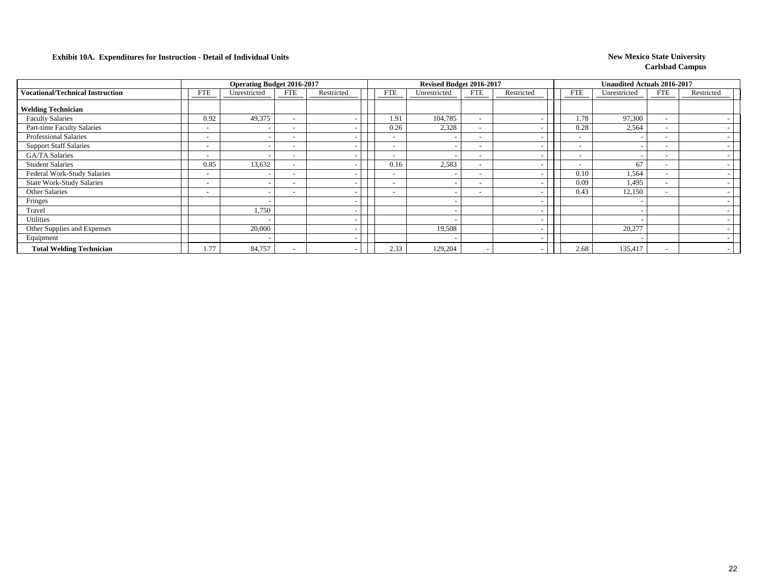**Exhibit 10A. Expenditures for Instruction - Detail of Individual Units**

**New Mexico State University**
**Carlsbad Campus**

| | Operating Budget 2016-2017 | | | | Revised Budget 2016-2017 | | | | Unaudited Actuals 2016-2017 | | | |
|---|---|---|---|---|---|---|---|---|---|---|---|---|
| **Vocational/Technical Instruction** | FTE | Unrestricted | FTE | Restricted | FTE | Unrestricted | FTE | Restricted | FTE | Unrestricted | FTE | Restricted |
| **Welding Technician** | | | | | | | | | | | | |
| Faculty Salaries | 0.92 | 49,375 | - | - | 1.91 | 104,785 | - | - | 1.78 | 97,300 | - | - |
| Part-time Faculty Salaries | - | - | - | - | 0.26 | 2,328 | - | - | 0.28 | 2,564 | - | - |
| Professional Salaries | - | - | - | - | - | - | - | - | - | - | - | - |
| Support Staff Salaries | - | - | - | - | - | - | - | - | - | - | - | - |
| GA/TA Salaries | - | - | - | - | - | - | - | - | - | - | - | - |
| Student Salaries | 0.85 | 13,632 | - | - | 0.16 | 2,583 | - | - | - | 67 | - | - |
| Federal Work-Study Salaries | - | - | - | - | - | - | - | - | 0.10 | 1,564 | - | - |
| State Work-Study Salaries | - | - | - | - | - | - | - | - | 0.09 | 1,495 | - | - |
| Other Salaries | - | - | - | - | - | - | - | - | 0.43 | 12,150 | - | - |
| Fringes | | - | | - | | - | | - | | - | | - |
| Travel | | 1,750 | | - | | - | | - | | - | | - |
| Utilities | | - | | - | | - | | - | | - | | - |
| Other Supplies and Expenses | | 20,000 | | - | | 19,508 | | - | | 20,277 | | - |
| Equipment | | - | | - | | - | | - | | - | | - |
| **Total Welding Technician** | 1.77 | 84,757 | - | - | 2.33 | 129,204 | - | - | 2.68 | 135,417 | - | - |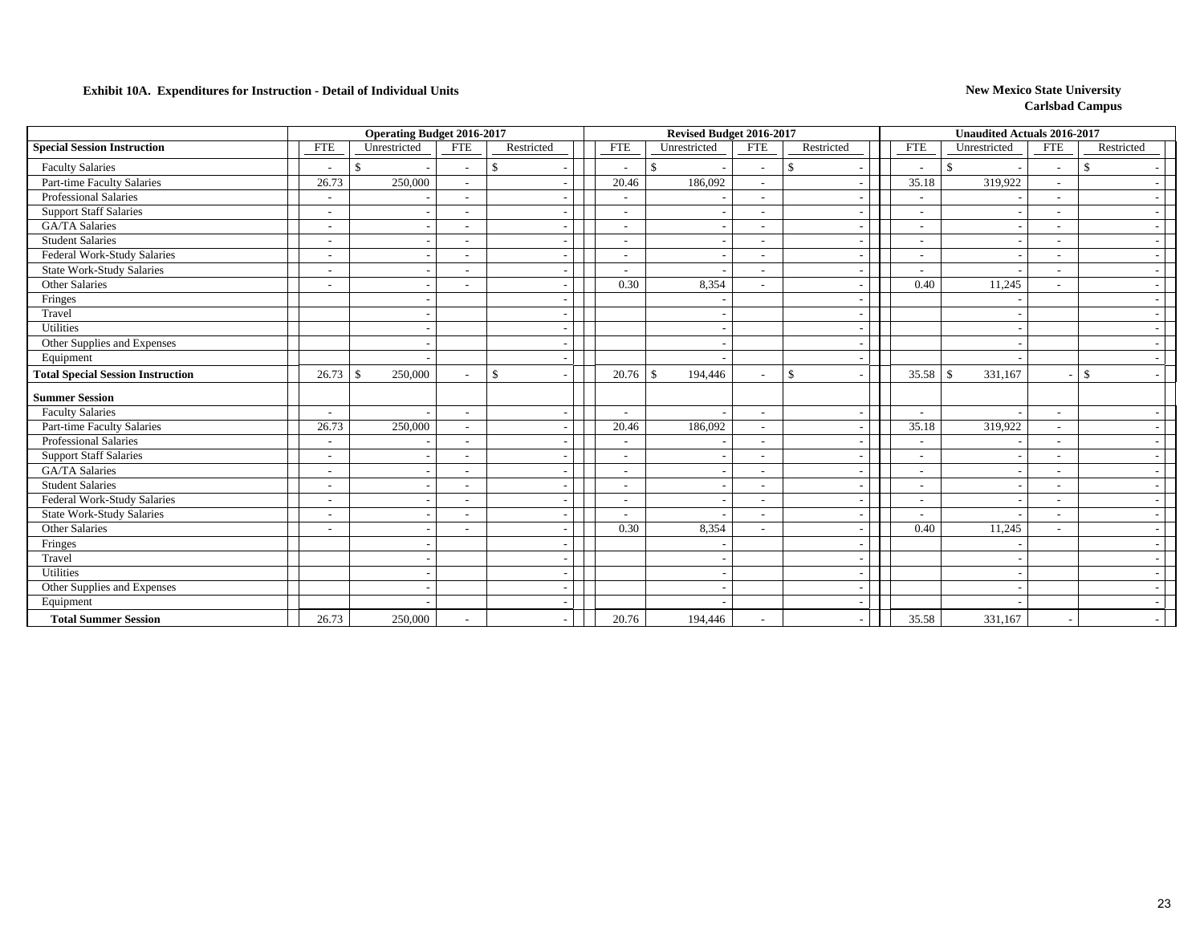**Exhibit 10A. Expenditures for Instruction - Detail of Individual Units**

**New Mexico State University**
**Carlsbad Campus**

| | Operating Budget 2016-2017 | | | | Revised Budget 2016-2017 | | | | Unaudited Actuals 2016-2017 | | | |
|---|---|---|---|---|---|---|---|---|---|---|---|---|
| **Special Session Instruction** | FTE | Unrestricted | FTE | Restricted | FTE | Unrestricted | FTE | Restricted | FTE | Unrestricted | FTE | Restricted |
| Faculty Salaries | - | $ - | - | $ - | - | $ - | - | $ - | - | $ - | - | $ - |
| Part-time Faculty Salaries | 26.73 | 250,000 | - | - | 20.46 | 186,092 | - | - | 35.18 | 319,922 | - | - |
| Professional Salaries | - | - | - | - | - | - | - | - | - | - | - | - |
| Support Staff Salaries | - | - | - | - | - | - | - | - | - | - | - | - |
| GA/TA Salaries | - | - | - | - | - | - | - | - | - | - | - | - |
| Student Salaries | - | - | - | - | - | - | - | - | - | - | - | - |
| Federal Work-Study Salaries | - | - | - | - | - | - | - | - | - | - | - | - |
| State Work-Study Salaries | - | - | - | - | - | - | - | - | - | - | - | - |
| Other Salaries | - | - | - | - | 0.30 | 8,354 | - | - | 0.40 | 11,245 | - | - |
| Fringes | | - | | - | | - | | - | | - | | - |
| Travel | | - | | - | | - | | - | | - | | - |
| Utilities | | - | | - | | - | | - | | - | | - |
| Other Supplies and Expenses | | - | | - | | - | | - | | - | | - |
| Equipment | | - | | - | | - | | - | | - | | - |
| **Total Special Session Instruction** | 26.73 | $ 250,000 | - | $ - | 20.76 | $ 194,446 | - | $ - | 35.58 | $ 331,167 | - | $ - |
| **Summer Session** | | | | | | | | | | | | |
| Faculty Salaries | - | - | - | - | - | - | - | - | - | - | - | - |
| Part-time Faculty Salaries | 26.73 | 250,000 | - | - | 20.46 | 186,092 | - | - | 35.18 | 319,922 | - | - |
| Professional Salaries | - | - | - | - | - | - | - | - | - | - | - | - |
| Support Staff Salaries | - | - | - | - | - | - | - | - | - | - | - | - |
| GA/TA Salaries | - | - | - | - | - | - | - | - | - | - | - | - |
| Student Salaries | - | - | - | - | - | - | - | - | - | - | - | - |
| Federal Work-Study Salaries | - | - | - | - | - | - | - | - | - | - | - | - |
| State Work-Study Salaries | - | - | - | - | - | - | - | - | - | - | - | - |
| Other Salaries | - | - | - | - | 0.30 | 8,354 | - | - | 0.40 | 11,245 | - | - |
| Fringes | | - | | - | | - | | - | | - | | - |
| Travel | | - | | - | | - | | - | | - | | - |
| Utilities | | - | | - | | - | | - | | - | | - |
| Other Supplies and Expenses | | - | | - | | - | | - | | - | | - |
| Equipment | | - | | - | | - | | - | | - | | - |
| **Total Summer Session** | 26.73 | 250,000 | - | - | 20.76 | 194,446 | - | - | 35.58 | 331,167 | - | - |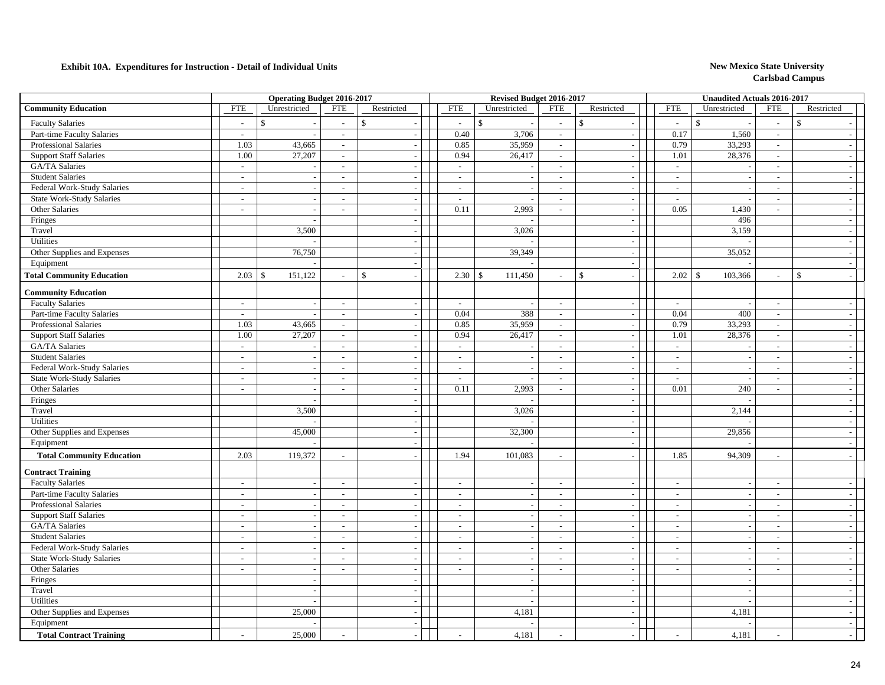**Exhibit 10A. Expenditures for Instruction - Detail of Individual Units**

**New Mexico State University**
**Carlsbad Campus**

| | Operating Budget 2016-2017 | | | | Revised Budget 2016-2017 | | | | Unaudited Actuals 2016-2017 | | | |
|---|---|---|---|---|---|---|---|---|---|---|---|---|
| **Community Education** | FTE | Unrestricted | FTE | Restricted | FTE | Unrestricted | FTE | Restricted | FTE | Unrestricted | FTE | Restricted |
| Faculty Salaries | - | $ - | - | $ - | - | $ - | - | $ - | - | $ - | - | $ - |
| Part-time Faculty Salaries | - | - | - | - | 0.40 | 3,706 | - | - | 0.17 | 1,560 | - | - |
| Professional Salaries | 1.03 | 43,665 | - | - | 0.85 | 35,959 | - | - | 0.79 | 33,293 | - | - |
| Support Staff Salaries | 1.00 | 27,207 | - | - | 0.94 | 26,417 | - | - | 1.01 | 28,376 | - | - |
| GA/TA Salaries | - | - | - | - | - | - | - | - | - | - | - | - |
| Student Salaries | - | - | - | - | - | - | - | - | - | - | - | - |
| Federal Work-Study Salaries | - | - | - | - | - | - | - | - | - | - | - | - |
| State Work-Study Salaries | - | - | - | - | - | - | - | - | - | - | - | - |
| Other Salaries | - | - | - | - | 0.11 | 2,993 | - | - | 0.05 | 1,430 | - | - |
| Fringes | | - | | - | | - | | - | | 496 | | - |
| Travel | | 3,500 | | - | | 3,026 | | - | | 3,159 | | - |
| Utilities | | - | | - | | - | | - | | - | | - |
| Other Supplies and Expenses | | 76,750 | | - | | 39,349 | | - | | 35,052 | | - |
| Equipment | | - | | - | | - | | - | | - | | - |
| **Total Community Education** | 2.03 | $ 151,122 | - | $ - | 2.30 | $ 111,450 | - | $ - | 2.02 | $ 103,366 | - | $ - |
| **Community Education** | | | | | | | | | | | | |
| Faculty Salaries | - | - | - | - | - | - | - | - | - | - | - | - |
| Part-time Faculty Salaries | - | - | - | - | 0.04 | 388 | - | - | 0.04 | 400 | - | - |
| Professional Salaries | 1.03 | 43,665 | - | - | 0.85 | 35,959 | - | - | 0.79 | 33,293 | - | - |
| Support Staff Salaries | 1.00 | 27,207 | - | - | 0.94 | 26,417 | - | - | 1.01 | 28,376 | - | - |
| GA/TA Salaries | - | - | - | - | - | - | - | - | - | - | - | - |
| Student Salaries | - | - | - | - | - | - | - | - | - | - | - | - |
| Federal Work-Study Salaries | - | - | - | - | - | - | - | - | - | - | - | - |
| State Work-Study Salaries | - | - | - | - | - | - | - | - | - | - | - | - |
| Other Salaries | - | - | - | - | 0.11 | 2,993 | - | - | 0.01 | 240 | - | - |
| Fringes | | - | | - | | - | | - | | - | | - |
| Travel | | 3,500 | | - | | 3,026 | | - | | 2,144 | | - |
| Utilities | | - | | - | | - | | - | | - | | - |
| Other Supplies and Expenses | | 45,000 | | - | | 32,300 | | - | | 29,856 | | - |
| Equipment | | - | | - | | - | | - | | - | | - |
| **Total Community Education** | 2.03 | 119,372 | - | - | 1.94 | 101,083 | - | - | 1.85 | 94,309 | - | - |
| **Contract Training** | | | | | | | | | | | | |
| Faculty Salaries | - | - | - | - | - | - | - | - | - | - | - | - |
| Part-time Faculty Salaries | - | - | - | - | - | - | - | - | - | - | - | - |
| Professional Salaries | - | - | - | - | - | - | - | - | - | - | - | - |
| Support Staff Salaries | - | - | - | - | - | - | - | - | - | - | - | - |
| GA/TA Salaries | - | - | - | - | - | - | - | - | - | - | - | - |
| Student Salaries | - | - | - | - | - | - | - | - | - | - | - | - |
| Federal Work-Study Salaries | - | - | - | - | - | - | - | - | - | - | - | - |
| State Work-Study Salaries | - | - | - | - | - | - | - | - | - | - | - | - |
| Other Salaries | - | - | - | - | - | - | - | - | - | - | - | - |
| Fringes | | - | | - | | - | | - | | - | | - |
| Travel | | - | | - | | - | | - | | - | | - |
| Utilities | | - | | - | | - | | - | | - | | - |
| Other Supplies and Expenses | | 25,000 | | - | | 4,181 | | - | | 4,181 | | - |
| Equipment | | - | | - | | - | | - | | - | | - |
| **Total Contract Training** | - | 25,000 | - | - | - | 4,181 | - | - | - | 4,181 | - | - |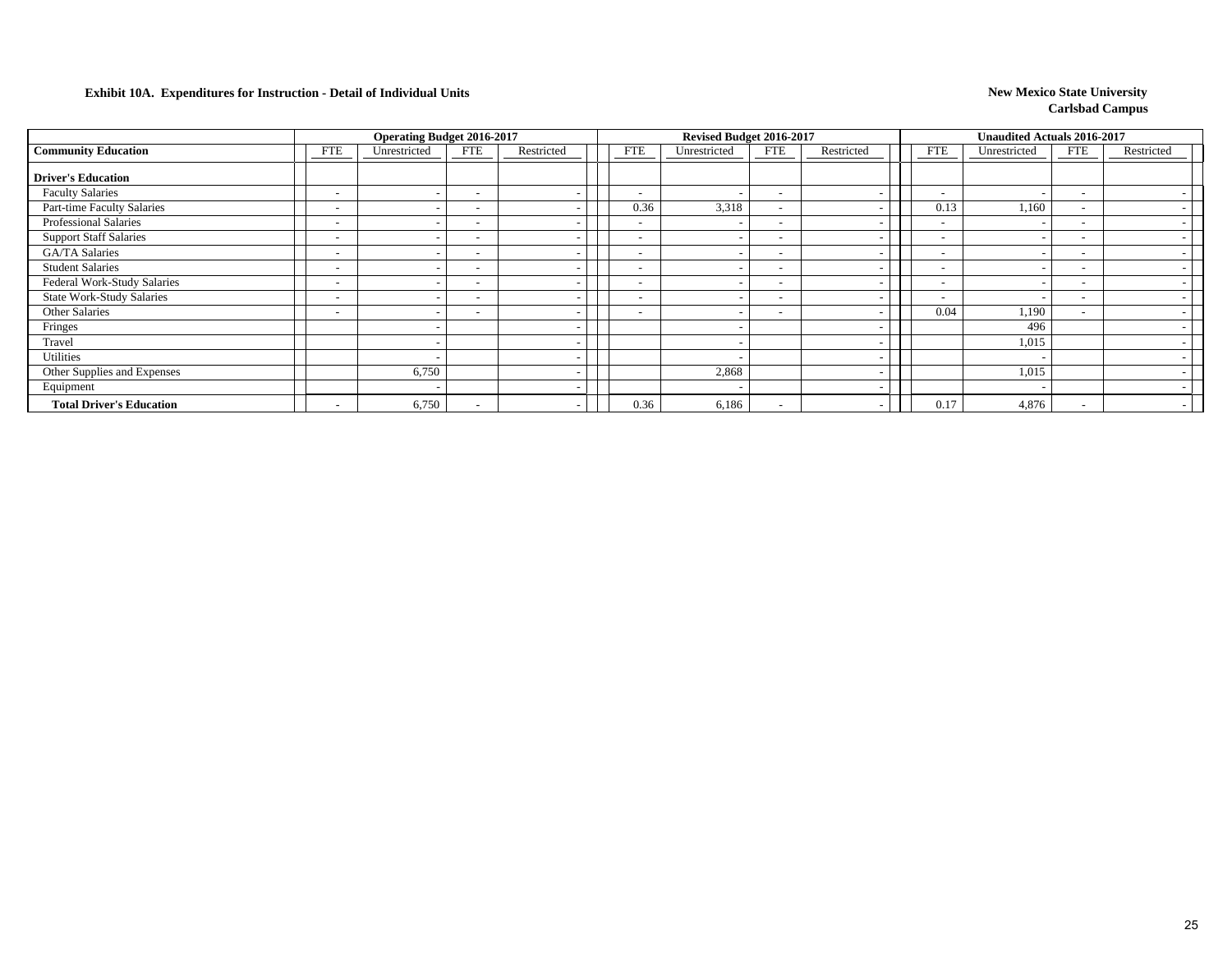**Exhibit 10A. Expenditures for Instruction - Detail of Individual Units**

**New Mexico State University**
**Carlsbad Campus**

| | Operating Budget 2016-2017 | | | | Revised Budget 2016-2017 | | | | Unaudited Actuals 2016-2017 | | | |
|---|---|---|---|---|---|---|---|---|---|---|---|---|
| **Community Education** | FTE | Unrestricted | FTE | Restricted | FTE | Unrestricted | FTE | Restricted | FTE | Unrestricted | FTE | Restricted |
| **Driver's Education** | | | | | | | | | | | | |
| Faculty Salaries | - | - | - | - | - | - | - | - | - | - | - | - |
| Part-time Faculty Salaries | - | - | - | - | 0.36 | 3,318 | - | - | 0.13 | 1,160 | - | - |
| Professional Salaries | - | - | - | - | - | - | - | - | - | - | - | - |
| Support Staff Salaries | - | - | - | - | - | - | - | - | - | - | - | - |
| GA/TA Salaries | - | - | - | - | - | - | - | - | - | - | - | - |
| Student Salaries | - | - | - | - | - | - | - | - | - | - | - | - |
| Federal Work-Study Salaries | - | - | - | - | - | - | - | - | - | - | - | - |
| State Work-Study Salaries | - | - | - | - | - | - | - | - | - | - | - | - |
| Other Salaries | - | - | - | - | - | - | - | - | 0.04 | 1,190 | - | - |
| Fringes | | - | | - | | - | | - | | 496 | | - |
| Travel | | - | | - | | - | | - | | 1,015 | | - |
| Utilities | | - | | - | | - | | - | | - | | - |
| Other Supplies and Expenses | | 6,750 | | - | | 2,868 | | - | | 1,015 | | - |
| Equipment | | - | | - | | - | | - | | - | | - |
| **Total Driver's Education** | - | 6,750 | - | - | 0.36 | 6,186 | - | - | 0.17 | 4,876 | - | - |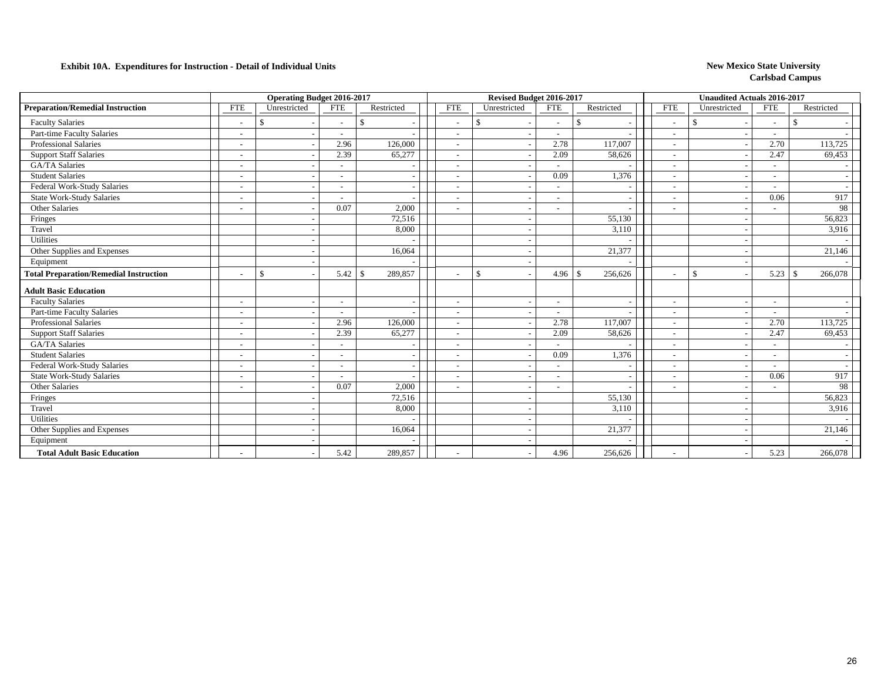**Exhibit 10A. Expenditures for Instruction - Detail of Individual Units**

**New Mexico State University**
**Carlsbad Campus**

| | Operating Budget 2016-2017 | | | | Revised Budget 2016-2017 | | | | Unaudited Actuals 2016-2017 | | | |
|---|---|---|---|---|---|---|---|---|---|---|---|---|
| **Preparation/Remedial Instruction** | FTE | Unrestricted | FTE | Restricted | FTE | Unrestricted | FTE | Restricted | FTE | Unrestricted | FTE | Restricted |
| Faculty Salaries | - | $ - | - | $ - | - | $ - | - | $ - | - | $ - | - | $ - |
| Part-time Faculty Salaries | - | - | - | - | - | - | - | - | - | - | - | - |
| Professional Salaries | - | - | 2.96 | 126,000 | - | - | 2.78 | 117,007 | - | - | 2.70 | 113,725 |
| Support Staff Salaries | - | - | 2.39 | 65,277 | - | - | 2.09 | 58,626 | - | - | 2.47 | 69,453 |
| GA/TA Salaries | - | - | - | - | - | - | - | - | - | - | - | - |
| Student Salaries | - | - | - | - | - | - | 0.09 | 1,376 | - | - | - | - |
| Federal Work-Study Salaries | - | - | - | - | - | - | - | - | - | - | - | - |
| State Work-Study Salaries | - | - | - | - | - | - | - | - | - | - | 0.06 | 917 |
| Other Salaries | - | - | 0.07 | 2,000 | - | - | - | - | - | - | - | 98 |
| Fringes | | - | | 72,516 | | - | | 55,130 | | - | | 56,823 |
| Travel | | - | | 8,000 | | - | | 3,110 | | - | | 3,916 |
| Utilities | | - | | - | | - | | - | | - | | - |
| Other Supplies and Expenses | | - | | 16,064 | | - | | 21,377 | | - | | 21,146 |
| Equipment | | - | | - | | - | | - | | - | | - |
| **Total Preparation/Remedial Instruction** | - | $ - | 5.42 | $ 289,857 | - | $ - | 4.96 | $ 256,626 | - | $ - | 5.23 | $ 266,078 |
| **Adult Basic Education** | | | | | | | | | | | | |
| Faculty Salaries | - | - | - | - | - | - | - | - | - | - | - | - |
| Part-time Faculty Salaries | - | - | - | - | - | - | - | - | - | - | - | - |
| Professional Salaries | - | - | 2.96 | 126,000 | - | - | 2.78 | 117,007 | - | - | 2.70 | 113,725 |
| Support Staff Salaries | - | - | 2.39 | 65,277 | - | - | 2.09 | 58,626 | - | - | 2.47 | 69,453 |
| GA/TA Salaries | - | - | - | - | - | - | - | - | - | - | - | - |
| Student Salaries | - | - | - | - | - | - | 0.09 | 1,376 | - | - | - | - |
| Federal Work-Study Salaries | - | - | - | - | - | - | - | - | - | - | - | - |
| State Work-Study Salaries | - | - | - | - | - | - | - | - | - | - | 0.06 | 917 |
| Other Salaries | - | - | 0.07 | 2,000 | - | - | - | - | - | - | - | 98 |
| Fringes | | - | | 72,516 | | - | | 55,130 | | - | | 56,823 |
| Travel | | - | | 8,000 | | - | | 3,110 | | - | | 3,916 |
| Utilities | | - | | - | | - | | - | | - | | - |
| Other Supplies and Expenses | | - | | 16,064 | | - | | 21,377 | | - | | 21,146 |
| Equipment | | - | | - | | - | | - | | - | | - |
| **Total Adult Basic Education** | - | - | 5.42 | 289,857 | - | - | 4.96 | 256,626 | - | - | 5.23 | 266,078 |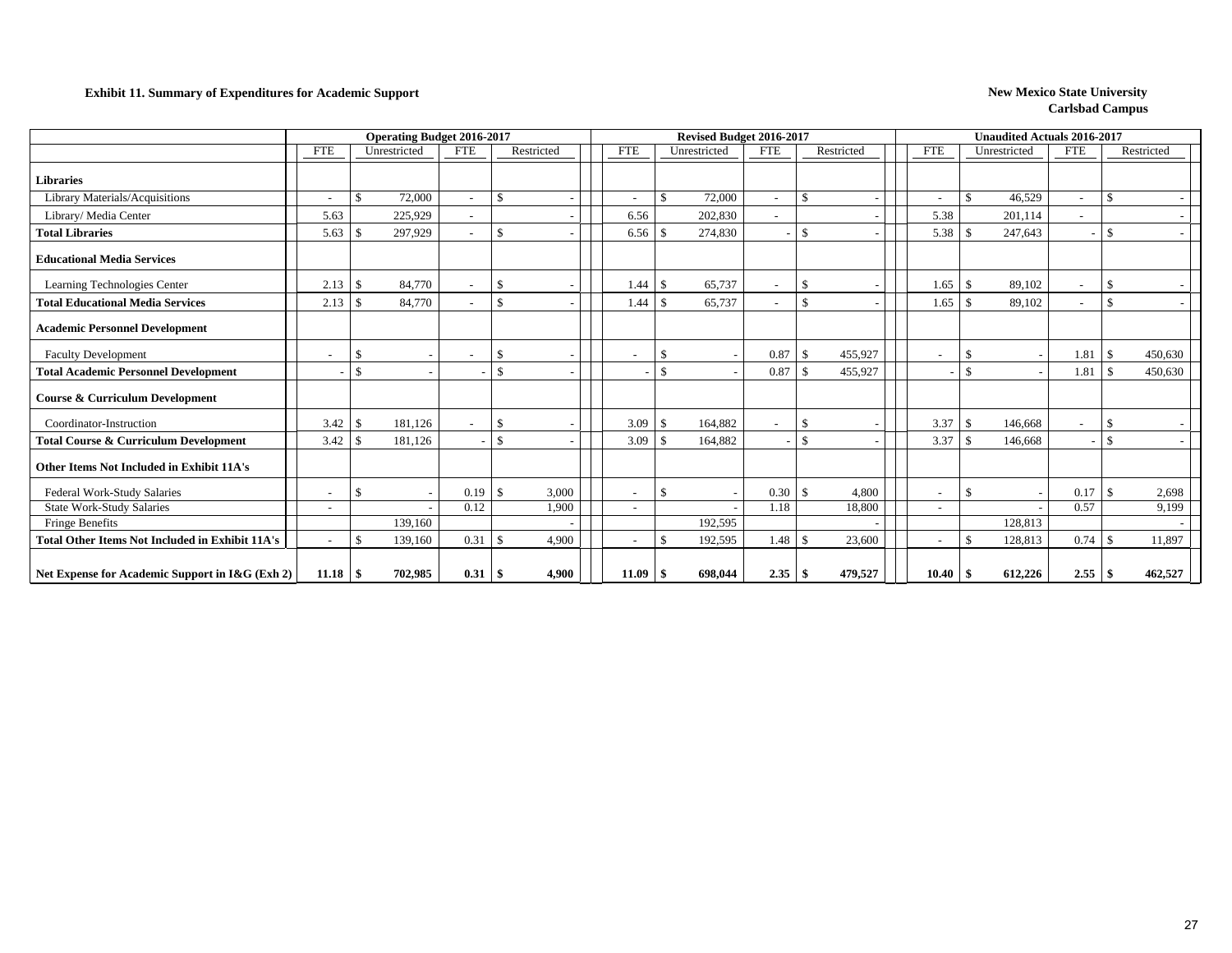**Exhibit 11. Summary of Expenditures for Academic Support**

**New Mexico State University**
**Carlsbad Campus**

| | Operating Budget 2016-2017 | | | | Revised Budget 2016-2017 | | | | Unaudited Actuals 2016-2017 | | | |
|---|---|---|---|---|---|---|---|---|---|---|---|---|
| | FTE | Unrestricted | FTE | Restricted | FTE | Unrestricted | FTE | Restricted | FTE | Unrestricted | FTE | Restricted |
| **Libraries** | | | | | | | | | | | | |
| Library Materials/Acquisitions | - | $ 72,000 | - | $ - | - | $ 72,000 | - | $ - | - | $ 46,529 | - | $ - |
| Library/ Media Center | 5.63 | 225,929 | - | - | 6.56 | 202,830 | - | - | 5.38 | 201,114 | - | - |
| **Total Libraries** | 5.63 | $ 297,929 | - | $ - | 6.56 | $ 274,830 | - | $ - | 5.38 | $ 247,643 | - | $ - |
| **Educational Media Services** | | | | | | | | | | | | |
| Learning Technologies Center | 2.13 | $ 84,770 | - | $ - | 1.44 | $ 65,737 | - | $ - | 1.65 | $ 89,102 | - | $ - |
| **Total Educational Media Services** | 2.13 | $ 84,770 | - | $ - | 1.44 | $ 65,737 | - | $ - | 1.65 | $ 89,102 | - | $ - |
| **Academic Personnel Development** | | | | | | | | | | | | |
| Faculty Development | - | $ - | - | $ - | - | $ - | 0.87 | $ 455,927 | - | $ - | 1.81 | $ 450,630 |
| **Total Academic Personnel Development** | - | $ - | - | $ - | - | $ - | 0.87 | $ 455,927 | - | $ - | 1.81 | $ 450,630 |
| **Course & Curriculum Development** | | | | | | | | | | | | |
| Coordinator-Instruction | 3.42 | $ 181,126 | - | $ - | 3.09 | $ 164,882 | - | $ - | 3.37 | $ 146,668 | - | $ - |
| **Total Course & Curriculum Development** | 3.42 | $ 181,126 | - | $ - | 3.09 | $ 164,882 | - | $ - | 3.37 | $ 146,668 | - | $ - |
| **Other Items Not Included in Exhibit 11A's** | | | | | | | | | | | | |
| Federal Work-Study Salaries | - | $ - | 0.19 | $ 3,000 | - | $ - | 0.30 | $ 4,800 | - | $ - | 0.17 | $ 2,698 |
| State Work-Study Salaries | - | - | 0.12 | 1,900 | - | - | 1.18 | 18,800 | - | - | 0.57 | 9,199 |
| Fringe Benefits | | 139,160 | | - | | 192,595 | | - | | 128,813 | | - |
| **Total Other Items Not Included in Exhibit 11A's** | - | $ 139,160 | 0.31 | $ 4,900 | - | $ 192,595 | 1.48 | $ 23,600 | - | $ 128,813 | 0.74 | $ 11,897 |
| **Net Expense for Academic Support in I&G (Exh 2)** | **11.18** | **$ 702,985** | **0.31** | **$ 4,900** | **11.09** | **$ 698,044** | **2.35** | **$ 479,527** | **10.40** | **$ 612,226** | **2.55** | **$ 462,527** |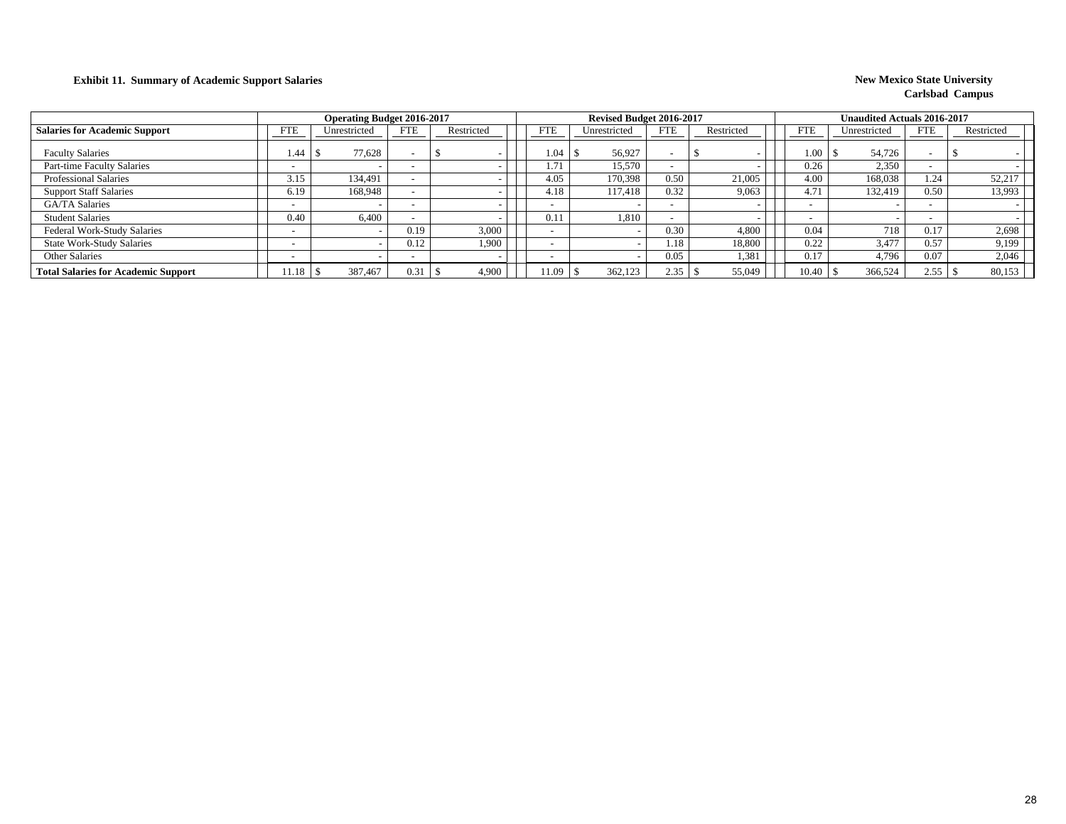**Exhibit 11. Summary of Academic Support Salaries**

**New Mexico State University**
**Carlsbad Campus**

| | Operating Budget 2016-2017 | | | | Revised Budget 2016-2017 | | | | Unaudited Actuals 2016-2017 | | | |
|---|---|---|---|---|---|---|---|---|---|---|---|---|
| **Salaries for Academic Support** | FTE | Unrestricted | FTE | Restricted | FTE | Unrestricted | FTE | Restricted | FTE | Unrestricted | FTE | Restricted |
| Faculty Salaries | 1.44 | $ 77,628 | - | $ - | 1.04 | $ 56,927 | - | $ - | 1.00 | $ 54,726 | - | $ - |
| Part-time Faculty Salaries | - | - | - | - | 1.71 | 15,570 | - | - | 0.26 | 2,350 | - | - |
| Professional Salaries | 3.15 | 134,491 | - | - | 4.05 | 170,398 | 0.50 | 21,005 | 4.00 | 168,038 | 1.24 | 52,217 |
| Support Staff Salaries | 6.19 | 168,948 | - | - | 4.18 | 117,418 | 0.32 | 9,063 | 4.71 | 132,419 | 0.50 | 13,993 |
| GA/TA Salaries | - | - | - | - | - | - | - | - | - | - | - | - |
| Student Salaries | 0.40 | 6,400 | - | - | 0.11 | 1,810 | - | - | - | - | - | - |
| Federal Work-Study Salaries | - | - | 0.19 | 3,000 | - | - | 0.30 | 4,800 | 0.04 | 718 | 0.17 | 2,698 |
| State Work-Study Salaries | - | - | 0.12 | 1,900 | - | - | 1.18 | 18,800 | 0.22 | 3,477 | 0.57 | 9,199 |
| Other Salaries | - | - | - | - | - | - | 0.05 | 1,381 | 0.17 | 4,796 | 0.07 | 2,046 |
| **Total Salaries for Academic Support** | 11.18 | $ 387,467 | 0.31 | $ 4,900 | 11.09 | $ 362,123 | 2.35 | $ 55,049 | 10.40 | $ 366,524 | 2.55 | $ 80,153 |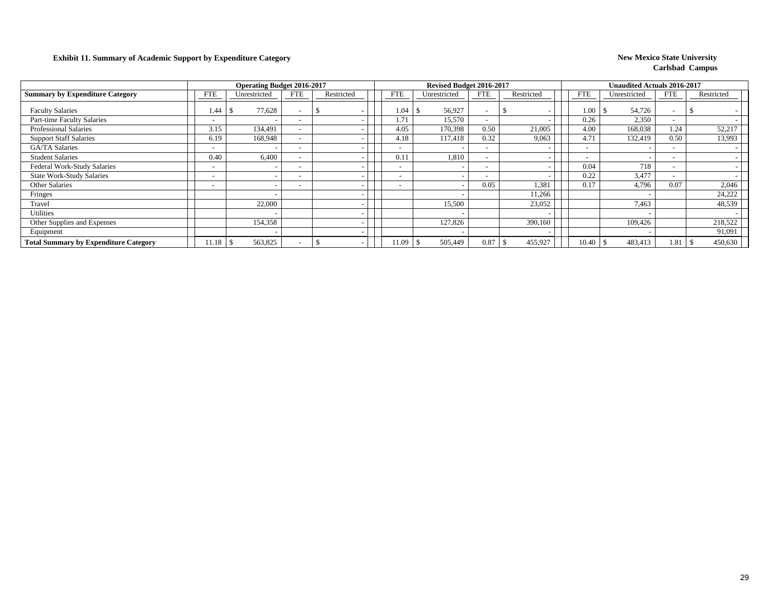**Exhibit 11. Summary of Academic Support by Expenditure Category**

**New Mexico State University**
**Carlsbad Campus**

| | Operating Budget 2016-2017 | | | | Revised Budget 2016-2017 | | | | Unaudited Actuals 2016-2017 | | | |
|---|---|---|---|---|---|---|---|---|---|---|---|---|
| **Summary by Expenditure Category** | FTE | Unrestricted | FTE | Restricted | FTE | Unrestricted | FTE | Restricted | FTE | Unrestricted | FTE | Restricted |
| Faculty Salaries | 1.44 | $ 77,628 | - | $ - | 1.04 | $ 56,927 | - | $ - | 1.00 | $ 54,726 | - | $ - |
| Part-time Faculty Salaries | - | - | - | - | 1.71 | 15,570 | - | - | 0.26 | 2,350 | - | - |
| Professional Salaries | 3.15 | 134,491 | - | - | 4.05 | 170,398 | 0.50 | 21,005 | 4.00 | 168,038 | 1.24 | 52,217 |
| Support Staff Salaries | 6.19 | 168,948 | - | - | 4.18 | 117,418 | 0.32 | 9,063 | 4.71 | 132,419 | 0.50 | 13,993 |
| GA/TA Salaries | - | - | - | - | - | - | - | - | - | - | - | - |
| Student Salaries | 0.40 | 6,400 | - | - | 0.11 | 1,810 | - | - | - | - | - | - |
| Federal Work-Study Salaries | - | - | - | - | - | - | - | - | 0.04 | 718 | - | - |
| State Work-Study Salaries | - | - | - | - | - | - | - | - | 0.22 | 3,477 | - | - |
| Other Salaries | - | - | - | - | - | - | 0.05 | 1,381 | 0.17 | 4,796 | 0.07 | 2,046 |
| Fringes | | - | | - | | - | | 11,266 | | - | | 24,222 |
| Travel | | 22,000 | | - | | 15,500 | | 23,052 | | 7,463 | | 48,539 |
| Utilities | | - | | - | | - | | - | | - | | - |
| Other Supplies and Expenses | | 154,358 | | - | | 127,826 | | 390,160 | | 109,426 | | 218,522 |
| Equipment | | - | | - | | - | | - | | - | | 91,091 |
| **Total Summary by Expenditure Category** | 11.18 | $ 563,825 | - | $ - | 11.09 | $ 505,449 | 0.87 | $ 455,927 | 10.40 | $ 483,413 | 1.81 | $ 450,630 |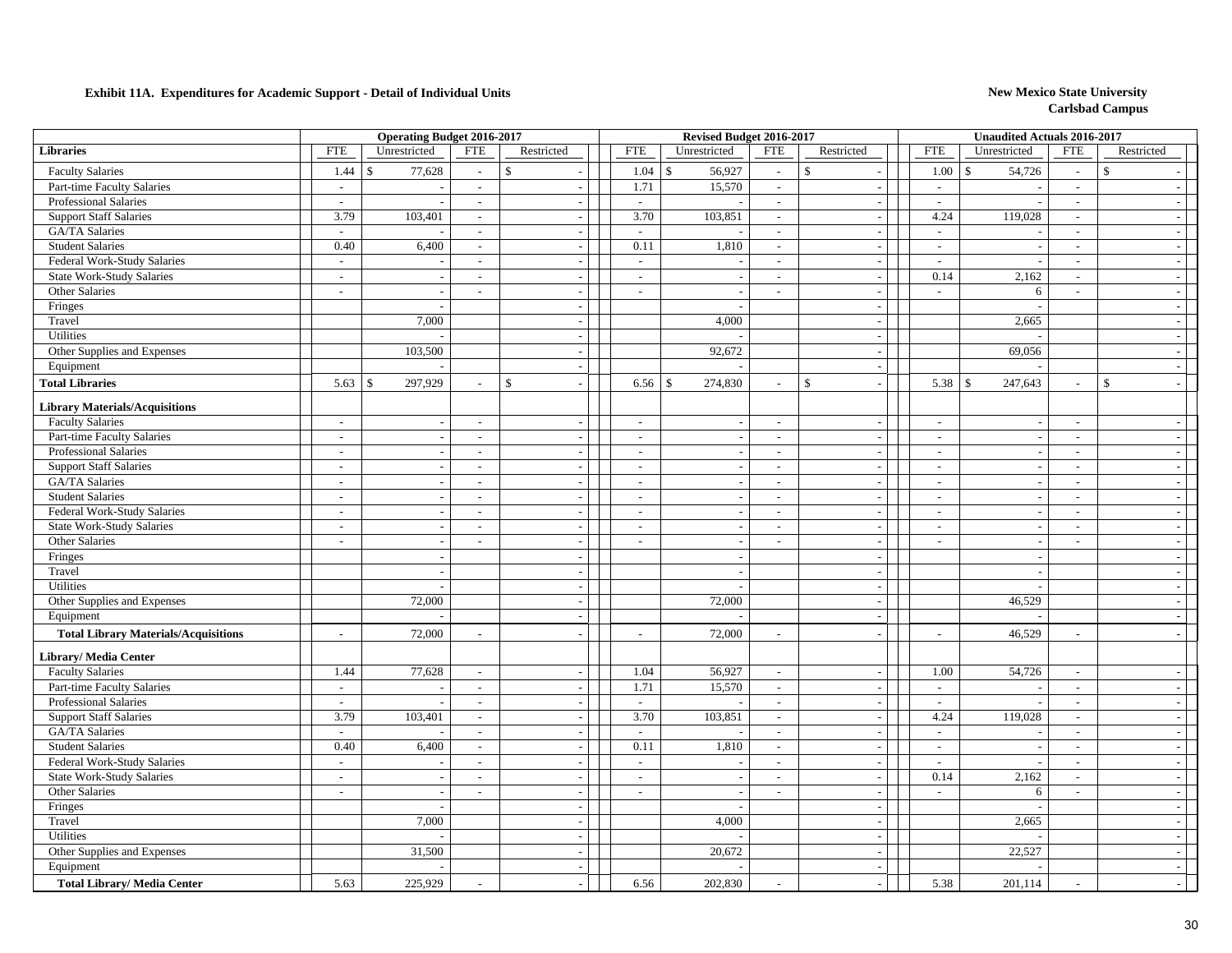**Exhibit 11A. Expenditures for Academic Support - Detail of Individual Units**

**New Mexico State University**
**Carlsbad Campus**

| | Operating Budget 2016-2017 | | | | Revised Budget 2016-2017 | | | | Unaudited Actuals 2016-2017 | | | |
|---|---|---|---|---|---|---|---|---|---|---|---|---|
| **Libraries** | FTE | Unrestricted | FTE | Restricted | FTE | Unrestricted | FTE | Restricted | FTE | Unrestricted | FTE | Restricted |
| Faculty Salaries | 1.44 | $ 77,628 | - | $ - | 1.04 | $ 56,927 | - | $ - | 1.00 | $ 54,726 | - | $ - |
| Part-time Faculty Salaries | - | - | - | - | 1.71 | 15,570 | - | - | - | - | - | - |
| Professional Salaries | - | - | - | - | - | - | - | - | - | - | - | - |
| Support Staff Salaries | 3.79 | 103,401 | - | - | 3.70 | 103,851 | - | - | 4.24 | 119,028 | - | - |
| GA/TA Salaries | - | - | - | - | - | - | - | - | - | - | - | - |
| Student Salaries | 0.40 | 6,400 | - | - | 0.11 | 1,810 | - | - | - | - | - | - |
| Federal Work-Study Salaries | - | - | - | - | - | - | - | - | - | - | - | - |
| State Work-Study Salaries | - | - | - | - | - | - | - | - | 0.14 | 2,162 | - | - |
| Other Salaries | - | - | - | - | - | - | - | - | - | 6 | - | - |
| Fringes | | - | | - | | - | | - | | - | | - |
| Travel | | 7,000 | | - | | 4,000 | | - | | 2,665 | | - |
| Utilities | | - | | - | | - | | - | | - | | - |
| Other Supplies and Expenses | | 103,500 | | - | | 92,672 | | - | | 69,056 | | - |
| Equipment | | - | | - | | - | | - | | - | | - |
| **Total Libraries** | 5.63 | $ 297,929 | - | $ - | 6.56 | $ 274,830 | - | $ - | 5.38 | $ 247,643 | - | $ - |
| **Library Materials/Acquisitions** | | | | | | | | | | | | |
| Faculty Salaries | - | - | - | - | - | - | - | - | - | - | - | - |
| Part-time Faculty Salaries | - | - | - | - | - | - | - | - | - | - | - | - |
| Professional Salaries | - | - | - | - | - | - | - | - | - | - | - | - |
| Support Staff Salaries | - | - | - | - | - | - | - | - | - | - | - | - |
| GA/TA Salaries | - | - | - | - | - | - | - | - | - | - | - | - |
| Student Salaries | - | - | - | - | - | - | - | - | - | - | - | - |
| Federal Work-Study Salaries | - | - | - | - | - | - | - | - | - | - | - | - |
| State Work-Study Salaries | - | - | - | - | - | - | - | - | - | - | - | - |
| Other Salaries | - | - | - | - | - | - | - | - | - | - | - | - |
| Fringes | | - | | - | | - | | - | | - | | - |
| Travel | | - | | - | | - | | - | | - | | - |
| Utilities | | - | | - | | - | | - | | - | | - |
| Other Supplies and Expenses | | 72,000 | | - | | 72,000 | | - | | 46,529 | | - |
| Equipment | | - | | - | | - | | - | | - | | - |
| **Total Library Materials/Acquisitions** | - | 72,000 | - | - | - | 72,000 | - | - | - | 46,529 | - | - |
| **Library/ Media Center** | | | | | | | | | | | | |
| Faculty Salaries | 1.44 | 77,628 | - | - | 1.04 | 56,927 | - | - | 1.00 | 54,726 | - | - |
| Part-time Faculty Salaries | - | - | - | - | 1.71 | 15,570 | - | - | - | - | - | - |
| Professional Salaries | - | - | - | - | - | - | - | - | - | - | - | - |
| Support Staff Salaries | 3.79 | 103,401 | - | - | 3.70 | 103,851 | - | - | 4.24 | 119,028 | - | - |
| GA/TA Salaries | - | - | - | - | - | - | - | - | - | - | - | - |
| Student Salaries | 0.40 | 6,400 | - | - | 0.11 | 1,810 | - | - | - | - | - | - |
| Federal Work-Study Salaries | - | - | - | - | - | - | - | - | - | - | - | - |
| State Work-Study Salaries | - | - | - | - | - | - | - | - | 0.14 | 2,162 | - | - |
| Other Salaries | - | - | - | - | - | - | - | - | - | 6 | - | - |
| Fringes | | - | | - | | - | | - | | - | | - |
| Travel | | 7,000 | | - | | 4,000 | | - | | 2,665 | | - |
| Utilities | | - | | - | | - | | - | | - | | - |
| Other Supplies and Expenses | | 31,500 | | - | | 20,672 | | - | | 22,527 | | - |
| Equipment | | - | | - | | - | | - | | - | | - |
| **Total Library/ Media Center** | 5.63 | 225,929 | - | - | 6.56 | 202,830 | - | - | 5.38 | 201,114 | - | - |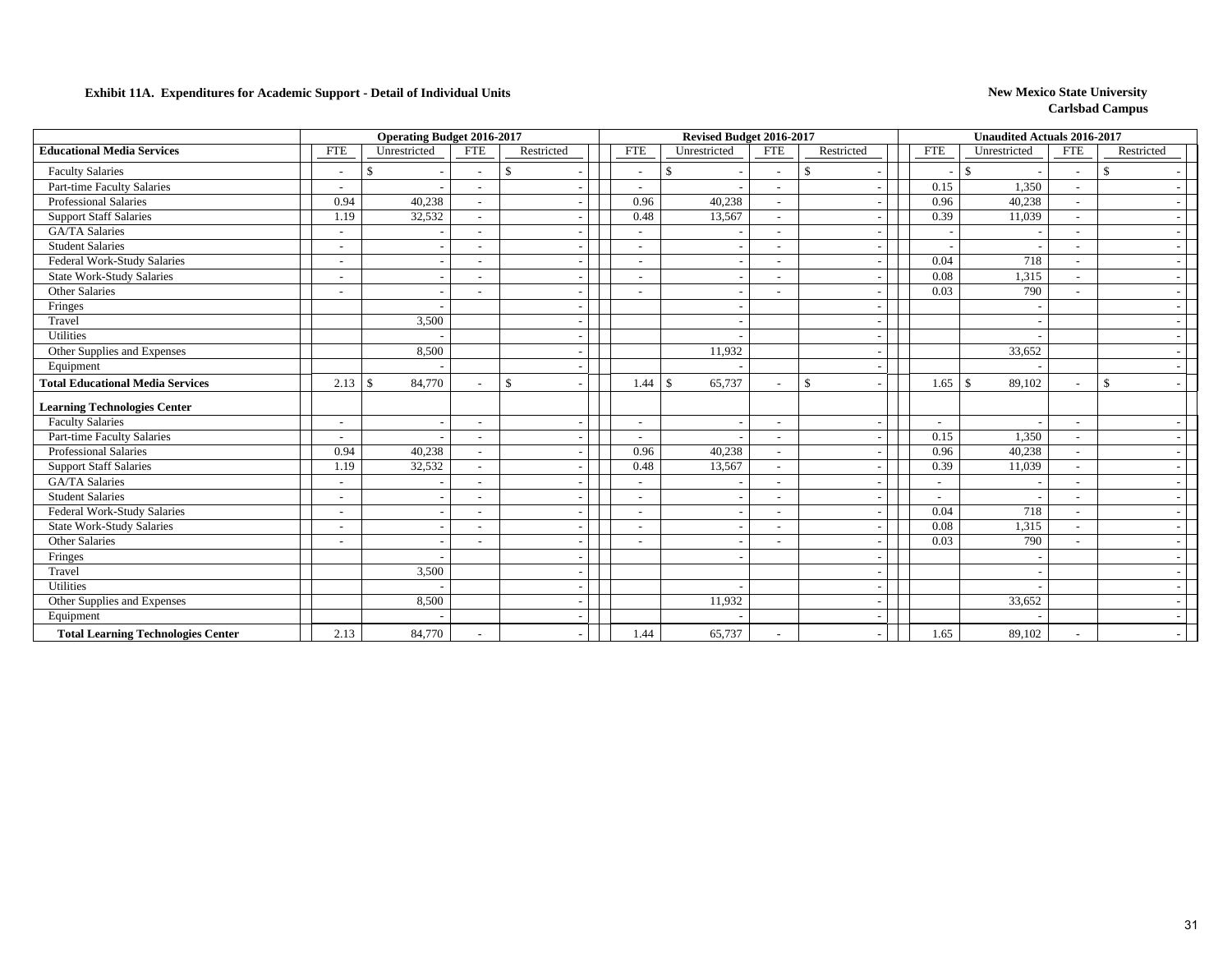**Exhibit 11A. Expenditures for Academic Support - Detail of Individual Units**

**New Mexico State University**
**Carlsbad Campus**

| | Operating Budget 2016-2017 | | | | Revised Budget 2016-2017 | | | | Unaudited Actuals 2016-2017 | | | |
|---|---|---|---|---|---|---|---|---|---|---|---|---|
| **Educational Media Services** | FTE | Unrestricted | FTE | Restricted | FTE | Unrestricted | FTE | Restricted | FTE | Unrestricted | FTE | Restricted |
| Faculty Salaries | - | $ - | - | $ - | - | $ - | - | $ - | - | $ - | - | $ - |
| Part-time Faculty Salaries | - | - | - | - | - | - | - | - | 0.15 | 1,350 | - | - |
| Professional Salaries | 0.94 | 40,238 | - | - | 0.96 | 40,238 | - | - | 0.96 | 40,238 | - | - |
| Support Staff Salaries | 1.19 | 32,532 | - | - | 0.48 | 13,567 | - | - | 0.39 | 11,039 | - | - |
| GA/TA Salaries | - | - | - | - | - | - | - | - | - | - | - | - |
| Student Salaries | - | - | - | - | - | - | - | - | - | - | - | - |
| Federal Work-Study Salaries | - | - | - | - | - | - | - | - | 0.04 | 718 | - | - |
| State Work-Study Salaries | - | - | - | - | - | - | - | - | 0.08 | 1,315 | - | - |
| Other Salaries | - | - | - | - | - | - | - | - | 0.03 | 790 | - | - |
| Fringes | | - | | - | | - | | - | | - | | - |
| Travel | | 3,500 | | - | | - | | - | | - | | - |
| Utilities | | - | | - | | - | | - | | - | | - |
| Other Supplies and Expenses | | 8,500 | | - | | 11,932 | | - | | 33,652 | | - |
| Equipment | | - | | - | | - | | - | | - | | - |
| **Total Educational Media Services** | 2.13 | $ 84,770 | - | $ - | 1.44 | $ 65,737 | - | $ - | 1.65 | $ 89,102 | - | $ - |
| **Learning Technologies Center** | | | | | | | | | | | | |
| Faculty Salaries | - | - | - | - | - | - | - | - | - | - | - | - |
| Part-time Faculty Salaries | - | - | - | - | - | - | - | - | 0.15 | 1,350 | - | - |
| Professional Salaries | 0.94 | 40,238 | - | - | 0.96 | 40,238 | - | - | 0.96 | 40,238 | - | - |
| Support Staff Salaries | 1.19 | 32,532 | - | - | 0.48 | 13,567 | - | - | 0.39 | 11,039 | - | - |
| GA/TA Salaries | - | - | - | - | - | - | - | - | - | - | - | - |
| Student Salaries | - | - | - | - | - | - | - | - | - | - | - | - |
| Federal Work-Study Salaries | - | - | - | - | - | - | - | - | 0.04 | 718 | - | - |
| State Work-Study Salaries | - | - | - | - | - | - | - | - | 0.08 | 1,315 | - | - |
| Other Salaries | - | - | - | - | - | - | - | - | 0.03 | 790 | - | - |
| Fringes | | - | | - | | - | | - | | - | | - |
| Travel | | 3,500 | | - | | | | - | | - | | - |
| Utilities | | - | | - | | - | | - | | - | | - |
| Other Supplies and Expenses | | 8,500 | | - | | 11,932 | | - | | 33,652 | | - |
| Equipment | | - | | - | | - | | - | | - | | - |
| **Total Learning Technologies Center** | 2.13 | 84,770 | - | - | 1.44 | 65,737 | - | - | 1.65 | 89,102 | - | - |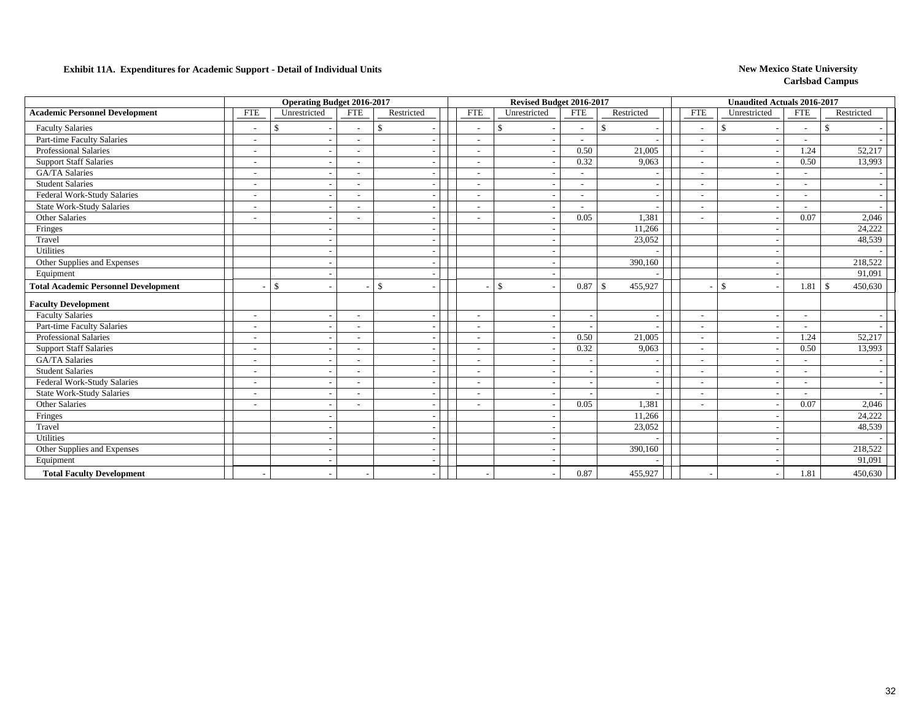**Exhibit 11A. Expenditures for Academic Support - Detail of Individual Units**

**New Mexico State University**
**Carlsbad Campus**

| | Operating Budget 2016-2017 | | | | Revised Budget 2016-2017 | | | | Unaudited Actuals 2016-2017 | | | |
|---|---|---|---|---|---|---|---|---|---|---|---|---|
| **Academic Personnel Development** | FTE | Unrestricted | FTE | Restricted | FTE | Unrestricted | FTE | Restricted | FTE | Unrestricted | FTE | Restricted |
| Faculty Salaries | - | $ - | - | $ - | - | $ - | - | $ - | - | $ - | - | $ - |
| Part-time Faculty Salaries | - | - | - | - | - | - | - | - | - | - | - | - |
| Professional Salaries | - | - | - | - | - | - | 0.50 | 21,005 | - | - | 1.24 | 52,217 |
| Support Staff Salaries | - | - | - | - | - | - | 0.32 | 9,063 | - | - | 0.50 | 13,993 |
| GA/TA Salaries | - | - | - | - | - | - | - | - | - | - | - | - |
| Student Salaries | - | - | - | - | - | - | - | - | - | - | - | - |
| Federal Work-Study Salaries | - | - | - | - | - | - | - | - | - | - | - | - |
| State Work-Study Salaries | - | - | - | - | - | - | - | - | - | - | - | - |
| Other Salaries | - | - | - | - | - | - | 0.05 | 1,381 | - | - | 0.07 | 2,046 |
| Fringes | | - | | - | | - | | 11,266 | | - | | 24,222 |
| Travel | | - | | - | | - | | 23,052 | | - | | 48,539 |
| Utilities | | - | | - | | - | | - | | - | | - |
| Other Supplies and Expenses | | - | | - | | - | | 390,160 | | - | | 218,522 |
| Equipment | | - | | - | | - | | - | | - | | 91,091 |
| **Total Academic Personnel Development** | - | $ - | - | $ - | - | $ - | 0.87 | $ 455,927 | - | $ - | 1.81 | $ 450,630 |
| **Faculty Development** | | | | | | | | | | | | |
| Faculty Salaries | - | - | - | - | - | - | - | - | - | - | - | - |
| Part-time Faculty Salaries | - | - | - | - | - | - | - | - | - | - | - | - |
| Professional Salaries | - | - | - | - | - | - | 0.50 | 21,005 | - | - | 1.24 | 52,217 |
| Support Staff Salaries | - | - | - | - | - | - | 0.32 | 9,063 | - | - | 0.50 | 13,993 |
| GA/TA Salaries | - | - | - | - | - | - | - | - | - | - | - | - |
| Student Salaries | - | - | - | - | - | - | - | - | - | - | - | - |
| Federal Work-Study Salaries | - | - | - | - | - | - | - | - | - | - | - | - |
| State Work-Study Salaries | - | - | - | - | - | - | - | - | - | - | - | - |
| Other Salaries | - | - | - | - | - | - | 0.05 | 1,381 | - | - | 0.07 | 2,046 |
| Fringes | | - | | - | | - | | 11,266 | | - | | 24,222 |
| Travel | | - | | - | | - | | 23,052 | | - | | 48,539 |
| Utilities | | - | | - | | - | | - | | - | | - |
| Other Supplies and Expenses | | - | | - | | - | | 390,160 | | - | | 218,522 |
| Equipment | | - | | - | | - | | - | | - | | 91,091 |
| **Total Faculty Development** | - | - | - | - | - | - | 0.87 | 455,927 | - | - | 1.81 | 450,630 |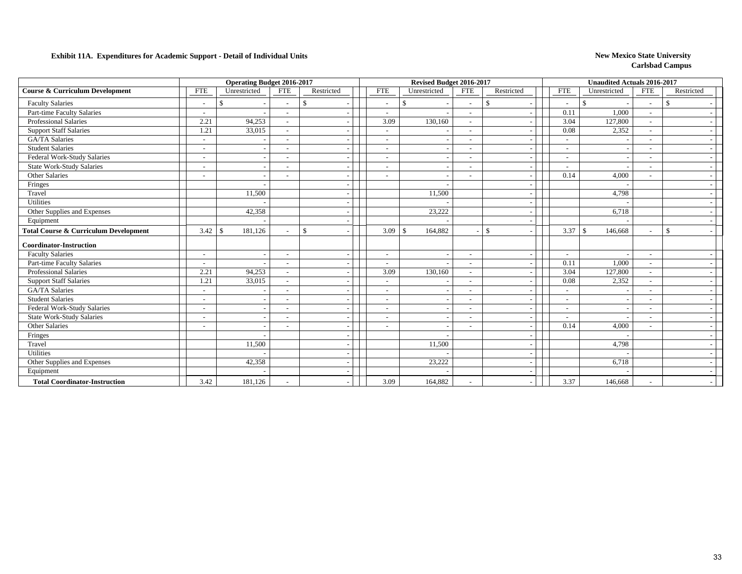**Exhibit 11A. Expenditures for Academic Support - Detail of Individual Units**

**New Mexico State University**
**Carlsbad Campus**

| | Operating Budget 2016-2017 | | | | Revised Budget 2016-2017 | | | | Unaudited Actuals 2016-2017 | | | |
|---|---|---|---|---|---|---|---|---|---|---|---|---|
| **Course & Curriculum Development** | FTE | Unrestricted | FTE | Restricted | FTE | Unrestricted | FTE | Restricted | FTE | Unrestricted | FTE | Restricted |
| Faculty Salaries | - | $ - | - | $ - | - | $ - | - | $ - | - | $ - | - | $ - |
| Part-time Faculty Salaries | - | - | - | - | - | - | - | - | 0.11 | 1,000 | - | - |
| Professional Salaries | 2.21 | 94,253 | - | - | 3.09 | 130,160 | - | - | 3.04 | 127,800 | - | - |
| Support Staff Salaries | 1.21 | 33,015 | - | - | - | - | - | - | 0.08 | 2,352 | - | - |
| GA/TA Salaries | - | - | - | - | - | - | - | - | - | - | - | - |
| Student Salaries | - | - | - | - | - | - | - | - | - | - | - | - |
| Federal Work-Study Salaries | - | - | - | - | - | - | - | - | - | - | - | - |
| State Work-Study Salaries | - | - | - | - | - | - | - | - | - | - | - | - |
| Other Salaries | - | - | - | - | - | - | - | - | 0.14 | 4,000 | - | - |
| Fringes | | - | | - | | - | | - | | - | | - |
| Travel | | 11,500 | | - | | 11,500 | | - | | 4,798 | | - |
| Utilities | | - | | - | | - | | - | | - | | - |
| Other Supplies and Expenses | | 42,358 | | - | | 23,222 | | - | | 6,718 | | - |
| Equipment | | - | | - | | - | | - | | - | | - |
| **Total Course & Curriculum Development** | 3.42 | $ 181,126 | - | $ - | 3.09 | $ 164,882 | - | $ - | 3.37 | $ 146,668 | - | $ - |
| **Coordinator-Instruction** | | | | | | | | | | | | |
| Faculty Salaries | - | - | - | - | - | - | - | - | - | - | - | - |
| Part-time Faculty Salaries | - | - | - | - | - | - | - | - | 0.11 | 1,000 | - | - |
| Professional Salaries | 2.21 | 94,253 | - | - | 3.09 | 130,160 | - | - | 3.04 | 127,800 | - | - |
| Support Staff Salaries | 1.21 | 33,015 | - | - | - | - | - | - | 0.08 | 2,352 | - | - |
| GA/TA Salaries | - | - | - | - | - | - | - | - | - | - | - | - |
| Student Salaries | - | - | - | - | - | - | - | - | - | - | - | - |
| Federal Work-Study Salaries | - | - | - | - | - | - | - | - | - | - | - | - |
| State Work-Study Salaries | - | - | - | - | - | - | - | - | - | - | - | - |
| Other Salaries | - | - | - | - | - | - | - | - | 0.14 | 4,000 | - | - |
| Fringes | | - | | - | | - | | - | | - | | - |
| Travel | | 11,500 | | - | | 11,500 | | - | | 4,798 | | - |
| Utilities | | - | | - | | - | | - | | - | | - |
| Other Supplies and Expenses | | 42,358 | | - | | 23,222 | | - | | 6,718 | | - |
| Equipment | | - | | - | | - | | - | | - | | - |
| **Total Coordinator-Instruction** | 3.42 | 181,126 | - | - | 3.09 | 164,882 | - | - | 3.37 | 146,668 | - | - |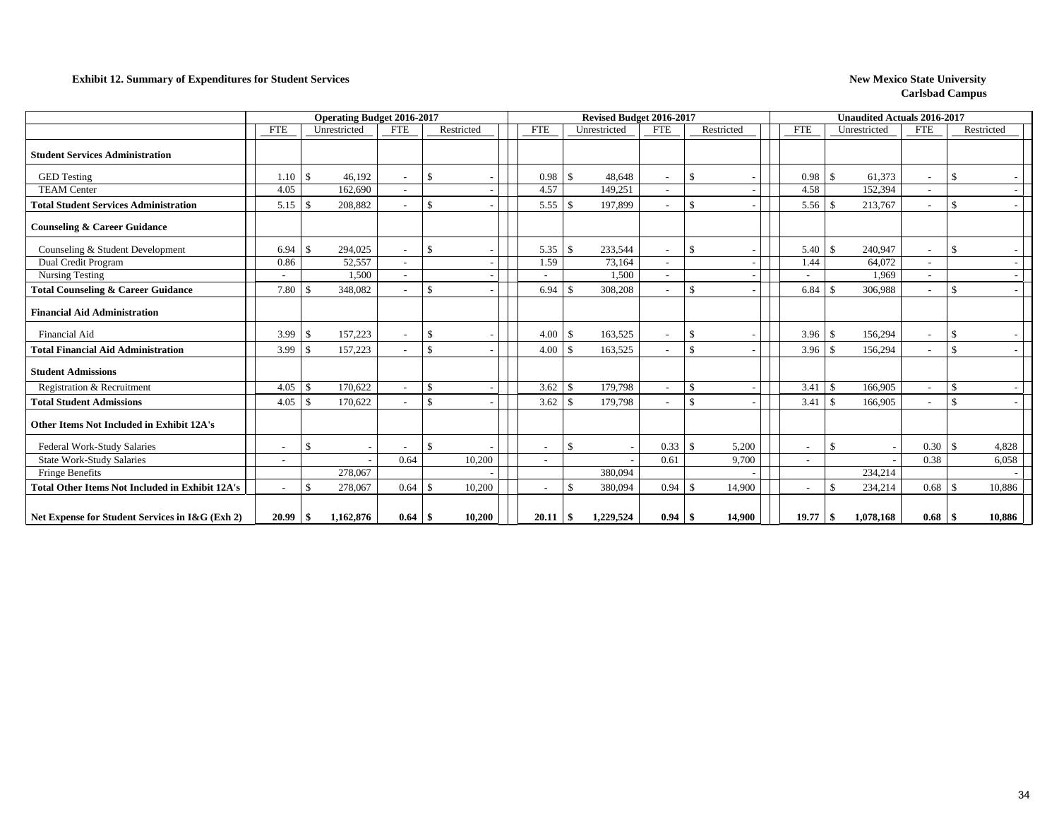**Exhibit 12. Summary of Expenditures for Student Services**

**New Mexico State University**
**Carlsbad Campus**

| | Operating Budget 2016-2017 | | | | Revised Budget 2016-2017 | | | | Unaudited Actuals 2016-2017 | | | |
|---|---|---|---|---|---|---|---|---|---|---|---|---|
| | FTE | Unrestricted | FTE | Restricted | FTE | Unrestricted | FTE | Restricted | FTE | Unrestricted | FTE | Restricted |
| **Student Services Administration** | | | | | | | | | | | | |
| GED Testing | 1.10 | $ 46,192 | - | $ - | 0.98 | $ 48,648 | - | $ - | 0.98 | $ 61,373 | - | $ - |
| TEAM Center | 4.05 | 162,690 | - | - | 4.57 | 149,251 | - | - | 4.58 | 152,394 | - | - |
| **Total Student Services Administration** | 5.15 | $ 208,882 | - | $ - | 5.55 | $ 197,899 | - | $ - | 5.56 | $ 213,767 | - | $ - |
| **Counseling & Career Guidance** | | | | | | | | | | | | |
| Counseling & Student Development | 6.94 | $ 294,025 | - | $ - | 5.35 | $ 233,544 | - | $ - | 5.40 | $ 240,947 | - | $ - |
| Dual Credit Program | 0.86 | 52,557 | - | - | 1.59 | 73,164 | - | - | 1.44 | 64,072 | - | - |
| Nursing Testing | - | 1,500 | - | - | - | 1,500 | - | - | - | 1,969 | - | - |
| **Total Counseling & Career Guidance** | 7.80 | $ 348,082 | - | $ - | 6.94 | $ 308,208 | - | $ - | 6.84 | $ 306,988 | - | $ - |
| **Financial Aid Administration** | | | | | | | | | | | | |
| Financial Aid | 3.99 | $ 157,223 | - | $ - | 4.00 | $ 163,525 | - | $ - | 3.96 | $ 156,294 | - | $ - |
| **Total Financial Aid Administration** | 3.99 | $ 157,223 | - | $ - | 4.00 | $ 163,525 | - | $ - | 3.96 | $ 156,294 | - | $ - |
| **Student Admissions** | | | | | | | | | | | | |
| Registration & Recruitment | 4.05 | $ 170,622 | - | $ - | 3.62 | $ 179,798 | - | $ - | 3.41 | $ 166,905 | - | $ - |
| **Total Student Admissions** | 4.05 | $ 170,622 | - | $ - | 3.62 | $ 179,798 | - | $ - | 3.41 | $ 166,905 | - | $ - |
| **Other Items Not Included in Exhibit 12A's** | | | | | | | | | | | | |
| Federal Work-Study Salaries | - | $ - | - | $ - | - | $ - | 0.33 | $ 5,200 | - | $ - | 0.30 | $ 4,828 |
| State Work-Study Salaries | - | - | 0.64 | 10,200 | - | - | 0.61 | 9,700 | - | - | 0.38 | 6,058 |
| Fringe Benefits | | 278,067 | | - | | 380,094 | | - | | 234,214 | | - |
| **Total Other Items Not Included in Exhibit 12A's** | - | $ 278,067 | 0.64 | $ 10,200 | - | $ 380,094 | 0.94 | $ 14,900 | - | $ 234,214 | 0.68 | $ 10,886 |
| **Net Expense for Student Services in I&G (Exh 2)** | **20.99** | **$ 1,162,876** | **0.64** | **$ 10,200** | **20.11** | **$ 1,229,524** | **0.94** | **$ 14,900** | **19.77** | **$ 1,078,168** | **0.68** | **$ 10,886** |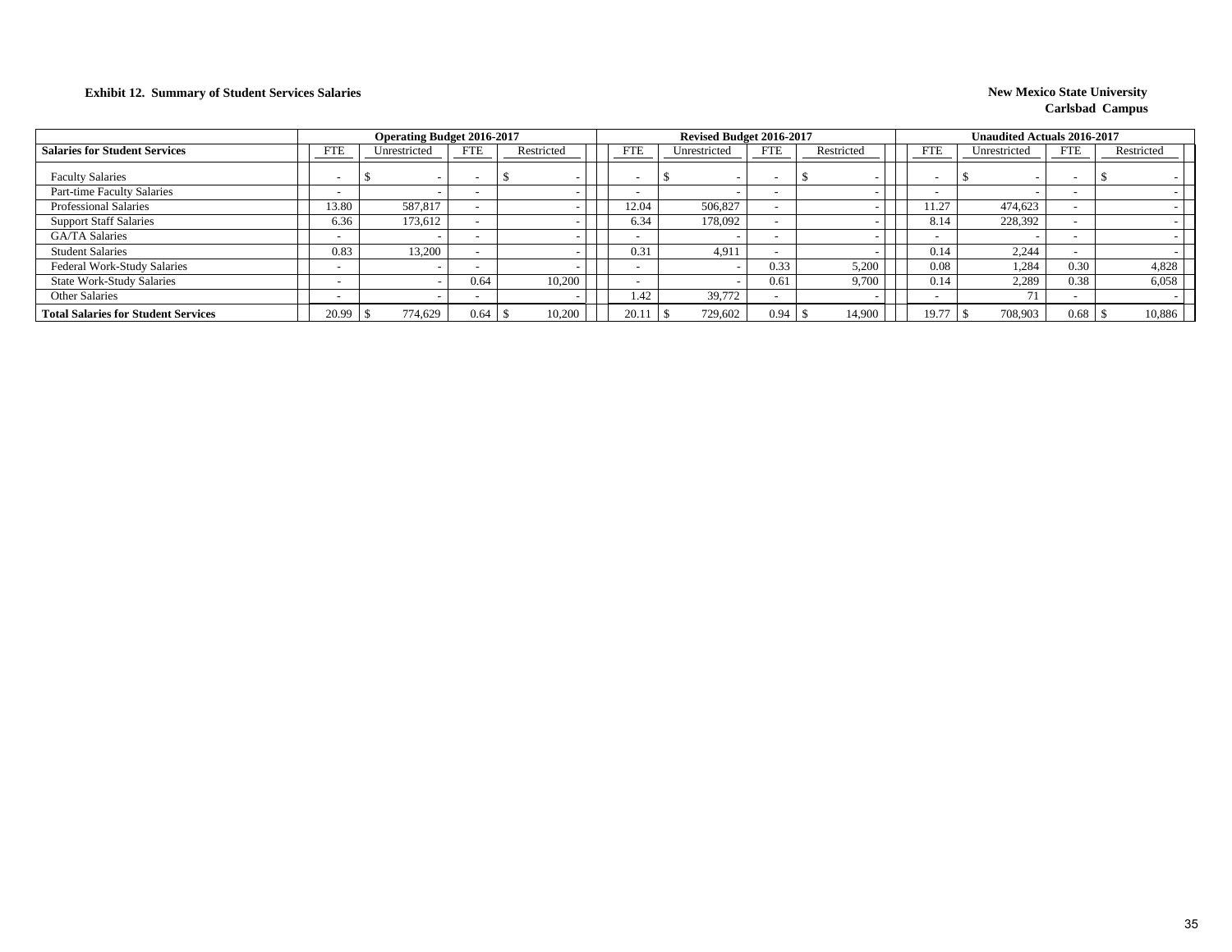**Exhibit 12. Summary of Student Services Salaries**

**New Mexico State University**
**Carlsbad Campus**

| Salaries for Student Services | Operating Budget 2016-2017 | | | | Revised Budget 2016-2017 | | | | Unaudited Actuals 2016-2017 | | | |
|---|---|---|---|---|---|---|---|---|---|---|---|---|
| | FTE | Unrestricted | FTE | Restricted | FTE | Unrestricted | FTE | Restricted | FTE | Unrestricted | FTE | Restricted |
| Faculty Salaries | - | $ - | - | $ - | - | $ - | - | $ - | - | $ - | - | $ - |
| Part-time Faculty Salaries | - | - | - | - | - | - | - | - | - | - | - | - |
| Professional Salaries | 13.80 | 587,817 | - | - | 12.04 | 506,827 | - | - | 11.27 | 474,623 | - | - |
| Support Staff Salaries | 6.36 | 173,612 | - | - | 6.34 | 178,092 | - | - | 8.14 | 228,392 | - | - |
| GA/TA Salaries | - | - | - | - | - | - | - | - | - | - | - | - |
| Student Salaries | 0.83 | 13,200 | - | - | 0.31 | 4,911 | - | - | 0.14 | 2,244 | - | - |
| Federal Work-Study Salaries | - | - | - | - | - | - | 0.33 | 5,200 | 0.08 | 1,284 | 0.30 | 4,828 |
| State Work-Study Salaries | - | - | 0.64 | 10,200 | - | - | 0.61 | 9,700 | 0.14 | 2,289 | 0.38 | 6,058 |
| Other Salaries | - | - | - | - | 1.42 | 39,772 | - | - | - | 71 | - | - |
| **Total Salaries for Student Services** | 20.99 | $ 774,629 | 0.64 | $ 10,200 | 20.11 | $ 729,602 | 0.94 | $ 14,900 | 19.77 | $ 708,903 | 0.68 | $ 10,886 |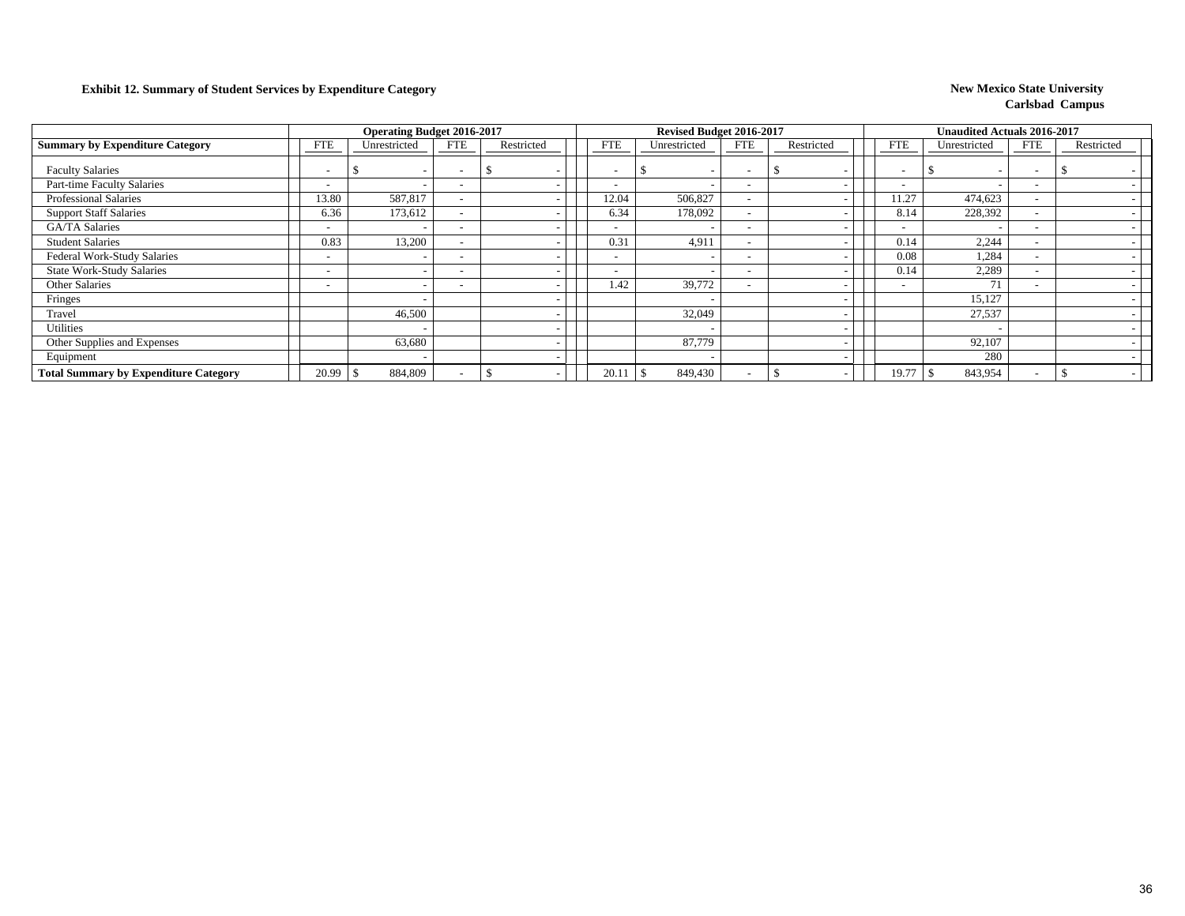**Exhibit 12. Summary of Student Services by Expenditure Category**

**New Mexico State University**
**Carlsbad Campus**

| | Operating Budget 2016-2017 | | | | Revised Budget 2016-2017 | | | | Unaudited Actuals 2016-2017 | | | |
|---|---|---|---|---|---|---|---|---|---|---|---|---|
| **Summary by Expenditure Category** | FTE | Unrestricted | FTE | Restricted | FTE | Unrestricted | FTE | Restricted | FTE | Unrestricted | FTE | Restricted |
| Faculty Salaries | - | $ - | - | $ - | - | $ - | - | $ - | - | $ - | - | $ - |
| Part-time Faculty Salaries | - | - | - | - | - | - | - | - | - | - | - | - |
| Professional Salaries | 13.80 | 587,817 | - | - | 12.04 | 506,827 | - | - | 11.27 | 474,623 | - | - |
| Support Staff Salaries | 6.36 | 173,612 | - | - | 6.34 | 178,092 | - | - | 8.14 | 228,392 | - | - |
| GA/TA Salaries | - | - | - | - | - | - | - | - | - | - | - | - |
| Student Salaries | 0.83 | 13,200 | - | - | 0.31 | 4,911 | - | - | 0.14 | 2,244 | - | - |
| Federal Work-Study Salaries | - | - | - | - | - | - | - | - | 0.08 | 1,284 | - | - |
| State Work-Study Salaries | - | - | - | - | - | - | - | - | 0.14 | 2,289 | - | - |
| Other Salaries | - | - | - | - | 1.42 | 39,772 | - | - | - | 71 | - | - |
| Fringes | | - | | - | | - | | - | | 15,127 | | - |
| Travel | | 46,500 | | - | | 32,049 | | - | | 27,537 | | - |
| Utilities | | - | | - | | - | | - | | - | | - |
| Other Supplies and Expenses | | 63,680 | | - | | 87,779 | | - | | 92,107 | | - |
| Equipment | | - | | - | | - | | - | | 280 | | - |
| **Total Summary by Expenditure Category** | 20.99 | $ 884,809 | - | $ - | 20.11 | $ 849,430 | - | $ - | 19.77 | $ 843,954 | - | $ - |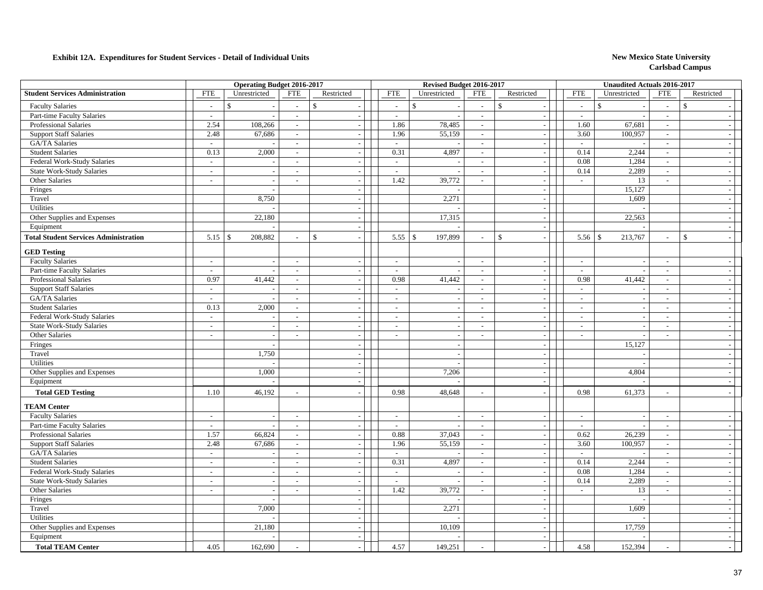**Exhibit 12A. Expenditures for Student Services - Detail of Individual Units**

**New Mexico State University**
**Carlsbad Campus**

| | Operating Budget 2016-2017 | | | | Revised Budget 2016-2017 | | | | Unaudited Actuals 2016-2017 | | | |
|---|---|---|---|---|---|---|---|---|---|---|---|---|
| **Student Services Administration** | FTE | Unrestricted | FTE | Restricted | FTE | Unrestricted | FTE | Restricted | FTE | Unrestricted | FTE | Restricted |
| Faculty Salaries | - | $ - | - | $ - | - | $ - | - | $ - | - | $ - | - | $ - |
| Part-time Faculty Salaries | - | - | - | - | - | - | - | - | - | - | - | - |
| Professional Salaries | 2.54 | 108,266 | - | - | 1.86 | 78,485 | - | - | 1.60 | 67,681 | - | - |
| Support Staff Salaries | 2.48 | 67,686 | - | - | 1.96 | 55,159 | - | - | 3.60 | 100,957 | - | - |
| GA/TA Salaries | - | - | - | - | - | - | - | - | - | - | - | - |
| Student Salaries | 0.13 | 2,000 | - | - | 0.31 | 4,897 | - | - | 0.14 | 2,244 | - | - |
| Federal Work-Study Salaries | - | - | - | - | - | - | - | - | 0.08 | 1,284 | - | - |
| State Work-Study Salaries | - | - | - | - | - | - | - | - | 0.14 | 2,289 | - | - |
| Other Salaries | - | - | - | - | 1.42 | 39,772 | - | - | - | 13 | - | - |
| Fringes | | - | | - | | - | | - | | 15,127 | | - |
| Travel | | 8,750 | | - | | 2,271 | | - | | 1,609 | | - |
| Utilities | | - | | - | | - | | - | | - | | - |
| Other Supplies and Expenses | | 22,180 | | - | | 17,315 | | - | | 22,563 | | - |
| Equipment | | - | | - | | - | | - | | - | | - |
| **Total Student Services Administration** | 5.15 | $ 208,882 | - | $ - | 5.55 | $ 197,899 | - | $ - | 5.56 | $ 213,767 | - | $ - |
| **GED Testing** | | | | | | | | | | | | |
| Faculty Salaries | - | - | - | - | - | - | - | - | - | - | - | - |
| Part-time Faculty Salaries | - | - | - | - | - | - | - | - | - | - | - | - |
| Professional Salaries | 0.97 | 41,442 | - | - | 0.98 | 41,442 | - | - | 0.98 | 41,442 | - | - |
| Support Staff Salaries | - | - | - | - | - | - | - | - | - | - | - | - |
| GA/TA Salaries | - | - | - | - | - | - | - | - | - | - | - | - |
| Student Salaries | 0.13 | 2,000 | - | - | - | - | - | - | - | - | - | - |
| Federal Work-Study Salaries | - | - | - | - | - | - | - | - | - | - | - | - |
| State Work-Study Salaries | - | - | - | - | - | - | - | - | - | - | - | - |
| Other Salaries | - | - | - | - | - | - | - | - | - | - | - | - |
| Fringes | | - | | - | | - | | - | | 15,127 | | - |
| Travel | | 1,750 | | - | | - | | - | | - | | - |
| Utilities | | - | | - | | - | | - | | - | | - |
| Other Supplies and Expenses | | 1,000 | | - | | 7,206 | | - | | 4,804 | | - |
| Equipment | | - | | - | | - | | - | | - | | - |
| **Total GED Testing** | 1.10 | 46,192 | - | - | 0.98 | 48,648 | - | - | 0.98 | 61,373 | - | - |
| **TEAM Center** | | | | | | | | | | | | |
| Faculty Salaries | - | - | - | - | - | - | - | - | - | - | - | - |
| Part-time Faculty Salaries | - | - | - | - | - | - | - | - | - | - | - | - |
| Professional Salaries | 1.57 | 66,824 | - | - | 0.88 | 37,043 | - | - | 0.62 | 26,239 | - | - |
| Support Staff Salaries | 2.48 | 67,686 | - | - | 1.96 | 55,159 | - | - | 3.60 | 100,957 | - | - |
| GA/TA Salaries | - | - | - | - | - | - | - | - | - | - | - | - |
| Student Salaries | - | - | - | - | 0.31 | 4,897 | - | - | 0.14 | 2,244 | - | - |
| Federal Work-Study Salaries | - | - | - | - | - | - | - | - | 0.08 | 1,284 | - | - |
| State Work-Study Salaries | - | - | - | - | - | - | - | - | 0.14 | 2,289 | - | - |
| Other Salaries | - | - | - | - | 1.42 | 39,772 | - | - | - | 13 | - | - |
| Fringes | | - | | - | | - | | - | | - | | - |
| Travel | | 7,000 | | - | | 2,271 | | - | | 1,609 | | - |
| Utilities | | - | | - | | - | | - | | - | | - |
| Other Supplies and Expenses | | 21,180 | | - | | 10,109 | | - | | 17,759 | | - |
| Equipment | | - | | - | | - | | - | | - | | - |
| **Total TEAM Center** | 4.05 | 162,690 | - | - | 4.57 | 149,251 | - | - | 4.58 | 152,394 | - | - |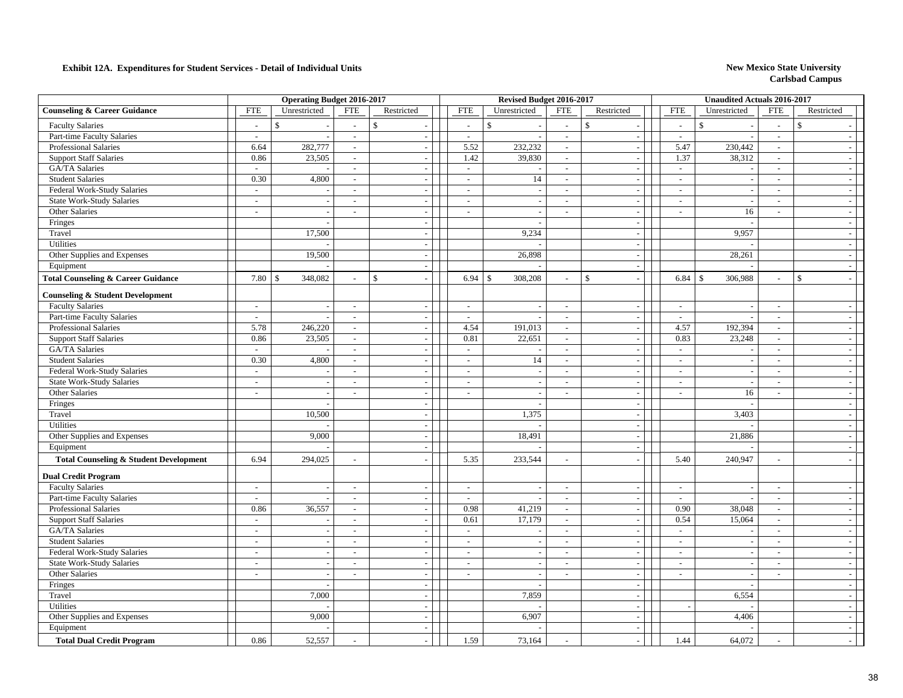**Exhibit 12A. Expenditures for Student Services - Detail of Individual Units**

**New Mexico State University**
**Carlsbad Campus**

| | Operating Budget 2016-2017 | | | | Revised Budget 2016-2017 | | | | Unaudited Actuals 2016-2017 | | | |
|---|---|---|---|---|---|---|---|---|---|---|---|---|
| **Counseling & Career Guidance** | FTE | Unrestricted | FTE | Restricted | FTE | Unrestricted | FTE | Restricted | FTE | Unrestricted | FTE | Restricted |
| Faculty Salaries | - | $ - | - | $ - | - | $ - | - | $ - | - | $ - | - | $ - |
| Part-time Faculty Salaries | - | - | - | - | - | - | - | - | - | - | - | - |
| Professional Salaries | 6.64 | 282,777 | - | - | 5.52 | 232,232 | - | - | 5.47 | 230,442 | - | - |
| Support Staff Salaries | 0.86 | 23,505 | - | - | 1.42 | 39,830 | - | - | 1.37 | 38,312 | - | - |
| GA/TA Salaries | - | - | - | - | - | - | - | - | - | - | - | - |
| Student Salaries | 0.30 | 4,800 | - | - | - | 14 | - | - | - | - | - | - |
| Federal Work-Study Salaries | - | - | - | - | - | - | - | - | - | - | - | - |
| State Work-Study Salaries | - | - | - | - | - | - | - | - | - | - | - | - |
| Other Salaries | - | - | - | - | - | - | - | - | - | 16 | - | - |
| Fringes | | - | | - | | - | | - | | - | | - |
| Travel | | 17,500 | | - | | 9,234 | | - | | 9,957 | | - |
| Utilities | | - | | - | | - | | - | | - | | - |
| Other Supplies and Expenses | | 19,500 | | - | | 26,898 | | - | | 28,261 | | - |
| Equipment | | - | | - | | - | | - | | - | | - |
| **Total Counseling & Career Guidance** | 7.80 | $ 348,082 | - | $ - | 6.94 | $ 308,208 | - | $ - | 6.84 | $ 306,988 | - | $ - |
| **Counseling & Student Development** | | | | | | | | | | | | |
| Faculty Salaries | - | - | - | - | - | - | - | - | - | - | - | - |
| Part-time Faculty Salaries | - | - | - | - | - | - | - | - | - | - | - | - |
| Professional Salaries | 5.78 | 246,220 | - | - | 4.54 | 191,013 | - | - | 4.57 | 192,394 | - | - |
| Support Staff Salaries | 0.86 | 23,505 | - | - | 0.81 | 22,651 | - | - | 0.83 | 23,248 | - | - |
| GA/TA Salaries | - | - | - | - | - | - | - | - | - | - | - | - |
| Student Salaries | 0.30 | 4,800 | - | - | - | 14 | - | - | - | - | - | - |
| Federal Work-Study Salaries | - | - | - | - | - | - | - | - | - | - | - | - |
| State Work-Study Salaries | - | - | - | - | - | - | - | - | - | - | - | - |
| Other Salaries | - | - | - | - | - | - | - | - | - | 16 | - | - |
| Fringes | | - | | - | | - | | - | | - | | - |
| Travel | | 10,500 | | - | | 1,375 | | - | | 3,403 | | - |
| Utilities | | - | | - | | - | | - | | - | | - |
| Other Supplies and Expenses | | 9,000 | | - | | 18,491 | | - | | 21,886 | | - |
| Equipment | | - | | - | | - | | - | | - | | - |
| **Total Counseling & Student Development** | 6.94 | 294,025 | - | - | 5.35 | 233,544 | - | - | 5.40 | 240,947 | - | - |
| **Dual Credit Program** | | | | | | | | | | | | |
| Faculty Salaries | - | - | - | - | - | - | - | - | - | - | - | - |
| Part-time Faculty Salaries | - | - | - | - | - | - | - | - | - | - | - | - |
| Professional Salaries | 0.86 | 36,557 | - | - | 0.98 | 41,219 | - | - | 0.90 | 38,048 | - | - |
| Support Staff Salaries | - | - | - | - | 0.61 | 17,179 | - | - | 0.54 | 15,064 | - | - |
| GA/TA Salaries | - | - | - | - | - | - | - | - | - | - | - | - |
| Student Salaries | - | - | - | - | - | - | - | - | - | - | - | - |
| Federal Work-Study Salaries | - | - | - | - | - | - | - | - | - | - | - | - |
| State Work-Study Salaries | - | - | - | - | - | - | - | - | - | - | - | - |
| Other Salaries | - | - | - | - | - | - | - | - | - | - | - | - |
| Fringes | | - | | - | | - | | - | | - | | - |
| Travel | | 7,000 | | - | | 7,859 | | - | | 6,554 | | - |
| Utilities | | - | | - | | - | | - | - | - | | - |
| Other Supplies and Expenses | | 9,000 | | - | | 6,907 | | - | | 4,406 | | - |
| Equipment | | - | | - | | - | | - | | - | | - |
| **Total Dual Credit Program** | 0.86 | 52,557 | - | - | 1.59 | 73,164 | - | - | 1.44 | 64,072 | - | - |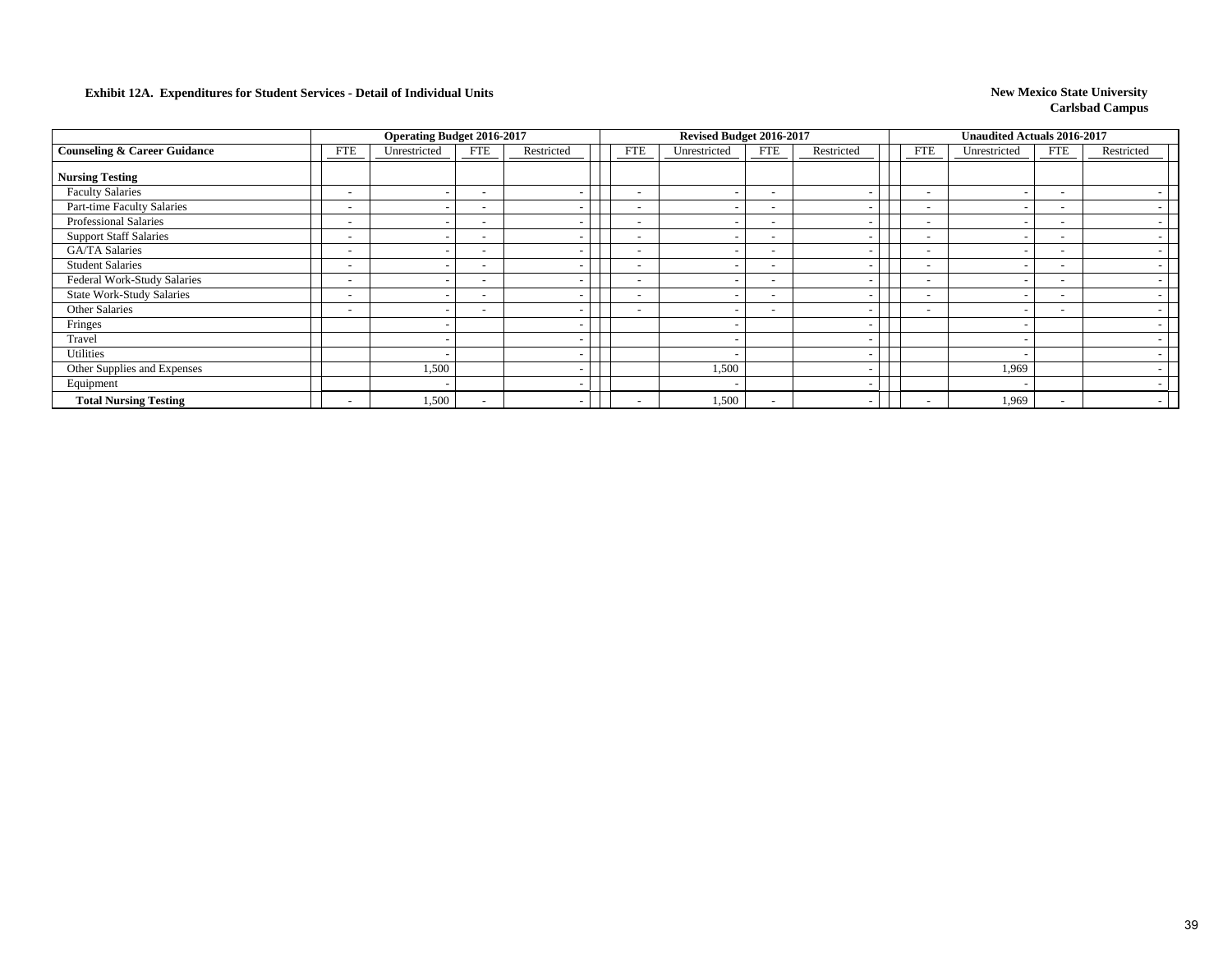**Exhibit 12A. Expenditures for Student Services - Detail of Individual Units**

**New Mexico State University**
**Carlsbad Campus**

| | Operating Budget 2016-2017 | | | | Revised Budget 2016-2017 | | | | Unaudited Actuals 2016-2017 | | | |
|---|---|---|---|---|---|---|---|---|---|---|---|---|
| **Counseling & Career Guidance** | FTE | Unrestricted | FTE | Restricted | FTE | Unrestricted | FTE | Restricted | FTE | Unrestricted | FTE | Restricted |
| **Nursing Testing** | | | | | | | | | | | | |
| Faculty Salaries | - | - | - | - | - | - | - | - | - | - | - | - |
| Part-time Faculty Salaries | - | - | - | - | - | - | - | - | - | - | - | - |
| Professional Salaries | - | - | - | - | - | - | - | - | - | - | - | - |
| Support Staff Salaries | - | - | - | - | - | - | - | - | - | - | - | - |
| GA/TA Salaries | - | - | - | - | - | - | - | - | - | - | - | - |
| Student Salaries | - | - | - | - | - | - | - | - | - | - | - | - |
| Federal Work-Study Salaries | - | - | - | - | - | - | - | - | - | - | - | - |
| State Work-Study Salaries | - | - | - | - | - | - | - | - | - | - | - | - |
| Other Salaries | - | - | - | - | - | - | - | - | - | - | - | - |
| Fringes | | - | | - | | - | | - | | - | | - |
| Travel | | - | | - | | - | | - | | - | | - |
| Utilities | | - | | - | | - | | - | | - | | - |
| Other Supplies and Expenses | | 1,500 | | - | | 1,500 | | - | | 1,969 | | - |
| Equipment | | - | | - | | - | | - | | - | | - |
| **Total Nursing Testing** | - | 1,500 | - | - | - | 1,500 | - | - | - | 1,969 | - | - |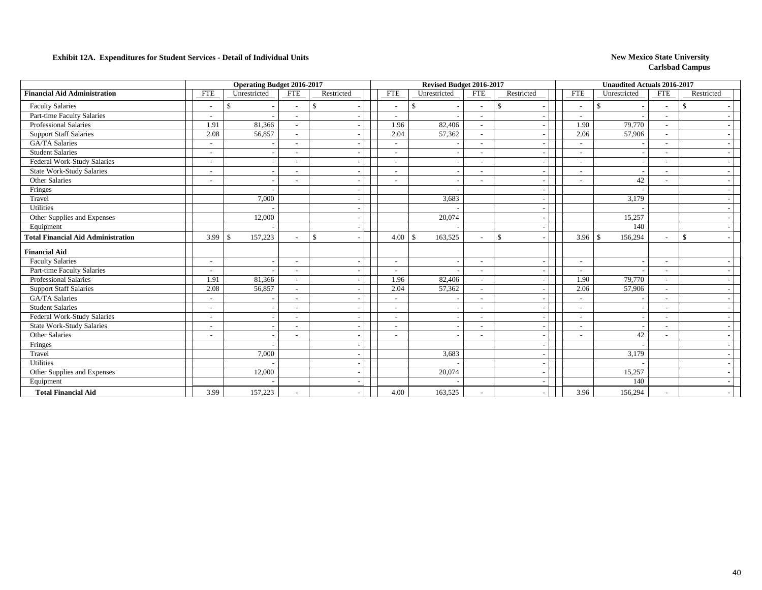**Exhibit 12A. Expenditures for Student Services - Detail of Individual Units**

**New Mexico State University**
**Carlsbad Campus**

| | Operating Budget 2016-2017 | | | | Revised Budget 2016-2017 | | | | Unaudited Actuals 2016-2017 | | | |
|---|---|---|---|---|---|---|---|---|---|---|---|---|
| **Financial Aid Administration** | FTE | Unrestricted | FTE | Restricted | FTE | Unrestricted | FTE | Restricted | FTE | Unrestricted | FTE | Restricted |
| Faculty Salaries | - | $ - | - | $ - | - | $ - | - | $ - | - | $ - | - | $ - |
| Part-time Faculty Salaries | - | - | - | - | - | - | - | - | - | - | - | - |
| Professional Salaries | 1.91 | 81,366 | - | - | 1.96 | 82,406 | - | - | 1.90 | 79,770 | - | - |
| Support Staff Salaries | 2.08 | 56,857 | - | - | 2.04 | 57,362 | - | - | 2.06 | 57,906 | - | - |
| GA/TA Salaries | - | - | - | - | - | - | - | - | - | - | - | - |
| Student Salaries | - | - | - | - | - | - | - | - | - | - | - | - |
| Federal Work-Study Salaries | - | - | - | - | - | - | - | - | - | - | - | - |
| State Work-Study Salaries | - | - | - | - | - | - | - | - | - | - | - | - |
| Other Salaries | - | - | - | - | - | - | - | - | - | 42 | - | - |
| Fringes | | - | | - | | - | | - | | - | | - |
| Travel | | 7,000 | | - | | 3,683 | | - | | 3,179 | | - |
| Utilities | | - | | - | | - | | - | | - | | - |
| Other Supplies and Expenses | | 12,000 | | - | | 20,074 | | - | | 15,257 | | - |
| Equipment | | - | | - | | - | | - | | 140 | | - |
| **Total Financial Aid Administration** | 3.99 | $ 157,223 | - | $ - | 4.00 | $ 163,525 | - | $ - | 3.96 | $ 156,294 | - | $ - |
| **Financial Aid** | | | | | | | | | | | | |
| Faculty Salaries | - | - | - | - | - | - | - | - | - | - | - | - |
| Part-time Faculty Salaries | - | - | - | - | - | - | - | - | - | - | - | - |
| Professional Salaries | 1.91 | 81,366 | - | - | 1.96 | 82,406 | - | - | 1.90 | 79,770 | - | - |
| Support Staff Salaries | 2.08 | 56,857 | - | - | 2.04 | 57,362 | - | - | 2.06 | 57,906 | - | - |
| GA/TA Salaries | - | - | - | - | - | - | - | - | - | - | - | - |
| Student Salaries | - | - | - | - | - | - | - | - | - | - | - | - |
| Federal Work-Study Salaries | - | - | - | - | - | - | - | - | - | - | - | - |
| State Work-Study Salaries | - | - | - | - | - | - | - | - | - | - | - | - |
| Other Salaries | - | - | - | - | - | - | - | - | - | 42 | - | - |
| Fringes | | - | | - | | | | - | | - | | - |
| Travel | | 7,000 | | - | | 3,683 | | - | | 3,179 | | - |
| Utilities | | - | | - | | - | | - | | - | | - |
| Other Supplies and Expenses | | 12,000 | | - | | 20,074 | | - | | 15,257 | | - |
| Equipment | | - | | - | | - | | - | | 140 | | - |
| **Total Financial Aid** | 3.99 | 157,223 | - | - | 4.00 | 163,525 | - | - | 3.96 | 156,294 | - | - |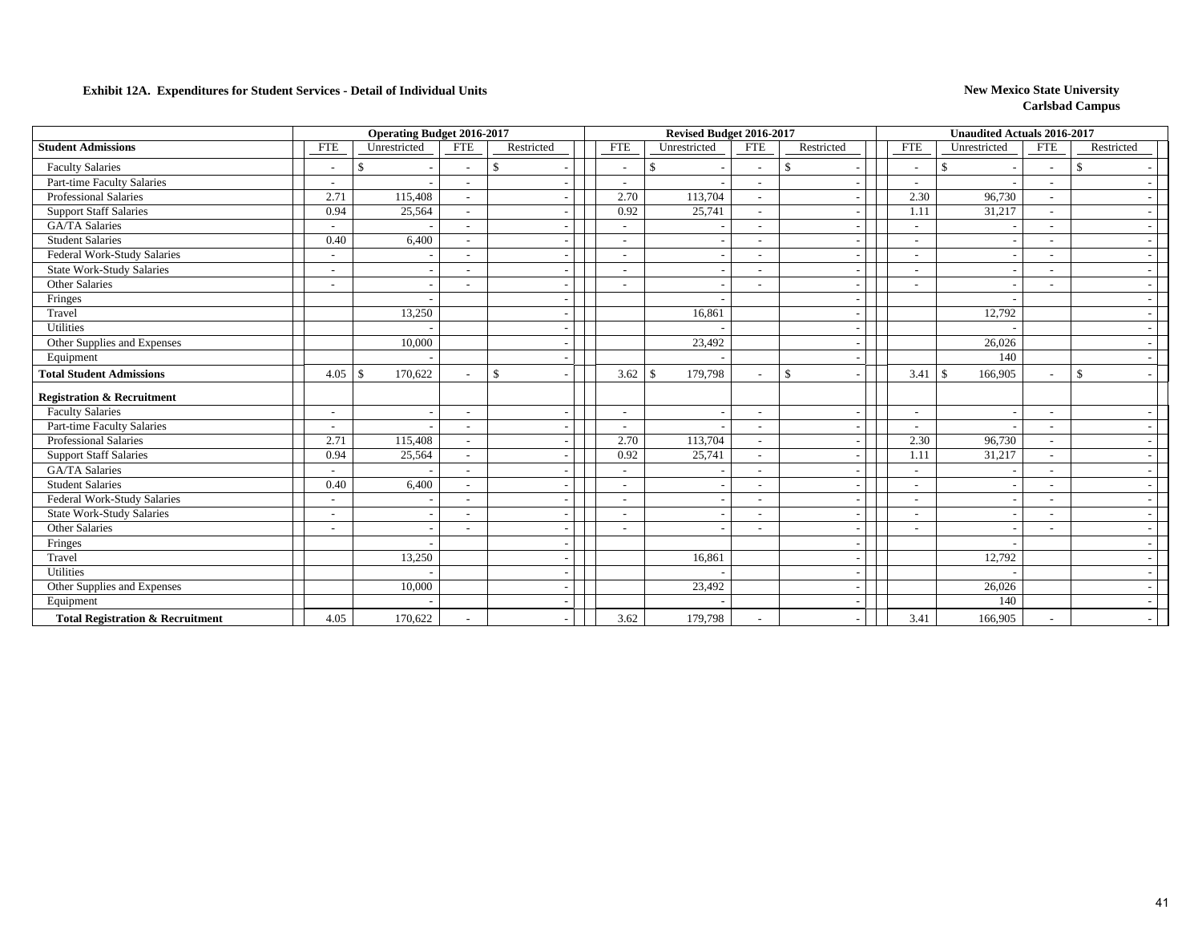**Exhibit 12A. Expenditures for Student Services - Detail of Individual Units**

**New Mexico State University**
**Carlsbad Campus**

| | Operating Budget 2016-2017 | | | | Revised Budget 2016-2017 | | | | Unaudited Actuals 2016-2017 | | | |
|---|---|---|---|---|---|---|---|---|---|---|---|---|
| **Student Admissions** | FTE | Unrestricted | FTE | Restricted | FTE | Unrestricted | FTE | Restricted | FTE | Unrestricted | FTE | Restricted |
| Faculty Salaries | - | $ - | - | $ - | - | $ - | - | $ - | - | $ - | - | $ - |
| Part-time Faculty Salaries | - | - | - | - | - | - | - | - | - | - | - | - |
| Professional Salaries | 2.71 | 115,408 | - | - | 2.70 | 113,704 | - | - | 2.30 | 96,730 | - | - |
| Support Staff Salaries | 0.94 | 25,564 | - | - | 0.92 | 25,741 | - | - | 1.11 | 31,217 | - | - |
| GA/TA Salaries | - | - | - | - | - | - | - | - | - | - | - | - |
| Student Salaries | 0.40 | 6,400 | - | - | - | - | - | - | - | - | - | - |
| Federal Work-Study Salaries | - | - | - | - | - | - | - | - | - | - | - | - |
| State Work-Study Salaries | - | - | - | - | - | - | - | - | - | - | - | - |
| Other Salaries | - | - | - | - | - | - | - | - | - | - | - | - |
| Fringes | | - | | - | | - | | - | | - | | - |
| Travel | | 13,250 | | - | | 16,861 | | - | | 12,792 | | - |
| Utilities | | - | | - | | - | | - | | - | | - |
| Other Supplies and Expenses | | 10,000 | | - | | 23,492 | | - | | 26,026 | | - |
| Equipment | | - | | - | | - | | - | | 140 | | - |
| **Total Student Admissions** | 4.05 | $ 170,622 | - | $ - | 3.62 | $ 179,798 | - | $ - | 3.41 | $ 166,905 | - | $ - |
| **Registration & Recruitment** | | | | | | | | | | | | |
| Faculty Salaries | - | - | - | - | - | - | - | - | - | - | - | - |
| Part-time Faculty Salaries | - | - | - | - | - | - | - | - | - | - | - | - |
| Professional Salaries | 2.71 | 115,408 | - | - | 2.70 | 113,704 | - | - | 2.30 | 96,730 | - | - |
| Support Staff Salaries | 0.94 | 25,564 | - | - | 0.92 | 25,741 | - | - | 1.11 | 31,217 | - | - |
| GA/TA Salaries | - | - | - | - | - | - | - | - | - | - | - | - |
| Student Salaries | 0.40 | 6,400 | - | - | - | - | - | - | - | - | - | - |
| Federal Work-Study Salaries | - | - | - | - | - | - | - | - | - | - | - | - |
| State Work-Study Salaries | - | - | - | - | - | - | - | - | - | - | - | - |
| Other Salaries | - | - | - | - | - | - | - | - | - | - | - | - |
| Fringes | | - | | - | | | | - | | - | | - |
| Travel | | 13,250 | | - | | 16,861 | | - | | 12,792 | | - |
| Utilities | | - | | - | | - | | - | | - | | - |
| Other Supplies and Expenses | | 10,000 | | - | | 23,492 | | - | | 26,026 | | - |
| Equipment | | - | | - | | - | | - | | 140 | | - |
| **Total Registration & Recruitment** | 4.05 | 170,622 | - | - | 3.62 | 179,798 | - | - | 3.41 | 166,905 | - | - |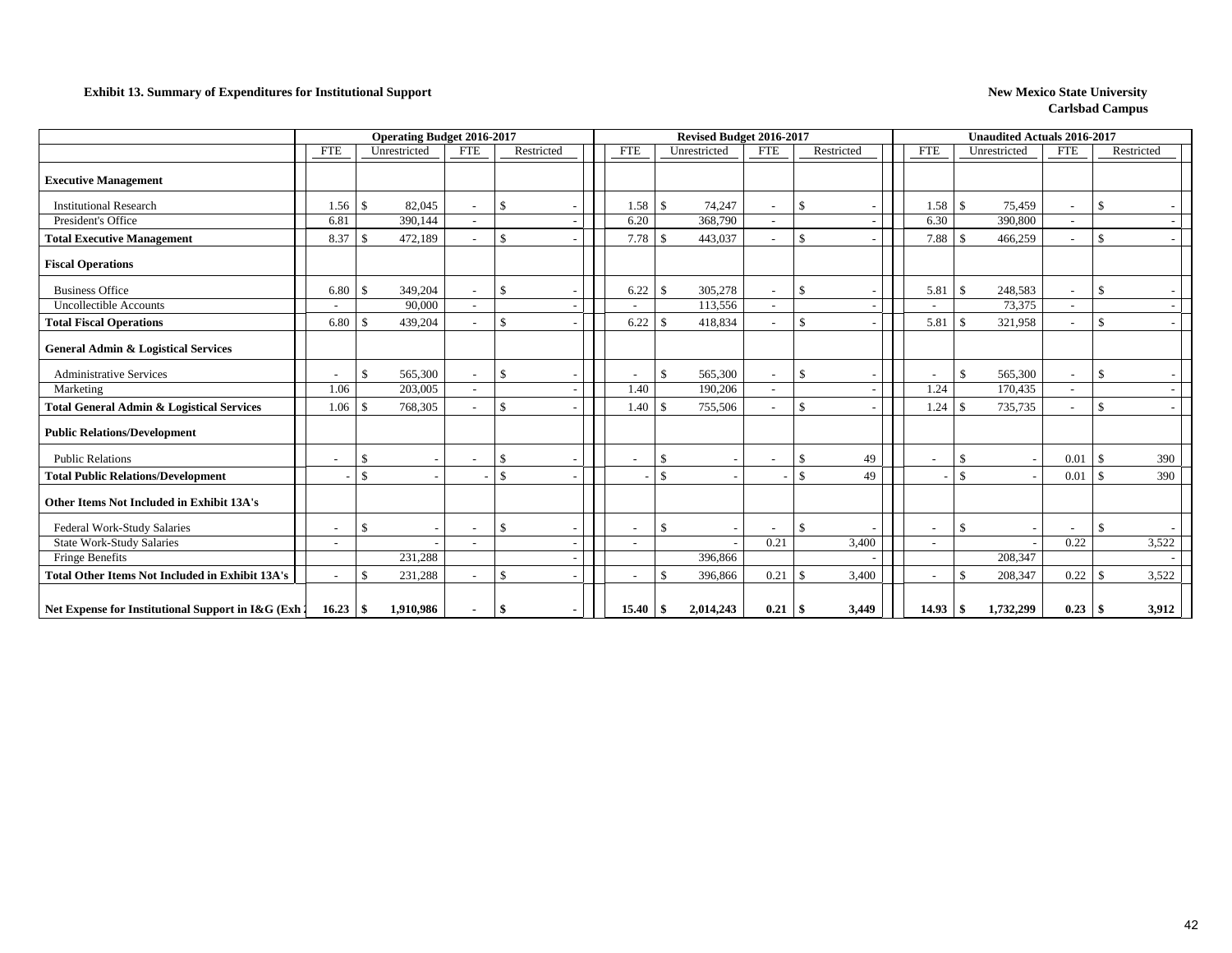**Exhibit 13. Summary of Expenditures for Institutional Support**

**New Mexico State University**
**Carlsbad Campus**

| | Operating Budget 2016-2017 | | | | Revised Budget 2016-2017 | | | | Unaudited Actuals 2016-2017 | | | |
|---|---|---|---|---|---|---|---|---|---|---|---|---|
| | FTE | Unrestricted | FTE | Restricted | FTE | Unrestricted | FTE | Restricted | FTE | Unrestricted | FTE | Restricted |
| **Executive Management** | | | | | | | | | | | | |
| Institutional Research | 1.56 | $ 82,045 | - | $ - | 1.58 | $ 74,247 | - | $ - | 1.58 | $ 75,459 | - | $ - |
| President's Office | 6.81 | 390,144 | - | - | 6.20 | 368,790 | - | - | 6.30 | 390,800 | - | - |
| **Total Executive Management** | 8.37 | $ 472,189 | - | $ - | 7.78 | $ 443,037 | - | $ - | 7.88 | $ 466,259 | - | $ - |
| **Fiscal Operations** | | | | | | | | | | | | |
| Business Office | 6.80 | $ 349,204 | - | $ - | 6.22 | $ 305,278 | - | $ - | 5.81 | $ 248,583 | - | $ - |
| Uncollectible Accounts | - | 90,000 | - | - | - | 113,556 | - | - | - | 73,375 | - | - |
| **Total Fiscal Operations** | 6.80 | $ 439,204 | - | $ - | 6.22 | $ 418,834 | - | $ - | 5.81 | $ 321,958 | - | $ - |
| **General Admin & Logistical Services** | | | | | | | | | | | | |
| Administrative Services | - | $ 565,300 | - | $ - | - | $ 565,300 | - | $ - | - | $ 565,300 | - | $ - |
| Marketing | 1.06 | 203,005 | - | - | 1.40 | 190,206 | - | - | 1.24 | 170,435 | - | - |
| **Total General Admin & Logistical Services** | 1.06 | $ 768,305 | - | $ - | 1.40 | $ 755,506 | - | $ - | 1.24 | $ 735,735 | - | $ - |
| **Public Relations/Development** | | | | | | | | | | | | |
| Public Relations | - | $ - | - | $ - | - | $ - | - | $ 49 | - | $ - | 0.01 | $ 390 |
| **Total Public Relations/Development** | - | $ - | - | $ - | - | $ - | - | $ 49 | - | $ - | 0.01 | $ 390 |
| **Other Items Not Included in Exhibit 13A's** | | | | | | | | | | | | |
| Federal Work-Study Salaries | - | $ - | - | $ - | - | $ - | - | $ - | - | $ - | - | $ - |
| State Work-Study Salaries | - | - | - | - | - | - | 0.21 | 3,400 | - | - | 0.22 | 3,522 |
| Fringe Benefits | | 231,288 | | - | | 396,866 | | - | | 208,347 | | - |
| **Total Other Items Not Included in Exhibit 13A's** | - | $ 231,288 | - | $ - | - | $ 396,866 | 0.21 | $ 3,400 | - | $ 208,347 | 0.22 | $ 3,522 |
| **Net Expense for Institutional Support in I&G (Exh** | **16.23** | **$ 1,910,986** | **-** | **$ -** | **15.40** | **$ 2,014,243** | **0.21** | **$ 3,449** | **14.93** | **$ 1,732,299** | **0.23** | **$ 3,912** |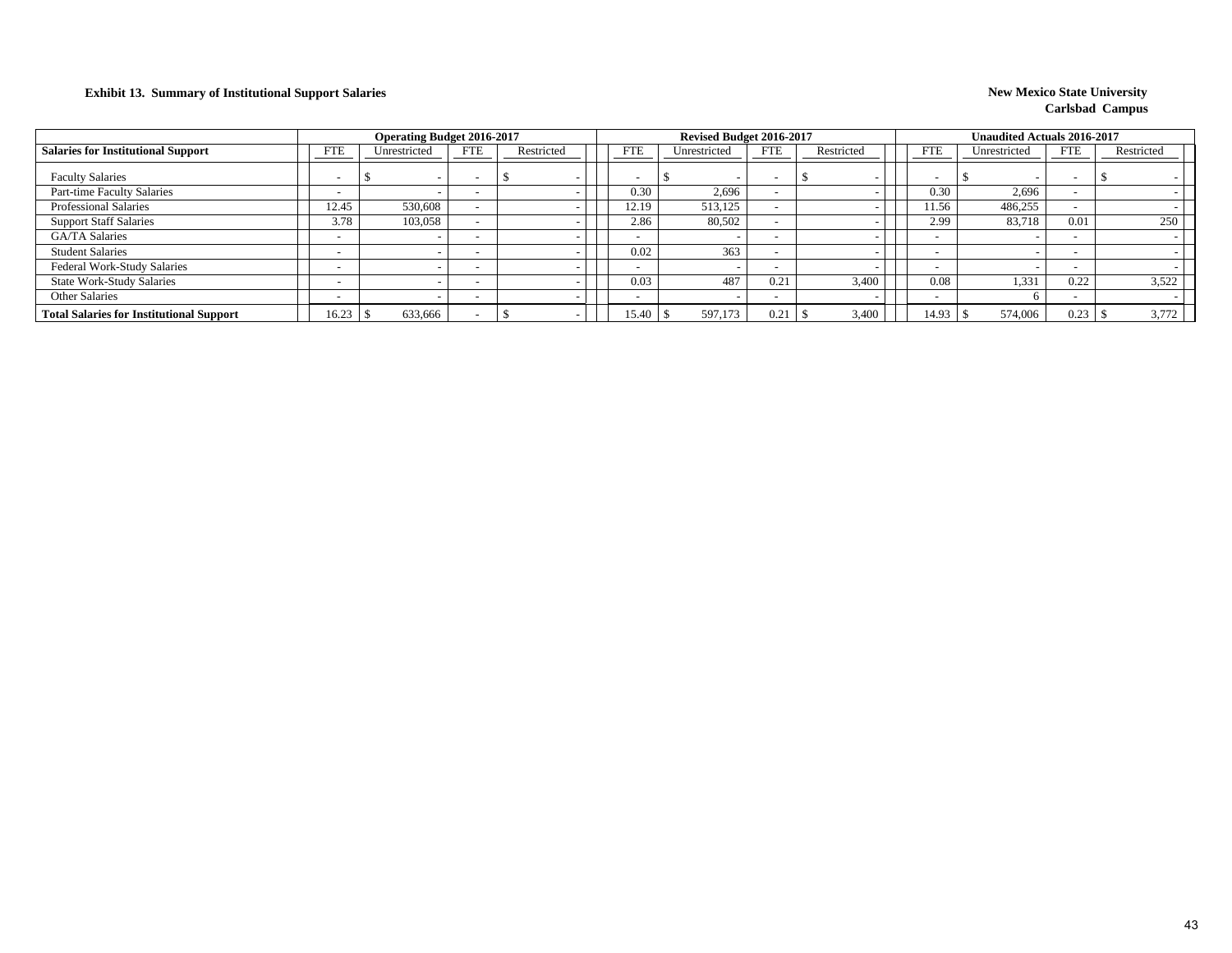**Exhibit 13. Summary of Institutional Support Salaries**

**New Mexico State University**
**Carlsbad Campus**

| | Operating Budget 2016-2017 | | | | Revised Budget 2016-2017 | | | | Unaudited Actuals 2016-2017 | | | |
|---|---|---|---|---|---|---|---|---|---|---|---|---|
| **Salaries for Institutional Support** | FTE | Unrestricted | FTE | Restricted | FTE | Unrestricted | FTE | Restricted | FTE | Unrestricted | FTE | Restricted |
| Faculty Salaries | - | $ - | - | $ - | - | $ - | - | $ - | - | $ - | - | $ - |
| Part-time Faculty Salaries | - | - | - | - | 0.30 | 2,696 | - | - | 0.30 | 2,696 | - | - |
| Professional Salaries | 12.45 | 530,608 | - | - | 12.19 | 513,125 | - | - | 11.56 | 486,255 | - | - |
| Support Staff Salaries | 3.78 | 103,058 | - | - | 2.86 | 80,502 | - | - | 2.99 | 83,718 | 0.01 | 250 |
| GA/TA Salaries | - | - | - | - | - | - | - | - | - | - | - | - |
| Student Salaries | - | - | - | - | 0.02 | 363 | - | - | - | - | - | - |
| Federal Work-Study Salaries | - | - | - | - | - | - | - | - | - | - | - | - |
| State Work-Study Salaries | - | - | - | - | 0.03 | 487 | 0.21 | 3,400 | 0.08 | 1,331 | 0.22 | 3,522 |
| Other Salaries | - | - | - | - | - | - | - | - | - | 6 | - | - |
| **Total Salaries for Institutional Support** | 16.23 | $ 633,666 | - | $ - | 15.40 | $ 597,173 | 0.21 | $ 3,400 | 14.93 | $ 574,006 | 0.23 | $ 3,772 |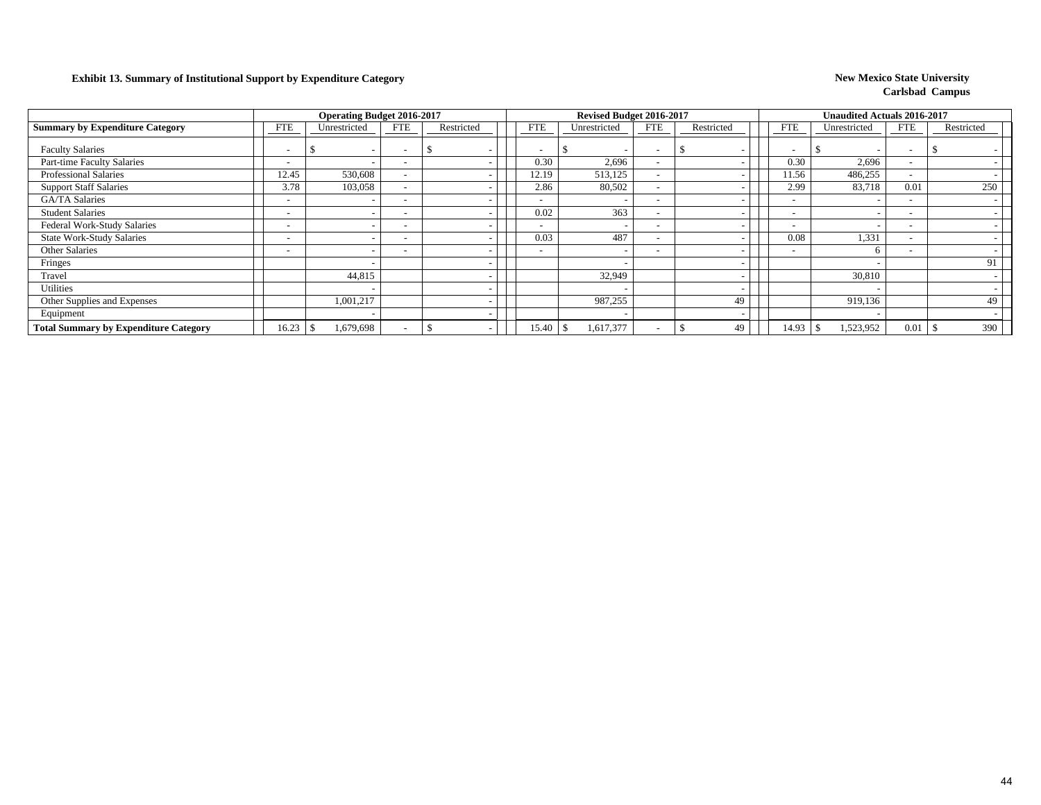**Exhibit 13. Summary of Institutional Support by Expenditure Category**

**New Mexico State University**
**Carlsbad Campus**

| | Operating Budget 2016-2017 | | | | Revised Budget 2016-2017 | | | | Unaudited Actuals 2016-2017 | | | |
|---|---|---|---|---|---|---|---|---|---|---|---|---|
| **Summary by Expenditure Category** | FTE | Unrestricted | FTE | Restricted | FTE | Unrestricted | FTE | Restricted | FTE | Unrestricted | FTE | Restricted |
| Faculty Salaries | - | $ - | - | $ - | - | $ - | - | $ - | - | $ - | - | $ - |
| Part-time Faculty Salaries | - | - | - | - | 0.30 | 2,696 | - | - | 0.30 | 2,696 | - | - |
| Professional Salaries | 12.45 | 530,608 | - | - | 12.19 | 513,125 | - | - | 11.56 | 486,255 | - | - |
| Support Staff Salaries | 3.78 | 103,058 | - | - | 2.86 | 80,502 | - | - | 2.99 | 83,718 | 0.01 | 250 |
| GA/TA Salaries | - | - | - | - | - | - | - | - | - | - | - | - |
| Student Salaries | - | - | - | - | 0.02 | 363 | - | - | - | - | - | - |
| Federal Work-Study Salaries | - | - | - | - | - | - | - | - | - | - | - | - |
| State Work-Study Salaries | - | - | - | - | 0.03 | 487 | - | - | 0.08 | 1,331 | - | - |
| Other Salaries | - | - | - | - | - | - | - | - | - | 6 | - | - |
| Fringes | | - | | - | | - | | - | | - | | 91 |
| Travel | | 44,815 | | - | | 32,949 | | - | | 30,810 | | - |
| Utilities | | - | | - | | - | | - | | - | | - |
| Other Supplies and Expenses | | 1,001,217 | | - | | 987,255 | | 49 | | 919,136 | | 49 |
| Equipment | | - | | - | | - | | - | | - | | - |
| **Total Summary by Expenditure Category** | 16.23 | $ 1,679,698 | - | $ - | 15.40 | $ 1,617,377 | - | $ 49 | 14.93 | $ 1,523,952 | 0.01 | $ 390 |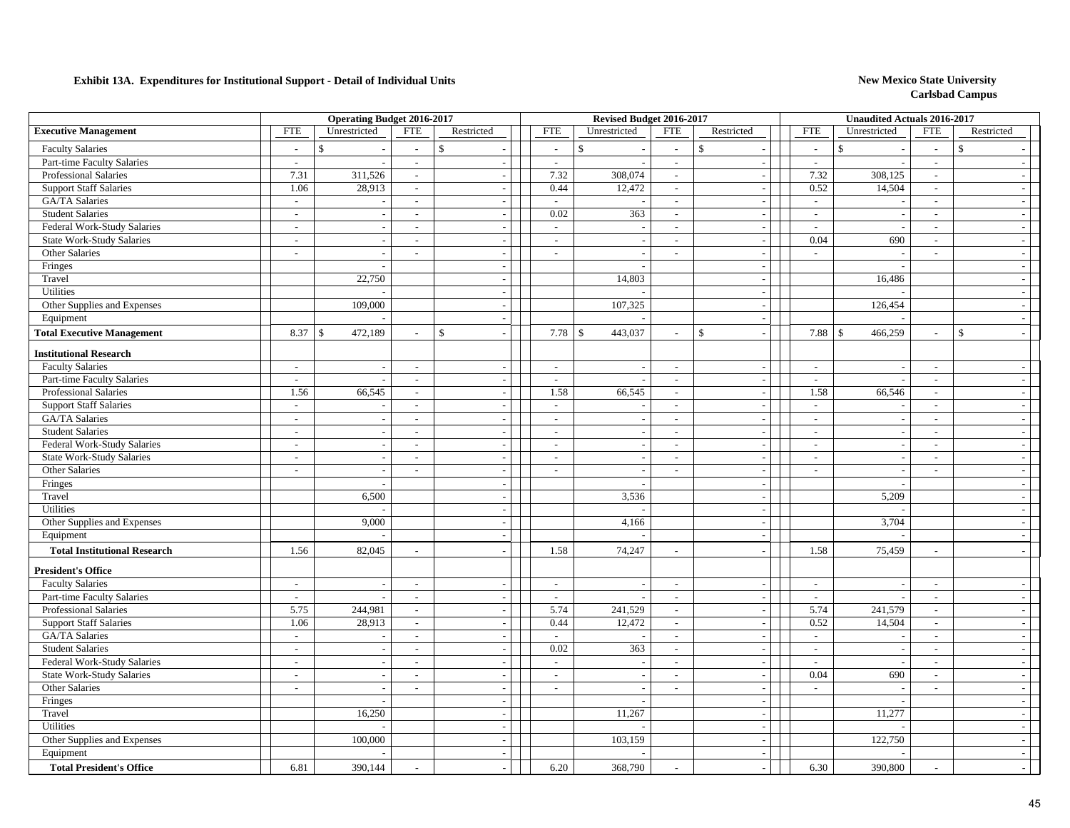**Exhibit 13A. Expenditures for Institutional Support - Detail of Individual Units**

**New Mexico State University**
**Carlsbad Campus**

| | Operating Budget 2016-2017 | | | | Revised Budget 2016-2017 | | | | Unaudited Actuals 2016-2017 | | | |
|---|---|---|---|---|---|---|---|---|---|---|---|---|
| **Executive Management** | FTE | Unrestricted | FTE | Restricted | FTE | Unrestricted | FTE | Restricted | FTE | Unrestricted | FTE | Restricted |
| Faculty Salaries | - | $ - | - | $ - | - | $ - | - | $ - | - | $ - | - | $ - |
| Part-time Faculty Salaries | - | - | - | - | - | - | - | - | - | - | - | - |
| Professional Salaries | 7.31 | 311,526 | - | - | 7.32 | 308,074 | - | - | 7.32 | 308,125 | - | - |
| Support Staff Salaries | 1.06 | 28,913 | - | - | 0.44 | 12,472 | - | - | 0.52 | 14,504 | - | - |
| GA/TA Salaries | - | - | - | - | - | - | - | - | - | - | - | - |
| Student Salaries | - | - | - | - | 0.02 | 363 | - | - | - | - | - | - |
| Federal Work-Study Salaries | - | - | - | - | - | - | - | - | - | - | - | - |
| State Work-Study Salaries | - | - | - | - | - | - | - | - | 0.04 | 690 | - | - |
| Other Salaries | - | - | - | - | - | - | - | - | - | - | - | - |
| Fringes | | - | | - | | - | | - | | - | | - |
| Travel | | 22,750 | | - | | 14,803 | | - | | 16,486 | | - |
| Utilities | | - | | - | | - | | - | | - | | - |
| Other Supplies and Expenses | | 109,000 | | - | | 107,325 | | - | | 126,454 | | - |
| Equipment | | - | | - | | - | | - | | - | | - |
| **Total Executive Management** | 8.37 | $ 472,189 | - | $ - | 7.78 | $ 443,037 | - | $ - | 7.88 | $ 466,259 | - | $ - |
| **Institutional Research** | | | | | | | | | | | | |
| Faculty Salaries | - | - | - | - | - | - | - | - | - | - | - | - |
| Part-time Faculty Salaries | - | - | - | - | - | - | - | - | - | - | - | - |
| Professional Salaries | 1.56 | 66,545 | - | - | 1.58 | 66,545 | - | - | 1.58 | 66,546 | - | - |
| Support Staff Salaries | - | - | - | - | - | - | - | - | - | - | - | - |
| GA/TA Salaries | - | - | - | - | - | - | - | - | - | - | - | - |
| Student Salaries | - | - | - | - | - | - | - | - | - | - | - | - |
| Federal Work-Study Salaries | - | - | - | - | - | - | - | - | - | - | - | - |
| State Work-Study Salaries | - | - | - | - | - | - | - | - | - | - | - | - |
| Other Salaries | - | - | - | - | - | - | - | - | - | - | - | - |
| Fringes | | - | | - | | - | | - | | - | | - |
| Travel | | 6,500 | | - | | 3,536 | | - | | 5,209 | | - |
| Utilities | | - | | - | | - | | - | | - | | - |
| Other Supplies and Expenses | | 9,000 | | - | | 4,166 | | - | | 3,704 | | - |
| Equipment | | - | | - | | - | | - | | - | | - |
| **Total Institutional Research** | 1.56 | 82,045 | - | - | 1.58 | 74,247 | - | - | 1.58 | 75,459 | - | - |
| **President's Office** | | | | | | | | | | | | |
| Faculty Salaries | - | - | - | - | - | - | - | - | - | - | - | - |
| Part-time Faculty Salaries | - | - | - | - | - | - | - | - | - | - | - | - |
| Professional Salaries | 5.75 | 244,981 | - | - | 5.74 | 241,529 | - | - | 5.74 | 241,579 | - | - |
| Support Staff Salaries | 1.06 | 28,913 | - | - | 0.44 | 12,472 | - | - | 0.52 | 14,504 | - | - |
| GA/TA Salaries | - | - | - | - | - | - | - | - | - | - | - | - |
| Student Salaries | - | - | - | - | 0.02 | 363 | - | - | - | - | - | - |
| Federal Work-Study Salaries | - | - | - | - | - | - | - | - | - | - | - | - |
| State Work-Study Salaries | - | - | - | - | - | - | - | - | 0.04 | 690 | - | - |
| Other Salaries | - | - | - | - | - | - | - | - | - | - | - | - |
| Fringes | | - | | - | | - | | - | | - | | - |
| Travel | | 16,250 | | - | | 11,267 | | - | | 11,277 | | - |
| Utilities | | - | | - | | - | | - | | - | | - |
| Other Supplies and Expenses | | 100,000 | | - | | 103,159 | | - | | 122,750 | | - |
| Equipment | | - | | - | | - | | - | | - | | - |
| **Total President's Office** | 6.81 | 390,144 | - | - | 6.20 | 368,790 | - | - | 6.30 | 390,800 | - | - |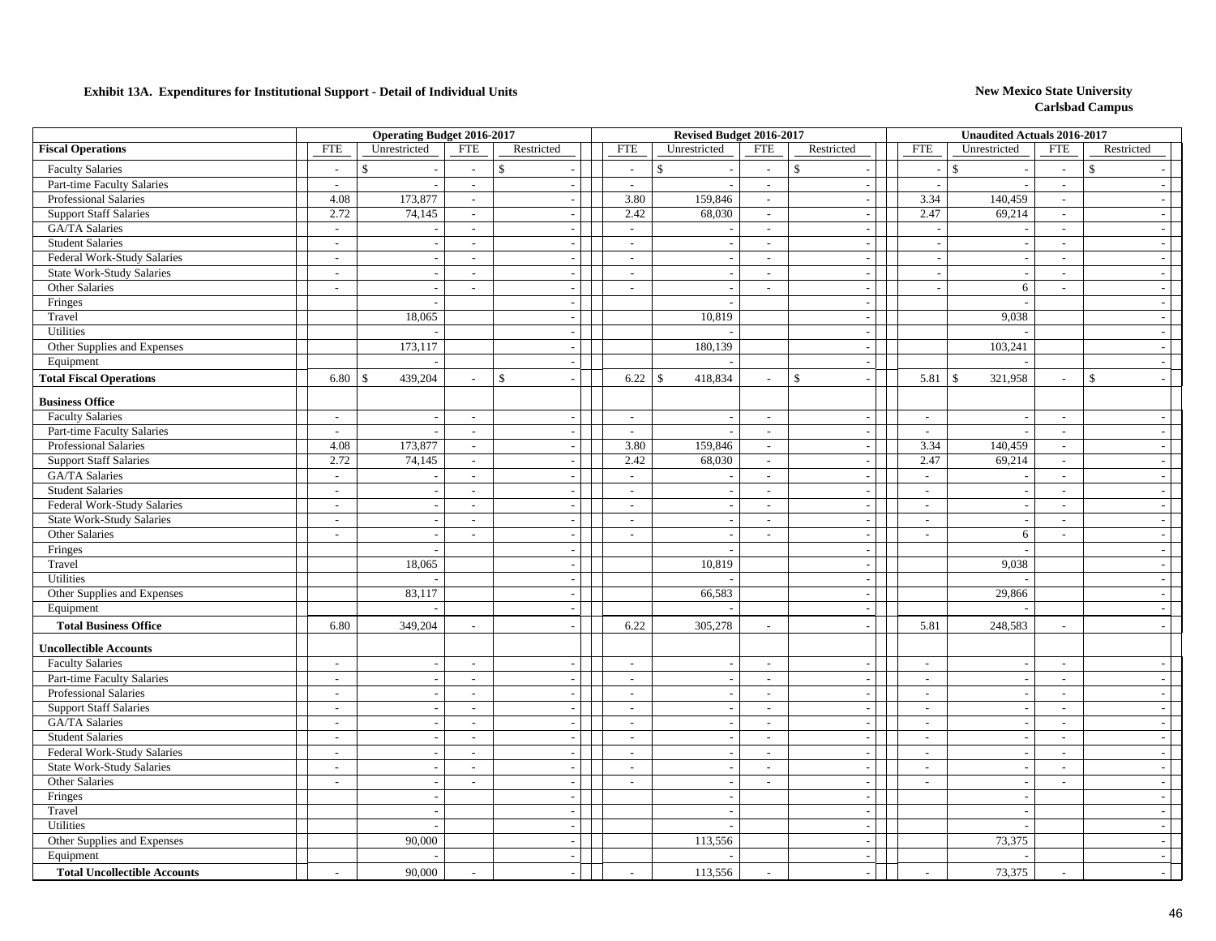**Exhibit 13A. Expenditures for Institutional Support - Detail of Individual Units**

**New Mexico State University**
**Carlsbad Campus**

| | Operating Budget 2016-2017 | | | | Revised Budget 2016-2017 | | | | Unaudited Actuals 2016-2017 | | | |
|---|---|---|---|---|---|---|---|---|---|---|---|---|
| **Fiscal Operations** | FTE | Unrestricted | FTE | Restricted | FTE | Unrestricted | FTE | Restricted | FTE | Unrestricted | FTE | Restricted |
| Faculty Salaries | - | $ - | - | $ - | - | $ - | - | $ - | - | $ - | - | $ - |
| Part-time Faculty Salaries | - | - | - | - | - | - | - | - | - | - | - | - |
| Professional Salaries | 4.08 | 173,877 | - | - | 3.80 | 159,846 | - | - | 3.34 | 140,459 | - | - |
| Support Staff Salaries | 2.72 | 74,145 | - | - | 2.42 | 68,030 | - | - | 2.47 | 69,214 | - | - |
| GA/TA Salaries | - | - | - | - | - | - | - | - | - | - | - | - |
| Student Salaries | - | - | - | - | - | - | - | - | - | - | - | - |
| Federal Work-Study Salaries | - | - | - | - | - | - | - | - | - | - | - | - |
| State Work-Study Salaries | - | - | - | - | - | - | - | - | - | - | - | - |
| Other Salaries | - | - | - | - | - | - | - | - | - | 6 | - | - |
| Fringes | | - | | - | | - | | - | | - | | - |
| Travel | | 18,065 | | - | | 10,819 | | - | | 9,038 | | - |
| Utilities | | - | | - | | - | | - | | - | | - |
| Other Supplies and Expenses | | 173,117 | | - | | 180,139 | | - | | 103,241 | | - |
| Equipment | | - | | - | | - | | - | | - | | - |
| **Total Fiscal Operations** | 6.80 | $ 439,204 | - | $ - | 6.22 | $ 418,834 | - | $ - | 5.81 | $ 321,958 | - | $ - |
| **Business Office** | | | | | | | | | | | | |
| Faculty Salaries | - | - | - | - | - | - | - | - | - | - | - | - |
| Part-time Faculty Salaries | - | - | - | - | - | - | - | - | - | - | - | - |
| Professional Salaries | 4.08 | 173,877 | - | - | 3.80 | 159,846 | - | - | 3.34 | 140,459 | - | - |
| Support Staff Salaries | 2.72 | 74,145 | - | - | 2.42 | 68,030 | - | - | 2.47 | 69,214 | - | - |
| GA/TA Salaries | - | - | - | - | - | - | - | - | - | - | - | - |
| Student Salaries | - | - | - | - | - | - | - | - | - | - | - | - |
| Federal Work-Study Salaries | - | - | - | - | - | - | - | - | - | - | - | - |
| State Work-Study Salaries | - | - | - | - | - | - | - | - | - | - | - | - |
| Other Salaries | - | - | - | - | - | - | - | - | - | 6 | - | - |
| Fringes | | - | | - | | - | | - | | - | | - |
| Travel | | 18,065 | | - | | 10,819 | | - | | 9,038 | | - |
| Utilities | | - | | - | | - | | - | | - | | - |
| Other Supplies and Expenses | | 83,117 | | - | | 66,583 | | - | | 29,866 | | - |
| Equipment | | - | | - | | - | | - | | - | | - |
| **Total Business Office** | 6.80 | 349,204 | - | - | 6.22 | 305,278 | - | - | 5.81 | 248,583 | - | - |
| **Uncollectible Accounts** | | | | | | | | | | | | |
| Faculty Salaries | - | - | - | - | - | - | - | - | - | - | - | - |
| Part-time Faculty Salaries | - | - | - | - | - | - | - | - | - | - | - | - |
| Professional Salaries | - | - | - | - | - | - | - | - | - | - | - | - |
| Support Staff Salaries | - | - | - | - | - | - | - | - | - | - | - | - |
| GA/TA Salaries | - | - | - | - | - | - | - | - | - | - | - | - |
| Student Salaries | - | - | - | - | - | - | - | - | - | - | - | - |
| Federal Work-Study Salaries | - | - | - | - | - | - | - | - | - | - | - | - |
| State Work-Study Salaries | - | - | - | - | - | - | - | - | - | - | - | - |
| Other Salaries | - | - | - | - | - | - | - | - | - | - | - | - |
| Fringes | | - | | - | | - | | - | | - | | - |
| Travel | | - | | - | | - | | - | | - | | - |
| Utilities | | - | | - | | - | | - | | - | | - |
| Other Supplies and Expenses | | 90,000 | | - | | 113,556 | | - | | 73,375 | | - |
| Equipment | | - | | - | | - | | - | | - | | - |
| **Total Uncollectible Accounts** | - | 90,000 | - | - | - | 113,556 | - | - | - | 73,375 | - | - |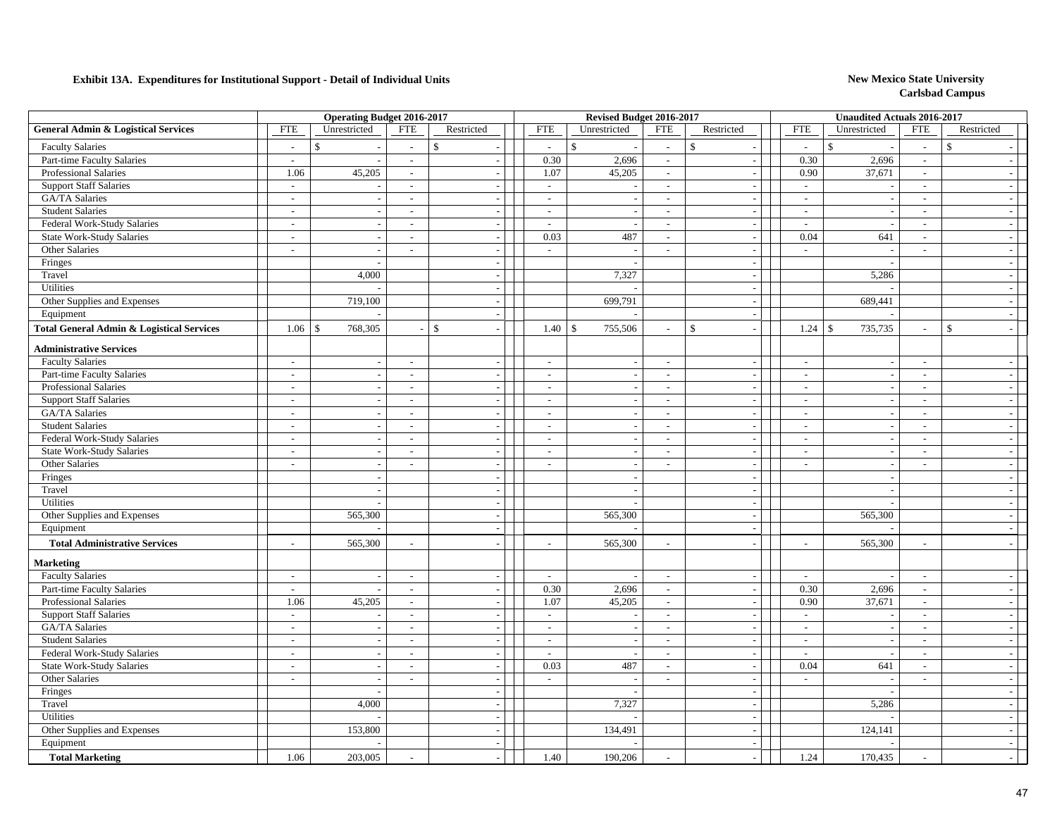**Exhibit 13A. Expenditures for Institutional Support - Detail of Individual Units**

**New Mexico State University**
**Carlsbad Campus**

| | Operating Budget 2016-2017 | | | | Revised Budget 2016-2017 | | | | Unaudited Actuals 2016-2017 | | | |
|---|---|---|---|---|---|---|---|---|---|---|---|---|
| **General Admin & Logistical Services** | FTE | Unrestricted | FTE | Restricted | FTE | Unrestricted | FTE | Restricted | FTE | Unrestricted | FTE | Restricted |
| Faculty Salaries | - | $ - | - | $ - | - | $ - | - | $ - | - | $ - | - | $ - |
| Part-time Faculty Salaries | - | - | - | - | 0.30 | 2,696 | - | - | 0.30 | 2,696 | - | - |
| Professional Salaries | 1.06 | 45,205 | - | - | 1.07 | 45,205 | - | - | 0.90 | 37,671 | - | - |
| Support Staff Salaries | - | - | - | - | - | - | - | - | - | - | - | - |
| GA/TA Salaries | - | - | - | - | - | - | - | - | - | - | - | - |
| Student Salaries | - | - | - | - | - | - | - | - | - | - | - | - |
| Federal Work-Study Salaries | - | - | - | - | - | - | - | - | - | - | - | - |
| State Work-Study Salaries | - | - | - | - | 0.03 | 487 | - | - | 0.04 | 641 | - | - |
| Other Salaries | - | - | - | - | - | - | - | - | - | - | - | - |
| Fringes | | - | | - | | - | | - | | - | | - |
| Travel | | 4,000 | | - | | 7,327 | | - | | 5,286 | | - |
| Utilities | | - | | - | | - | | - | | - | | - |
| Other Supplies and Expenses | | 719,100 | | - | | 699,791 | | - | | 689,441 | | - |
| Equipment | | - | | - | | - | | - | | - | | - |
| **Total General Admin & Logistical Services** | 1.06 | $ 768,305 | - | $ - | 1.40 | $ 755,506 | - | $ - | 1.24 | $ 735,735 | - | $ - |
| **Administrative Services** | | | | | | | | | | | | |
| Faculty Salaries | - | - | - | - | - | - | - | - | - | - | - | - |
| Part-time Faculty Salaries | - | - | - | - | - | - | - | - | - | - | - | - |
| Professional Salaries | - | - | - | - | - | - | - | - | - | - | - | - |
| Support Staff Salaries | - | - | - | - | - | - | - | - | - | - | - | - |
| GA/TA Salaries | - | - | - | - | - | - | - | - | - | - | - | - |
| Student Salaries | - | - | - | - | - | - | - | - | - | - | - | - |
| Federal Work-Study Salaries | - | - | - | - | - | - | - | - | - | - | - | - |
| State Work-Study Salaries | - | - | - | - | - | - | - | - | - | - | - | - |
| Other Salaries | - | - | - | - | - | - | - | - | - | - | - | - |
| Fringes | | - | | - | | - | | - | | - | | - |
| Travel | | - | | - | | - | | - | | - | | - |
| Utilities | | - | | - | | - | | - | | - | | - |
| Other Supplies and Expenses | | 565,300 | | - | | 565,300 | | - | | 565,300 | | - |
| Equipment | | - | | - | | - | | - | | - | | - |
| **Total Administrative Services** | - | 565,300 | - | - | - | 565,300 | - | - | - | 565,300 | - | - |
| **Marketing** | | | | | | | | | | | | |
| Faculty Salaries | - | - | - | - | - | - | - | - | - | - | - | - |
| Part-time Faculty Salaries | - | - | - | - | 0.30 | 2,696 | - | - | 0.30 | 2,696 | - | - |
| Professional Salaries | 1.06 | 45,205 | - | - | 1.07 | 45,205 | - | - | 0.90 | 37,671 | - | - |
| Support Staff Salaries | - | - | - | - | - | - | - | - | - | - | - | - |
| GA/TA Salaries | - | - | - | - | - | - | - | - | - | - | - | - |
| Student Salaries | - | - | - | - | - | - | - | - | - | - | - | - |
| Federal Work-Study Salaries | - | - | - | - | - | - | - | - | - | - | - | - |
| State Work-Study Salaries | - | - | - | - | 0.03 | 487 | - | - | 0.04 | 641 | - | - |
| Other Salaries | - | - | - | - | - | - | - | - | - | - | - | - |
| Fringes | | - | | - | | - | | - | | - | | - |
| Travel | | 4,000 | | - | | 7,327 | | - | | 5,286 | | - |
| Utilities | | - | | - | | - | | - | | - | | - |
| Other Supplies and Expenses | | 153,800 | | - | | 134,491 | | - | | 124,141 | | - |
| Equipment | | - | | - | | - | | - | | - | | - |
| **Total Marketing** | 1.06 | 203,005 | - | - | 1.40 | 190,206 | - | - | 1.24 | 170,435 | - | - |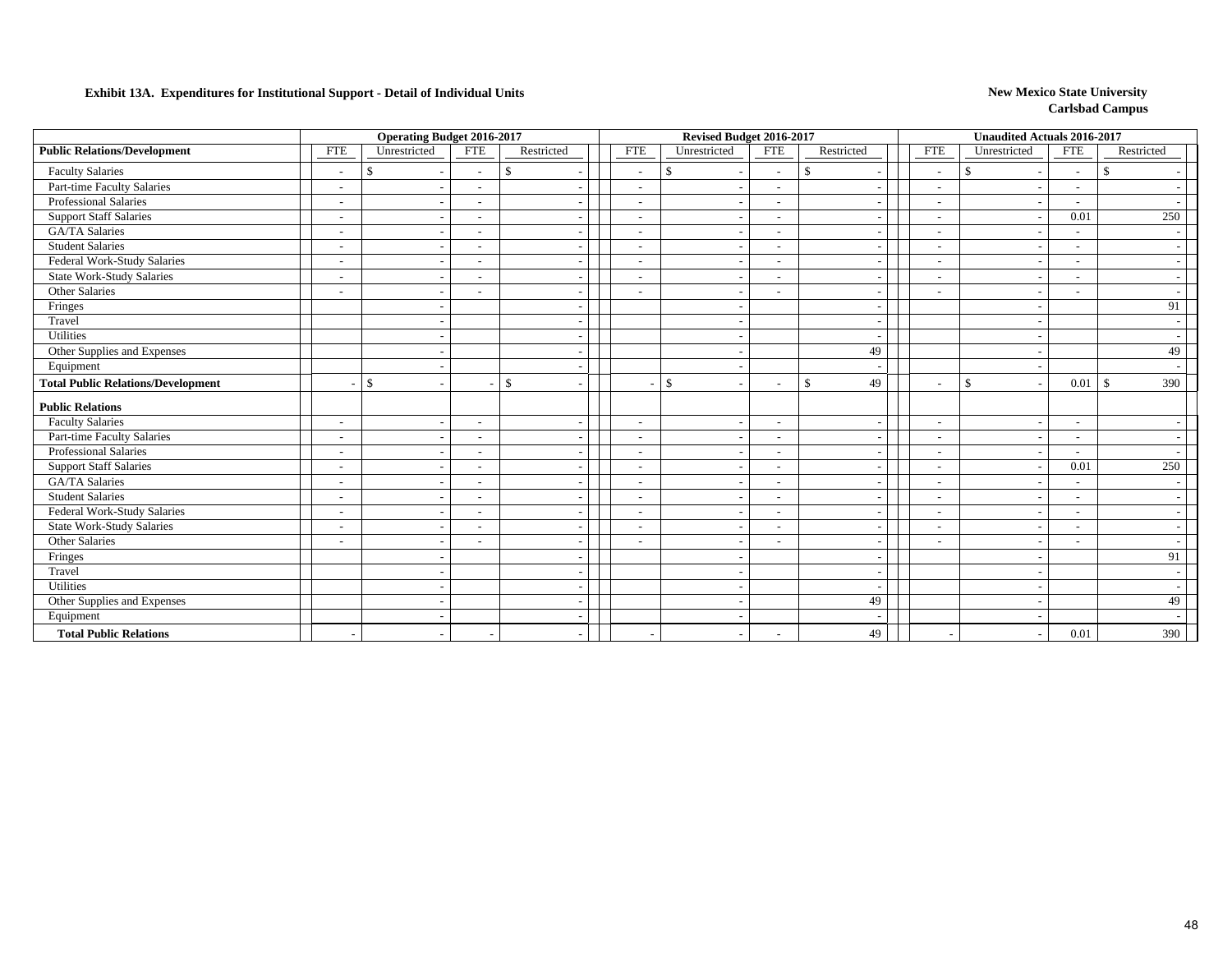**Exhibit 13A. Expenditures for Institutional Support - Detail of Individual Units**

**New Mexico State University**
**Carlsbad Campus**

| | Operating Budget 2016-2017 | | | | Revised Budget 2016-2017 | | | | Unaudited Actuals 2016-2017 | | | |
|---|---|---|---|---|---|---|---|---|---|---|---|---|
| **Public Relations/Development** | FTE | Unrestricted | FTE | Restricted | FTE | Unrestricted | FTE | Restricted | FTE | Unrestricted | FTE | Restricted |
| Faculty Salaries | - | $ - | - | $ - | - | $ - | - | $ - | - | $ - | - | $ - |
| Part-time Faculty Salaries | - | - | - | - | - | - | - | - | - | - | - | - |
| Professional Salaries | - | - | - | - | - | - | - | - | - | - | - | - |
| Support Staff Salaries | - | - | - | - | - | - | - | - | - | - | 0.01 | 250 |
| GA/TA Salaries | - | - | - | - | - | - | - | - | - | - | - | - |
| Student Salaries | - | - | - | - | - | - | - | - | - | - | - | - |
| Federal Work-Study Salaries | - | - | - | - | - | - | - | - | - | - | - | - |
| State Work-Study Salaries | - | - | - | - | - | - | - | - | - | - | - | - |
| Other Salaries | - | - | - | - | - | - | - | - | - | - | - | - |
| Fringes | | - | | - | | - | | - | | - | | 91 |
| Travel | | - | | - | | - | | - | | - | | - |
| Utilities | | - | | - | | - | | - | | - | | - |
| Other Supplies and Expenses | | - | | - | | - | | 49 | | - | | 49 |
| Equipment | | - | | - | | - | | - | | - | | - |
| **Total Public Relations/Development** | - | $ - | - | $ - | - | $ - | - | $ 49 | - | $ - | 0.01 | $ 390 |
| **Public Relations** | | | | | | | | | | | | |
| Faculty Salaries | - | - | - | - | - | - | - | - | - | - | - | - |
| Part-time Faculty Salaries | - | - | - | - | - | - | - | - | - | - | - | - |
| Professional Salaries | - | - | - | - | - | - | - | - | - | - | - | - |
| Support Staff Salaries | - | - | - | - | - | - | - | - | - | - | 0.01 | 250 |
| GA/TA Salaries | - | - | - | - | - | - | - | - | - | - | - | - |
| Student Salaries | - | - | - | - | - | - | - | - | - | - | - | - |
| Federal Work-Study Salaries | - | - | - | - | - | - | - | - | - | - | - | - |
| State Work-Study Salaries | - | - | - | - | - | - | - | - | - | - | - | - |
| Other Salaries | - | - | - | - | - | - | - | - | - | - | - | - |
| Fringes | | - | | - | | - | | - | | - | | 91 |
| Travel | | - | | - | | - | | - | | - | | - |
| Utilities | | - | | - | | - | | - | | - | | - |
| Other Supplies and Expenses | | - | | - | | - | | 49 | | - | | 49 |
| Equipment | | - | | - | | - | | - | | - | | - |
| **Total Public Relations** | - | - | - | - | - | - | - | 49 | - | - | 0.01 | 390 |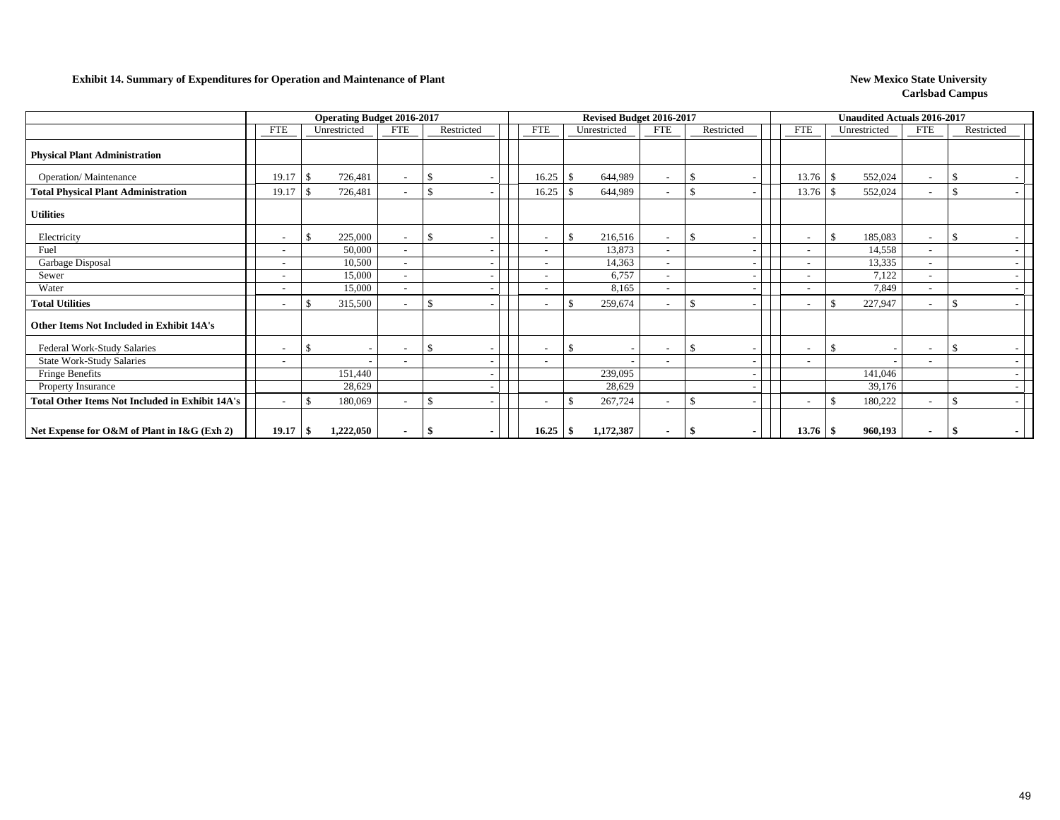**Exhibit 14. Summary of Expenditures for Operation and Maintenance of Plant**

**New Mexico State University**
**Carlsbad Campus**

| | Operating Budget 2016-2017 | | | | Revised Budget 2016-2017 | | | | Unaudited Actuals 2016-2017 | | | |
|---|---|---|---|---|---|---|---|---|---|---|---|---|
| | FTE | Unrestricted | FTE | Restricted | FTE | Unrestricted | FTE | Restricted | FTE | Unrestricted | FTE | Restricted |
| **Physical Plant Administration** | | | | | | | | | | | | |
| Operation/ Maintenance | 19.17 | $ 726,481 | - | $ - | 16.25 | $ 644,989 | - | $ - | 13.76 | $ 552,024 | - | $ - |
| **Total Physical Plant Administration** | 19.17 | $ 726,481 | - | $ - | 16.25 | $ 644,989 | - | $ - | 13.76 | $ 552,024 | - | $ - |
| **Utilities** | | | | | | | | | | | | |
| Electricity | - | $ 225,000 | - | $ - | - | $ 216,516 | - | $ - | - | $ 185,083 | - | $ - |
| Fuel | - | 50,000 | - | - | - | 13,873 | - | - | - | 14,558 | - | - |
| Garbage Disposal | - | 10,500 | - | - | - | 14,363 | - | - | - | 13,335 | - | - |
| Sewer | - | 15,000 | - | - | - | 6,757 | - | - | - | 7,122 | - | - |
| Water | - | 15,000 | - | - | - | 8,165 | - | - | - | 7,849 | - | - |
| **Total Utilities** | - | $ 315,500 | - | $ - | - | $ 259,674 | - | $ - | - | $ 227,947 | - | $ - |
| **Other Items Not Included in Exhibit 14A's** | | | | | | | | | | | | |
| Federal Work-Study Salaries | - | $ - | - | $ - | - | $ - | - | $ - | - | $ - | - | $ - |
| State Work-Study Salaries | - | - | - | - | - | - | - | - | - | - | - | - |
| Fringe Benefits | | 151,440 | | - | | 239,095 | | - | | 141,046 | | - |
| Property Insurance | | 28,629 | | - | | 28,629 | | - | | 39,176 | | - |
| **Total Other Items Not Included in Exhibit 14A's** | - | $ 180,069 | - | $ - | - | $ 267,724 | - | $ - | - | $ 180,222 | - | $ - |
| **Net Expense for O&M of Plant in I&G (Exh 2)** | **19.17** | **$ 1,222,050** | **-** | **$ -** | **16.25** | **$ 1,172,387** | **-** | **$ -** | **13.76** | **$ 960,193** | **-** | **$ -** |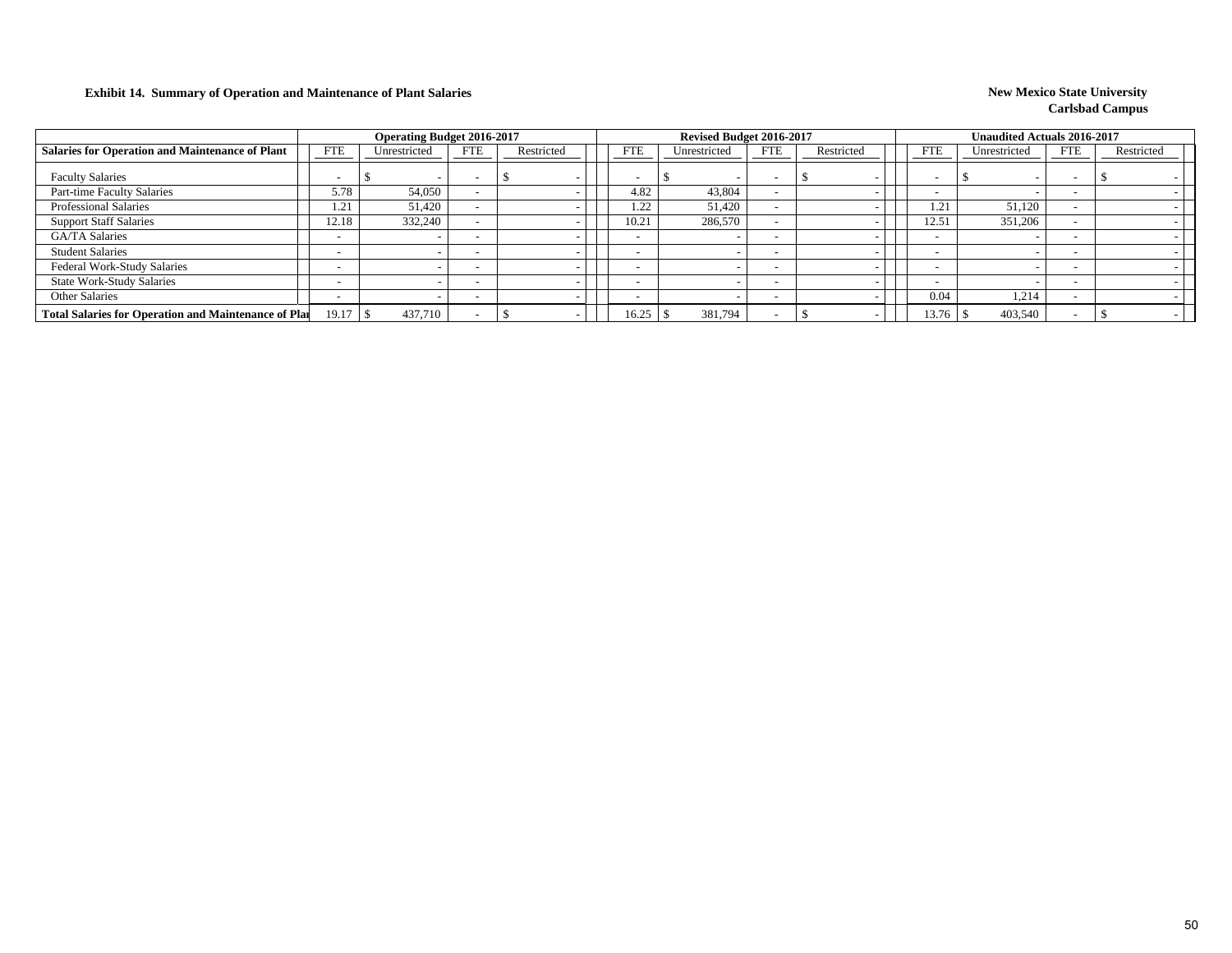**Exhibit 14. Summary of Operation and Maintenance of Plant Salaries**

**New Mexico State University**
**Carlsbad Campus**

| Salaries for Operation and Maintenance of Plant | Operating Budget 2016-2017 | | | | Revised Budget 2016-2017 | | | | Unaudited Actuals 2016-2017 | | | |
|---|---|---|---|---|---|---|---|---|---|---|---|---|
| | FTE | Unrestricted | FTE | Restricted | FTE | Unrestricted | FTE | Restricted | FTE | Unrestricted | FTE | Restricted |
| Faculty Salaries | - | $ - | - | $ - | - | $ - | - | $ - | - | $ - | - | $ - |
| Part-time Faculty Salaries | 5.78 | 54,050 | - | - | 4.82 | 43,804 | - | - | - | - | - | - |
| Professional Salaries | 1.21 | 51,420 | - | - | 1.22 | 51,420 | - | - | 1.21 | 51,120 | - | - |
| Support Staff Salaries | 12.18 | 332,240 | - | - | 10.21 | 286,570 | - | - | 12.51 | 351,206 | - | - |
| GA/TA Salaries | - | - | - | - | - | - | - | - | - | - | - | - |
| Student Salaries | - | - | - | - | - | - | - | - | - | - | - | - |
| Federal Work-Study Salaries | - | - | - | - | - | - | - | - | - | - | - | - |
| State Work-Study Salaries | - | - | - | - | - | - | - | - | - | - | - | - |
| Other Salaries | - | - | - | - | - | - | - | - | 0.04 | 1,214 | - | - |
| **Total Salaries for Operation and Maintenance of Plant** | 19.17 | $ 437,710 | - | $ - | 16.25 | $ 381,794 | - | $ - | 13.76 | $ 403,540 | - | $ - |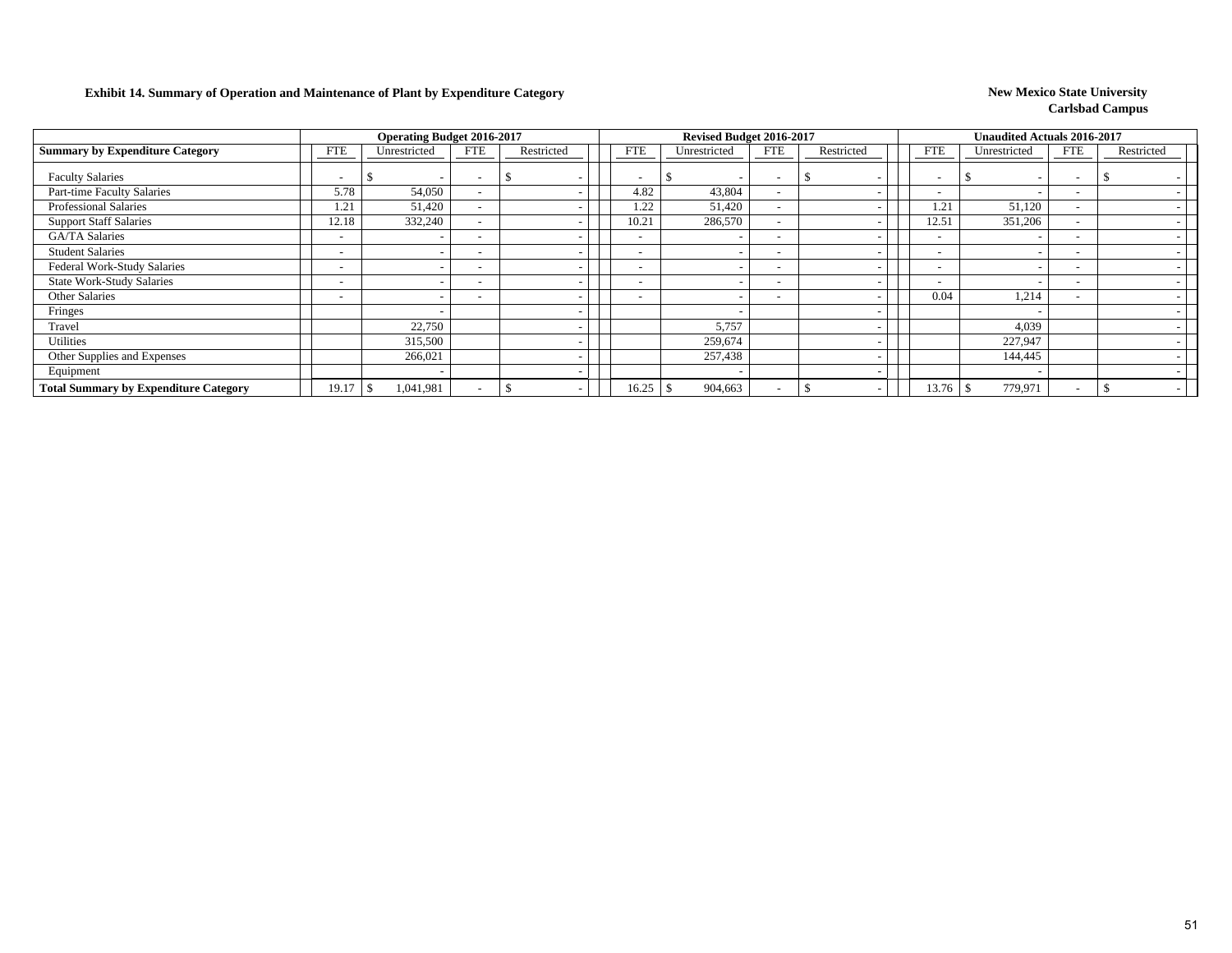**Exhibit 14. Summary of Operation and Maintenance of Plant by Expenditure Category**

**New Mexico State University**
**Carlsbad Campus**

| | Operating Budget 2016-2017 | | | | Revised Budget 2016-2017 | | | | Unaudited Actuals 2016-2017 | | | |
|---|---|---|---|---|---|---|---|---|---|---|---|---|
| **Summary by Expenditure Category** | FTE | Unrestricted | FTE | Restricted | FTE | Unrestricted | FTE | Restricted | FTE | Unrestricted | FTE | Restricted |
| Faculty Salaries | - | $ - | - | $ - | - | $ - | - | $ - | - | $ - | - | $ - |
| Part-time Faculty Salaries | 5.78 | 54,050 | - | - | 4.82 | 43,804 | - | - | - | - | - | - |
| Professional Salaries | 1.21 | 51,420 | - | - | 1.22 | 51,420 | - | - | 1.21 | 51,120 | - | - |
| Support Staff Salaries | 12.18 | 332,240 | - | - | 10.21 | 286,570 | - | - | 12.51 | 351,206 | - | - |
| GA/TA Salaries | - | - | - | - | - | - | - | - | - | - | - | - |
| Student Salaries | - | - | - | - | - | - | - | - | - | - | - | - |
| Federal Work-Study Salaries | - | - | - | - | - | - | - | - | - | - | - | - |
| State Work-Study Salaries | - | - | - | - | - | - | - | - | - | - | - | - |
| Other Salaries | - | - | - | - | - | - | - | - | 0.04 | 1,214 | - | - |
| Fringes | | - | | - | | - | | - | | - | | - |
| Travel | | 22,750 | | - | | 5,757 | | - | | 4,039 | | - |
| Utilities | | 315,500 | | - | | 259,674 | | - | | 227,947 | | - |
| Other Supplies and Expenses | | 266,021 | | - | | 257,438 | | - | | 144,445 | | - |
| Equipment | | - | | - | | - | | - | | - | | - |
| **Total Summary by Expenditure Category** | 19.17 | $ 1,041,981 | - | $ - | 16.25 | $ 904,663 | - | $ - | 13.76 | $ 779,971 | - | $ - |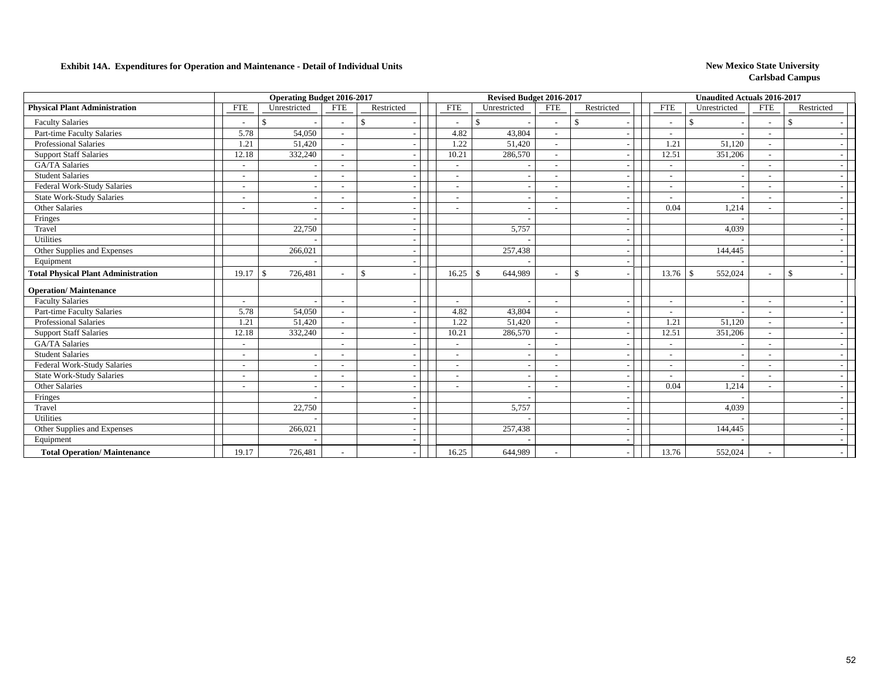**Exhibit 14A. Expenditures for Operation and Maintenance - Detail of Individual Units**

**New Mexico State University**
**Carlsbad Campus**

| | Operating Budget 2016-2017 | | | | Revised Budget 2016-2017 | | | | Unaudited Actuals 2016-2017 | | | |
|---|---|---|---|---|---|---|---|---|---|---|---|---|
| **Physical Plant Administration** | FTE | Unrestricted | FTE | Restricted | FTE | Unrestricted | FTE | Restricted | FTE | Unrestricted | FTE | Restricted |
| Faculty Salaries | - | $ - | - | $ - | - | $ - | - | $ - | - | $ - | - | $ - |
| Part-time Faculty Salaries | 5.78 | 54,050 | - | - | 4.82 | 43,804 | - | - | - | - | - | - |
| Professional Salaries | 1.21 | 51,420 | - | - | 1.22 | 51,420 | - | - | 1.21 | 51,120 | - | - |
| Support Staff Salaries | 12.18 | 332,240 | - | - | 10.21 | 286,570 | - | - | 12.51 | 351,206 | - | - |
| GA/TA Salaries | - | - | - | - | - | - | - | - | - | - | - | - |
| Student Salaries | - | - | - | - | - | - | - | - | - | - | - | - |
| Federal Work-Study Salaries | - | - | - | - | - | - | - | - | - | - | - | - |
| State Work-Study Salaries | - | - | - | - | - | - | - | - | - | - | - | - |
| Other Salaries | - | - | - | - | - | - | - | - | 0.04 | 1,214 | - | - |
| Fringes | | - | | - | | - | | - | | - | | - |
| Travel | | 22,750 | | - | | 5,757 | | - | | 4,039 | | - |
| Utilities | | - | | - | | - | | - | | - | | - |
| Other Supplies and Expenses | | 266,021 | | - | | 257,438 | | - | | 144,445 | | - |
| Equipment | | - | | - | | - | | - | | - | | - |
| **Total Physical Plant Administration** | 19.17 | $ 726,481 | - | $ - | 16.25 | $ 644,989 | - | $ - | 13.76 | $ 552,024 | - | $ - |
| **Operation/ Maintenance** | | | | | | | | | | | | |
| Faculty Salaries | - | - | - | - | - | - | - | - | - | - | - | - |
| Part-time Faculty Salaries | 5.78 | 54,050 | - | - | 4.82 | 43,804 | - | - | - | - | - | - |
| Professional Salaries | 1.21 | 51,420 | - | - | 1.22 | 51,420 | - | - | 1.21 | 51,120 | - | - |
| Support Staff Salaries | 12.18 | 332,240 | - | - | 10.21 | 286,570 | - | - | 12.51 | 351,206 | - | - |
| GA/TA Salaries | - | | - | - | - | - | - | - | - | - | - | - |
| Student Salaries | - | - | - | - | - | - | - | - | - | - | - | - |
| Federal Work-Study Salaries | - | - | - | - | - | - | - | - | - | - | - | - |
| State Work-Study Salaries | - | - | - | - | - | - | - | - | - | - | - | - |
| Other Salaries | - | - | - | - | - | - | - | - | 0.04 | 1,214 | - | - |
| Fringes | | - | | - | | - | | - | | - | | - |
| Travel | | 22,750 | | - | | 5,757 | | - | | 4,039 | | - |
| Utilities | | - | | - | | - | | - | | - | | - |
| Other Supplies and Expenses | | 266,021 | | - | | 257,438 | | - | | 144,445 | | - |
| Equipment | | - | | - | | - | | - | | - | | - |
| **Total Operation/ Maintenance** | 19.17 | 726,481 | - | - | 16.25 | 644,989 | - | - | 13.76 | 552,024 | - | - |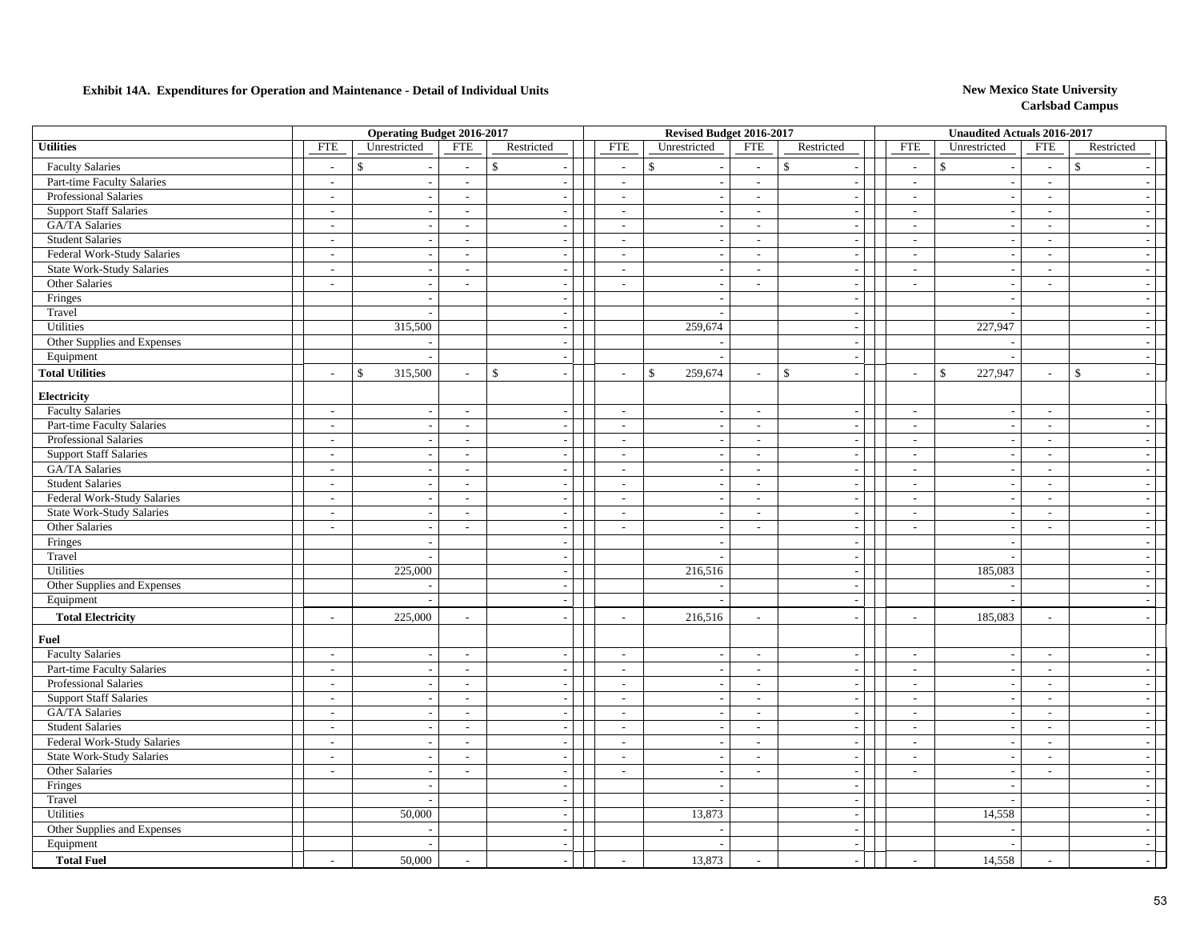**Exhibit 14A. Expenditures for Operation and Maintenance - Detail of Individual Units**

**New Mexico State University**
**Carlsbad Campus**

| | Operating Budget 2016-2017 | | | | Revised Budget 2016-2017 | | | | Unaudited Actuals 2016-2017 | | | |
|---|---|---|---|---|---|---|---|---|---|---|---|---|
| **Utilities** | FTE | Unrestricted | FTE | Restricted | FTE | Unrestricted | FTE | Restricted | FTE | Unrestricted | FTE | Restricted |
| Faculty Salaries | - | $ - | - | $ - | - | $ - | - | $ - | - | $ - | - | $ - |
| Part-time Faculty Salaries | - | - | - | - | - | - | - | - | - | - | - | - |
| Professional Salaries | - | - | - | - | - | - | - | - | - | - | - | - |
| Support Staff Salaries | - | - | - | - | - | - | - | - | - | - | - | - |
| GA/TA Salaries | - | - | - | - | - | - | - | - | - | - | - | - |
| Student Salaries | - | - | - | - | - | - | - | - | - | - | - | - |
| Federal Work-Study Salaries | - | - | - | - | - | - | - | - | - | - | - | - |
| State Work-Study Salaries | - | - | - | - | - | - | - | - | - | - | - | - |
| Other Salaries | - | - | - | - | - | - | - | - | - | - | - | - |
| Fringes | | - | | - | | - | | - | | - | | - |
| Travel | | - | | - | | - | | - | | - | | - |
| Utilities | | 315,500 | | - | | 259,674 | | - | | 227,947 | | - |
| Other Supplies and Expenses | | - | | - | | - | | - | | - | | - |
| Equipment | | - | | - | | - | | - | | - | | - |
| **Total Utilities** | - | $ 315,500 | - | $ - | - | $ 259,674 | - | $ - | - | $ 227,947 | - | $ - |
| **Electricity** | | | | | | | | | | | | |
| Faculty Salaries | - | - | - | - | - | - | - | - | - | - | - | - |
| Part-time Faculty Salaries | - | - | - | - | - | - | - | - | - | - | - | - |
| Professional Salaries | - | - | - | - | - | - | - | - | - | - | - | - |
| Support Staff Salaries | - | - | - | - | - | - | - | - | - | - | - | - |
| GA/TA Salaries | - | - | - | - | - | - | - | - | - | - | - | - |
| Student Salaries | - | - | - | - | - | - | - | - | - | - | - | - |
| Federal Work-Study Salaries | - | - | - | - | - | - | - | - | - | - | - | - |
| State Work-Study Salaries | - | - | - | - | - | - | - | - | - | - | - | - |
| Other Salaries | - | - | - | - | - | - | - | - | - | - | - | - |
| Fringes | | - | | - | | - | | - | | - | | - |
| Travel | | - | | - | | - | | - | | - | | - |
| Utilities | | 225,000 | | - | | 216,516 | | - | | 185,083 | | - |
| Other Supplies and Expenses | | - | | - | | - | | - | | - | | - |
| Equipment | | - | | - | | - | | - | | - | | - |
| **Total Electricity** | - | 225,000 | - | - | - | 216,516 | - | - | - | 185,083 | - | - |
| **Fuel** | | | | | | | | | | | | |
| Faculty Salaries | - | - | - | - | - | - | - | - | - | - | - | - |
| Part-time Faculty Salaries | - | - | - | - | - | - | - | - | - | - | - | - |
| Professional Salaries | - | - | - | - | - | - | - | - | - | - | - | - |
| Support Staff Salaries | - | - | - | - | - | - | - | - | - | - | - | - |
| GA/TA Salaries | - | - | - | - | - | - | - | - | - | - | - | - |
| Student Salaries | - | - | - | - | - | - | - | - | - | - | - | - |
| Federal Work-Study Salaries | - | - | - | - | - | - | - | - | - | - | - | - |
| State Work-Study Salaries | - | - | - | - | - | - | - | - | - | - | - | - |
| Other Salaries | - | - | - | - | - | - | - | - | - | - | - | - |
| Fringes | | - | | - | | - | | - | | - | | - |
| Travel | | - | | - | | - | | - | | - | | - |
| Utilities | | 50,000 | | - | | 13,873 | | - | | 14,558 | | - |
| Other Supplies and Expenses | | - | | - | | - | | - | | - | | - |
| Equipment | | - | | - | | - | | - | | - | | - |
| **Total Fuel** | - | 50,000 | - | - | - | 13,873 | - | - | - | 14,558 | - | - |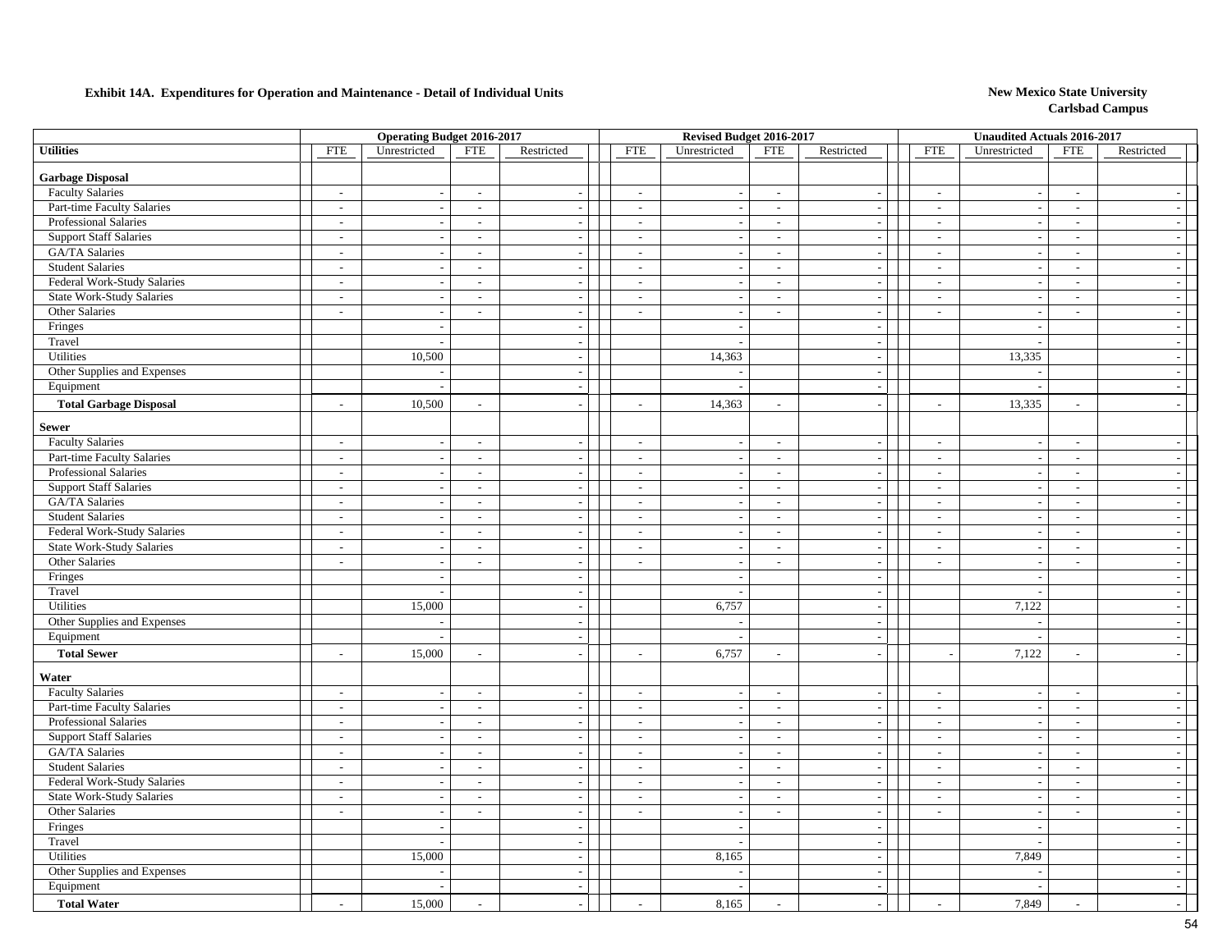**Exhibit 14A. Expenditures for Operation and Maintenance - Detail of Individual Units**

**New Mexico State University**
**Carlsbad Campus**

| | Operating Budget 2016-2017 | | | | Revised Budget 2016-2017 | | | | Unaudited Actuals 2016-2017 | | | |
|---|---|---|---|---|---|---|---|---|---|---|---|---|
| **Utilities** | FTE | Unrestricted | FTE | Restricted | FTE | Unrestricted | FTE | Restricted | FTE | Unrestricted | FTE | Restricted |
| **Garbage Disposal** | | | | | | | | | | | | |
| Faculty Salaries | - | - | - | - | - | - | - | - | - | - | - | - |
| Part-time Faculty Salaries | - | - | - | - | - | - | - | - | - | - | - | - |
| Professional Salaries | - | - | - | - | - | - | - | - | - | - | - | - |
| Support Staff Salaries | - | - | - | - | - | - | - | - | - | - | - | - |
| GA/TA Salaries | - | - | - | - | - | - | - | - | - | - | - | - |
| Student Salaries | - | - | - | - | - | - | - | - | - | - | - | - |
| Federal Work-Study Salaries | - | - | - | - | - | - | - | - | - | - | - | - |
| State Work-Study Salaries | - | - | - | - | - | - | - | - | - | - | - | - |
| Other Salaries | - | - | - | - | - | - | - | - | - | - | - | - |
| Fringes | | - | | - | | - | | - | | - | | - |
| Travel | | - | | - | | - | | - | | - | | - |
| Utilities | | 10,500 | | - | | 14,363 | | - | | 13,335 | | - |
| Other Supplies and Expenses | | - | | - | | - | | - | | - | | - |
| Equipment | | - | | - | | - | | - | | - | | - |
| **Total Garbage Disposal** | - | 10,500 | - | - | - | 14,363 | - | - | - | 13,335 | - | - |
| **Sewer** | | | | | | | | | | | | |
| Faculty Salaries | - | - | - | - | - | - | - | - | - | - | - | - |
| Part-time Faculty Salaries | - | - | - | - | - | - | - | - | - | - | - | - |
| Professional Salaries | - | - | - | - | - | - | - | - | - | - | - | - |
| Support Staff Salaries | - | - | - | - | - | - | - | - | - | - | - | - |
| GA/TA Salaries | - | - | - | - | - | - | - | - | - | - | - | - |
| Student Salaries | - | - | - | - | - | - | - | - | - | - | - | - |
| Federal Work-Study Salaries | - | - | - | - | - | - | - | - | - | - | - | - |
| State Work-Study Salaries | - | - | - | - | - | - | - | - | - | - | - | - |
| Other Salaries | - | - | - | - | - | - | - | - | - | - | - | - |
| Fringes | | - | | - | | - | | - | | - | | - |
| Travel | | - | | - | | - | | - | | - | | - |
| Utilities | | 15,000 | | - | | 6,757 | | - | | 7,122 | | - |
| Other Supplies and Expenses | | - | | - | | - | | - | | - | | - |
| Equipment | | - | | - | | - | | - | | - | | - |
| **Total Sewer** | - | 15,000 | - | - | - | 6,757 | - | - | - | 7,122 | - | - |
| **Water** | | | | | | | | | | | | |
| Faculty Salaries | - | - | - | - | - | - | - | - | - | - | - | - |
| Part-time Faculty Salaries | - | - | - | - | - | - | - | - | - | - | - | - |
| Professional Salaries | - | - | - | - | - | - | - | - | - | - | - | - |
| Support Staff Salaries | - | - | - | - | - | - | - | - | - | - | - | - |
| GA/TA Salaries | - | - | - | - | - | - | - | - | - | - | - | - |
| Student Salaries | - | - | - | - | - | - | - | - | - | - | - | - |
| Federal Work-Study Salaries | - | - | - | - | - | - | - | - | - | - | - | - |
| State Work-Study Salaries | - | - | - | - | - | - | - | - | - | - | - | - |
| Other Salaries | - | - | - | - | - | - | - | - | - | - | - | - |
| Fringes | | - | | - | | - | | - | | - | | - |
| Travel | | - | | - | | - | | - | | - | | - |
| Utilities | | 15,000 | | - | | 8,165 | | - | | 7,849 | | - |
| Other Supplies and Expenses | | - | | - | | - | | - | | - | | - |
| Equipment | | - | | - | | - | | - | | - | | - |
| **Total Water** | - | 15,000 | - | - | - | 8,165 | - | - | - | 7,849 | - | - |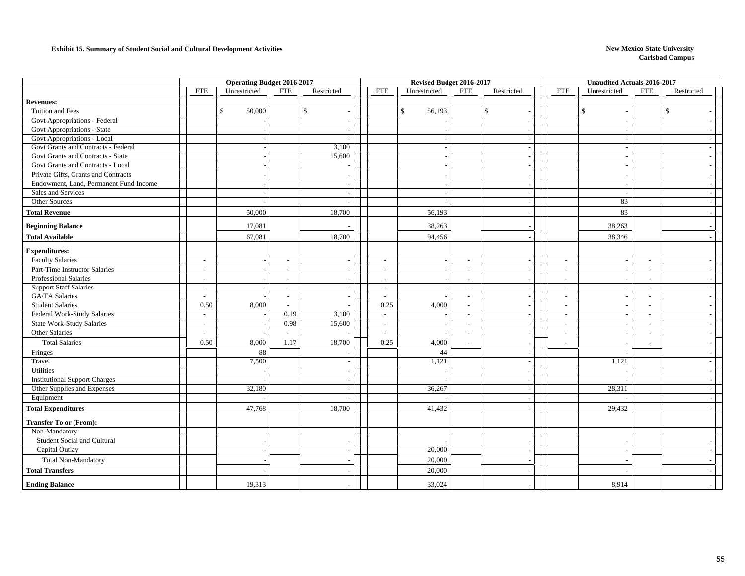**Exhibit 15. Summary of Student Social and Cultural Development Activities**

**New Mexico State University**
**Carlsbad Campus**

| | Operating Budget 2016-2017 | | | | Revised Budget 2016-2017 | | | | Unaudited Actuals 2016-2017 | | | |
|---|---|---|---|---|---|---|---|---|---|---|---|---|
| | FTE | Unrestricted | FTE | Restricted | FTE | Unrestricted | FTE | Restricted | FTE | Unrestricted | FTE | Restricted |
| **Revenues:** | | | | | | | | | | | | |
| Tuition and Fees | | $ 50,000 | | $ - | | $ 56,193 | | $ - | | $ - | | $ - |
| Govt Appropriations - Federal | | - | | - | | - | | - | | - | | - |
| Govt Appropriations - State | | - | | - | | - | | - | | - | | - |
| Govt Appropriations - Local | | - | | - | | - | | - | | - | | - |
| Govt Grants and Contracts - Federal | | - | | 3,100 | | - | | - | | - | | - |
| Govt Grants and Contracts - State | | - | | 15,600 | | - | | - | | - | | - |
| Govt Grants and Contracts - Local | | - | | - | | - | | - | | - | | - |
| Private Gifts, Grants and Contracts | | - | | - | | - | | - | | - | | - |
| Endowment, Land, Permanent Fund Income | | - | | - | | - | | - | | - | | - |
| Sales and Services | | - | | - | | - | | - | | - | | - |
| Other Sources | | - | | - | | - | | - | | 83 | | - |
| **Total Revenue** | | 50,000 | | 18,700 | | 56,193 | | - | | 83 | | - |
| **Beginning Balance** | | 17,081 | | - | | 38,263 | | - | | 38,263 | | - |
| **Total Available** | | 67,081 | | 18,700 | | 94,456 | | - | | 38,346 | | - |
| **Expenditures:** | | | | | | | | | | | | |
| Faculty Salaries | - | - | - | - | - | - | - | - | - | - | - | - |
| Part-Time Instructor Salaries | - | - | - | - | - | - | - | - | - | - | - | - |
| Professional Salaries | - | - | - | - | - | - | - | - | - | - | - | - |
| Support Staff Salaries | - | - | - | - | - | - | - | - | - | - | - | - |
| GA/TA Salaries | - | - | - | - | - | - | - | - | - | - | - | - |
| Student Salaries | 0.50 | 8,000 | - | - | 0.25 | 4,000 | - | - | - | - | - | - |
| Federal Work-Study Salaries | - | - | 0.19 | 3,100 | - | - | - | - | - | - | - | - |
| State Work-Study Salaries | - | - | 0.98 | 15,600 | - | - | - | - | - | - | - | - |
| Other Salaries | - | - | - | - | - | - | - | - | - | - | - | - |
| Total Salaries | 0.50 | 8,000 | 1.17 | 18,700 | 0.25 | 4,000 | - | - | - | - | - | - |
| Fringes | | 88 | | - | | 44 | | - | | - | | - |
| Travel | | 7,500 | | - | | 1,121 | | - | | 1,121 | | - |
| Utilities | | - | | - | | - | | - | | - | | - |
| Institutional Support Charges | | - | | - | | - | | - | | - | | - |
| Other Supplies and Expenses | | 32,180 | | - | | 36,267 | | - | | 28,311 | | - |
| Equipment | | - | | - | | - | | - | | - | | - |
| **Total Expenditures** | | 47,768 | | 18,700 | | 41,432 | | - | | 29,432 | | - |
| **Transfer To or (From):** | | | | | | | | | | | | |
| Non-Mandatory | | | | | | | | | | | | |
| Student Social and Cultural | | - | | - | | - | | - | | - | | - |
| Capital Outlay | | - | | - | | 20,000 | | - | | - | | - |
| Total Non-Mandatory | | - | | - | | 20,000 | | - | | - | | - |
| **Total Transfers** | | - | | - | | 20,000 | | - | | - | | - |
| **Ending Balance** | | 19,313 | | - | | 33,024 | | - | | 8,914 | | - |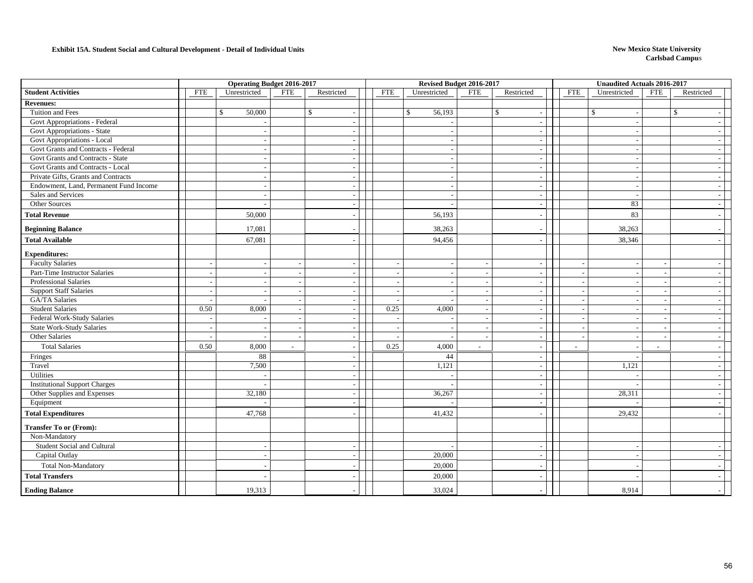**Exhibit 15A. Student Social and Cultural Development - Detail of Individual Units**

**New Mexico State University**
**Carlsbad Campus**

| | Operating Budget 2016-2017 | | | | Revised Budget 2016-2017 | | | | Unaudited Actuals 2016-2017 | | | |
|---|---|---|---|---|---|---|---|---|---|---|---|---|
| **Student Activities** | FTE | Unrestricted | FTE | Restricted | FTE | Unrestricted | FTE | Restricted | FTE | Unrestricted | FTE | Restricted |
| **Revenues:** | | | | | | | | | | | | |
| Tuition and Fees | | $ 50,000 | | $ - | | $ 56,193 | | $ - | | $ - | | $ - |
| Govt Appropriations - Federal | | - | | - | | - | | - | | - | | - |
| Govt Appropriations - State | | - | | - | | - | | - | | - | | - |
| Govt Appropriations - Local | | - | | - | | - | | - | | - | | - |
| Govt Grants and Contracts - Federal | | - | | - | | - | | - | | - | | - |
| Govt Grants and Contracts - State | | - | | - | | - | | - | | - | | - |
| Govt Grants and Contracts - Local | | - | | - | | - | | - | | - | | - |
| Private Gifts, Grants and Contracts | | - | | - | | - | | - | | - | | - |
| Endowment, Land, Permanent Fund Income | | - | | - | | - | | - | | - | | - |
| Sales and Services | | - | | - | | - | | - | | - | | - |
| Other Sources | | - | | - | | - | | - | | 83 | | - |
| **Total Revenue** | | 50,000 | | - | | 56,193 | | - | | 83 | | - |
| **Beginning Balance** | | 17,081 | | - | | 38,263 | | - | | 38,263 | | - |
| **Total Available** | | 67,081 | | - | | 94,456 | | - | | 38,346 | | - |
| **Expenditures:** | | | | | | | | | | | | |
| Faculty Salaries | - | - | - | - | - | - | - | - | - | - | - | - |
| Part-Time Instructor Salaries | - | - | - | - | - | - | - | - | - | - | - | - |
| Professional Salaries | - | - | - | - | - | - | - | - | - | - | - | - |
| Support Staff Salaries | - | - | - | - | - | - | - | - | - | - | - | - |
| GA/TA Salaries | - | - | - | - | - | - | - | - | - | - | - | - |
| Student Salaries | 0.50 | 8,000 | - | - | 0.25 | 4,000 | - | - | - | - | - | - |
| Federal Work-Study Salaries | - | - | - | - | - | - | - | - | - | - | - | - |
| State Work-Study Salaries | - | - | - | - | - | - | - | - | - | - | - | - |
| Other Salaries | - | - | - | - | - | - | - | - | - | - | - | - |
| Total Salaries | 0.50 | 8,000 | - | - | 0.25 | 4,000 | - | - | - | - | - | - |
| Fringes | | 88 | | - | | 44 | | - | | - | | - |
| Travel | | 7,500 | | - | | 1,121 | | - | | 1,121 | | - |
| Utilities | | - | | - | | - | | - | | - | | - |
| Institutional Support Charges | | - | | - | | - | | - | | - | | - |
| Other Supplies and Expenses | | 32,180 | | - | | 36,267 | | - | | 28,311 | | - |
| Equipment | | - | | - | | - | | - | | - | | - |
| **Total Expenditures** | | 47,768 | | - | | 41,432 | | - | | 29,432 | | - |
| **Transfer To or (From):** | | | | | | | | | | | | |
| Non-Mandatory | | | | | | | | | | | | |
| Student Social and Cultural | | - | | - | | - | | - | | - | | - |
| Capital Outlay | | - | | - | | 20,000 | | - | | - | | - |
| Total Non-Mandatory | | - | | - | | 20,000 | | - | | - | | - |
| **Total Transfers** | | - | | - | | 20,000 | | - | | - | | - |
| **Ending Balance** | | 19,313 | | - | | 33,024 | | - | | 8,914 | | - |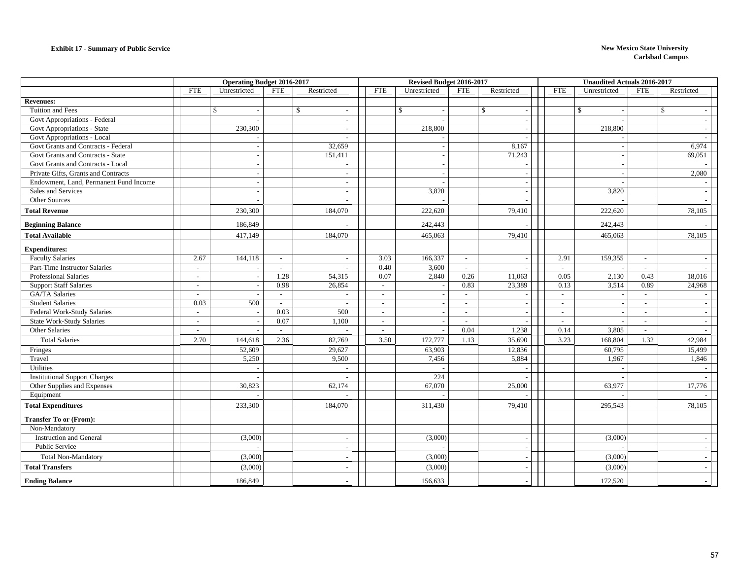**Exhibit 17 - Summary of Public Service**

**New Mexico State University**
**Carlsbad Campus**

| | Operating Budget 2016-2017 | | | | Revised Budget 2016-2017 | | | | Unaudited Actuals 2016-2017 | | | |
|---|---|---|---|---|---|---|---|---|---|---|---|---|
| | FTE | Unrestricted | FTE | Restricted | FTE | Unrestricted | FTE | Restricted | FTE | Unrestricted | FTE | Restricted |
| **Revenues:** | | | | | | | | | | | | |
| Tuition and Fees | | $ - | | $ - | | $ - | | $ - | | $ - | | $ - |
| Govt Appropriations - Federal | | - | | - | | - | | - | | - | | - |
| Govt Appropriations - State | | 230,300 | | - | | 218,800 | | - | | 218,800 | | - |
| Govt Appropriations - Local | | - | | - | | - | | - | | - | | - |
| Govt Grants and Contracts - Federal | | - | | 32,659 | | - | | 8,167 | | - | | 6,974 |
| Govt Grants and Contracts - State | | - | | 151,411 | | - | | 71,243 | | - | | 69,051 |
| Govt Grants and Contracts - Local | | - | | - | | - | | - | | - | | - |
| Private Gifts, Grants and Contracts | | - | | - | | - | | - | | - | | 2,080 |
| Endowment, Land, Permanent Fund Income | | - | | - | | - | | - | | - | | - |
| Sales and Services | | - | | - | | 3,820 | | - | | 3,820 | | - |
| Other Sources | | - | | - | | - | | - | | - | | - |
| **Total Revenue** | | 230,300 | | 184,070 | | 222,620 | | 79,410 | | 222,620 | | 78,105 |
| **Beginning Balance** | | 186,849 | | - | | 242,443 | | - | | 242,443 | | - |
| **Total Available** | | 417,149 | | 184,070 | | 465,063 | | 79,410 | | 465,063 | | 78,105 |
| **Expenditures:** | | | | | | | | | | | | |
| Faculty Salaries | 2.67 | 144,118 | - | - | 3.03 | 166,337 | - | - | 2.91 | 159,355 | - | - |
| Part-Time Instructor Salaries | - | - | - | - | 0.40 | 3,600 | - | - | - | - | - | - |
| Professional Salaries | - | - | 1.28 | 54,315 | 0.07 | 2,840 | 0.26 | 11,063 | 0.05 | 2,130 | 0.43 | 18,016 |
| Support Staff Salaries | - | - | 0.98 | 26,854 | - | - | 0.83 | 23,389 | 0.13 | 3,514 | 0.89 | 24,968 |
| GA/TA Salaries | - | - | - | - | - | - | - | - | - | - | - | - |
| Student Salaries | 0.03 | 500 | - | - | - | - | - | - | - | - | - | - |
| Federal Work-Study Salaries | - | - | 0.03 | 500 | - | - | - | - | - | - | - | - |
| State Work-Study Salaries | - | - | 0.07 | 1,100 | - | - | - | - | - | - | - | - |
| Other Salaries | - | - | - | - | - | - | 0.04 | 1,238 | 0.14 | 3,805 | - | - |
| Total Salaries | 2.70 | 144,618 | 2.36 | 82,769 | 3.50 | 172,777 | 1.13 | 35,690 | 3.23 | 168,804 | 1.32 | 42,984 |
| Fringes | | 52,609 | | 29,627 | | 63,903 | | 12,836 | | 60,795 | | 15,499 |
| Travel | | 5,250 | | 9,500 | | 7,456 | | 5,884 | | 1,967 | | 1,846 |
| Utilities | | - | | - | | - | | - | | - | | - |
| Institutional Support Charges | | - | | - | | 224 | | - | | - | | - |
| Other Supplies and Expenses | | 30,823 | | 62,174 | | 67,070 | | 25,000 | | 63,977 | | 17,776 |
| Equipment | | - | | - | | - | | - | | - | | - |
| **Total Expenditures** | | 233,300 | | 184,070 | | 311,430 | | 79,410 | | 295,543 | | 78,105 |
| **Transfer To or (From):** | | | | | | | | | | | | |
| Non-Mandatory | | | | | | | | | | | | |
| Instruction and General | | (3,000) | | - | | (3,000) | | - | | (3,000) | | - |
| Public Service | | - | | - | | - | | - | | - | | - |
| Total Non-Mandatory | | (3,000) | | - | | (3,000) | | - | | (3,000) | | - |
| **Total Transfers** | | (3,000) | | - | | (3,000) | | - | | (3,000) | | - |
| **Ending Balance** | | 186,849 | | - | | 156,633 | | - | | 172,520 | | - |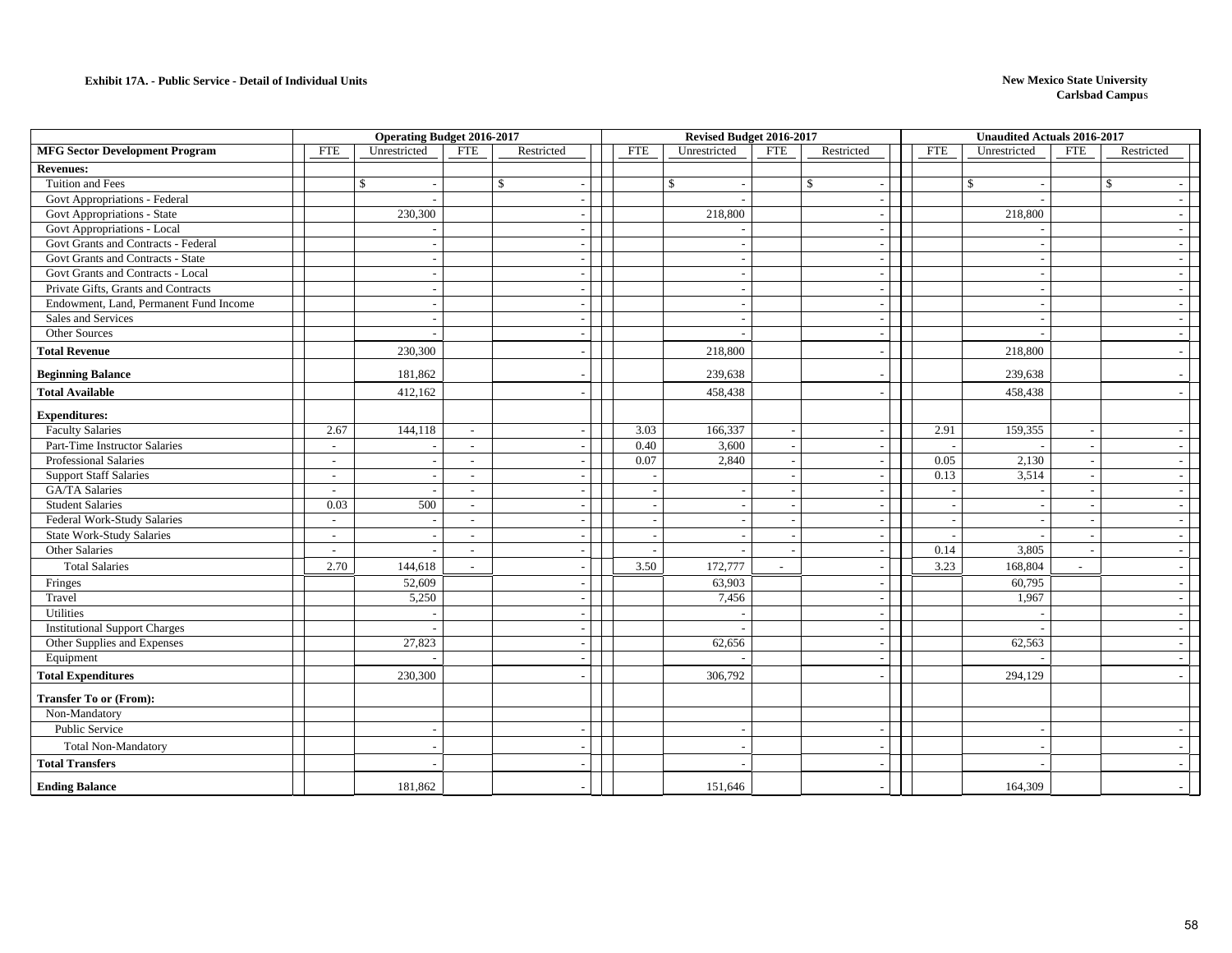**Exhibit 17A. - Public Service - Detail of Individual Units**

**New Mexico State University**
**Carlsbad Campus**

| MFG Sector Development Program | Operating Budget 2016-2017 FTE | Unrestricted | FTE | Restricted | Revised Budget 2016-2017 FTE | Unrestricted | FTE | Restricted | Unaudited Actuals 2016-2017 FTE | Unrestricted | FTE | Restricted |
|---|---|---|---|---|---|---|---|---|---|---|---|---|
| **Revenues:** | | | | | | | | | | | | |
| Tuition and Fees | | $ - | | $ - | | $ - | | $ - | | $ - | | $ - |
| Govt Appropriations - Federal | | - | | - | | - | | - | | - | | - |
| Govt Appropriations - State | | 230,300 | | - | | 218,800 | | - | | 218,800 | | - |
| Govt Appropriations - Local | | - | | - | | - | | - | | - | | - |
| Govt Grants and Contracts - Federal | | - | | - | | - | | - | | - | | - |
| Govt Grants and Contracts - State | | - | | - | | - | | - | | - | | - |
| Govt Grants and Contracts - Local | | - | | - | | - | | - | | - | | - |
| Private Gifts, Grants and Contracts | | - | | - | | - | | - | | - | | - |
| Endowment, Land, Permanent Fund Income | | - | | - | | - | | - | | - | | - |
| Sales and Services | | - | | - | | - | | - | | - | | - |
| Other Sources | | - | | - | | - | | - | | - | | - |
| **Total Revenue** | | 230,300 | | - | | 218,800 | | - | | 218,800 | | - |
| **Beginning Balance** | | 181,862 | | - | | 239,638 | | - | | 239,638 | | - |
| **Total Available** | | 412,162 | | - | | 458,438 | | - | | 458,438 | | - |
| **Expenditures:** | | | | | | | | | | | | |
| Faculty Salaries | 2.67 | 144,118 | - | - | 3.03 | 166,337 | - | - | 2.91 | 159,355 | - | - |
| Part-Time Instructor Salaries | - | - | - | - | 0.40 | 3,600 | - | - | - | - | - | - |
| Professional Salaries | - | - | - | - | 0.07 | 2,840 | - | - | 0.05 | 2,130 | - | - |
| Support Staff Salaries | - | - | - | - | - | | - | - | 0.13 | 3,514 | - | - |
| GA/TA Salaries | - | - | - | - | - | - | - | - | - | - | - | - |
| Student Salaries | 0.03 | 500 | - | - | - | - | - | - | - | - | - | - |
| Federal Work-Study Salaries | - | - | - | - | - | - | - | - | - | - | - | - |
| State Work-Study Salaries | - | - | - | - | - | - | - | - | - | - | - | - |
| Other Salaries | - | - | - | - | - | - | - | - | 0.14 | 3,805 | - | - |
| Total Salaries | 2.70 | 144,618 | - | - | 3.50 | 172,777 | - | - | 3.23 | 168,804 | - | - |
| Fringes | | 52,609 | | - | | 63,903 | | - | | 60,795 | | - |
| Travel | | 5,250 | | - | | 7,456 | | - | | 1,967 | | - |
| Utilities | | - | | - | | - | | - | | - | | - |
| Institutional Support Charges | | - | | - | | - | | - | | - | | - |
| Other Supplies and Expenses | | 27,823 | | - | | 62,656 | | - | | 62,563 | | - |
| Equipment | | - | | - | | - | | - | | - | | - |
| **Total Expenditures** | | 230,300 | | - | | 306,792 | | - | | 294,129 | | - |
| **Transfer To or (From):** | | | | | | | | | | | | |
| Non-Mandatory | | | | | | | | | | | | |
| Public Service | | - | | - | | - | | - | | - | | - |
| Total Non-Mandatory | | - | | - | | - | | - | | - | | - |
| **Total Transfers** | | - | | - | | - | | - | | - | | - |
| **Ending Balance** | | 181,862 | | - | | 151,646 | | - | | 164,309 | | - |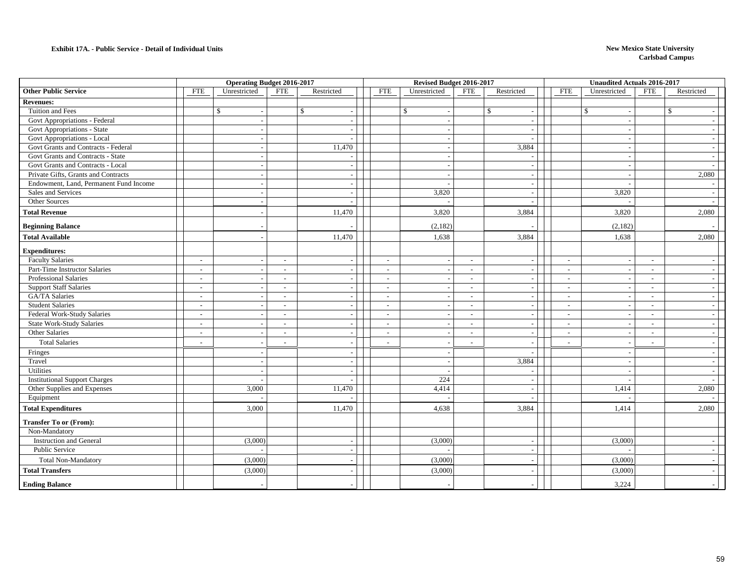**Exhibit 17A. - Public Service - Detail of Individual Units**

**New Mexico State University**
**Carlsbad Campus**

| | Operating Budget 2016-2017 | | | | Revised Budget 2016-2017 | | | | Unaudited Actuals 2016-2017 | | | |
|---|---|---|---|---|---|---|---|---|---|---|---|---|
| **Other Public Service** | FTE | Unrestricted | FTE | Restricted | FTE | Unrestricted | FTE | Restricted | FTE | Unrestricted | FTE | Restricted |
| **Revenues:** | | | | | | | | | | | | |
| Tuition and Fees | | $ - | | $ - | | $ - | | $ - | | $ - | | $ - |
| Govt Appropriations - Federal | | - | | - | | - | | - | | - | | - |
| Govt Appropriations - State | | - | | - | | - | | - | | - | | - |
| Govt Appropriations - Local | | - | | - | | - | | - | | - | | - |
| Govt Grants and Contracts - Federal | | - | | 11,470 | | - | | 3,884 | | - | | - |
| Govt Grants and Contracts - State | | - | | - | | - | | - | | - | | - |
| Govt Grants and Contracts - Local | | - | | - | | - | | - | | - | | - |
| Private Gifts, Grants and Contracts | | - | | - | | - | | - | | - | | 2,080 |
| Endowment, Land, Permanent Fund Income | | - | | - | | - | | - | | - | | - |
| Sales and Services | | - | | - | | 3,820 | | - | | 3,820 | | - |
| Other Sources | | - | | - | | - | | - | | - | | - |
| **Total Revenue** | | - | | 11,470 | | 3,820 | | 3,884 | | 3,820 | | 2,080 |
| **Beginning Balance** | | - | | - | | (2,182) | | - | | (2,182) | | - |
| **Total Available** | | - | | 11,470 | | 1,638 | | 3,884 | | 1,638 | | 2,080 |
| **Expenditures:** | | | | | | | | | | | | |
| Faculty Salaries | - | - | - | - | - | - | - | - | - | - | - | - |
| Part-Time Instructor Salaries | - | - | - | - | - | - | - | - | - | - | - | - |
| Professional Salaries | - | - | - | - | - | - | - | - | - | - | - | - |
| Support Staff Salaries | - | - | - | - | - | - | - | - | - | - | - | - |
| GA/TA Salaries | - | - | - | - | - | - | - | - | - | - | - | - |
| Student Salaries | - | - | - | - | - | - | - | - | - | - | - | - |
| Federal Work-Study Salaries | - | - | - | - | - | - | - | - | - | - | - | - |
| State Work-Study Salaries | - | - | - | - | - | - | - | - | - | - | - | - |
| Other Salaries | - | - | - | - | - | - | - | - | - | - | - | - |
| Total Salaries | - | - | - | - | - | - | - | - | - | - | - | - |
| Fringes | | - | | - | | - | | - | | - | | - |
| Travel | | - | | - | | - | | 3,884 | | - | | - |
| Utilities | | - | | - | | - | | - | | - | | - |
| Institutional Support Charges | | - | | - | | 224 | | - | | - | | - |
| Other Supplies and Expenses | | 3,000 | | 11,470 | | 4,414 | | - | | 1,414 | | 2,080 |
| Equipment | | - | | - | | - | | - | | - | | - |
| **Total Expenditures** | | 3,000 | | 11,470 | | 4,638 | | 3,884 | | 1,414 | | 2,080 |
| **Transfer To or (From):** | | | | | | | | | | | | |
| Non-Mandatory | | | | | | | | | | | | |
| Instruction and General | | (3,000) | | - | | (3,000) | | - | | (3,000) | | - |
| Public Service | | - | | - | | - | | - | | - | | - |
| Total Non-Mandatory | | (3,000) | | - | | (3,000) | | - | | (3,000) | | - |
| **Total Transfers** | | (3,000) | | - | | (3,000) | | - | | (3,000) | | - |
| **Ending Balance** | | - | | - | | - | | - | | 3,224 | | - |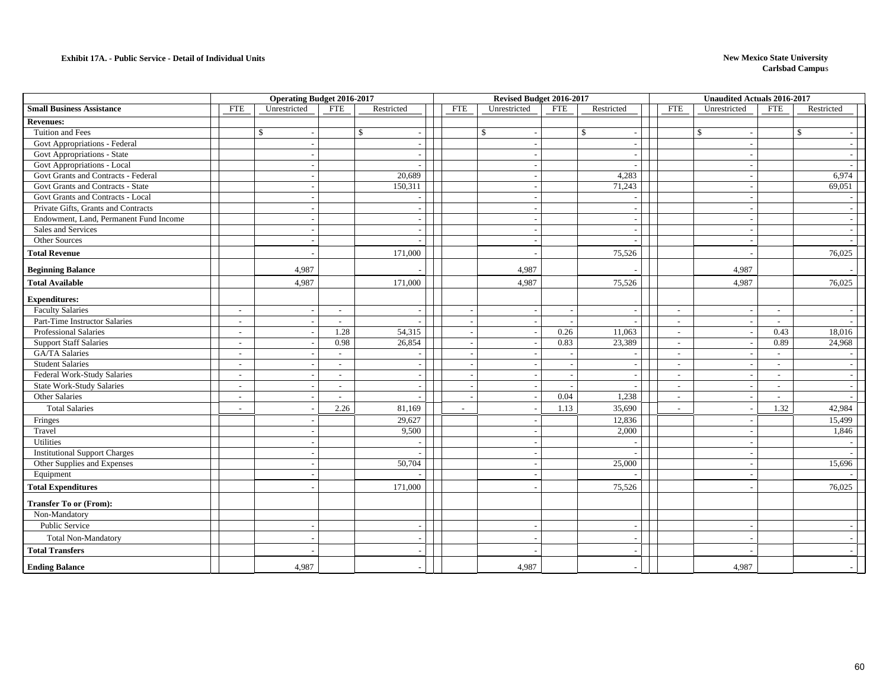**Exhibit 17A. - Public Service - Detail of Individual Units**

**New Mexico State University**
**Carlsbad Campus**

| | Operating Budget 2016-2017 | | | | Revised Budget 2016-2017 | | | | Unaudited Actuals 2016-2017 | | | |
|---|---|---|---|---|---|---|---|---|---|---|---|---|
| **Small Business Assistance** | FTE | Unrestricted | FTE | Restricted | FTE | Unrestricted | FTE | Restricted | FTE | Unrestricted | FTE | Restricted |
| **Revenues:** | | | | | | | | | | | | |
| Tuition and Fees | | $ - | | $ - | | $ - | | $ - | | $ - | | $ - |
| Govt Appropriations - Federal | | - | | - | | - | | - | | - | | - |
| Govt Appropriations - State | | - | | - | | - | | - | | - | | - |
| Govt Appropriations - Local | | - | | - | | - | | - | | - | | - |
| Govt Grants and Contracts - Federal | | - | | 20,689 | | - | | 4,283 | | - | | 6,974 |
| Govt Grants and Contracts - State | | - | | 150,311 | | - | | 71,243 | | - | | 69,051 |
| Govt Grants and Contracts - Local | | - | | - | | - | | - | | - | | - |
| Private Gifts, Grants and Contracts | | - | | - | | - | | - | | - | | - |
| Endowment, Land, Permanent Fund Income | | - | | - | | - | | - | | - | | - |
| Sales and Services | | - | | - | | - | | - | | - | | - |
| Other Sources | | - | | - | | - | | - | | - | | - |
| **Total Revenue** | | - | | 171,000 | | - | | 75,526 | | - | | 76,025 |
| **Beginning Balance** | | 4,987 | | - | | 4,987 | | - | | 4,987 | | - |
| **Total Available** | | 4,987 | | 171,000 | | 4,987 | | 75,526 | | 4,987 | | 76,025 |
| **Expenditures:** | | | | | | | | | | | | |
| Faculty Salaries | - | - | - | - | - | - | - | - | - | - | - | - |
| Part-Time Instructor Salaries | - | - | - | - | - | - | - | - | - | - | - | - |
| Professional Salaries | - | - | 1.28 | 54,315 | - | - | 0.26 | 11,063 | - | - | 0.43 | 18,016 |
| Support Staff Salaries | - | - | 0.98 | 26,854 | - | - | 0.83 | 23,389 | - | - | 0.89 | 24,968 |
| GA/TA Salaries | - | - | - | - | - | - | - | - | - | - | - | - |
| Student Salaries | - | - | - | - | - | - | - | - | - | - | - | - |
| Federal Work-Study Salaries | - | - | - | - | - | - | - | - | - | - | - | - |
| State Work-Study Salaries | - | - | - | - | - | - | - | - | - | - | - | - |
| Other Salaries | - | - | - | - | - | - | 0.04 | 1,238 | - | - | - | - |
| Total Salaries | - | - | 2.26 | 81,169 | - | - | 1.13 | 35,690 | - | - | 1.32 | 42,984 |
| Fringes | | - | | 29,627 | | - | | 12,836 | | - | | 15,499 |
| Travel | | - | | 9,500 | | - | | 2,000 | | - | | 1,846 |
| Utilities | | - | | - | | - | | - | | - | | - |
| Institutional Support Charges | | - | | - | | - | | - | | - | | - |
| Other Supplies and Expenses | | - | | 50,704 | | - | | 25,000 | | - | | 15,696 |
| Equipment | | - | | - | | - | | - | | - | | - |
| **Total Expenditures** | | - | | 171,000 | | - | | 75,526 | | - | | 76,025 |
| **Transfer To or (From):** | | | | | | | | | | | | |
| Non-Mandatory | | | | | | | | | | | | |
| Public Service | | - | | - | | - | | - | | - | | - |
| Total Non-Mandatory | | - | | - | | - | | - | | - | | - |
| **Total Transfers** | | - | | - | | - | | - | | - | | - |
| **Ending Balance** | | 4,987 | | - | | 4,987 | | - | | 4,987 | | - |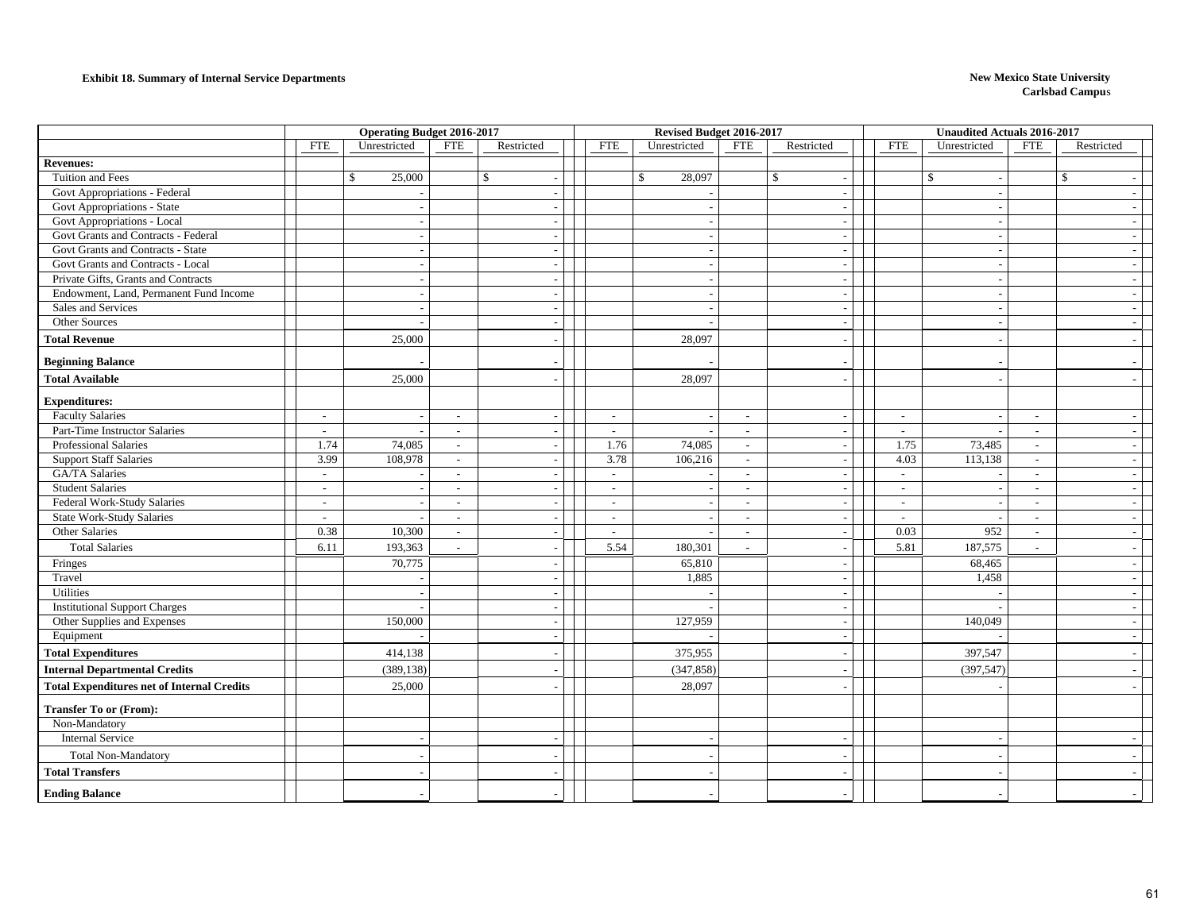**Exhibit 18. Summary of Internal Service Departments**

**New Mexico State University**
**Carlsbad Campus**

| | Operating Budget 2016-2017 | | | | Revised Budget 2016-2017 | | | | Unaudited Actuals 2016-2017 | | | |
|---|---|---|---|---|---|---|---|---|---|---|---|---|
| | FTE | Unrestricted | FTE | Restricted | FTE | Unrestricted | FTE | Restricted | FTE | Unrestricted | FTE | Restricted |
| **Revenues:** | | | | | | | | | | | | |
| Tuition and Fees | | $ 25,000 | | $ - | | $ 28,097 | | $ - | | $ - | | $ - |
| Govt Appropriations - Federal | | - | | - | | - | | - | | - | | - |
| Govt Appropriations - State | | - | | - | | - | | - | | - | | - |
| Govt Appropriations - Local | | - | | - | | - | | - | | - | | - |
| Govt Grants and Contracts - Federal | | - | | - | | - | | - | | - | | - |
| Govt Grants and Contracts - State | | - | | - | | - | | - | | - | | - |
| Govt Grants and Contracts - Local | | - | | - | | - | | - | | - | | - |
| Private Gifts, Grants and Contracts | | - | | - | | - | | - | | - | | - |
| Endowment, Land, Permanent Fund Income | | - | | - | | - | | - | | - | | - |
| Sales and Services | | - | | - | | - | | - | | - | | - |
| Other Sources | | - | | - | | - | | - | | - | | - |
| **Total Revenue** | | 25,000 | | - | | 28,097 | | - | | - | | - |
| **Beginning Balance** | | - | | - | | - | | - | | - | | - |
| **Total Available** | | 25,000 | | - | | 28,097 | | - | | - | | - |
| **Expenditures:** | | | | | | | | | | | | |
| Faculty Salaries | - | - | - | - | - | - | - | - | - | - | - | - |
| Part-Time Instructor Salaries | - | - | - | - | - | - | - | - | - | - | - | - |
| Professional Salaries | 1.74 | 74,085 | - | - | 1.76 | 74,085 | - | - | 1.75 | 73,485 | - | - |
| Support Staff Salaries | 3.99 | 108,978 | - | - | 3.78 | 106,216 | - | - | 4.03 | 113,138 | - | - |
| GA/TA Salaries | - | - | - | - | - | - | - | - | - | - | - | - |
| Student Salaries | - | - | - | - | - | - | - | - | - | - | - | - |
| Federal Work-Study Salaries | - | - | - | - | - | - | - | - | - | - | - | - |
| State Work-Study Salaries | - | - | - | - | - | - | - | - | - | - | - | - |
| Other Salaries | 0.38 | 10,300 | - | - | - | - | - | - | 0.03 | 952 | - | - |
| Total Salaries | 6.11 | 193,363 | - | - | 5.54 | 180,301 | - | - | 5.81 | 187,575 | - | - |
| Fringes | | 70,775 | | - | | 65,810 | | - | | 68,465 | | - |
| Travel | | - | | - | | 1,885 | | - | | 1,458 | | - |
| Utilities | | - | | - | | - | | - | | - | | - |
| Institutional Support Charges | | - | | - | | - | | - | | - | | - |
| Other Supplies and Expenses | | 150,000 | | - | | 127,959 | | - | | 140,049 | | - |
| Equipment | | - | | - | | - | | - | | - | | - |
| **Total Expenditures** | | 414,138 | | - | | 375,955 | | - | | 397,547 | | - |
| **Internal Departmental Credits** | | (389,138) | | - | | (347,858) | | - | | (397,547) | | - |
| **Total Expenditures net of Internal Credits** | | 25,000 | | - | | 28,097 | | - | | - | | - |
| **Transfer To or (From):** | | | | | | | | | | | | |
| Non-Mandatory | | | | | | | | | | | | |
| Internal Service | | - | | - | | - | | - | | - | | - |
| Total Non-Mandatory | | - | | - | | - | | - | | - | | - |
| **Total Transfers** | | - | | - | | - | | - | | - | | - |
| **Ending Balance** | | - | | - | | - | | - | | - | | - |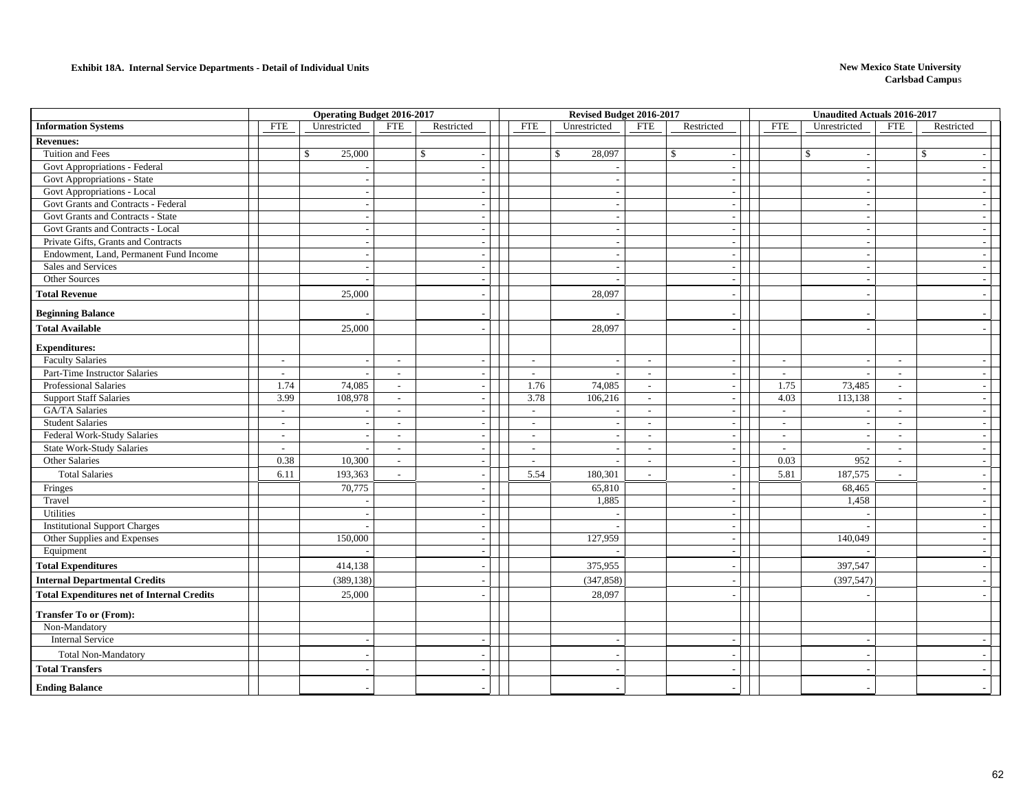**Exhibit 18A. Internal Service Departments - Detail of Individual Units**

**New Mexico State University**
**Carlsbad Campus**

| | Operating Budget 2016-2017 | | | | Revised Budget 2016-2017 | | | | Unaudited Actuals 2016-2017 | | | |
|---|---|---|---|---|---|---|---|---|---|---|---|---|
| **Information Systems** | FTE | Unrestricted | FTE | Restricted | FTE | Unrestricted | FTE | Restricted | FTE | Unrestricted | FTE | Restricted |
| **Revenues:** | | | | | | | | | | | | |
| Tuition and Fees | | $ 25,000 | | $ - | | $ 28,097 | | $ - | | $ - | | $ - |
| Govt Appropriations - Federal | | - | | - | | - | | - | | - | | - |
| Govt Appropriations - State | | - | | - | | - | | - | | - | | - |
| Govt Appropriations - Local | | - | | - | | - | | - | | - | | - |
| Govt Grants and Contracts - Federal | | - | | - | | - | | - | | - | | - |
| Govt Grants and Contracts - State | | - | | - | | - | | - | | - | | - |
| Govt Grants and Contracts - Local | | - | | - | | - | | - | | - | | - |
| Private Gifts, Grants and Contracts | | - | | - | | - | | - | | - | | - |
| Endowment, Land, Permanent Fund Income | | - | | - | | - | | - | | - | | - |
| Sales and Services | | - | | - | | - | | - | | - | | - |
| Other Sources | | - | | - | | - | | - | | - | | - |
| **Total Revenue** | | 25,000 | | - | | 28,097 | | - | | - | | - |
| **Beginning Balance** | | - | | - | | - | | - | | - | | - |
| **Total Available** | | 25,000 | | - | | 28,097 | | - | | - | | - |
| **Expenditures:** | | | | | | | | | | | | |
| Faculty Salaries | - | - | - | - | - | - | - | - | - | - | - | - |
| Part-Time Instructor Salaries | - | - | - | - | - | - | - | - | - | - | - | - |
| Professional Salaries | 1.74 | 74,085 | - | - | 1.76 | 74,085 | - | - | 1.75 | 73,485 | - | - |
| Support Staff Salaries | 3.99 | 108,978 | - | - | 3.78 | 106,216 | - | - | 4.03 | 113,138 | - | - |
| GA/TA Salaries | - | - | - | - | - | - | - | - | - | - | - | - |
| Student Salaries | - | - | - | - | - | - | - | - | - | - | - | - |
| Federal Work-Study Salaries | - | - | - | - | - | - | - | - | - | - | - | - |
| State Work-Study Salaries | - | - | - | - | - | - | - | - | - | - | - | - |
| Other Salaries | 0.38 | 10,300 | - | - | - | - | - | - | 0.03 | 952 | - | - |
| Total Salaries | 6.11 | 193,363 | - | - | 5.54 | 180,301 | - | - | 5.81 | 187,575 | - | - |
| Fringes | | 70,775 | | - | | 65,810 | | - | | 68,465 | | - |
| Travel | | - | | - | | 1,885 | | - | | 1,458 | | - |
| Utilities | | - | | - | | - | | - | | - | | - |
| Institutional Support Charges | | - | | - | | - | | - | | - | | - |
| Other Supplies and Expenses | | 150,000 | | - | | 127,959 | | - | | 140,049 | | - |
| Equipment | | - | | - | | - | | - | | - | | - |
| **Total Expenditures** | | 414,138 | | - | | 375,955 | | - | | 397,547 | | - |
| **Internal Departmental Credits** | | (389,138) | | - | | (347,858) | | - | | (397,547) | | - |
| **Total Expenditures net of Internal Credits** | | 25,000 | | - | | 28,097 | | - | | - | | - |
| **Transfer To or (From):** | | | | | | | | | | | | |
| Non-Mandatory | | | | | | | | | | | | |
| Internal Service | | - | | - | | - | | - | | - | | - |
| Total Non-Mandatory | | - | | - | | - | | - | | - | | - |
| **Total Transfers** | | - | | - | | - | | - | | - | | - |
| **Ending Balance** | | - | | - | | - | | - | | - | | - |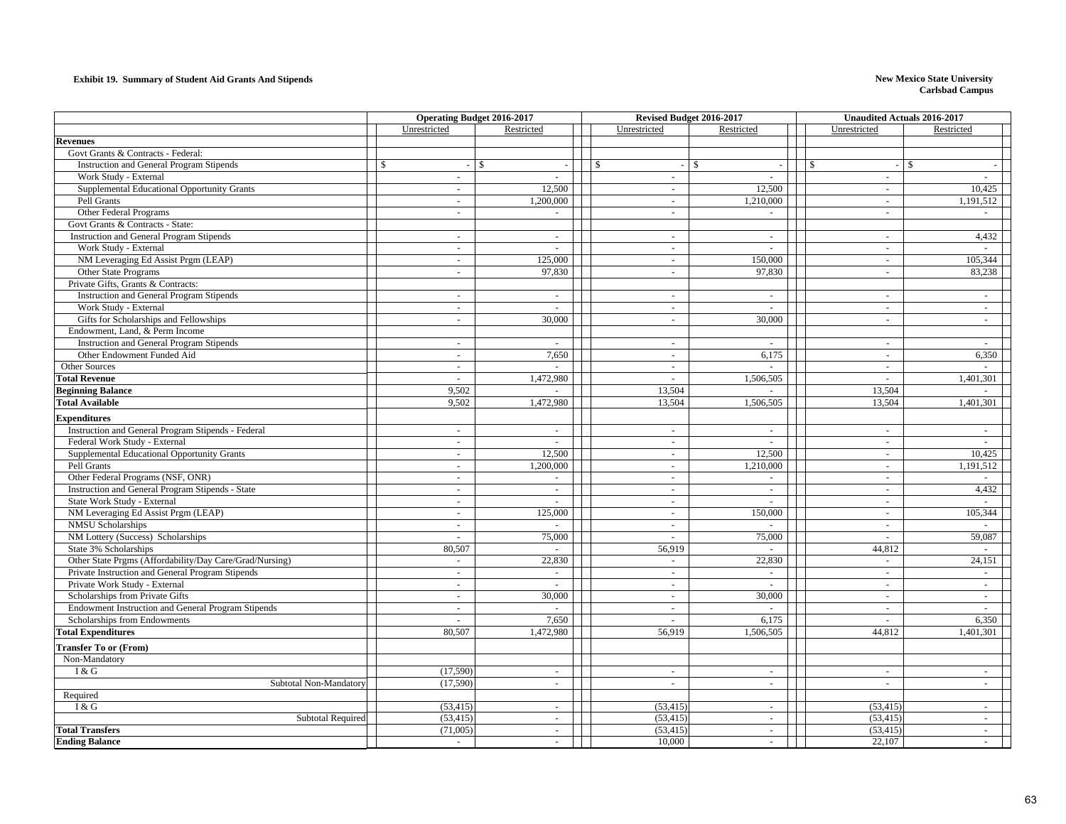**Exhibit 19. Summary of Student Aid Grants And Stipends**

**New Mexico State University**
**Carlsbad Campus**

| | Operating Budget 2016-2017 | | Revised Budget 2016-2017 | | Unaudited Actuals 2016-2017 | |
|---|---|---|---|---|---|---|
| | Unrestricted | Restricted | Unrestricted | Restricted | Unrestricted | Restricted |
| **Revenues** | | | | | | |
| Govt Grants & Contracts - Federal: | | | | | | |
| Instruction and General Program Stipends | $ - | $ - | $ - | $ - | $ - | $ - |
| Work Study - External | - | - | - | - | - | - |
| Supplemental Educational Opportunity Grants | - | 12,500 | - | 12,500 | - | 10,425 |
| Pell Grants | - | 1,200,000 | - | 1,210,000 | - | 1,191,512 |
| Other Federal Programs | - | - | - | - | - | - |
| Govt Grants & Contracts - State: | | | | | | |
| Instruction and General Program Stipends | - | - | - | - | - | 4,432 |
| Work Study - External | - | - | - | - | - | - |
| NM Leveraging Ed Assist Prgm (LEAP) | - | 125,000 | - | 150,000 | - | 105,344 |
| Other State Programs | - | 97,830 | - | 97,830 | - | 83,238 |
| Private Gifts, Grants & Contracts: | | | | | | |
| Instruction and General Program Stipends | - | - | - | - | - | - |
| Work Study - External | - | - | - | - | - | - |
| Gifts for Scholarships and Fellowships | - | 30,000 | - | 30,000 | - | - |
| Endowment, Land, & Perm Income | | | | | | |
| Instruction and General Program Stipends | - | - | - | - | - | - |
| Other Endowment Funded Aid | - | 7,650 | - | 6,175 | - | 6,350 |
| Other Sources | - | - | - | - | - | - |
| **Total Revenue** | - | 1,472,980 | - | 1,506,505 | - | 1,401,301 |
| **Beginning Balance** | 9,502 | - | 13,504 | - | 13,504 | - |
| **Total Available** | 9,502 | 1,472,980 | 13,504 | 1,506,505 | 13,504 | 1,401,301 |
| **Expenditures** | | | | | | |
| Instruction and General Program Stipends - Federal | - | - | - | - | - | - |
| Federal Work Study - External | - | - | - | - | - | - |
| Supplemental Educational Opportunity Grants | - | 12,500 | - | 12,500 | - | 10,425 |
| Pell Grants | - | 1,200,000 | - | 1,210,000 | - | 1,191,512 |
| Other Federal Programs (NSF, ONR) | - | - | - | - | - | - |
| Instruction and General Program Stipends - State | - | - | - | - | - | 4,432 |
| State Work Study - External | - | - | - | - | - | - |
| NM Leveraging Ed Assist Prgm (LEAP) | - | 125,000 | - | 150,000 | - | 105,344 |
| NMSU Scholarships | - | - | - | - | - | - |
| NM Lottery (Success) Scholarships | - | 75,000 | - | 75,000 | - | 59,087 |
| State 3% Scholarships | 80,507 | - | 56,919 | - | 44,812 | - |
| Other State Prgms (Affordability/Day Care/Grad/Nursing) | - | 22,830 | - | 22,830 | - | 24,151 |
| Private Instruction and General Program Stipends | - | - | - | - | - | - |
| Private Work Study - External | - | - | - | - | - | - |
| Scholarships from Private Gifts | - | 30,000 | - | 30,000 | - | - |
| Endowment Instruction and General Program Stipends | - | - | - | - | - | - |
| Scholarships from Endowments | - | 7,650 | - | 6,175 | - | 6,350 |
| **Total Expenditures** | 80,507 | 1,472,980 | 56,919 | 1,506,505 | 44,812 | 1,401,301 |
| **Transfer To or (From)** | | | | | | |
| Non-Mandatory | | | | | | |
| I & G | (17,590) | - | - | - | - | - |
| Subtotal Non-Mandatory | (17,590) | - | - | - | - | - |
| Required | | | | | | |
| I & G | (53,415) | - | (53,415) | - | (53,415) | - |
| Subtotal Required | (53,415) | - | (53,415) | - | (53,415) | - |
| **Total Transfers** | (71,005) | - | (53,415) | - | (53,415) | - |
| **Ending Balance** | - | - | 10,000 | - | 22,107 | - |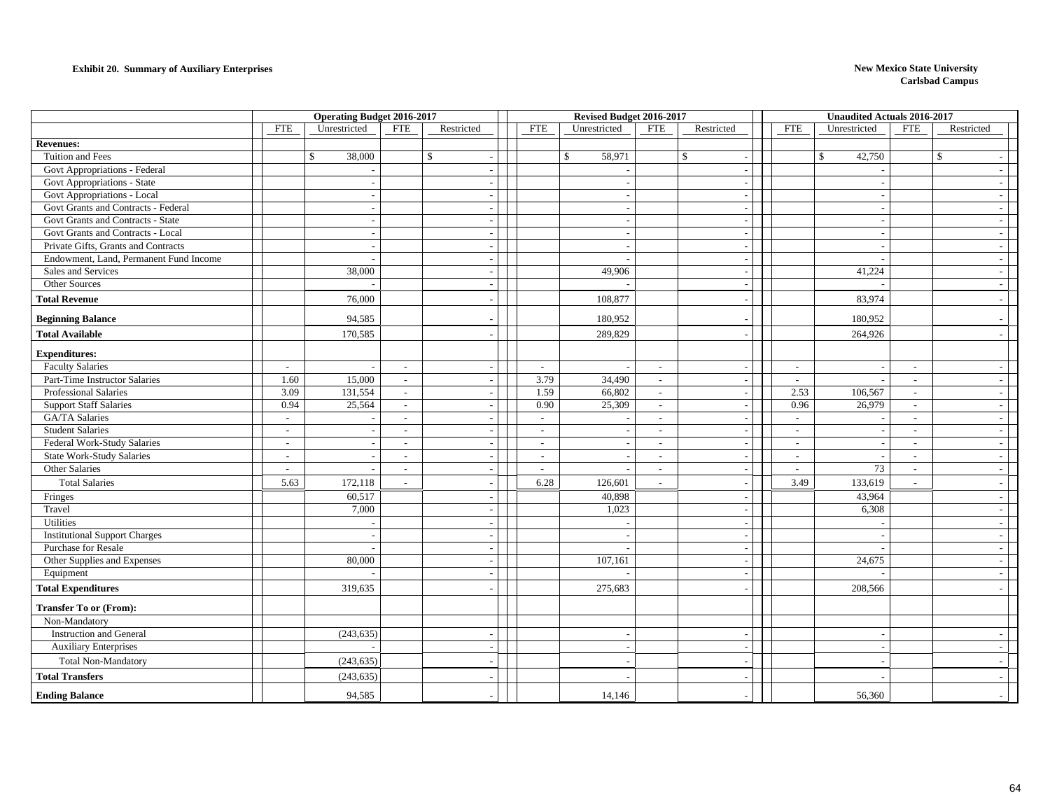**Exhibit 20. Summary of Auxiliary Enterprises**

**New Mexico State University**
**Carlsbad Campus**

| | Operating Budget 2016-2017 | | | | Revised Budget 2016-2017 | | | | Unaudited Actuals 2016-2017 | | | |
|---|---|---|---|---|---|---|---|---|---|---|---|---|
| | FTE | Unrestricted | FTE | Restricted | FTE | Unrestricted | FTE | Restricted | FTE | Unrestricted | FTE | Restricted |
| **Revenues:** | | | | | | | | | | | | |
| Tuition and Fees | | $ 38,000 | | $ - | | $ 58,971 | | $ - | | $ 42,750 | | $ - |
| Govt Appropriations - Federal | | - | | - | | - | | - | | - | | - |
| Govt Appropriations - State | | - | | - | | - | | - | | - | | - |
| Govt Appropriations - Local | | - | | - | | - | | - | | - | | - |
| Govt Grants and Contracts - Federal | | - | | - | | - | | - | | - | | - |
| Govt Grants and Contracts - State | | - | | - | | - | | - | | - | | - |
| Govt Grants and Contracts - Local | | - | | - | | - | | - | | - | | - |
| Private Gifts, Grants and Contracts | | - | | - | | - | | - | | - | | - |
| Endowment, Land, Permanent Fund Income | | - | | - | | - | | - | | - | | - |
| Sales and Services | | 38,000 | | - | | 49,906 | | - | | 41,224 | | - |
| Other Sources | | - | | - | | - | | - | | - | | - |
| **Total Revenue** | | 76,000 | | - | | 108,877 | | - | | 83,974 | | - |
| **Beginning Balance** | | 94,585 | | - | | 180,952 | | - | | 180,952 | | - |
| **Total Available** | | 170,585 | | - | | 289,829 | | - | | 264,926 | | - |
| **Expenditures:** | | | | | | | | | | | | |
| Faculty Salaries | - | - | - | - | - | - | - | - | - | - | - | - |
| Part-Time Instructor Salaries | 1.60 | 15,000 | - | - | 3.79 | 34,490 | - | - | - | - | - | - |
| Professional Salaries | 3.09 | 131,554 | - | - | 1.59 | 66,802 | - | - | 2.53 | 106,567 | - | - |
| Support Staff Salaries | 0.94 | 25,564 | - | - | 0.90 | 25,309 | - | - | 0.96 | 26,979 | - | - |
| GA/TA Salaries | - | - | - | - | - | - | - | - | - | - | - | - |
| Student Salaries | - | - | - | - | - | - | - | - | - | - | - | - |
| Federal Work-Study Salaries | - | - | - | - | - | - | - | - | - | - | - | - |
| State Work-Study Salaries | - | - | - | - | - | - | - | - | - | - | - | - |
| Other Salaries | - | - | - | - | - | - | - | - | - | 73 | - | - |
| Total Salaries | 5.63 | 172,118 | - | - | 6.28 | 126,601 | - | - | 3.49 | 133,619 | - | - |
| Fringes | | 60,517 | | - | | 40,898 | | - | | 43,964 | | - |
| Travel | | 7,000 | | - | | 1,023 | | - | | 6,308 | | - |
| Utilities | | - | | - | | - | | - | | - | | - |
| Institutional Support Charges | | - | | - | | - | | - | | - | | - |
| Purchase for Resale | | - | | - | | - | | - | | - | | - |
| Other Supplies and Expenses | | 80,000 | | - | | 107,161 | | - | | 24,675 | | - |
| Equipment | | - | | - | | - | | - | | - | | - |
| **Total Expenditures** | | 319,635 | | - | | 275,683 | | - | | 208,566 | | - |
| **Transfer To or (From):** | | | | | | | | | | | | |
| Non-Mandatory | | | | | | | | | | | | |
| Instruction and General | | (243,635) | | - | | - | | - | | - | | - |
| Auxiliary Enterprises | | - | | - | | - | | - | | - | | - |
| Total Non-Mandatory | | (243,635) | | - | | - | | - | | - | | - |
| **Total Transfers** | | (243,635) | | - | | - | | - | | - | | - |
| **Ending Balance** | | 94,585 | | - | | 14,146 | | - | | 56,360 | | - |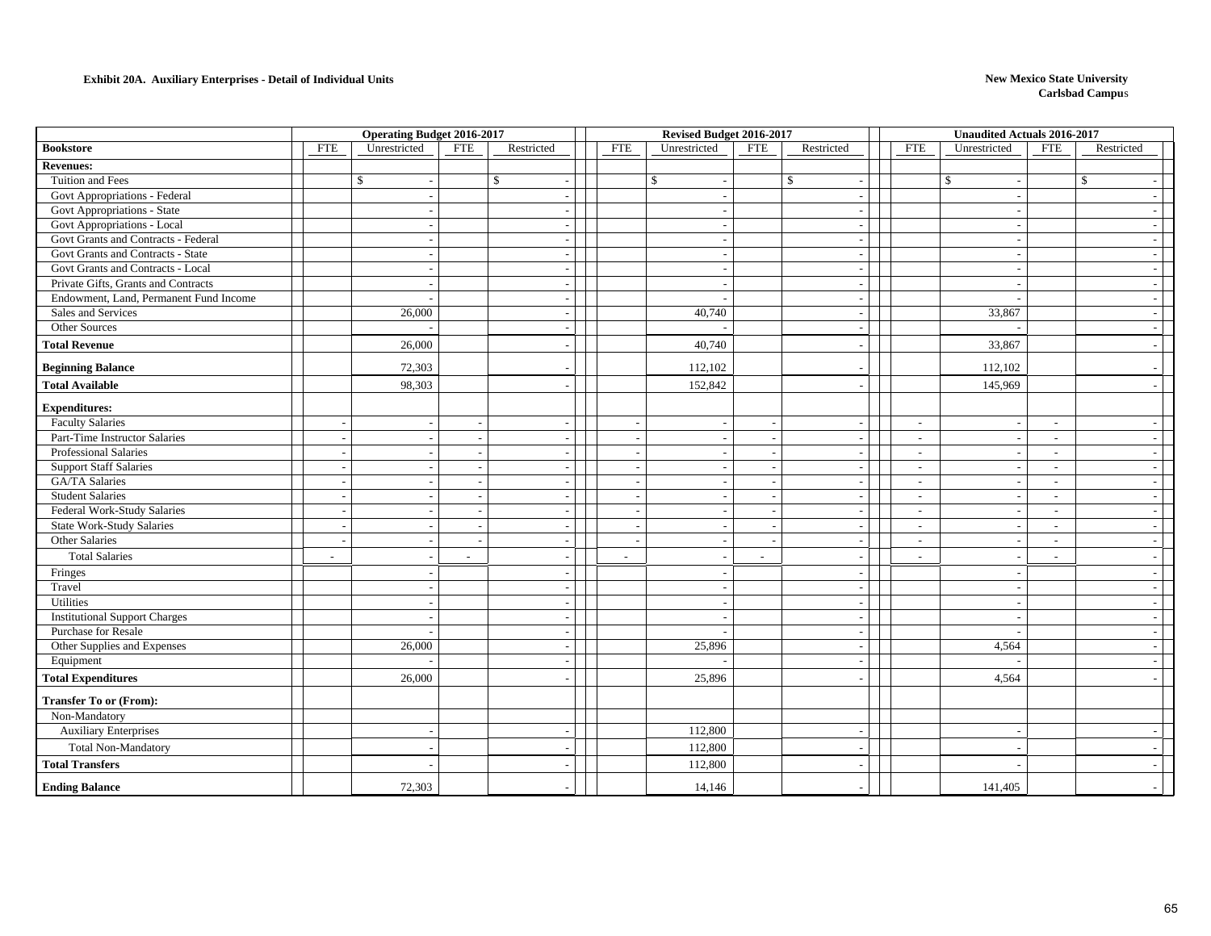**Exhibit 20A. Auxiliary Enterprises - Detail of Individual Units**

**New Mexico State University**
**Carlsbad Campus**

| | Operating Budget 2016-2017 | | | | Revised Budget 2016-2017 | | | | Unaudited Actuals 2016-2017 | | | |
|---|---|---|---|---|---|---|---|---|---|---|---|---|
| **Bookstore** | FTE | Unrestricted | FTE | Restricted | FTE | Unrestricted | FTE | Restricted | FTE | Unrestricted | FTE | Restricted |
| **Revenues:** | | | | | | | | | | | | |
| Tuition and Fees | | $ - | | $ - | | $ - | | $ - | | $ - | | $ - |
| Govt Appropriations - Federal | | - | | - | | - | | - | | - | | - |
| Govt Appropriations - State | | - | | - | | - | | - | | - | | - |
| Govt Appropriations - Local | | - | | - | | - | | - | | - | | - |
| Govt Grants and Contracts - Federal | | - | | - | | - | | - | | - | | - |
| Govt Grants and Contracts - State | | - | | - | | - | | - | | - | | - |
| Govt Grants and Contracts - Local | | - | | - | | - | | - | | - | | - |
| Private Gifts, Grants and Contracts | | - | | - | | - | | - | | - | | - |
| Endowment, Land, Permanent Fund Income | | - | | - | | - | | - | | - | | - |
| Sales and Services | | 26,000 | | - | | 40,740 | | - | | 33,867 | | - |
| Other Sources | | - | | - | | - | | - | | - | | - |
| **Total Revenue** | | 26,000 | | - | | 40,740 | | - | | 33,867 | | - |
| **Beginning Balance** | | 72,303 | | - | | 112,102 | | - | | 112,102 | | - |
| **Total Available** | | 98,303 | | - | | 152,842 | | - | | 145,969 | | - |
| **Expenditures:** | | | | | | | | | | | | |
| Faculty Salaries | - | - | - | - | - | - | - | - | - | - | - | - |
| Part-Time Instructor Salaries | - | - | - | - | - | - | - | - | - | - | - | - |
| Professional Salaries | - | - | - | - | - | - | - | - | - | - | - | - |
| Support Staff Salaries | - | - | - | - | - | - | - | - | - | - | - | - |
| GA/TA Salaries | - | - | - | - | - | - | - | - | - | - | - | - |
| Student Salaries | - | - | - | - | - | - | - | - | - | - | - | - |
| Federal Work-Study Salaries | - | - | - | - | - | - | - | - | - | - | - | - |
| State Work-Study Salaries | - | - | - | - | - | - | - | - | - | - | - | - |
| Other Salaries | - | - | - | - | - | - | - | - | - | - | - | - |
| Total Salaries | - | - | - | - | - | - | - | - | - | - | - | - |
| Fringes | | - | | - | | - | | - | | - | | - |
| Travel | | - | | - | | - | | - | | - | | - |
| Utilities | | - | | - | | - | | - | | - | | - |
| Institutional Support Charges | | - | | - | | - | | - | | - | | - |
| Purchase for Resale | | - | | - | | - | | - | | - | | - |
| Other Supplies and Expenses | | 26,000 | | - | | 25,896 | | - | | 4,564 | | - |
| Equipment | | - | | - | | - | | - | | - | | - |
| **Total Expenditures** | | 26,000 | | - | | 25,896 | | - | | 4,564 | | - |
| **Transfer To or (From):** | | | | | | | | | | | | |
| Non-Mandatory | | | | | | | | | | | | |
| Auxiliary Enterprises | | - | | - | | 112,800 | | - | | - | | - |
| Total Non-Mandatory | | - | | - | | 112,800 | | - | | - | | - |
| **Total Transfers** | | - | | - | | 112,800 | | - | | - | | - |
| **Ending Balance** | | 72,303 | | - | | 14,146 | | - | | 141,405 | | - |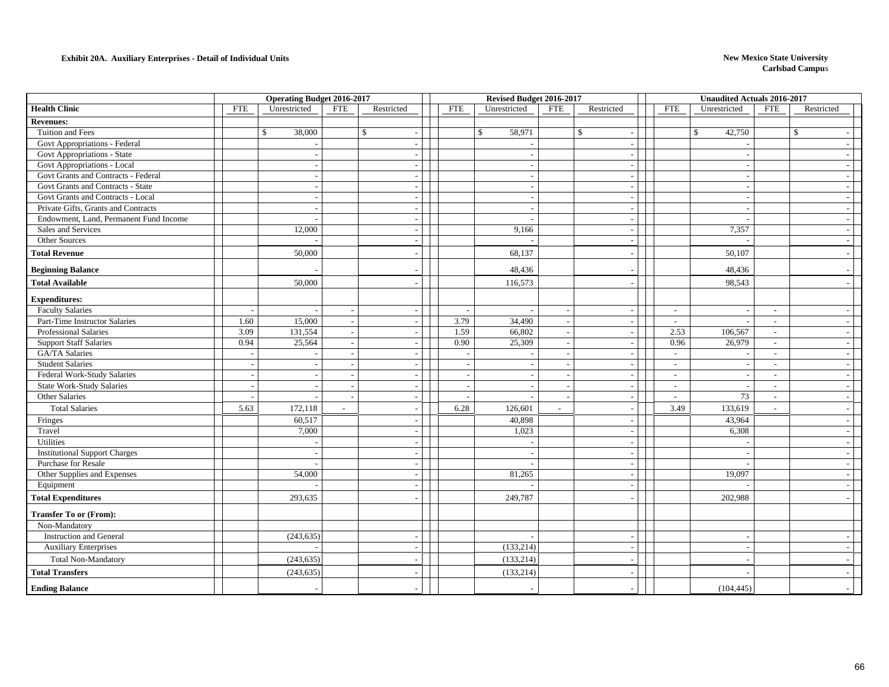**Exhibit 20A. Auxiliary Enterprises - Detail of Individual Units**

**New Mexico State University**
**Carlsbad Campus**

| | Operating Budget 2016-2017 | | | | Revised Budget 2016-2017 | | | | Unaudited Actuals 2016-2017 | | | |
|---|---|---|---|---|---|---|---|---|---|---|---|---|
| **Health Clinic** | FTE | Unrestricted | FTE | Restricted | FTE | Unrestricted | FTE | Restricted | FTE | Unrestricted | FTE | Restricted |
| **Revenues:** | | | | | | | | | | | | |
| Tuition and Fees | | $ 38,000 | | $ - | | $ 58,971 | | $ - | | $ 42,750 | | $ - |
| Govt Appropriations - Federal | | - | | - | | - | | - | | - | | - |
| Govt Appropriations - State | | - | | - | | - | | - | | - | | - |
| Govt Appropriations - Local | | - | | - | | - | | - | | - | | - |
| Govt Grants and Contracts - Federal | | - | | - | | - | | - | | - | | - |
| Govt Grants and Contracts - State | | - | | - | | - | | - | | - | | - |
| Govt Grants and Contracts - Local | | - | | - | | - | | - | | - | | - |
| Private Gifts, Grants and Contracts | | - | | - | | - | | - | | - | | - |
| Endowment, Land, Permanent Fund Income | | - | | - | | - | | - | | - | | - |
| Sales and Services | | 12,000 | | - | | 9,166 | | - | | 7,357 | | - |
| Other Sources | | - | | - | | - | | - | | - | | - |
| **Total Revenue** | | 50,000 | | - | | 68,137 | | - | | 50,107 | | - |
| **Beginning Balance** | | - | | - | | 48,436 | | - | | 48,436 | | - |
| **Total Available** | | 50,000 | | - | | 116,573 | | - | | 98,543 | | - |
| **Expenditures:** | | | | | | | | | | | | |
| Faculty Salaries | - | - | - | - | - | - | - | - | - | - | - | - |
| Part-Time Instructor Salaries | 1.60 | 15,000 | - | - | 3.79 | 34,490 | - | - | - | - | - | - |
| Professional Salaries | 3.09 | 131,554 | - | - | 1.59 | 66,802 | - | - | 2.53 | 106,567 | - | - |
| Support Staff Salaries | 0.94 | 25,564 | - | - | 0.90 | 25,309 | - | - | 0.96 | 26,979 | - | - |
| GA/TA Salaries | - | - | - | - | - | - | - | - | - | - | - | - |
| Student Salaries | - | - | - | - | - | - | - | - | - | - | - | - |
| Federal Work-Study Salaries | - | - | - | - | - | - | - | - | - | - | - | - |
| State Work-Study Salaries | - | - | - | - | - | - | - | - | - | - | - | - |
| Other Salaries | - | - | - | - | - | - | - | - | - | 73 | - | - |
| Total Salaries | 5.63 | 172,118 | - | - | 6.28 | 126,601 | - | - | 3.49 | 133,619 | - | - |
| Fringes | | 60,517 | | - | | 40,898 | | - | | 43,964 | | - |
| Travel | | 7,000 | | - | | 1,023 | | - | | 6,308 | | - |
| Utilities | | - | | - | | - | | - | | - | | - |
| Institutional Support Charges | | - | | - | | - | | - | | - | | - |
| Purchase for Resale | | - | | - | | - | | - | | - | | - |
| Other Supplies and Expenses | | 54,000 | | - | | 81,265 | | - | | 19,097 | | - |
| Equipment | | - | | - | | - | | - | | - | | - |
| **Total Expenditures** | | 293,635 | | - | | 249,787 | | - | | 202,988 | | - |
| **Transfer To or (From):** | | | | | | | | | | | | |
| Non-Mandatory | | | | | | | | | | | | |
| Instruction and General | | (243,635) | | - | | - | | - | | - | | - |
| Auxiliary Enterprises | | - | | - | | (133,214) | | - | | - | | - |
| Total Non-Mandatory | | (243,635) | | - | | (133,214) | | - | | - | | - |
| **Total Transfers** | | (243,635) | | - | | (133,214) | | - | | - | | - |
| **Ending Balance** | | - | | - | | - | | - | | (104,445) | | - |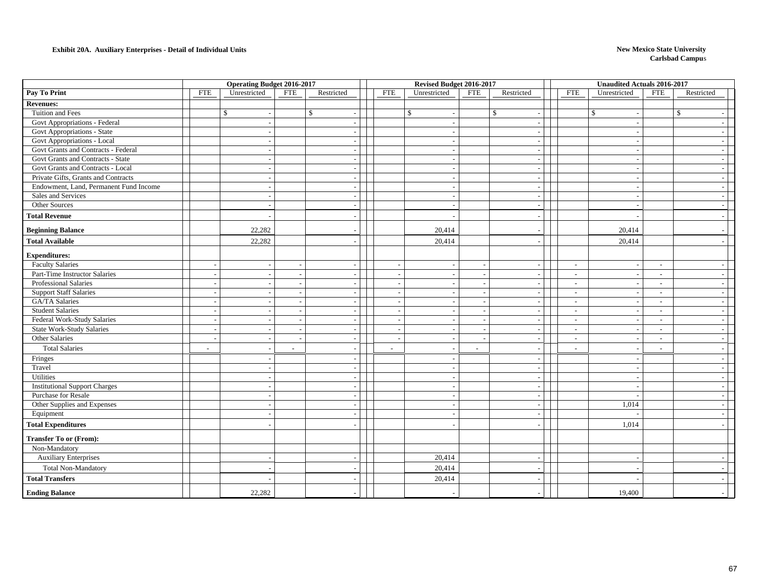**Exhibit 20A. Auxiliary Enterprises - Detail of Individual Units**

**New Mexico State University**
**Carlsbad Campus**

| | Operating Budget 2016-2017 | | | | Revised Budget 2016-2017 | | | | Unaudited Actuals 2016-2017 | | | |
|---|---|---|---|---|---|---|---|---|---|---|---|---|
| **Pay To Print** | FTE | Unrestricted | FTE | Restricted | FTE | Unrestricted | FTE | Restricted | FTE | Unrestricted | FTE | Restricted |
| **Revenues:** | | | | | | | | | | | | |
| Tuition and Fees | | $ - | | $ - | | $ - | | $ - | | $ - | | $ - |
| Govt Appropriations - Federal | | - | | - | | - | | - | | - | | - |
| Govt Appropriations - State | | - | | - | | - | | - | | - | | - |
| Govt Appropriations - Local | | - | | - | | - | | - | | - | | - |
| Govt Grants and Contracts - Federal | | - | | - | | - | | - | | - | | - |
| Govt Grants and Contracts - State | | - | | - | | - | | - | | - | | - |
| Govt Grants and Contracts - Local | | - | | - | | - | | - | | - | | - |
| Private Gifts, Grants and Contracts | | - | | - | | - | | - | | - | | - |
| Endowment, Land, Permanent Fund Income | | - | | - | | - | | - | | - | | - |
| Sales and Services | | - | | - | | - | | - | | - | | - |
| Other Sources | | - | | - | | - | | - | | - | | - |
| **Total Revenue** | | - | | - | | - | | - | | - | | - |
| **Beginning Balance** | | 22,282 | | - | | 20,414 | | - | | 20,414 | | - |
| **Total Available** | | 22,282 | | - | | 20,414 | | - | | 20,414 | | - |
| **Expenditures:** | | | | | | | | | | | | |
| Faculty Salaries | - | - | - | - | - | - | - | - | - | - | - | - |
| Part-Time Instructor Salaries | - | - | - | - | - | - | - | - | - | - | - | - |
| Professional Salaries | - | - | - | - | - | - | - | - | - | - | - | - |
| Support Staff Salaries | - | - | - | - | - | - | - | - | - | - | - | - |
| GA/TA Salaries | - | - | - | - | - | - | - | - | - | - | - | - |
| Student Salaries | - | - | - | - | - | - | - | - | - | - | - | - |
| Federal Work-Study Salaries | - | - | - | - | - | - | - | - | - | - | - | - |
| State Work-Study Salaries | - | - | - | - | - | - | - | - | - | - | - | - |
| Other Salaries | - | - | - | - | - | - | - | - | - | - | - | - |
| Total Salaries | - | - | - | - | - | - | - | - | - | - | - | - |
| Fringes | | - | | - | | - | | - | | - | | - |
| Travel | | - | | - | | - | | - | | - | | - |
| Utilities | | - | | - | | - | | - | | - | | - |
| Institutional Support Charges | | - | | - | | - | | - | | - | | - |
| Purchase for Resale | | - | | - | | - | | - | | - | | - |
| Other Supplies and Expenses | | - | | - | | - | | - | | 1,014 | | - |
| Equipment | | - | | - | | - | | - | | - | | - |
| **Total Expenditures** | | - | | - | | - | | - | | 1,014 | | - |
| **Transfer To or (From):** | | | | | | | | | | | | |
| Non-Mandatory | | | | | | | | | | | | |
| Auxiliary Enterprises | | - | | - | | 20,414 | | - | | - | | - |
| Total Non-Mandatory | | - | | - | | 20,414 | | - | | - | | - |
| **Total Transfers** | | - | | - | | 20,414 | | - | | - | | - |
| **Ending Balance** | | 22,282 | | - | | - | | - | | 19,400 | | - |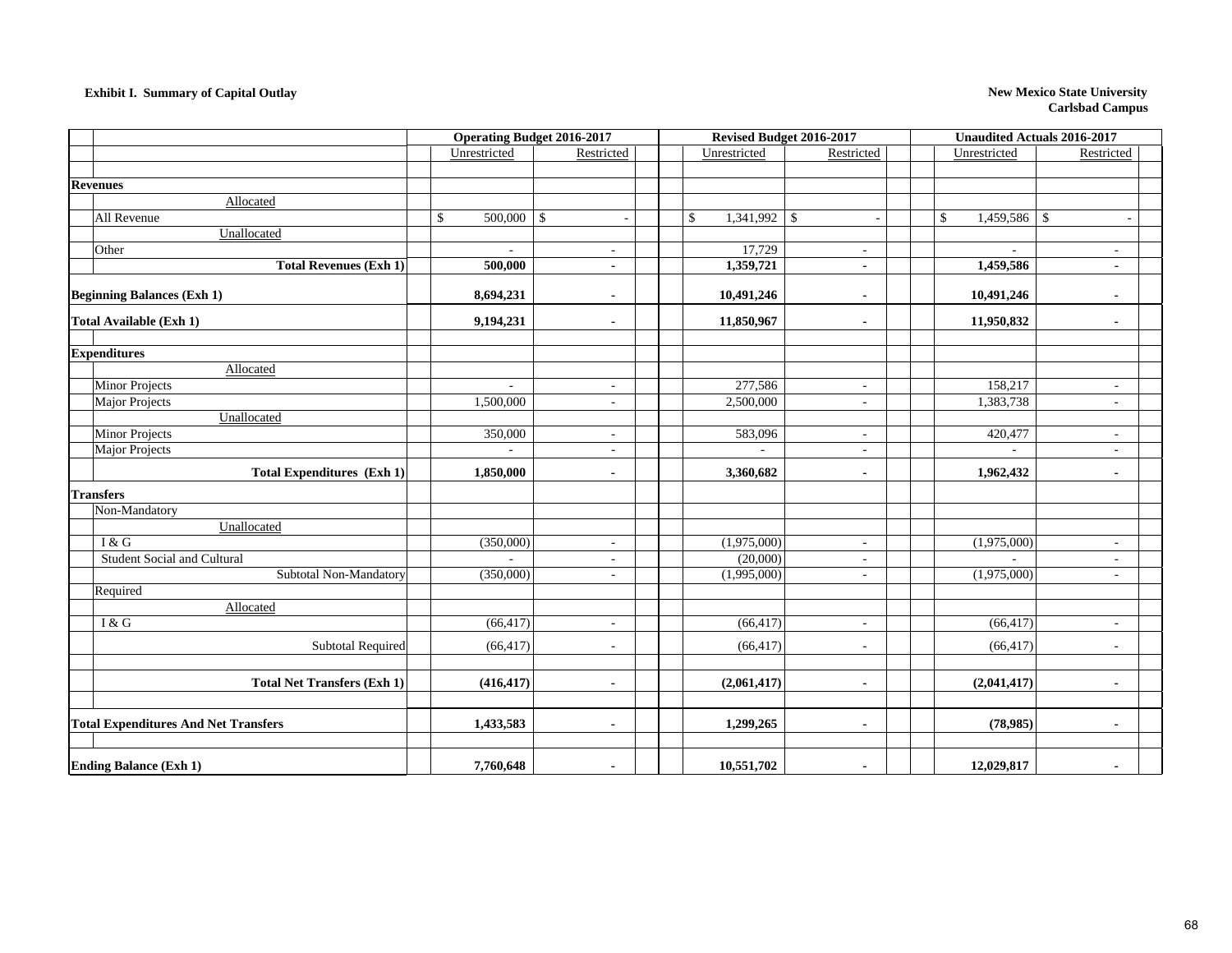**Exhibit I. Summary of Capital Outlay**

**New Mexico State University**
**Carlsbad Campus**

| | Operating Budget 2016-2017 | | Revised Budget 2016-2017 | | Unaudited Actuals 2016-2017 | |
|---|---|---|---|---|---|---|
| | Unrestricted | Restricted | Unrestricted | Restricted | Unrestricted | Restricted |
| **Revenues** | | | | | | |
| Allocated | | | | | | |
| All Revenue | $ 500,000 | $ - | $ 1,341,992 | $ - | $ 1,459,586 | $ - |
| Unallocated | | | | | | |
| Other | - | - | 17,729 | - | - | - |
| **Total Revenues (Exh 1)** | **500,000** | **-** | **1,359,721** | **-** | **1,459,586** | **-** |
| **Beginning Balances (Exh 1)** | **8,694,231** | **-** | **10,491,246** | **-** | **10,491,246** | **-** |
| **Total Available (Exh 1)** | **9,194,231** | **-** | **11,850,967** | **-** | **11,950,832** | **-** |
| **Expenditures** | | | | | | |
| Allocated | | | | | | |
| Minor Projects | - | - | 277,586 | - | 158,217 | - |
| Major Projects | 1,500,000 | - | 2,500,000 | - | 1,383,738 | - |
| Unallocated | | | | | | |
| Minor Projects | 350,000 | - | 583,096 | - | 420,477 | - |
| Major Projects | - | - | - | - | - | - |
| **Total Expenditures (Exh 1)** | **1,850,000** | **-** | **3,360,682** | **-** | **1,962,432** | **-** |
| **Transfers** | | | | | | |
| Non-Mandatory | | | | | | |
| Unallocated | | | | | | |
| I & G | (350,000) | - | (1,975,000) | - | (1,975,000) | - |
| Student Social and Cultural | - | - | (20,000) | - | - | - |
| Subtotal Non-Mandatory | (350,000) | - | (1,995,000) | - | (1,975,000) | - |
| Required | | | | | | |
| Allocated | | | | | | |
| I & G | (66,417) | - | (66,417) | - | (66,417) | - |
| Subtotal Required | (66,417) | - | (66,417) | - | (66,417) | - |
| **Total Net Transfers (Exh 1)** | **(416,417)** | **-** | **(2,061,417)** | **-** | **(2,041,417)** | **-** |
| **Total Expenditures And Net Transfers** | **1,433,583** | **-** | **1,299,265** | **-** | **(78,985)** | **-** |
| **Ending Balance (Exh 1)** | **7,760,648** | **-** | **10,551,702** | **-** | **12,029,817** | **-** |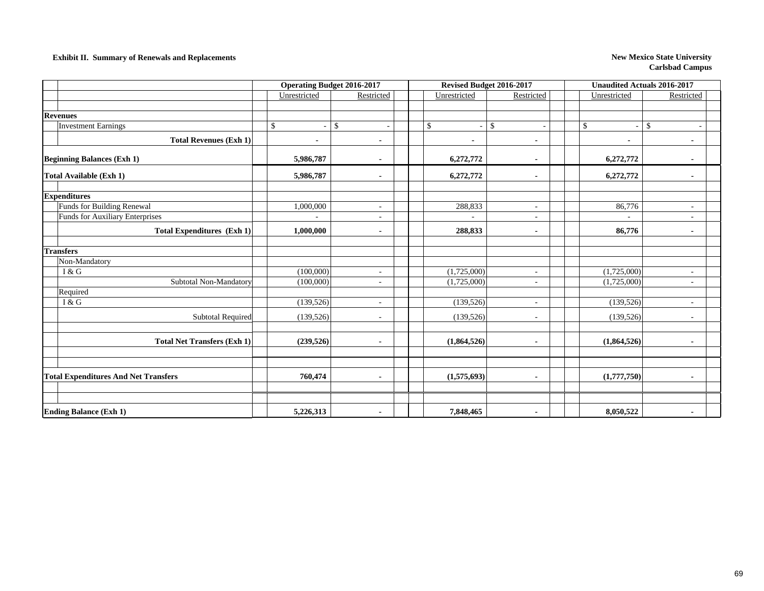**Exhibit II. Summary of Renewals and Replacements**

**New Mexico State University**
**Carlsbad Campus**

| | Operating Budget 2016-2017 | | Revised Budget 2016-2017 | | Unaudited Actuals 2016-2017 | |
|---|---|---|---|---|---|---|
| | Unrestricted | Restricted | Unrestricted | Restricted | Unrestricted | Restricted |
| **Revenues** | | | | | | |
| Investment Earnings | $ - | $ - | $ - | $ - | $ - | $ - |
| **Total Revenues (Exh 1)** | **-** | **-** | **-** | **-** | **-** | **-** |
| **Beginning Balances (Exh 1)** | **5,986,787** | **-** | **6,272,772** | **-** | **6,272,772** | **-** |
| **Total Available (Exh 1)** | **5,986,787** | **-** | **6,272,772** | **-** | **6,272,772** | **-** |
| **Expenditures** | | | | | | |
| Funds for Building Renewal | 1,000,000 | - | 288,833 | - | 86,776 | - |
| Funds for Auxiliary Enterprises | - | - | - | - | - | - |
| **Total Expenditures (Exh 1)** | **1,000,000** | **-** | **288,833** | **-** | **86,776** | **-** |
| **Transfers** | | | | | | |
| Non-Mandatory | | | | | | |
| I & G | (100,000) | - | (1,725,000) | - | (1,725,000) | - |
| Subtotal Non-Mandatory | (100,000) | - | (1,725,000) | - | (1,725,000) | - |
| Required | | | | | | |
| I & G | (139,526) | - | (139,526) | - | (139,526) | - |
| Subtotal Required | (139,526) | - | (139,526) | - | (139,526) | - |
| **Total Net Transfers (Exh 1)** | **(239,526)** | **-** | **(1,864,526)** | **-** | **(1,864,526)** | **-** |
| **Total Expenditures And Net Transfers** | **760,474** | **-** | **(1,575,693)** | **-** | **(1,777,750)** | **-** |
| **Ending Balance (Exh 1)** | **5,226,313** | **-** | **7,848,465** | **-** | **8,050,522** | **-** |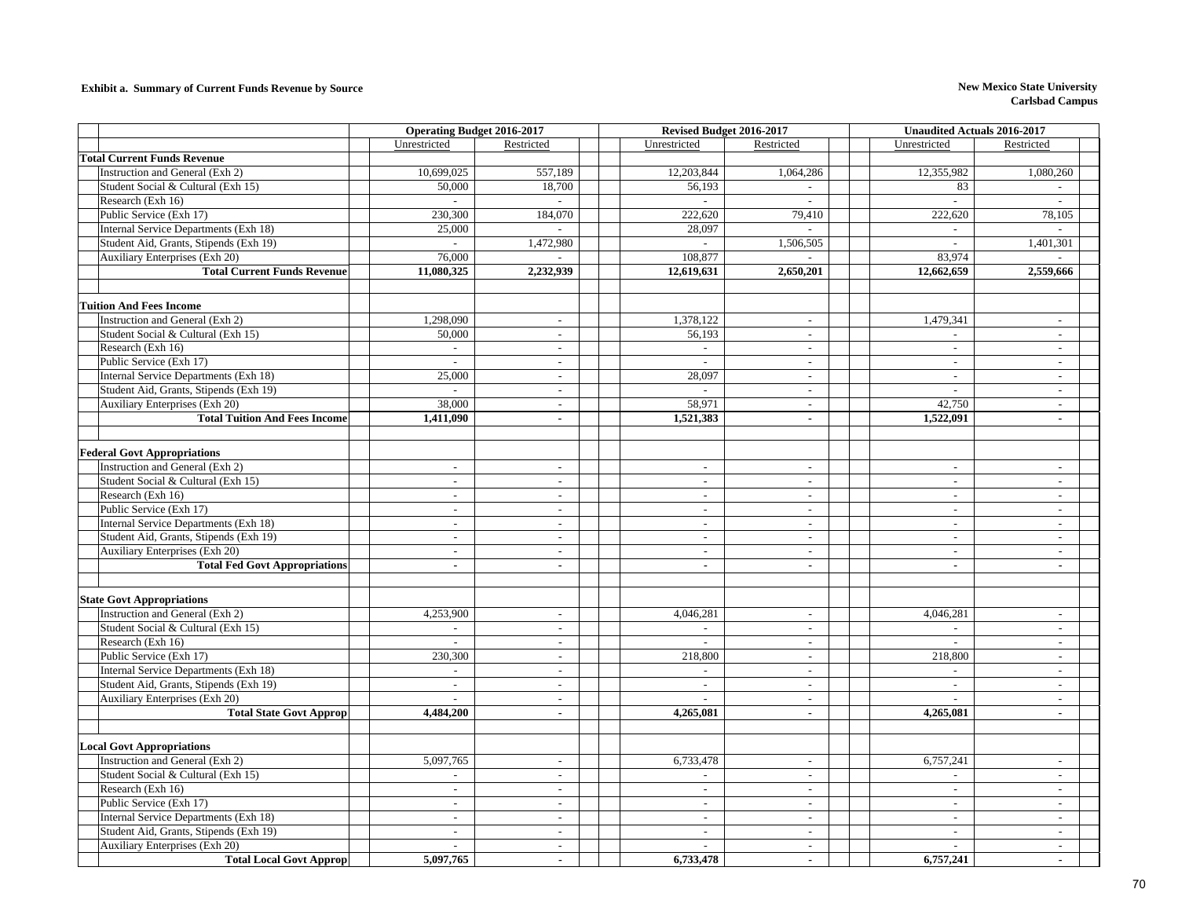**Exhibit a. Summary of Current Funds Revenue by Source**

**New Mexico State University**
**Carlsbad Campus**

| | Operating Budget 2016-2017 | | Revised Budget 2016-2017 | | Unaudited Actuals 2016-2017 | |
|---|---|---|---|---|---|---|
| | Unrestricted | Restricted | Unrestricted | Restricted | Unrestricted | Restricted |
| **Total Current Funds Revenue** | | | | | | |
| Instruction and General (Exh 2) | 10,699,025 | 557,189 | 12,203,844 | 1,064,286 | 12,355,982 | 1,080,260 |
| Student Social & Cultural (Exh 15) | 50,000 | 18,700 | 56,193 | - | 83 | - |
| Research (Exh 16) | - | - | - | - | - | - |
| Public Service (Exh 17) | 230,300 | 184,070 | 222,620 | 79,410 | 222,620 | 78,105 |
| Internal Service Departments (Exh 18) | 25,000 | - | 28,097 | - | - | - |
| Student Aid, Grants, Stipends (Exh 19) | - | 1,472,980 | - | 1,506,505 | - | 1,401,301 |
| Auxiliary Enterprises (Exh 20) | 76,000 | - | 108,877 | - | 83,974 | - |
| **Total Current Funds Revenue** | **11,080,325** | **2,232,939** | **12,619,631** | **2,650,201** | **12,662,659** | **2,559,666** |
| | | | | | | |
| **Tuition And Fees Income** | | | | | | |
| Instruction and General (Exh 2) | 1,298,090 | - | 1,378,122 | - | 1,479,341 | - |
| Student Social & Cultural (Exh 15) | 50,000 | - | 56,193 | - | - | - |
| Research (Exh 16) | - | - | - | - | - | - |
| Public Service (Exh 17) | - | - | - | - | - | - |
| Internal Service Departments (Exh 18) | 25,000 | - | 28,097 | - | - | - |
| Student Aid, Grants, Stipends (Exh 19) | - | - | - | - | - | - |
| Auxiliary Enterprises (Exh 20) | 38,000 | - | 58,971 | - | 42,750 | - |
| **Total Tuition And Fees Income** | **1,411,090** | **-** | **1,521,383** | **-** | **1,522,091** | **-** |
| | | | | | | |
| **Federal Govt Appropriations** | | | | | | |
| Instruction and General (Exh 2) | - | - | - | - | - | - |
| Student Social & Cultural (Exh 15) | - | - | - | - | - | - |
| Research (Exh 16) | - | - | - | - | - | - |
| Public Service (Exh 17) | - | - | - | - | - | - |
| Internal Service Departments (Exh 18) | - | - | - | - | - | - |
| Student Aid, Grants, Stipends (Exh 19) | - | - | - | - | - | - |
| Auxiliary Enterprises (Exh 20) | - | - | - | - | - | - |
| **Total Fed Govt Appropriations** | **-** | **-** | **-** | **-** | **-** | **-** |
| | | | | | | |
| **State Govt Appropriations** | | | | | | |
| Instruction and General (Exh 2) | 4,253,900 | - | 4,046,281 | - | 4,046,281 | - |
| Student Social & Cultural (Exh 15) | - | - | - | - | - | - |
| Research (Exh 16) | - | - | - | - | - | - |
| Public Service (Exh 17) | 230,300 | - | 218,800 | - | 218,800 | - |
| Internal Service Departments (Exh 18) | - | - | - | - | - | - |
| Student Aid, Grants, Stipends (Exh 19) | - | - | - | - | - | - |
| Auxiliary Enterprises (Exh 20) | - | - | - | - | - | - |
| **Total State Govt Approp** | **4,484,200** | **-** | **4,265,081** | **-** | **4,265,081** | **-** |
| | | | | | | |
| **Local Govt Appropriations** | | | | | | |
| Instruction and General (Exh 2) | 5,097,765 | - | 6,733,478 | - | 6,757,241 | - |
| Student Social & Cultural (Exh 15) | - | - | - | - | - | - |
| Research (Exh 16) | - | - | - | - | - | - |
| Public Service (Exh 17) | - | - | - | - | - | - |
| Internal Service Departments (Exh 18) | - | - | - | - | - | - |
| Student Aid, Grants, Stipends (Exh 19) | - | - | - | - | - | - |
| Auxiliary Enterprises (Exh 20) | - | - | - | - | - | - |
| **Total Local Govt Approp** | **5,097,765** | **-** | **6,733,478** | **-** | **6,757,241** | **-** |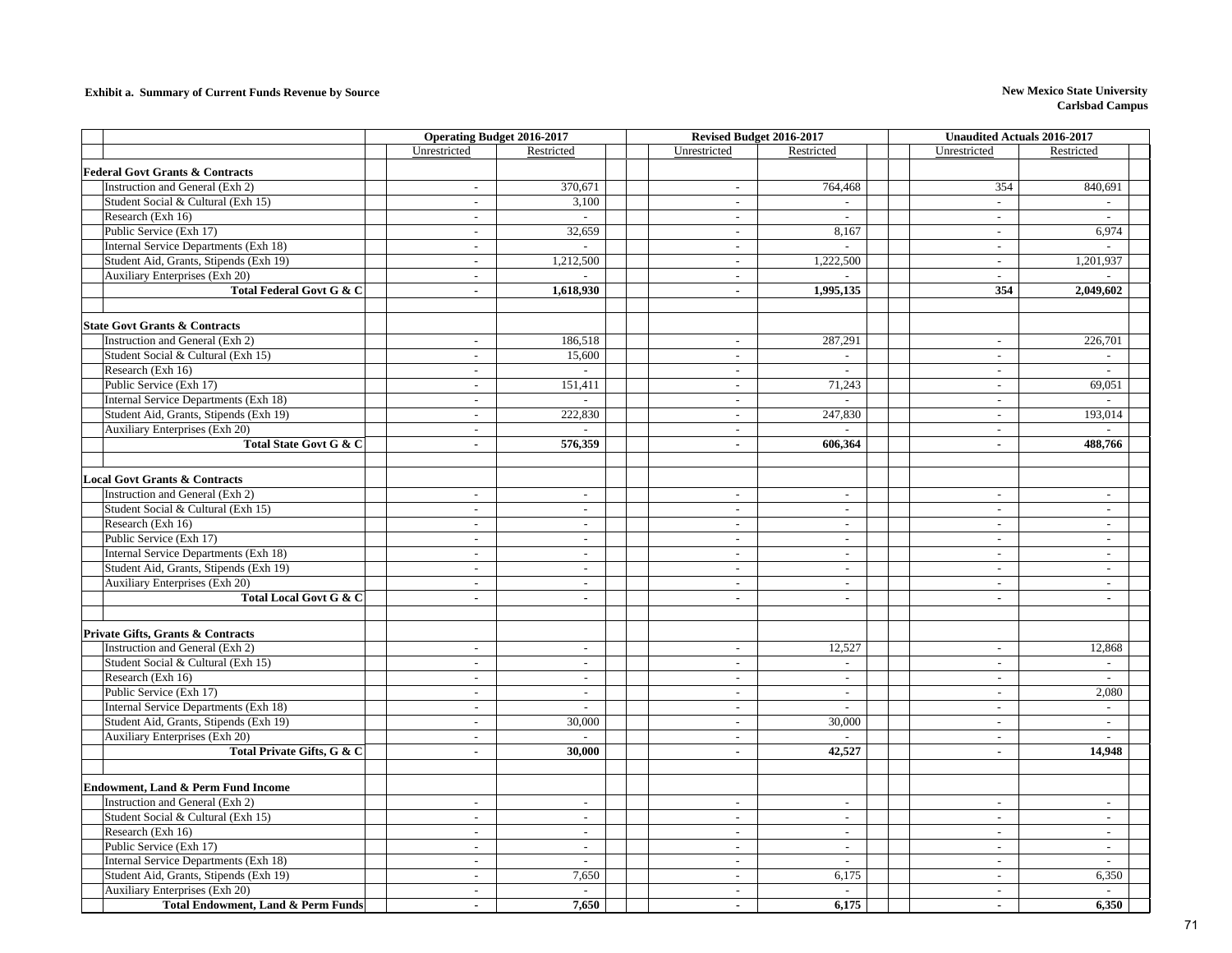**Exhibit a. Summary of Current Funds Revenue by Source**

**New Mexico State University**
**Carlsbad Campus**

| | Operating Budget 2016-2017 | | Revised Budget 2016-2017 | | Unaudited Actuals 2016-2017 | |
|---|---|---|---|---|---|---|
| | Unrestricted | Restricted | Unrestricted | Restricted | Unrestricted | Restricted |
| **Federal Govt Grants & Contracts** | | | | | | |
| Instruction and General (Exh 2) | - | 370,671 | - | 764,468 | 354 | 840,691 |
| Student Social & Cultural (Exh 15) | - | 3,100 | - | - | - | - |
| Research (Exh 16) | - | - | - | - | - | - |
| Public Service (Exh 17) | - | 32,659 | - | 8,167 | - | 6,974 |
| Internal Service Departments (Exh 18) | - | - | - | - | - | - |
| Student Aid, Grants, Stipends (Exh 19) | - | 1,212,500 | - | 1,222,500 | - | 1,201,937 |
| Auxiliary Enterprises (Exh 20) | - | - | - | - | - | - |
| **Total Federal Govt G & C** | **-** | **1,618,930** | **-** | **1,995,135** | **354** | **2,049,602** |
| | | | | | | |
| **State Govt Grants & Contracts** | | | | | | |
| Instruction and General (Exh 2) | - | 186,518 | - | 287,291 | - | 226,701 |
| Student Social & Cultural (Exh 15) | - | 15,600 | - | - | - | - |
| Research (Exh 16) | - | - | - | - | - | - |
| Public Service (Exh 17) | - | 151,411 | - | 71,243 | - | 69,051 |
| Internal Service Departments (Exh 18) | - | - | - | - | - | - |
| Student Aid, Grants, Stipends (Exh 19) | - | 222,830 | - | 247,830 | - | 193,014 |
| Auxiliary Enterprises (Exh 20) | - | - | - | - | - | - |
| **Total State Govt G & C** | **-** | **576,359** | **-** | **606,364** | **-** | **488,766** |
| | | | | | | |
| **Local Govt Grants & Contracts** | | | | | | |
| Instruction and General (Exh 2) | - | - | - | - | - | - |
| Student Social & Cultural (Exh 15) | - | - | - | - | - | - |
| Research (Exh 16) | - | - | - | - | - | - |
| Public Service (Exh 17) | - | - | - | - | - | - |
| Internal Service Departments (Exh 18) | - | - | - | - | - | - |
| Student Aid, Grants, Stipends (Exh 19) | - | - | - | - | - | - |
| Auxiliary Enterprises (Exh 20) | - | - | - | - | - | - |
| **Total Local Govt G & C** | **-** | **-** | **-** | **-** | **-** | **-** |
| | | | | | | |
| **Private Gifts, Grants & Contracts** | | | | | | |
| Instruction and General (Exh 2) | - | - | - | 12,527 | - | 12,868 |
| Student Social & Cultural (Exh 15) | - | - | - | - | - | - |
| Research (Exh 16) | - | - | - | - | - | - |
| Public Service (Exh 17) | - | - | - | - | - | 2,080 |
| Internal Service Departments (Exh 18) | - | - | - | - | - | - |
| Student Aid, Grants, Stipends (Exh 19) | - | 30,000 | - | 30,000 | - | - |
| Auxiliary Enterprises (Exh 20) | - | - | - | - | - | - |
| **Total Private Gifts, G & C** | **-** | **30,000** | **-** | **42,527** | **-** | **14,948** |
| | | | | | | |
| **Endowment, Land & Perm Fund Income** | | | | | | |
| Instruction and General (Exh 2) | - | - | - | - | - | - |
| Student Social & Cultural (Exh 15) | - | - | - | - | - | - |
| Research (Exh 16) | - | - | - | - | - | - |
| Public Service (Exh 17) | - | - | - | - | - | - |
| Internal Service Departments (Exh 18) | - | - | - | - | - | - |
| Student Aid, Grants, Stipends (Exh 19) | - | 7,650 | - | 6,175 | - | 6,350 |
| Auxiliary Enterprises (Exh 20) | - | - | - | - | - | - |
| **Total Endowment, Land & Perm Funds** | **-** | **7,650** | **-** | **6,175** | **-** | **6,350** |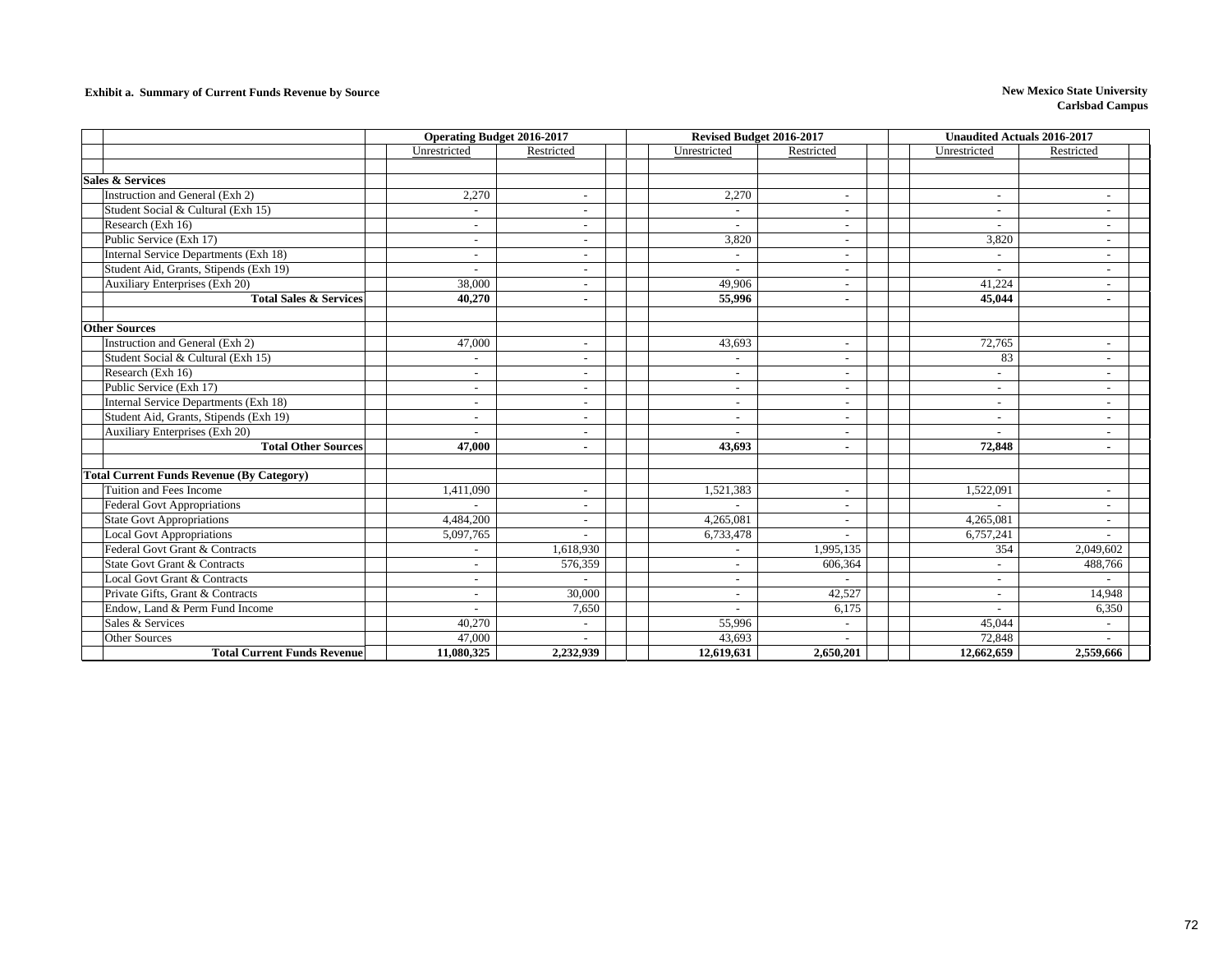**Exhibit a. Summary of Current Funds Revenue by Source**

**New Mexico State University**
**Carlsbad Campus**

| | Operating Budget 2016-2017 | | Revised Budget 2016-2017 | | Unaudited Actuals 2016-2017 | |
|---|---|---|---|---|---|---|
| | Unrestricted | Restricted | Unrestricted | Restricted | Unrestricted | Restricted |
| **Sales & Services** | | | | | | |
| Instruction and General (Exh 2) | 2,270 | - | 2,270 | - | - | - |
| Student Social & Cultural (Exh 15) | - | - | - | - | - | - |
| Research (Exh 16) | - | - | - | - | - | - |
| Public Service (Exh 17) | - | - | 3,820 | - | 3,820 | - |
| Internal Service Departments (Exh 18) | - | - | - | - | - | - |
| Student Aid, Grants, Stipends (Exh 19) | - | - | - | - | - | - |
| Auxiliary Enterprises (Exh 20) | 38,000 | - | 49,906 | - | 41,224 | - |
| **Total Sales & Services** | **40,270** | **-** | **55,996** | **-** | **45,044** | **-** |
| **Other Sources** | | | | | | |
| Instruction and General (Exh 2) | 47,000 | - | 43,693 | - | 72,765 | - |
| Student Social & Cultural (Exh 15) | - | - | - | - | 83 | - |
| Research (Exh 16) | - | - | - | - | - | - |
| Public Service (Exh 17) | - | - | - | - | - | - |
| Internal Service Departments (Exh 18) | - | - | - | - | - | - |
| Student Aid, Grants, Stipends (Exh 19) | - | - | - | - | - | - |
| Auxiliary Enterprises (Exh 20) | - | - | - | - | - | - |
| **Total Other Sources** | **47,000** | **-** | **43,693** | **-** | **72,848** | **-** |
| **Total Current Funds Revenue (By Category)** | | | | | | |
| Tuition and Fees Income | 1,411,090 | - | 1,521,383 | - | 1,522,091 | - |
| Federal Govt Appropriations | - | - | - | - | - | - |
| State Govt Appropriations | 4,484,200 | - | 4,265,081 | - | 4,265,081 | - |
| Local Govt Appropriations | 5,097,765 | - | 6,733,478 | - | 6,757,241 | - |
| Federal Govt Grant & Contracts | - | 1,618,930 | - | 1,995,135 | 354 | 2,049,602 |
| State Govt Grant & Contracts | - | 576,359 | - | 606,364 | - | 488,766 |
| Local Govt Grant & Contracts | - | - | - | - | - | - |
| Private Gifts, Grant & Contracts | - | 30,000 | - | 42,527 | - | 14,948 |
| Endow, Land & Perm Fund Income | - | 7,650 | - | 6,175 | - | 6,350 |
| Sales & Services | 40,270 | - | 55,996 | - | 45,044 | - |
| Other Sources | 47,000 | - | 43,693 | - | 72,848 | - |
| **Total Current Funds Revenue** | **11,080,325** | **2,232,939** | **12,619,631** | **2,650,201** | **12,662,659** | **2,559,666** |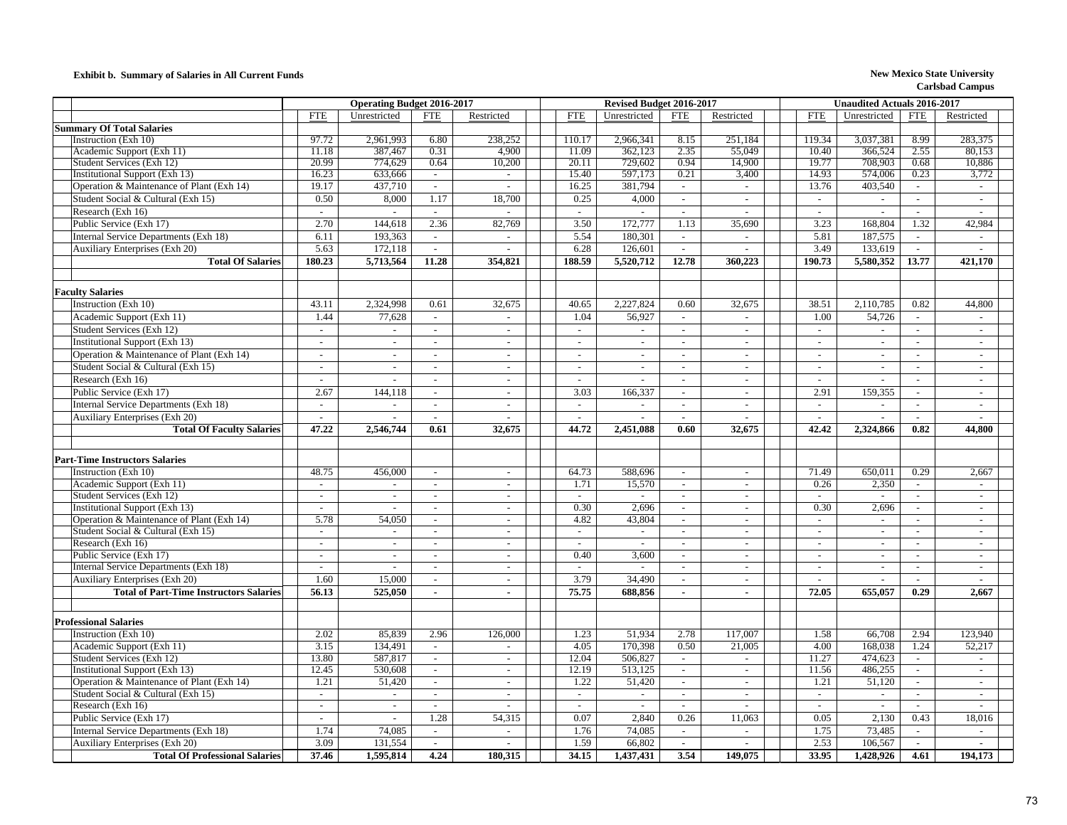**Exhibit b. Summary of Salaries in All Current Funds**

**New Mexico State University**
**Carlsbad Campus**

| | Operating Budget 2016-2017 | | | | Revised Budget 2016-2017 | | | | Unaudited Actuals 2016-2017 | | | |
|---|---|---|---|---|---|---|---|---|---|---|---|---|
| | FTE | Unrestricted | FTE | Restricted | FTE | Unrestricted | FTE | Restricted | FTE | Unrestricted | FTE | Restricted |
| **Summary Of Total Salaries** | | | | | | | | | | | | |
| Instruction (Exh 10) | 97.72 | 2,961,993 | 6.80 | 238,252 | 110.17 | 2,966,341 | 8.15 | 251,184 | 119.34 | 3,037,381 | 8.99 | 283,375 |
| Academic Support (Exh 11) | 11.18 | 387,467 | 0.31 | 4,900 | 11.09 | 362,123 | 2.35 | 55,049 | 10.40 | 366,524 | 2.55 | 80,153 |
| Student Services (Exh 12) | 20.99 | 774,629 | 0.64 | 10,200 | 20.11 | 729,602 | 0.94 | 14,900 | 19.77 | 708,903 | 0.68 | 10,886 |
| Institutional Support (Exh 13) | 16.23 | 633,666 | - | - | 15.40 | 597,173 | 0.21 | 3,400 | 14.93 | 574,006 | 0.23 | 3,772 |
| Operation & Maintenance of Plant (Exh 14) | 19.17 | 437,710 | - | - | 16.25 | 381,794 | - | - | 13.76 | 403,540 | - | - |
| Student Social & Cultural (Exh 15) | 0.50 | 8,000 | 1.17 | 18,700 | 0.25 | 4,000 | - | - | - | - | - | - |
| Research (Exh 16) | - | - | - | - | - | - | - | - | - | - | - | - |
| Public Service (Exh 17) | 2.70 | 144,618 | 2.36 | 82,769 | 3.50 | 172,777 | 1.13 | 35,690 | 3.23 | 168,804 | 1.32 | 42,984 |
| Internal Service Departments (Exh 18) | 6.11 | 193,363 | - | - | 5.54 | 180,301 | - | - | 5.81 | 187,575 | - | - |
| Auxiliary Enterprises (Exh 20) | 5.63 | 172,118 | - | - | 6.28 | 126,601 | - | - | 3.49 | 133,619 | - | - |
| **Total Of Salaries** | **180.23** | **5,713,564** | **11.28** | **354,821** | **188.59** | **5,520,712** | **12.78** | **360,223** | **190.73** | **5,580,352** | **13.77** | **421,170** |
| | | | | | | | | | | | | |
| **Faculty Salaries** | | | | | | | | | | | | |
| Instruction (Exh 10) | 43.11 | 2,324,998 | 0.61 | 32,675 | 40.65 | 2,227,824 | 0.60 | 32,675 | 38.51 | 2,110,785 | 0.82 | 44,800 |
| Academic Support (Exh 11) | 1.44 | 77,628 | - | - | 1.04 | 56,927 | - | - | 1.00 | 54,726 | - | - |
| Student Services (Exh 12) | - | - | - | - | - | - | - | - | - | - | - | - |
| Institutional Support (Exh 13) | - | - | - | - | - | - | - | - | - | - | - | - |
| Operation & Maintenance of Plant (Exh 14) | - | - | - | - | - | - | - | - | - | - | - | - |
| Student Social & Cultural (Exh 15) | - | - | - | - | - | - | - | - | - | - | - | - |
| Research (Exh 16) | - | - | - | - | - | - | - | - | - | - | - | - |
| Public Service (Exh 17) | 2.67 | 144,118 | - | - | 3.03 | 166,337 | - | - | 2.91 | 159,355 | - | - |
| Internal Service Departments (Exh 18) | - | - | - | - | - | - | - | - | - | - | - | - |
| Auxiliary Enterprises (Exh 20) | - | - | - | - | - | - | - | - | - | - | - | - |
| **Total Of Faculty Salaries** | **47.22** | **2,546,744** | **0.61** | **32,675** | **44.72** | **2,451,088** | **0.60** | **32,675** | **42.42** | **2,324,866** | **0.82** | **44,800** |
| | | | | | | | | | | | | |
| **Part-Time Instructors Salaries** | | | | | | | | | | | | |
| Instruction (Exh 10) | 48.75 | 456,000 | - | - | 64.73 | 588,696 | - | - | 71.49 | 650,011 | 0.29 | 2,667 |
| Academic Support (Exh 11) | - | - | - | - | 1.71 | 15,570 | - | - | 0.26 | 2,350 | - | - |
| Student Services (Exh 12) | - | - | - | - | - | - | - | - | - | - | - | - |
| Institutional Support (Exh 13) | - | - | - | - | 0.30 | 2,696 | - | - | 0.30 | 2,696 | - | - |
| Operation & Maintenance of Plant (Exh 14) | 5.78 | 54,050 | - | - | 4.82 | 43,804 | - | - | - | - | - | - |
| Student Social & Cultural (Exh 15) | - | - | - | - | - | - | - | - | - | - | - | - |
| Research (Exh 16) | - | - | - | - | - | - | - | - | - | - | - | - |
| Public Service (Exh 17) | - | - | - | - | 0.40 | 3,600 | - | - | - | - | - | - |
| Internal Service Departments (Exh 18) | - | - | - | - | - | - | - | - | - | - | - | - |
| Auxiliary Enterprises (Exh 20) | 1.60 | 15,000 | - | - | 3.79 | 34,490 | - | - | - | - | - | - |
| **Total of Part-Time Instructors Salaries** | **56.13** | **525,050** | **-** | **-** | **75.75** | **688,856** | **-** | **-** | **72.05** | **655,057** | **0.29** | **2,667** |
| | | | | | | | | | | | | |
| **Professional Salaries** | | | | | | | | | | | | |
| Instruction (Exh 10) | 2.02 | 85,839 | 2.96 | 126,000 | 1.23 | 51,934 | 2.78 | 117,007 | 1.58 | 66,708 | 2.94 | 123,940 |
| Academic Support (Exh 11) | 3.15 | 134,491 | - | - | 4.05 | 170,398 | 0.50 | 21,005 | 4.00 | 168,038 | 1.24 | 52,217 |
| Student Services (Exh 12) | 13.80 | 587,817 | - | - | 12.04 | 506,827 | - | - | 11.27 | 474,623 | - | - |
| Institutional Support (Exh 13) | 12.45 | 530,608 | - | - | 12.19 | 513,125 | - | - | 11.56 | 486,255 | - | - |
| Operation & Maintenance of Plant (Exh 14) | 1.21 | 51,420 | - | - | 1.22 | 51,420 | - | - | 1.21 | 51,120 | - | - |
| Student Social & Cultural (Exh 15) | - | - | - | - | - | - | - | - | - | - | - | - |
| Research (Exh 16) | - | - | - | - | - | - | - | - | - | - | - | - |
| Public Service (Exh 17) | - | - | 1.28 | 54,315 | 0.07 | 2,840 | 0.26 | 11,063 | 0.05 | 2,130 | 0.43 | 18,016 |
| Internal Service Departments (Exh 18) | 1.74 | 74,085 | - | - | 1.76 | 74,085 | - | - | 1.75 | 73,485 | - | - |
| Auxiliary Enterprises (Exh 20) | 3.09 | 131,554 | - | - | 1.59 | 66,802 | - | - | 2.53 | 106,567 | - | - |
| **Total Of Professional Salaries** | **37.46** | **1,595,814** | **4.24** | **180,315** | **34.15** | **1,437,431** | **3.54** | **149,075** | **33.95** | **1,428,926** | **4.61** | **194,173** |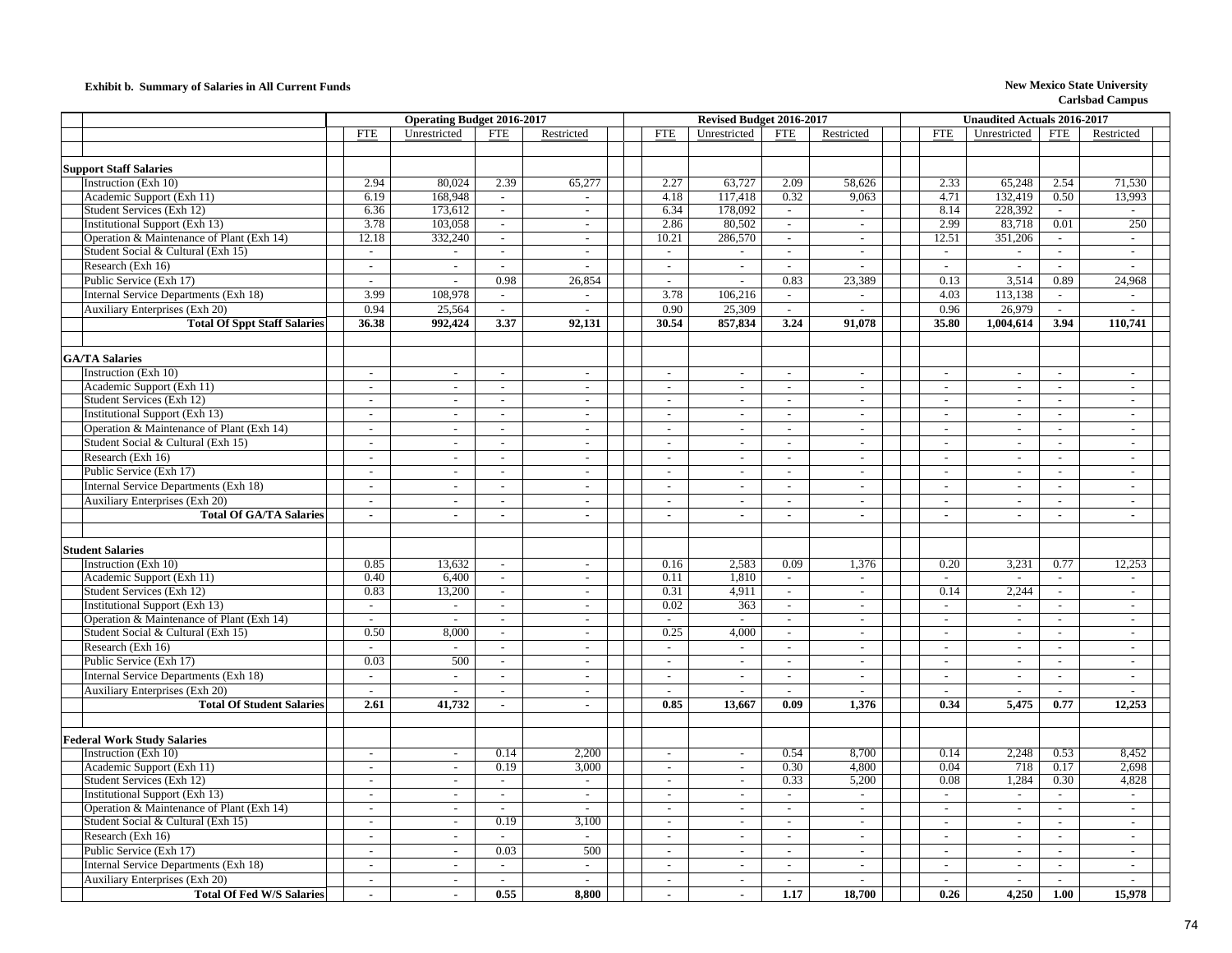**Exhibit b. Summary of Salaries in All Current Funds**

**New Mexico State University**
**Carlsbad Campus**

| | Operating Budget 2016-2017 | | | | Revised Budget 2016-2017 | | | | Unaudited Actuals 2016-2017 | | | |
|---|---|---|---|---|---|---|---|---|---|---|---|---|
| | FTE | Unrestricted | FTE | Restricted | FTE | Unrestricted | FTE | Restricted | FTE | Unrestricted | FTE | Restricted |
| **Support Staff Salaries** | | | | | | | | | | | | |
| Instruction (Exh 10) | 2.94 | 80,024 | 2.39 | 65,277 | 2.27 | 63,727 | 2.09 | 58,626 | 2.33 | 65,248 | 2.54 | 71,530 |
| Academic Support (Exh 11) | 6.19 | 168,948 | - | - | 4.18 | 117,418 | 0.32 | 9,063 | 4.71 | 132,419 | 0.50 | 13,993 |
| Student Services (Exh 12) | 6.36 | 173,612 | - | - | 6.34 | 178,092 | - | - | 8.14 | 228,392 | - | - |
| Institutional Support (Exh 13) | 3.78 | 103,058 | - | - | 2.86 | 80,502 | - | - | 2.99 | 83,718 | 0.01 | 250 |
| Operation & Maintenance of Plant (Exh 14) | 12.18 | 332,240 | - | - | 10.21 | 286,570 | - | - | 12.51 | 351,206 | - | - |
| Student Social & Cultural (Exh 15) | - | - | - | - | - | - | - | - | - | - | - | - |
| Research (Exh 16) | - | - | - | - | - | - | - | - | - | - | - | - |
| Public Service (Exh 17) | - | - | 0.98 | 26,854 | - | - | 0.83 | 23,389 | 0.13 | 3,514 | 0.89 | 24,968 |
| Internal Service Departments (Exh 18) | 3.99 | 108,978 | - | - | 3.78 | 106,216 | - | - | 4.03 | 113,138 | - | - |
| Auxiliary Enterprises (Exh 20) | 0.94 | 25,564 | - | - | 0.90 | 25,309 | - | - | 0.96 | 26,979 | - | - |
| **Total Of Sppt Staff Salaries** | **36.38** | **992,424** | **3.37** | **92,131** | **30.54** | **857,834** | **3.24** | **91,078** | **35.80** | **1,004,614** | **3.94** | **110,741** |
| **GA/TA Salaries** | | | | | | | | | | | | |
| Instruction (Exh 10) | - | - | - | - | - | - | - | - | - | - | - | - |
| Academic Support (Exh 11) | - | - | - | - | - | - | - | - | - | - | - | - |
| Student Services (Exh 12) | - | - | - | - | - | - | - | - | - | - | - | - |
| Institutional Support (Exh 13) | - | - | - | - | - | - | - | - | - | - | - | - |
| Operation & Maintenance of Plant (Exh 14) | - | - | - | - | - | - | - | - | - | - | - | - |
| Student Social & Cultural (Exh 15) | - | - | - | - | - | - | - | - | - | - | - | - |
| Research (Exh 16) | - | - | - | - | - | - | - | - | - | - | - | - |
| Public Service (Exh 17) | - | - | - | - | - | - | - | - | - | - | - | - |
| Internal Service Departments (Exh 18) | - | - | - | - | - | - | - | - | - | - | - | - |
| Auxiliary Enterprises (Exh 20) | - | - | - | - | - | - | - | - | - | - | - | - |
| **Total Of GA/TA Salaries** | **-** | **-** | **-** | **-** | **-** | **-** | **-** | **-** | **-** | **-** | **-** | **-** |
| **Student Salaries** | | | | | | | | | | | | |
| Instruction (Exh 10) | 0.85 | 13,632 | - | - | 0.16 | 2,583 | 0.09 | 1,376 | 0.20 | 3,231 | 0.77 | 12,253 |
| Academic Support (Exh 11) | 0.40 | 6,400 | - | - | 0.11 | 1,810 | - | - | - | - | - | - |
| Student Services (Exh 12) | 0.83 | 13,200 | - | - | 0.31 | 4,911 | - | - | 0.14 | 2,244 | - | - |
| Institutional Support (Exh 13) | - | - | - | - | 0.02 | 363 | - | - | - | - | - | - |
| Operation & Maintenance of Plant (Exh 14) | - | - | - | - | - | - | - | - | - | - | - | - |
| Student Social & Cultural (Exh 15) | 0.50 | 8,000 | - | - | 0.25 | 4,000 | - | - | - | - | - | - |
| Research (Exh 16) | - | - | - | - | - | - | - | - | - | - | - | - |
| Public Service (Exh 17) | 0.03 | 500 | - | - | - | - | - | - | - | - | - | - |
| Internal Service Departments (Exh 18) | - | - | - | - | - | - | - | - | - | - | - | - |
| Auxiliary Enterprises (Exh 20) | - | - | - | - | - | - | - | - | - | - | - | - |
| **Total Of Student Salaries** | **2.61** | **41,732** | **-** | **-** | **0.85** | **13,667** | **0.09** | **1,376** | **0.34** | **5,475** | **0.77** | **12,253** |
| **Federal Work Study Salaries** | | | | | | | | | | | | |
| Instruction (Exh 10) | - | - | 0.14 | 2,200 | - | - | 0.54 | 8,700 | 0.14 | 2,248 | 0.53 | 8,452 |
| Academic Support (Exh 11) | - | - | 0.19 | 3,000 | - | - | 0.30 | 4,800 | 0.04 | 718 | 0.17 | 2,698 |
| Student Services (Exh 12) | - | - | - | - | - | - | 0.33 | 5,200 | 0.08 | 1,284 | 0.30 | 4,828 |
| Institutional Support (Exh 13) | - | - | - | - | - | - | - | - | - | - | - | - |
| Operation & Maintenance of Plant (Exh 14) | - | - | - | - | - | - | - | - | - | - | - | - |
| Student Social & Cultural (Exh 15) | - | - | 0.19 | 3,100 | - | - | - | - | - | - | - | - |
| Research (Exh 16) | - | - | - | - | - | - | - | - | - | - | - | - |
| Public Service (Exh 17) | - | - | 0.03 | 500 | - | - | - | - | - | - | - | - |
| Internal Service Departments (Exh 18) | - | - | - | - | - | - | - | - | - | - | - | - |
| Auxiliary Enterprises (Exh 20) | - | - | - | - | - | - | - | - | - | - | - | - |
| **Total Of Fed W/S Salaries** | **-** | **-** | **0.55** | **8,800** | **-** | **-** | **1.17** | **18,700** | **0.26** | **4,250** | **1.00** | **15,978** |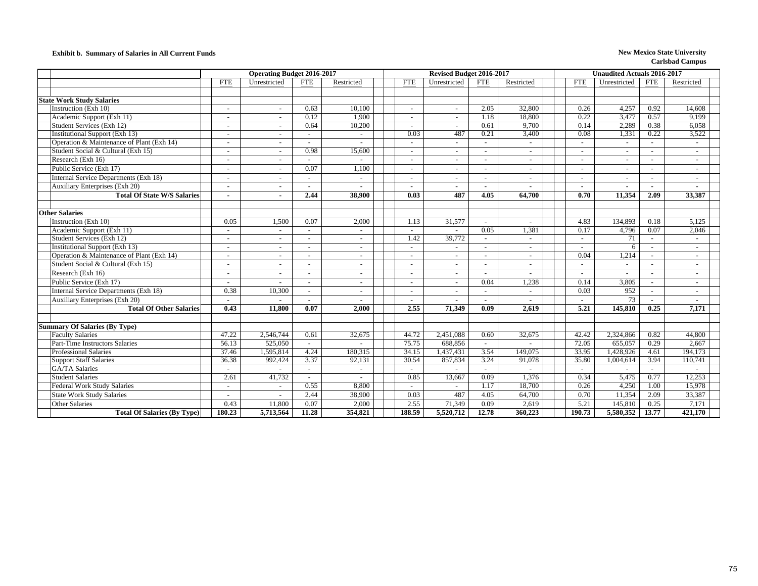**Exhibit b. Summary of Salaries in All Current Funds**

**New Mexico State University**
**Carlsbad Campus**

| | Operating Budget 2016-2017 | | | | Revised Budget 2016-2017 | | | | Unaudited Actuals 2016-2017 | | | |
|---|---|---|---|---|---|---|---|---|---|---|---|---|
| | FTE | Unrestricted | FTE | Restricted | FTE | Unrestricted | FTE | Restricted | FTE | Unrestricted | FTE | Restricted |
| **State Work Study Salaries** | | | | | | | | | | | | |
| Instruction (Exh 10) | - | - | 0.63 | 10,100 | - | - | 2.05 | 32,800 | 0.26 | 4,257 | 0.92 | 14,608 |
| Academic Support (Exh 11) | - | - | 0.12 | 1,900 | - | - | 1.18 | 18,800 | 0.22 | 3,477 | 0.57 | 9,199 |
| Student Services (Exh 12) | - | - | 0.64 | 10,200 | - | - | 0.61 | 9,700 | 0.14 | 2,289 | 0.38 | 6,058 |
| Institutional Support (Exh 13) | - | - | - | - | 0.03 | 487 | 0.21 | 3,400 | 0.08 | 1,331 | 0.22 | 3,522 |
| Operation & Maintenance of Plant (Exh 14) | - | - | - | - | - | - | - | - | - | - | - | - |
| Student Social & Cultural (Exh 15) | - | - | 0.98 | 15,600 | - | - | - | - | - | - | - | - |
| Research (Exh 16) | - | - | - | - | - | - | - | - | - | - | - | - |
| Public Service (Exh 17) | - | - | 0.07 | 1,100 | - | - | - | - | - | - | - | - |
| Internal Service Departments (Exh 18) | - | - | - | - | - | - | - | - | - | - | - | - |
| Auxiliary Enterprises (Exh 20) | - | - | - | - | - | - | - | - | - | - | - | - |
| **Total Of State W/S Salaries** | **-** | **-** | **2.44** | **38,900** | **0.03** | **487** | **4.05** | **64,700** | **0.70** | **11,354** | **2.09** | **33,387** |
| **Other Salaries** | | | | | | | | | | | | |
| Instruction (Exh 10) | 0.05 | 1,500 | 0.07 | 2,000 | 1.13 | 31,577 | - | - | 4.83 | 134,893 | 0.18 | 5,125 |
| Academic Support (Exh 11) | - | - | - | - | - | - | 0.05 | 1,381 | 0.17 | 4,796 | 0.07 | 2,046 |
| Student Services (Exh 12) | - | - | - | - | 1.42 | 39,772 | - | - | - | 71 | - | - |
| Institutional Support (Exh 13) | - | - | - | - | - | - | - | - | - | 6 | - | - |
| Operation & Maintenance of Plant (Exh 14) | - | - | - | - | - | - | - | - | 0.04 | 1,214 | - | - |
| Student Social & Cultural (Exh 15) | - | - | - | - | - | - | - | - | - | - | - | - |
| Research (Exh 16) | - | - | - | - | - | - | - | - | - | - | - | - |
| Public Service (Exh 17) | - | - | - | - | - | - | 0.04 | 1,238 | 0.14 | 3,805 | - | - |
| Internal Service Departments (Exh 18) | 0.38 | 10,300 | - | - | - | - | - | - | 0.03 | 952 | - | - |
| Auxiliary Enterprises (Exh 20) | - | - | - | - | - | - | - | - | - | 73 | - | - |
| **Total Of Other Salaries** | **0.43** | **11,800** | **0.07** | **2,000** | **2.55** | **71,349** | **0.09** | **2,619** | **5.21** | **145,810** | **0.25** | **7,171** |
| **Summary Of Salaries (By Type)** | | | | | | | | | | | | |
| Faculty Salaries | 47.22 | 2,546,744 | 0.61 | 32,675 | 44.72 | 2,451,088 | 0.60 | 32,675 | 42.42 | 2,324,866 | 0.82 | 44,800 |
| Part-Time Instructors Salaries | 56.13 | 525,050 | - | - | 75.75 | 688,856 | - | - | 72.05 | 655,057 | 0.29 | 2,667 |
| Professional Salaries | 37.46 | 1,595,814 | 4.24 | 180,315 | 34.15 | 1,437,431 | 3.54 | 149,075 | 33.95 | 1,428,926 | 4.61 | 194,173 |
| Support Staff Salaries | 36.38 | 992,424 | 3.37 | 92,131 | 30.54 | 857,834 | 3.24 | 91,078 | 35.80 | 1,004,614 | 3.94 | 110,741 |
| GA/TA Salaries | - | - | - | - | - | - | - | - | - | - | - | - |
| Student Salaries | 2.61 | 41,732 | - | - | 0.85 | 13,667 | 0.09 | 1,376 | 0.34 | 5,475 | 0.77 | 12,253 |
| Federal Work Study Salaries | - | - | 0.55 | 8,800 | - | - | 1.17 | 18,700 | 0.26 | 4,250 | 1.00 | 15,978 |
| State Work Study Salaries | - | - | 2.44 | 38,900 | 0.03 | 487 | 4.05 | 64,700 | 0.70 | 11,354 | 2.09 | 33,387 |
| Other Salaries | 0.43 | 11,800 | 0.07 | 2,000 | 2.55 | 71,349 | 0.09 | 2,619 | 5.21 | 145,810 | 0.25 | 7,171 |
| **Total Of Salaries (By Type)** | **180.23** | **5,713,564** | **11.28** | **354,821** | **188.59** | **5,520,712** | **12.78** | **360,223** | **190.73** | **5,580,352** | **13.77** | **421,170** |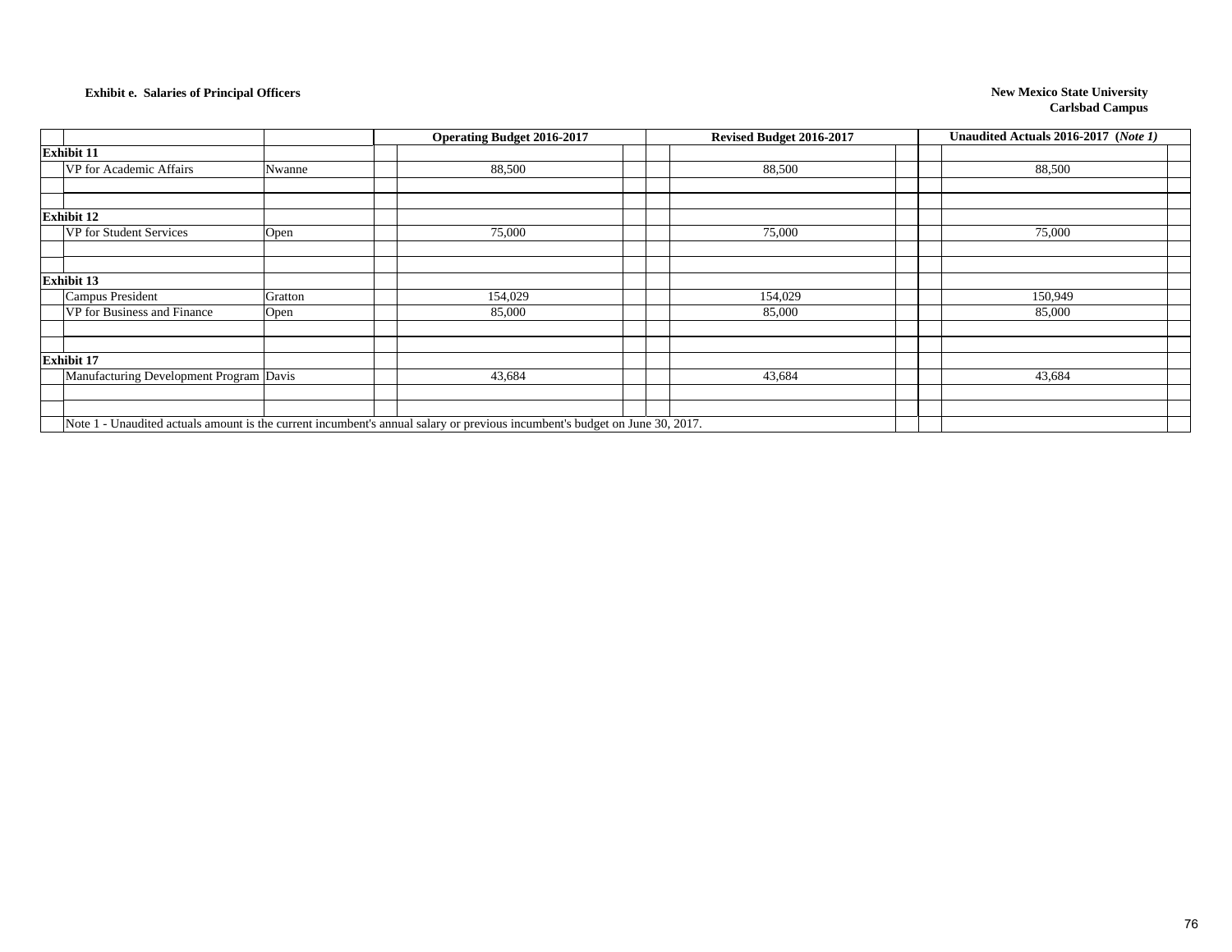**Exhibit e. Salaries of Principal Officers**

**New Mexico State University**
**Carlsbad Campus**

| | | Operating Budget 2016-2017 | Revised Budget 2016-2017 | Unaudited Actuals 2016-2017 (*Note 1*) |
|---|---|---|---|---|
| **Exhibit 11** | | | | |
| VP for Academic Affairs | Nwanne | 88,500 | 88,500 | 88,500 |
| **Exhibit 12** | | | | |
| VP for Student Services | Open | 75,000 | 75,000 | 75,000 |
| **Exhibit 13** | | | | |
| Campus President | Gratton | 154,029 | 154,029 | 150,949 |
| VP for Business and Finance | Open | 85,000 | 85,000 | 85,000 |
| **Exhibit 17** | | | | |
| Manufacturing Development Program | Davis | 43,684 | 43,684 | 43,684 |

Note 1 - Unaudited actuals amount is the current incumbent's annual salary or previous incumbent's budget on June 30, 2017.